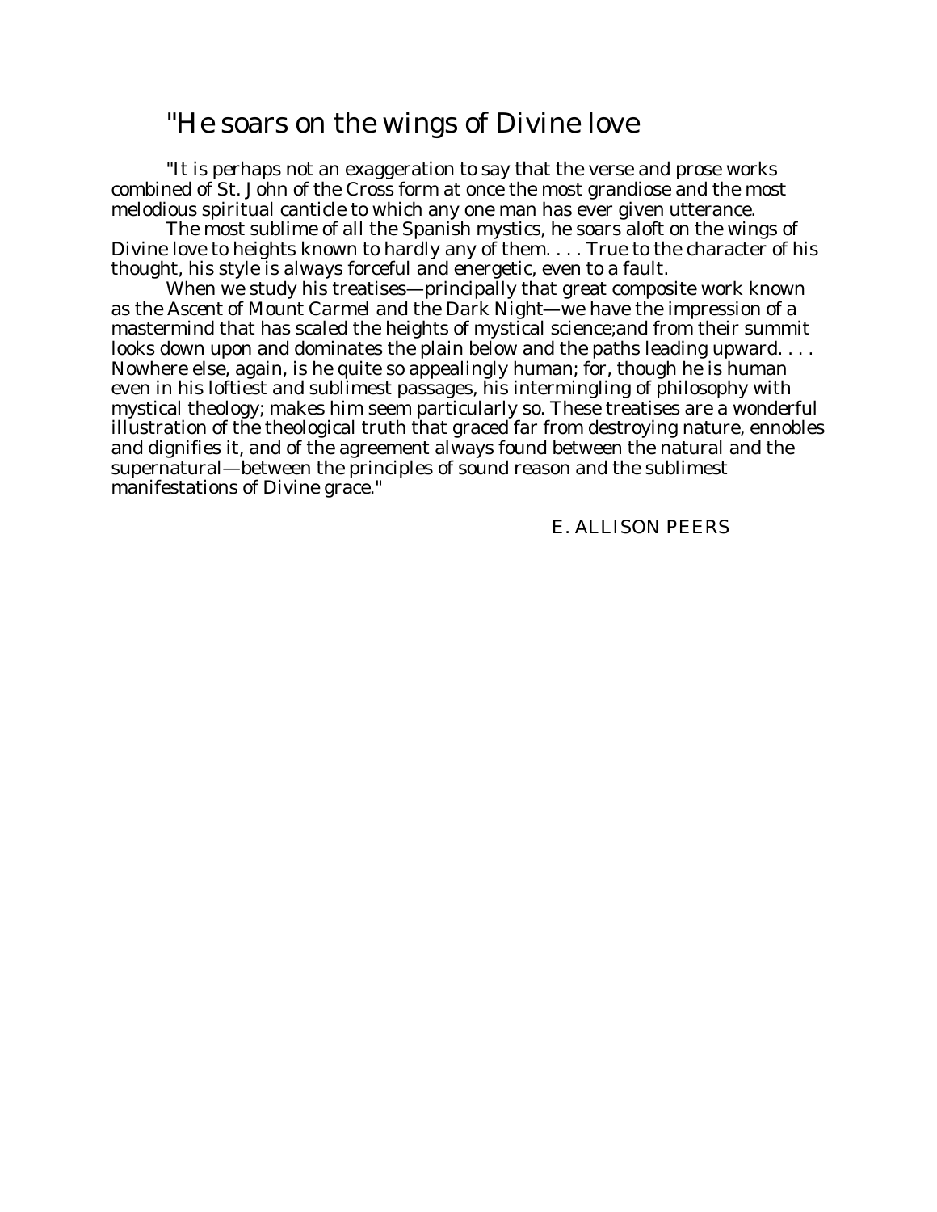# "He soars on the wings of Divine love

"It is perhaps not an exaggeration to say that the verse and prose works combined of St. John of the Cross form at once the most grandiose and the most melodious spiritual canticle to which any one man has ever given utterance.

The most sublime of all the Spanish mystics, he soars aloft on the wings of Divine love to heights known to hardly any of them. . . . True to the character of his thought, his style is always forceful and energetic, even to a fault.

When we study his treatises—principally that great composite work known as the *Ascent of Mount Carmel* and the *Dark Night*—we have the impression of a mastermind that has scaled the heights of mystical science;and from their summit looks down upon and dominates the plain below and the paths leading upward. . . . Nowhere else, again, is he quite so appealingly human; for, though he is human even in his loftiest and sublimest passages, his intermingling of philosophy with mystical theology; makes him seem particularly so. These treatises are a wonderful illustration of the theological truth that graced far from destroying nature, ennobles and dignifies it, and of the agreement always found between the natural and the supernatural—between the principles of sound reason and the sublimest manifestations of Divine grace."

E. ALLISON PEERS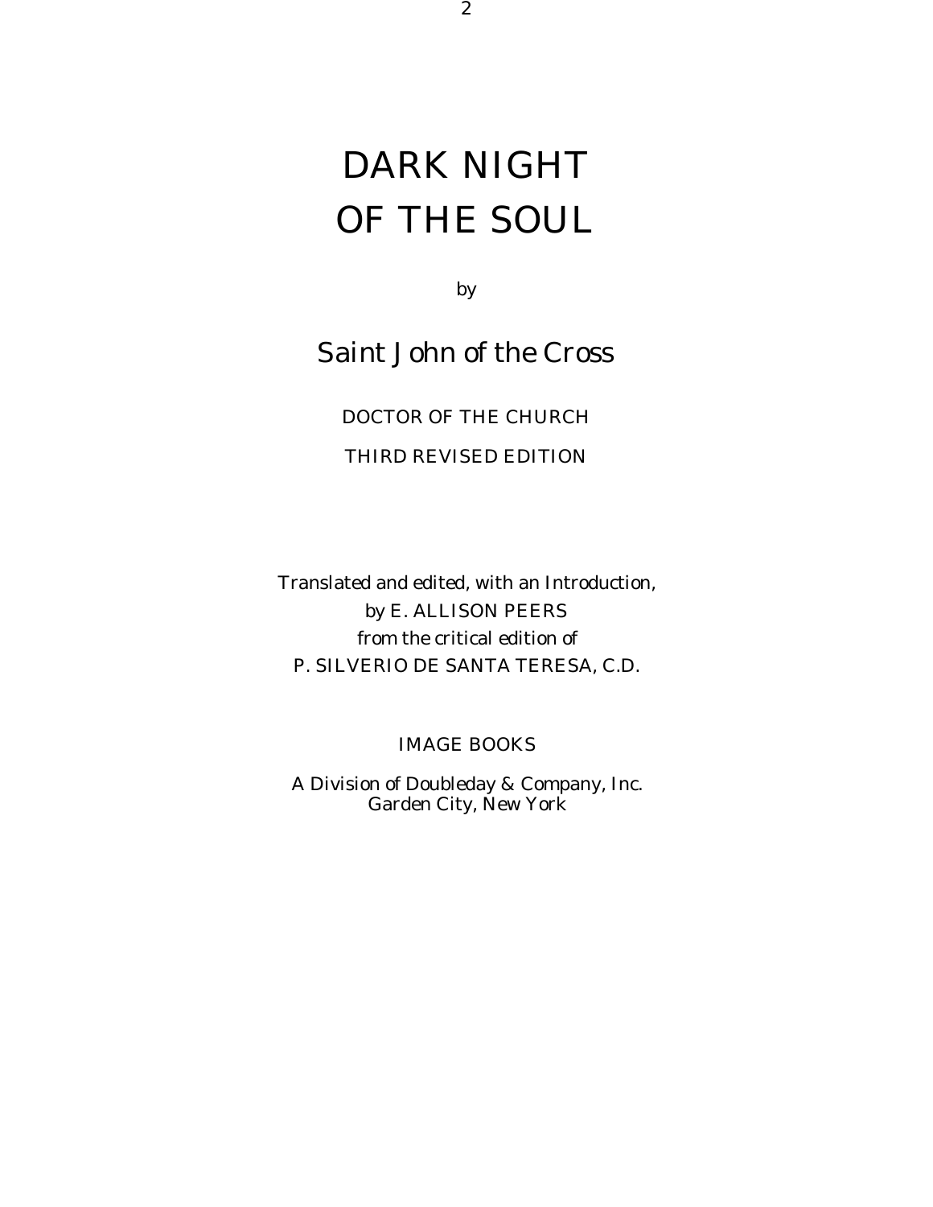# DARK NIGHT OF THE SOUL

by

## Saint John of the Cross

DOCTOR OF THE CHURCH

THIRD REVISED EDITION

Translated and edited, with an Introduction,
by E. ALLISON PEERS
from the critical edition of
P. SILVERIO DE SANTA TERESA, C.D.

IMAGE BOOKS

A Division of Doubleday & Company, Inc.
Garden City, New York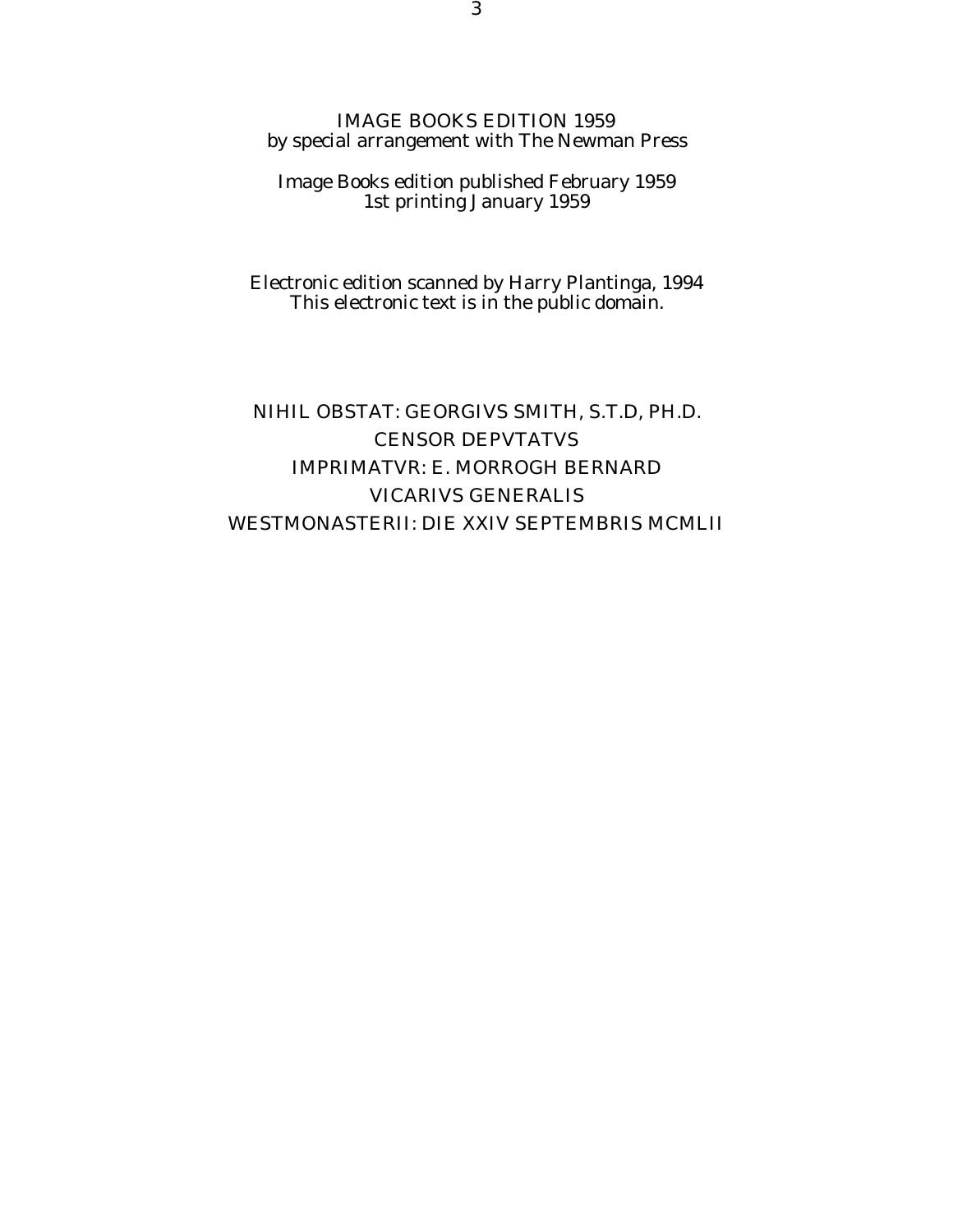IMAGE BOOKS EDITION 1959
by special arrangement with The Newman Press

Image Books edition published February 1959
1st printing January 1959

Electronic edition scanned by Harry Plantinga, 1994
This electronic text is in the public domain.

NIHIL OBSTAT: GEORGIVS SMITH, S.T.D, PH.D.
CENSOR DEPVTATVS
IMPRIMATVR: E. MORROGH BERNARD
VICARIVS GENERALIS
WESTMONASTERII: DIE XXIV SEPTEMBRIS MCMLII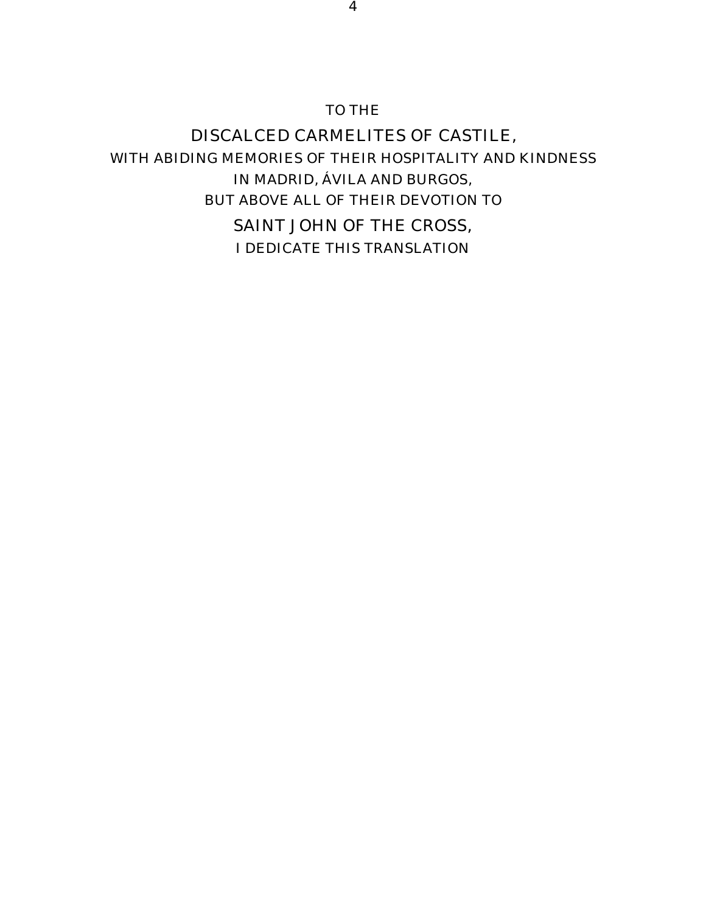TO THE

DISCALCED CARMELITES OF CASTILE,

WITH ABIDING MEMORIES OF THEIR HOSPITALITY AND KINDNESS

IN MADRID, ÁVILA AND BURGOS,

BUT ABOVE ALL OF THEIR DEVOTION TO

SAINT JOHN OF THE CROSS,

I DEDICATE THIS TRANSLATION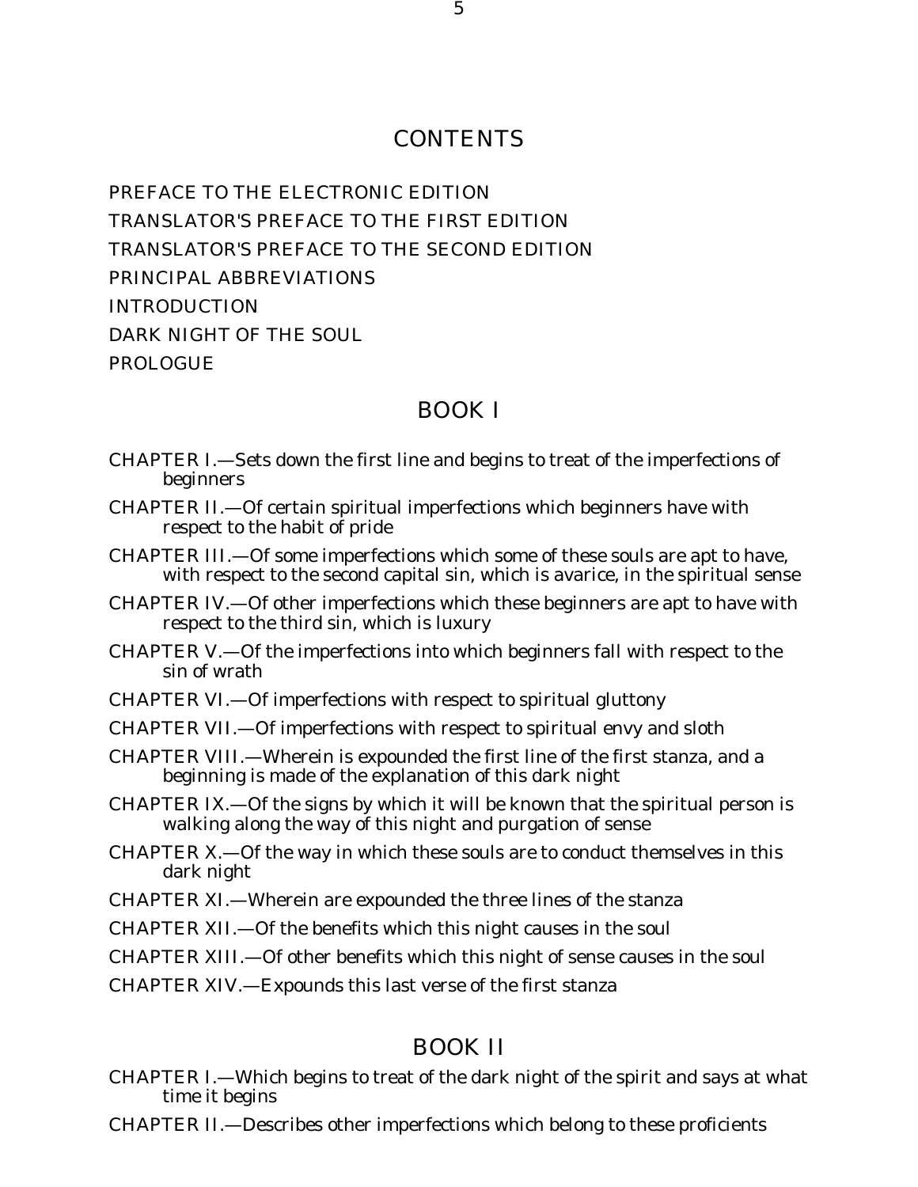# CONTENTS

PREFACE TO THE ELECTRONIC EDITION

TRANSLATOR'S PREFACE TO THE FIRST EDITION

TRANSLATOR'S PREFACE TO THE SECOND EDITION

PRINCIPAL ABBREVIATIONS

INTRODUCTION

DARK NIGHT OF THE SOUL

PROLOGUE

## BOOK I

CHAPTER I.—Sets down the first line and begins to treat of the imperfections of beginners

CHAPTER II.—Of certain spiritual imperfections which beginners have with respect to the habit of pride

CHAPTER III.—Of some imperfections which some of these souls are apt to have, with respect to the second capital sin, which is avarice, in the spiritual sense

CHAPTER IV.—Of other imperfections which these beginners are apt to have with respect to the third sin, which is luxury

CHAPTER V.—Of the imperfections into which beginners fall with respect to the sin of wrath

CHAPTER VI.—Of imperfections with respect to spiritual gluttony

CHAPTER VII.—Of imperfections with respect to spiritual envy and sloth

CHAPTER VIII.—Wherein is expounded the first line of the first stanza, and a beginning is made of the explanation of this dark night

CHAPTER IX.—Of the signs by which it will be known that the spiritual person is walking along the way of this night and purgation of sense

CHAPTER X.—Of the way in which these souls are to conduct themselves in this dark night

CHAPTER XI.—Wherein are expounded the three lines of the stanza

CHAPTER XII.—Of the benefits which this night causes in the soul

CHAPTER XIII.—Of other benefits which this night of sense causes in the soul

CHAPTER XIV.—Expounds this last verse of the first stanza

## BOOK II

CHAPTER I.—Which begins to treat of the dark night of the spirit and says at what time it begins

CHAPTER II.—Describes other imperfections which belong to these proficients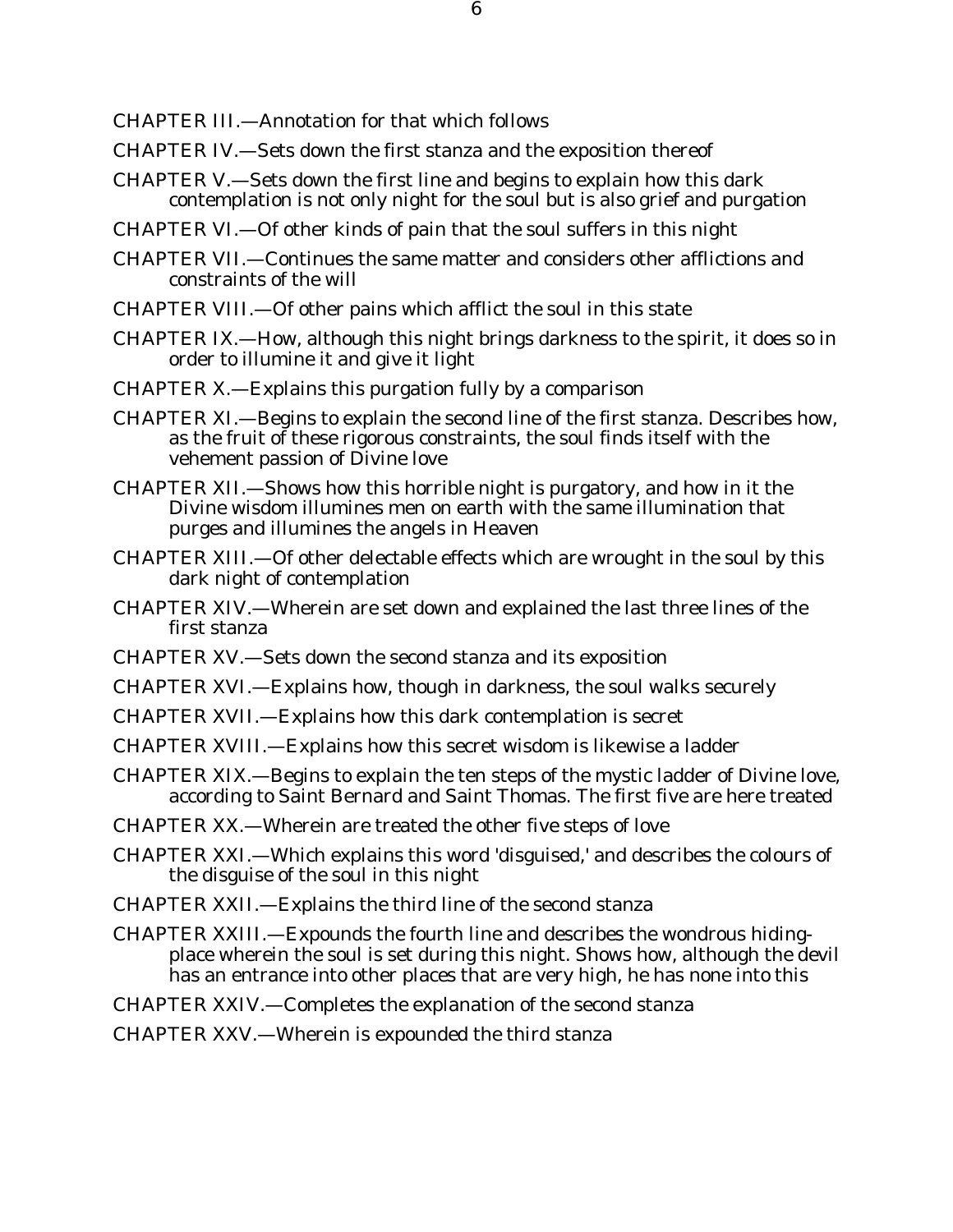CHAPTER III.—Annotation for that which follows

CHAPTER IV.—Sets down the first stanza and the exposition thereof

CHAPTER V.—Sets down the first line and begins to explain how this dark contemplation is not only night for the soul but is also grief and purgation

CHAPTER VI.—Of other kinds of pain that the soul suffers in this night

CHAPTER VII.—Continues the same matter and considers other afflictions and constraints of the will

CHAPTER VIII.—Of other pains which afflict the soul in this state

CHAPTER IX.—How, although this night brings darkness to the spirit, it does so in order to illumine it and give it light

CHAPTER X.—Explains this purgation fully by a comparison

CHAPTER XI.—Begins to explain the second line of the first stanza. Describes how, as the fruit of these rigorous constraints, the soul finds itself with the vehement passion of Divine love

CHAPTER XII.—Shows how this horrible night is purgatory, and how in it the Divine wisdom illumines men on earth with the same illumination that purges and illumines the angels in Heaven

CHAPTER XIII.—Of other delectable effects which are wrought in the soul by this dark night of contemplation

CHAPTER XIV.—Wherein are set down and explained the last three lines of the first stanza

CHAPTER XV.—Sets down the second stanza and its exposition

CHAPTER XVI.—Explains how, though in darkness, the soul walks securely

CHAPTER XVII.—Explains how this dark contemplation is secret

CHAPTER XVIII.—Explains how this secret wisdom is likewise a ladder

CHAPTER XIX.—Begins to explain the ten steps of the mystic ladder of Divine love, according to Saint Bernard and Saint Thomas. The first five are here treated

CHAPTER XX.—Wherein are treated the other five steps of love

CHAPTER XXI.—Which explains this word 'disguised,' and describes the colours of the disguise of the soul in this night

CHAPTER XXII.—Explains the third line of the second stanza

CHAPTER XXIII.—Expounds the fourth line and describes the wondrous hiding-place wherein the soul is set during this night. Shows how, although the devil has an entrance into other places that are very high, he has none into this

CHAPTER XXIV.—Completes the explanation of the second stanza

CHAPTER XXV.—Wherein is expounded the third stanza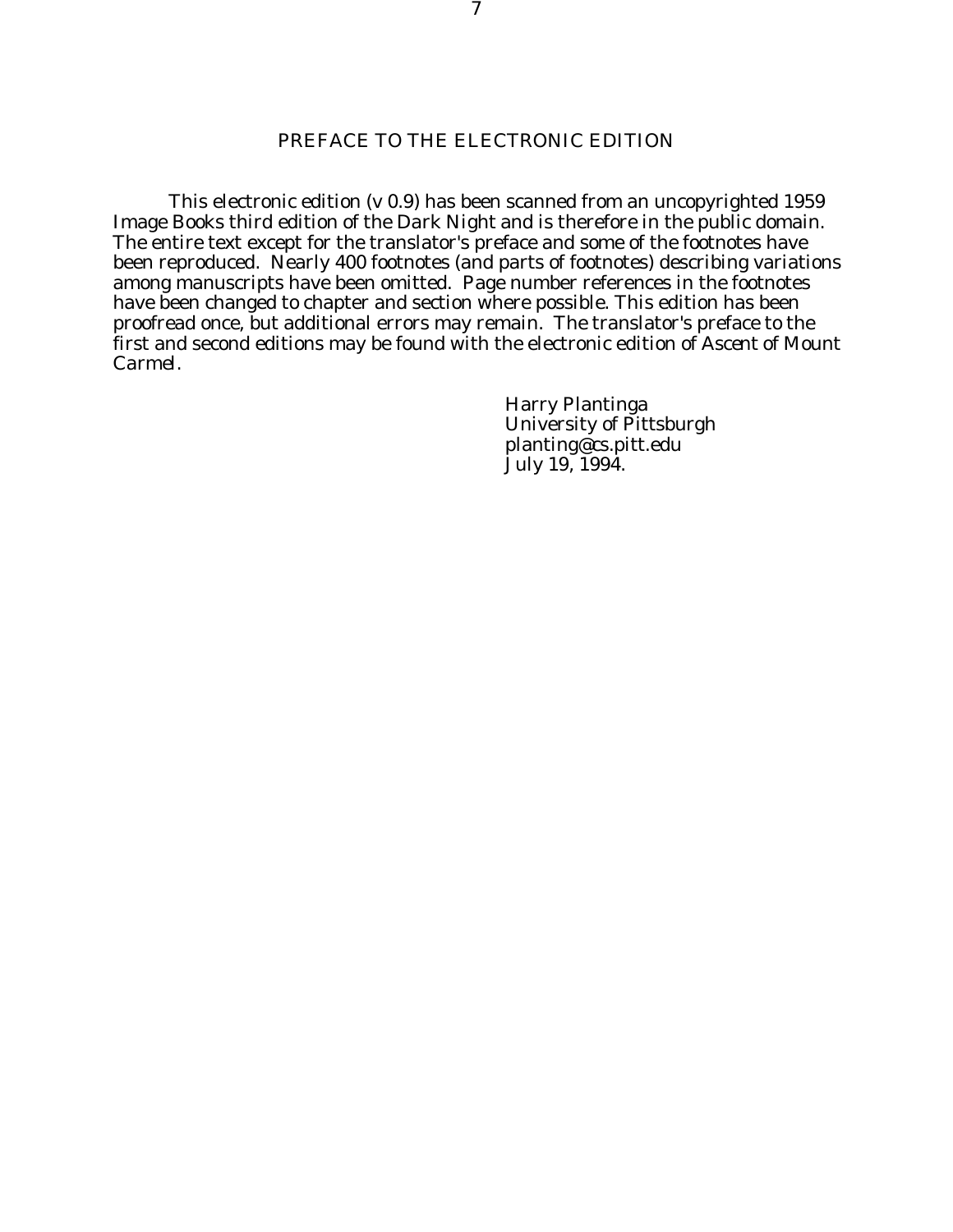# PREFACE TO THE ELECTRONIC EDITION

This electronic edition (v 0.9) has been scanned from an uncopyrighted 1959 Image Books third edition of the Dark Night and is therefore in the public domain. The entire text except for the translator's preface and some of the footnotes have been reproduced. Nearly 400 footnotes (and parts of footnotes) describing variations among manuscripts have been omitted. Page number references in the footnotes have been changed to chapter and section where possible. This edition has been proofread once, but additional errors may remain. The translator's preface to the first and second editions may be found with the electronic edition of Ascent of Mount Carmel.

Harry Plantinga
University of Pittsburgh
planting@cs.pitt.edu
July 19, 1994.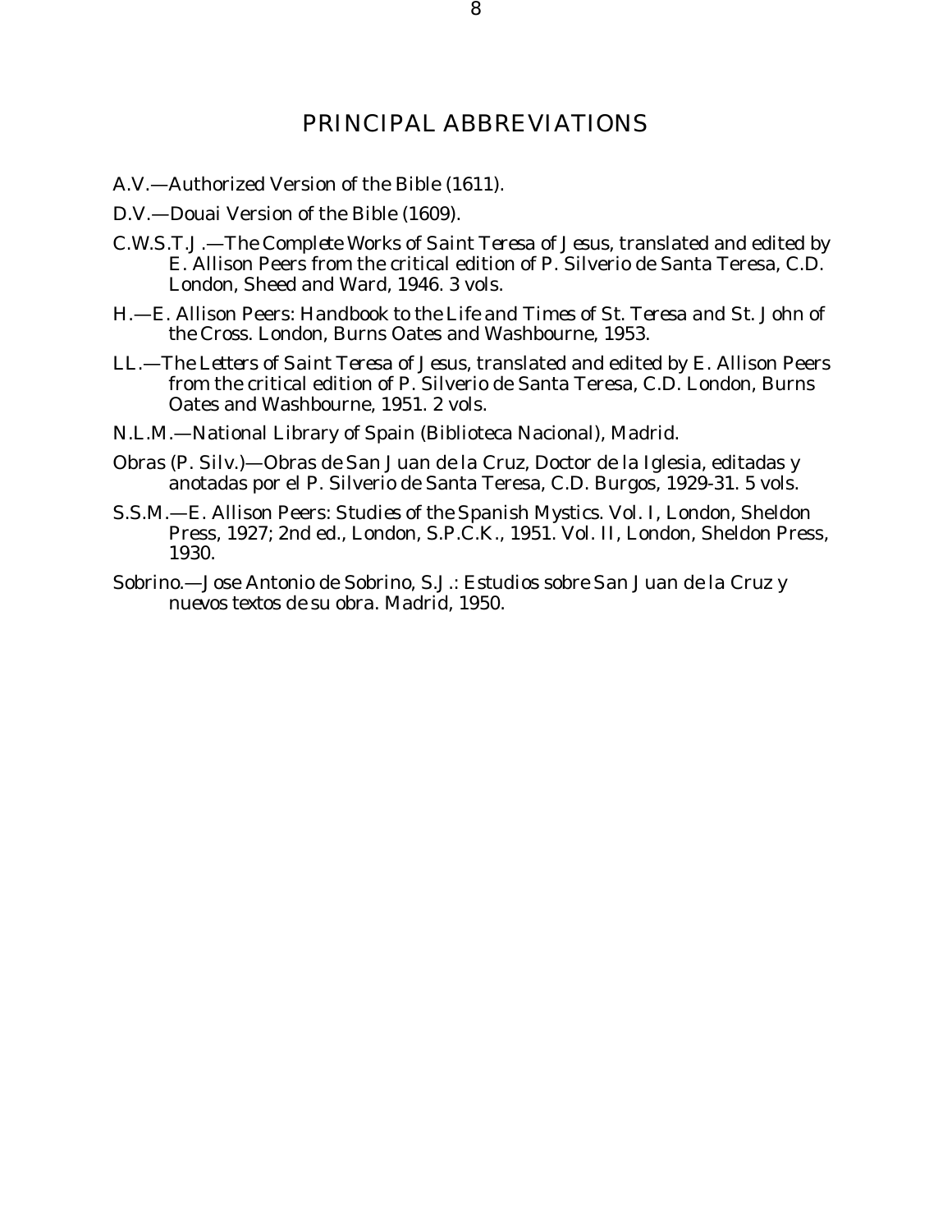## PRINCIPAL ABBREVIATIONS

A.V.—Authorized Version of the Bible (1611).

D.V.—Douai Version of the Bible (1609).

C.W.S.T.J.—*The Complete Works of Saint Teresa of Jesus*, translated and edited by E. Allison Peers from the critical edition of P. Silverio de Santa Teresa, C.D. London, Sheed and Ward, 1946. 3 vols.

H.—E. Allison Peers: *Handbook to the Life and Times of St. Teresa and St. John of the Cross*. London, Burns Oates and Washbourne, 1953.

LL.—*The Letters of Saint Teresa of Jesus*, translated and edited by E. Allison Peers from the critical edition of P. Silverio de Santa Teresa, C.D. London, Burns Oates and Washbourne, 1951. 2 vols.

N.L.M.—National Library of Spain (Biblioteca Nacional), Madrid.

*Obras* (P. Silv.)—*Obras de San Juan de la Cruz, Doctor de la Iglesia*, editadas y anotadas por el P. Silverio de Santa Teresa, C.D. Burgos, 1929-31. 5 vols.

S.S.M.—E. Allison Peers: *Studies of the Spanish Mystics*. Vol. I, London, Sheldon Press, 1927; 2nd ed., London, S.P.C.K., 1951. Vol. II, London, Sheldon Press, 1930.

Sobrino.—Jose Antonio de Sobrino, S.J.: *Estudios sobre San Juan de la Cruz y nuevos textos de su obra*. Madrid, 1950.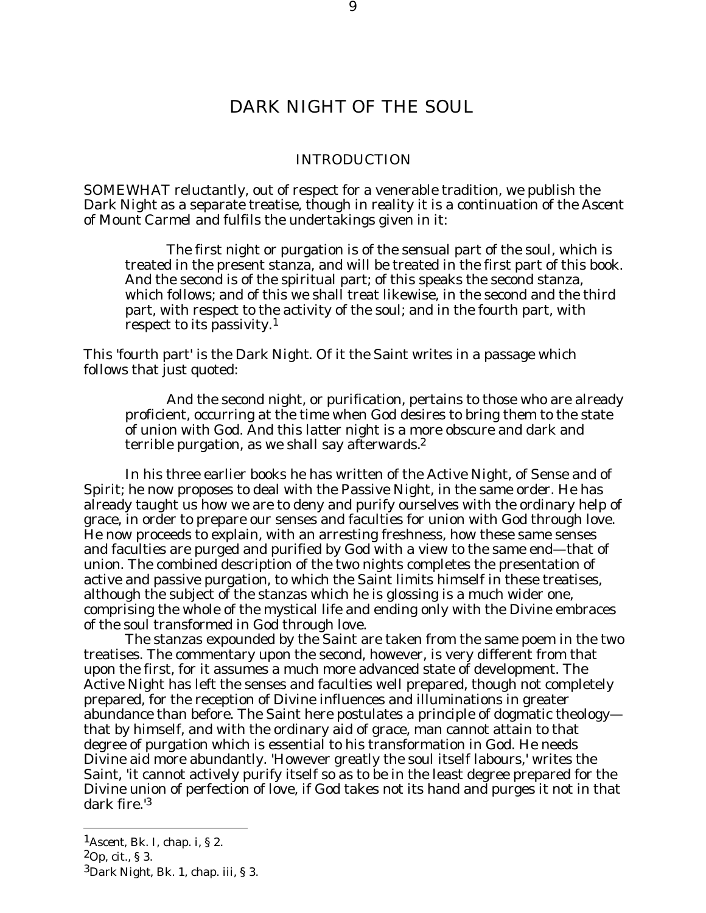# DARK NIGHT OF THE SOUL

## INTRODUCTION

SOMEWHAT reluctantly, out of respect for a venerable tradition, we publish the Dark Night as a separate treatise, though in reality it is a continuation of the *Ascent of Mount Carmel* and fulfils the undertakings given in it:

> The first night or purgation is of the sensual part of the soul, which is treated in the present stanza, and will be treated in the first part of this book. And the second is of the spiritual part; of this speaks the second stanza, which follows; and of this we shall treat likewise, in the second and the third part, with respect to the activity of the soul; and in the fourth part, with respect to its passivity.[1]

This 'fourth part' is the Dark Night. Of it the Saint writes in a passage which follows that just quoted:

> And the second night, or purification, pertains to those who are already proficient, occurring at the time when God desires to bring them to the state of union with God. And this latter night is a more obscure and dark and terrible purgation, as we shall say afterwards.[2]

In his three earlier books he has written of the Active Night, of Sense and of Spirit; he now proposes to deal with the Passive Night, in the same order. He has already taught us how we are to deny and purify ourselves with the ordinary help of grace, in order to prepare our senses and faculties for union with God through love. He now proceeds to explain, with an arresting freshness, how these same senses and faculties are purged and purified by God with a view to the same end—that of union. The combined description of the two nights completes the presentation of active and passive purgation, to which the Saint limits himself in these treatises, although the subject of the stanzas which he is glossing is a much wider one, comprising the whole of the mystical life and ending only with the Divine embraces of the soul transformed in God through love.

The stanzas expounded by the Saint are taken from the same poem in the two treatises. The commentary upon the second, however, is very different from that upon the first, for it assumes a much more advanced state of development. The Active Night has left the senses and faculties well prepared, though not completely prepared, for the reception of Divine influences and illuminations in greater abundance than before. The Saint here postulates a principle of dogmatic theology—that by himself, and with the ordinary aid of grace, man cannot attain to that degree of purgation which is essential to his transformation in God. He needs Divine aid more abundantly. 'However greatly the soul itself labours,' writes the Saint, 'it cannot actively purify itself so as to be in the least degree prepared for the Divine union of perfection of love, if God takes not its hand and purges it not in that dark fire.'[3]

---

[1] *Ascent*, Bk. I, chap. i, § 2.

[2] *Op, cit.*, § 3.

[3] *Dark Night*, Bk. 1, chap. iii, § 3.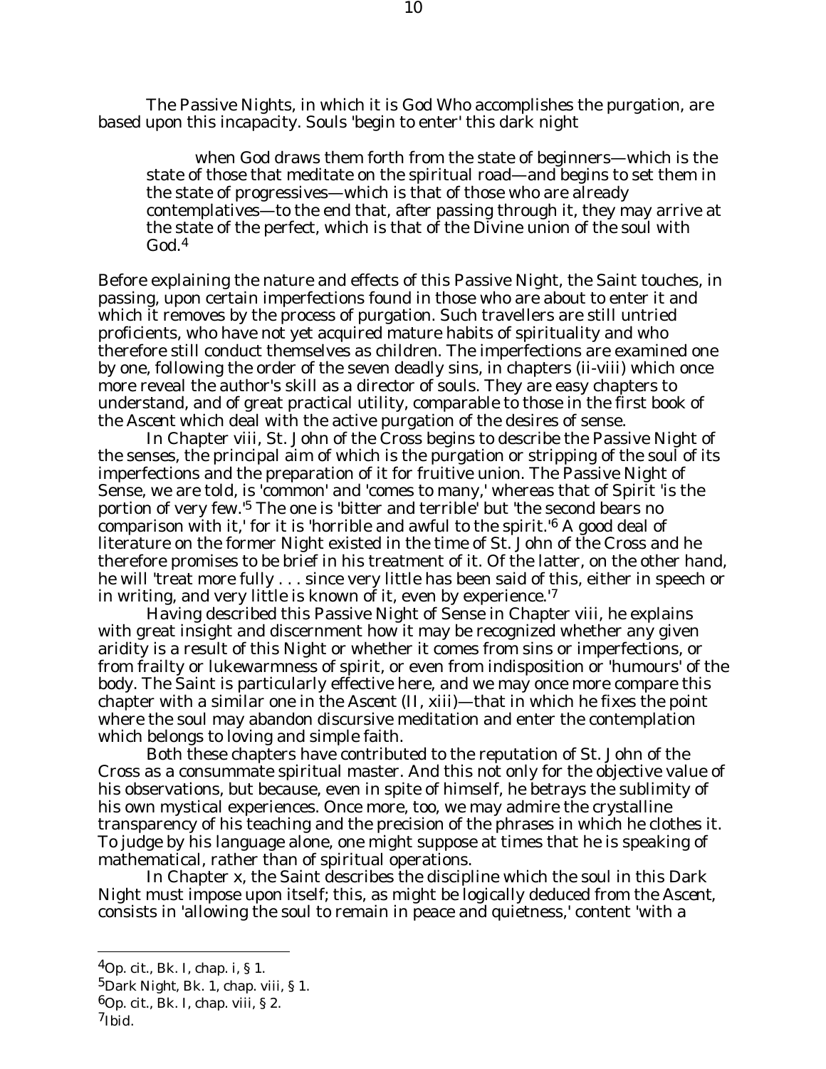The Passive Nights, in which it is God Who accomplishes the purgation, are based upon this incapacity. Souls 'begin to enter' this dark night

> when God draws them forth from the state of beginners—which is the state of those that meditate on the spiritual road—and begins to set them in the state of progressives—which is that of those who are already contemplatives—to the end that, after passing through it, they may arrive at the state of the perfect, which is that of the Divine union of the soul with God.[4]

Before explaining the nature and effects of this Passive Night, the Saint touches, in passing, upon certain imperfections found in those who are about to enter it and which it removes by the process of purgation. Such travellers are still untried proficients, who have not yet acquired mature habits of spirituality and who therefore still conduct themselves as children. The imperfections are examined one by one, following the order of the seven deadly sins, in chapters (ii-viii) which once more reveal the author's skill as a director of souls. They are easy chapters to understand, and of great practical utility, comparable to those in the first book of the *Ascent* which deal with the active purgation of the desires of sense.

In Chapter viii, St. John of the Cross begins to describe the Passive Night of the senses, the principal aim of which is the purgation or stripping of the soul of its imperfections and the preparation of it for fruitive union. The Passive Night of Sense, we are told, is 'common' and 'comes to many,' whereas that of Spirit 'is the portion of very few.'[5] The one is 'bitter and terrible' but 'the second bears no comparison with it,' for it is 'horrible and awful to the spirit.'[6] A good deal of literature on the former Night existed in the time of St. John of the Cross and he therefore promises to be brief in his treatment of it. Of the latter, on the other hand, he will 'treat more fully . . . since very little has been said of this, either in speech or in writing, and very little is known of it, even by experience.'[7]

Having described this Passive Night of Sense in Chapter viii, he explains with great insight and discernment how it may be recognized whether any given aridity is a result of this Night or whether it comes from sins or imperfections, or from frailty or lukewarmness of spirit, or even from indisposition or 'humours' of the body. The Saint is particularly effective here, and we may once more compare this chapter with a similar one in the *Ascent* (II, xiii)—that in which he fixes the point where the soul may abandon discursive meditation and enter the contemplation which belongs to loving and simple faith.

Both these chapters have contributed to the reputation of St. John of the Cross as a consummate spiritual master. And this not only for the objective value of his observations, but because, even in spite of himself, he betrays the sublimity of his own mystical experiences. Once more, too, we may admire the crystalline transparency of his teaching and the precision of the phrases in which he clothes it. To judge by his language alone, one might suppose at times that he is speaking of mathematical, rather than of spiritual operations.

In Chapter x, the Saint describes the discipline which the soul in this Dark Night must impose upon itself; this, as might be logically deduced from the *Ascent*, consists in 'allowing the soul to remain in peace and quietness,' content 'with a

---

[4] Op. cit., Bk. I, chap. i, § 1.

[5] *Dark Night*, Bk. 1, chap. viii, § 1.

[6] Op. cit., Bk. I, chap. viii, § 2.

[7] Ibid.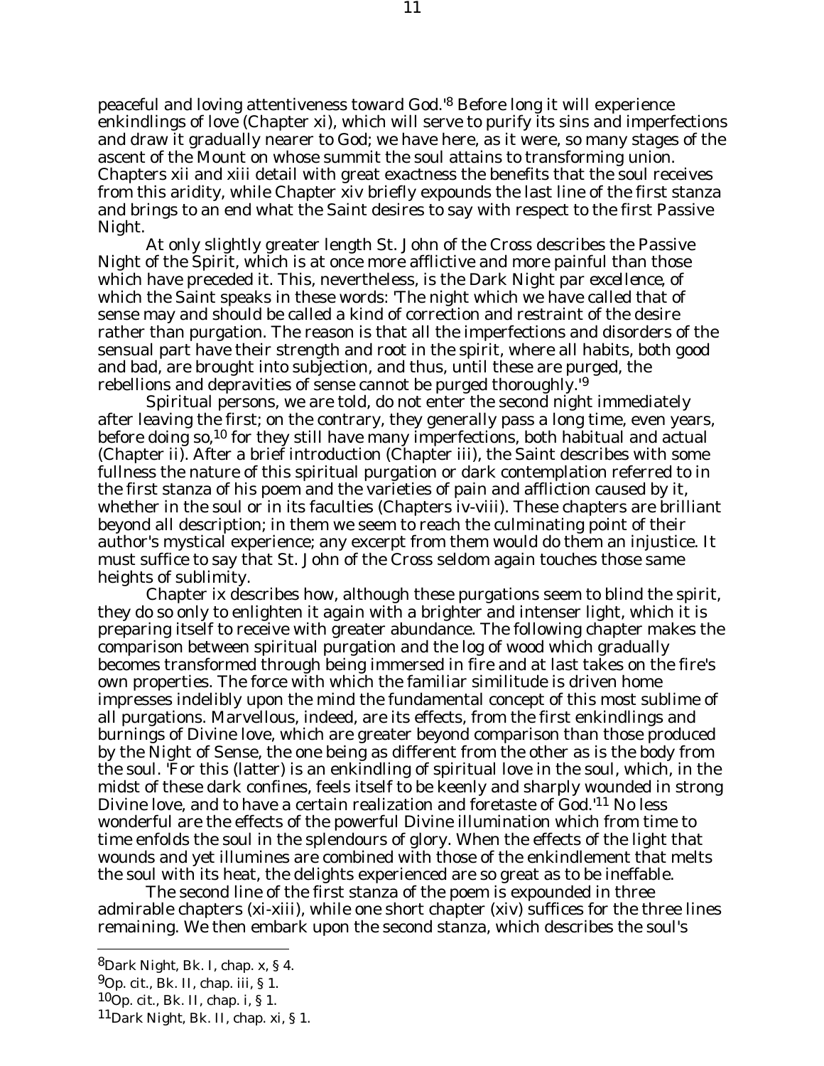peaceful and loving attentiveness toward God.'[8] Before long it will experience enkindlings of love (Chapter xi), which will serve to purify its sins and imperfections and draw it gradually nearer to God; we have here, as it were, so many stages of the ascent of the Mount on whose summit the soul attains to transforming union. Chapters xii and xiii detail with great exactness the benefits that the soul receives from this aridity, while Chapter xiv briefly expounds the last line of the first stanza and brings to an end what the Saint desires to say with respect to the first Passive Night.

At only slightly greater length St. John of the Cross describes the Passive Night of the Spirit, which is at once more afflictive and more painful than those which have preceded it. This, nevertheless, is the Dark Night *par excellence*, of which the Saint speaks in these words: 'The night which we have called that of sense may and should be called a kind of correction and restraint of the desire rather than purgation. The reason is that all the imperfections and disorders of the sensual part have their strength and root in the spirit, where all habits, both good and bad, are brought into subjection, and thus, until these are purged, the rebellions and depravities of sense cannot be purged thoroughly.'[9]

Spiritual persons, we are told, do not enter the second night immediately after leaving the first; on the contrary, they generally pass a long time, even years, before doing so,[10] for they still have many imperfections, both habitual and actual (Chapter ii). After a brief introduction (Chapter iii), the Saint describes with some fullness the nature of this spiritual purgation or dark contemplation referred to in the first stanza of his poem and the varieties of pain and affliction caused by it, whether in the soul or in its faculties (Chapters iv-viii). These chapters are brilliant beyond all description; in them we seem to reach the culminating point of their author's mystical experience; any excerpt from them would do them an injustice. It must suffice to say that St. John of the Cross seldom again touches those same heights of sublimity.

Chapter ix describes how, although these purgations seem to blind the spirit, they do so only to enlighten it again with a brighter and intenser light, which it is preparing itself to receive with greater abundance. The following chapter makes the comparison between spiritual purgation and the log of wood which gradually becomes transformed through being immersed in fire and at last takes on the fire's own properties. The force with which the familiar similitude is driven home impresses indelibly upon the mind the fundamental concept of this most sublime of all purgations. Marvellous, indeed, are its effects, from the first enkindlings and burnings of Divine love, which are greater beyond comparison than those produced by the Night of Sense, the one being as different from the other as is the body from the soul. 'For this (latter) is an enkindling of spiritual love in the soul, which, in the midst of these dark confines, feels itself to be keenly and sharply wounded in strong Divine love, and to have a certain realization and foretaste of God.'[11] No less wonderful are the effects of the powerful Divine illumination which from time to time enfolds the soul in the splendours of glory. When the effects of the light that wounds and yet illumines are combined with those of the enkindlement that melts the soul with its heat, the delights experienced are so great as to be ineffable.

The second line of the first stanza of the poem is expounded in three admirable chapters (xi-xiii), while one short chapter (xiv) suffices for the three lines remaining. We then embark upon the second stanza, which describes the soul's

---

[8] *Dark Night*, Bk. I, chap. x, § 4.

[9] *Op. cit.*, Bk. II, chap. iii, § 1.

[10] *Op. cit.*, Bk. II, chap. i, § 1.

[11] *Dark Night*, Bk. II, chap. xi, § 1.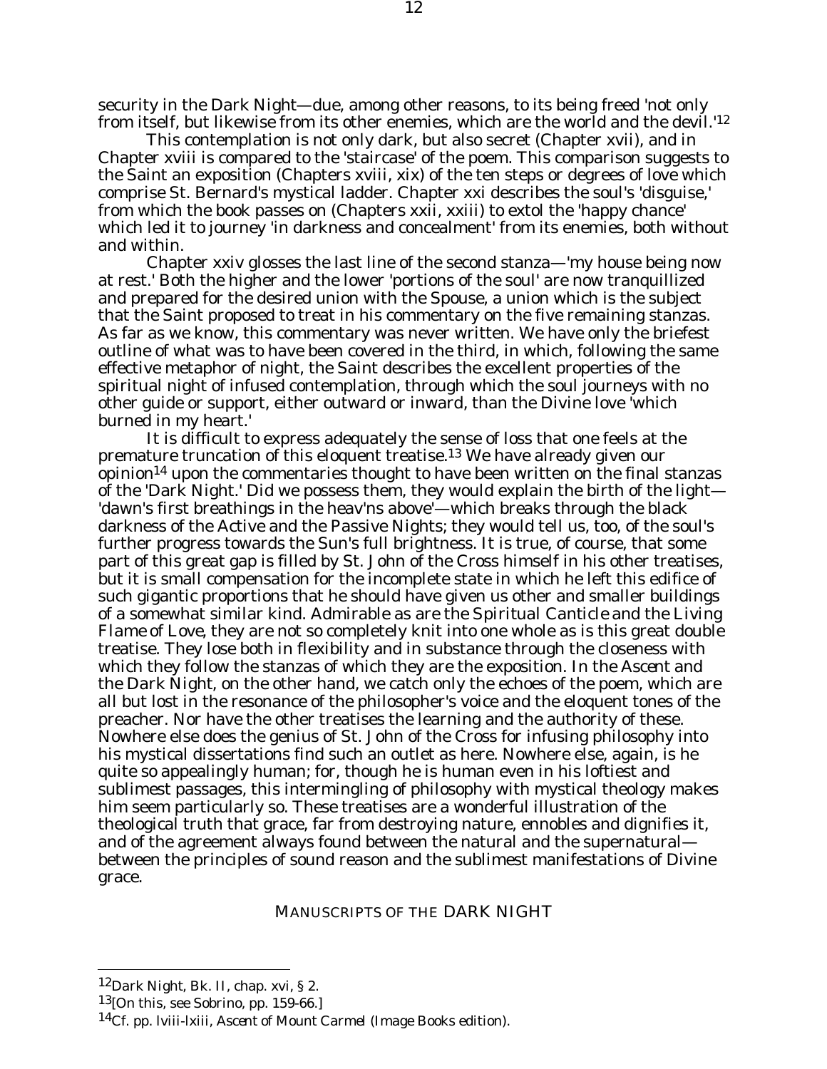security in the Dark Night—due, among other reasons, to its being freed 'not only from itself, but likewise from its other enemies, which are the world and the devil.'[12]

This contemplation is not only dark, but also secret (Chapter xvii), and in Chapter xviii is compared to the 'staircase' of the poem. This comparison suggests to the Saint an exposition (Chapters xviii, xix) of the ten steps or degrees of love which comprise St. Bernard's mystical ladder. Chapter xxi describes the soul's 'disguise,' from which the book passes on (Chapters xxii, xxiii) to extol the 'happy chance' which led it to journey 'in darkness and concealment' from its enemies, both without and within.

Chapter xxiv glosses the last line of the second stanza—'my house being now at rest.' Both the higher and the lower 'portions of the soul' are now tranquillized and prepared for the desired union with the Spouse, a union which is the subject that the Saint proposed to treat in his commentary on the five remaining stanzas. As far as we know, this commentary was never written. We have only the briefest outline of what was to have been covered in the third, in which, following the same effective metaphor of night, the Saint describes the excellent properties of the spiritual night of infused contemplation, through which the soul journeys with no other guide or support, either outward or inward, than the Divine love 'which burned in my heart.'

It is difficult to express adequately the sense of loss that one feels at the premature truncation of this eloquent treatise.[13] We have already given our opinion[14] upon the commentaries thought to have been written on the final stanzas of the 'Dark Night.' Did we possess them, they would explain the birth of the light—'dawn's first breathings in the heav'ns above'—which breaks through the black darkness of the Active and the Passive Nights; they would tell us, too, of the soul's further progress towards the Sun's full brightness. It is true, of course, that some part of this great gap is filled by St. John of the Cross himself in his other treatises, but it is small compensation for the incomplete state in which he left this edifice of such gigantic proportions that he should have given us other and smaller buildings of a somewhat similar kind. Admirable as are the *Spiritual Canticle* and the *Living Flame of Love*, they are not so completely knit into one whole as is this great double treatise. They lose both in flexibility and in substance through the closeness with which they follow the stanzas of which they are the exposition. In the *Ascent* and the *Dark Night*, on the other hand, we catch only the echoes of the poem, which are all but lost in the resonance of the philosopher's voice and the eloquent tones of the preacher. Nor have the other treatises the learning and the authority of these. Nowhere else does the genius of St. John of the Cross for infusing philosophy into his mystical dissertations find such an outlet as here. Nowhere else, again, is he quite so appealingly human; for, though he is human even in his loftiest and sublimest passages, this intermingling of philosophy with mystical theology makes him seem particularly so. These treatises are a wonderful illustration of the theological truth that grace, far from destroying nature, ennobles and dignifies it, and of the agreement always found between the natural and the supernatural—between the principles of sound reason and the sublimest manifestations of Divine grace.

## MANUSCRIPTS OF THE DARK NIGHT

---

[12] *Dark Night*, Bk. II, chap. xvi, § 2.

[13] [On this, see Sobrino, pp. 159-66.]

[14] Cf. pp. lviii-lxiii, *Ascent of Mount Carmel* (Image Books edition).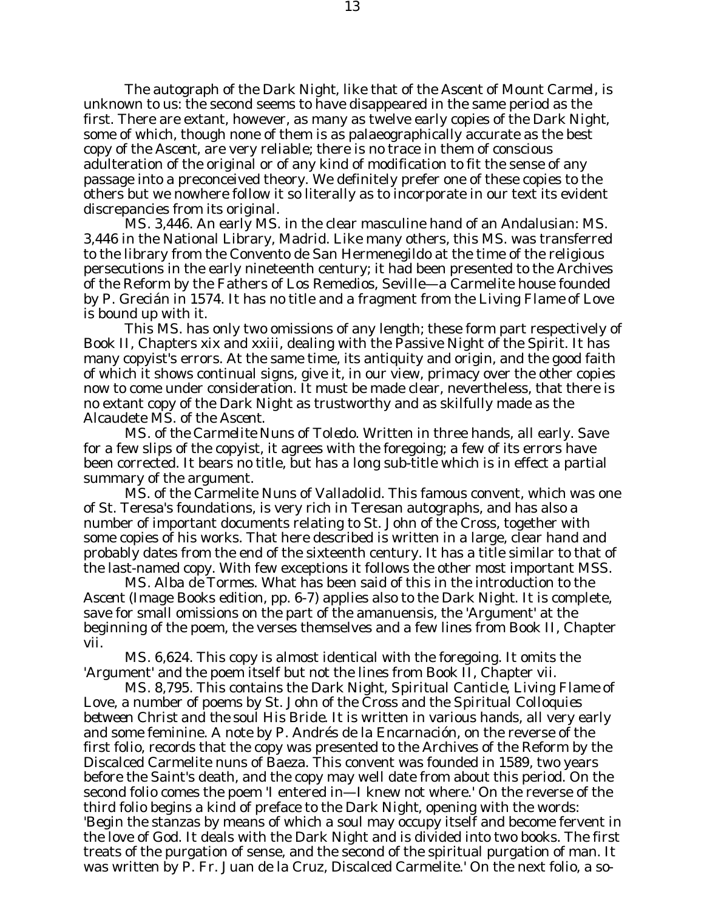The autograph of the Dark Night, like that of the *Ascent of Mount Carmel*, is unknown to us: the second seems to have disappeared in the same period as the first. There are extant, however, as many as twelve early copies of the Dark Night, some of which, though none of them is as palaeographically accurate as the best copy of the *Ascent*, are very reliable; there is no trace in them of conscious adulteration of the original or of any kind of modification to fit the sense of any passage into a preconceived theory. We definitely prefer one of these copies to the others but we nowhere follow it so literally as to incorporate in our text its evident discrepancies from its original.

MS. 3,446. An early MS. in the clear masculine hand of an Andalusian: MS. 3,446 in the National Library, Madrid. Like many others, this MS. was transferred to the library from the Convento de San Hermenegildo at the time of the religious persecutions in the early nineteenth century; it had been presented to the Archives of the Reform by the Fathers of Los Remedios, Seville—a Carmelite house founded by P. Gracián in 1574. It has no title and a fragment from the *Living Flame of Love* is bound up with it.

This MS. has only two omissions of any length; these form part respectively of Book II, Chapters xix and xxiii, dealing with the Passive Night of the Spirit. It has many copyist's errors. At the same time, its antiquity and origin, and the good faith of which it shows continual signs, give it, in our view, primacy over the other copies now to come under consideration. It must be made clear, nevertheless, that there is no extant copy of the Dark Night as trustworthy and as skilfully made as the Alcaudete MS. of the *Ascent*.

MS. *of the Carmelite Nuns of Toledo*. Written in three hands, all early. Save for a few slips of the copyist, it agrees with the foregoing; a few of its errors have been corrected. It bears no title, but has a long sub-title which is in effect a partial summary of the argument.

MS. of the Carmelite Nuns of Valladolid. This famous convent, which was one of St. Teresa's foundations, is very rich in Teresan autographs, and has also a number of important documents relating to St. John of the Cross, together with some copies of his works. That here described is written in a large, clear hand and probably dates from the end of the sixteenth century. It has a title similar to that of the last-named copy. With few exceptions it follows the other most important MSS.

MS. Alba de Tormes. What has been said of this in the introduction to the *Ascent* (Image Books edition, pp. 6-7) applies also to the Dark Night. It is complete, save for small omissions on the part of the amanuensis, the 'Argument' at the beginning of the poem, the verses themselves and a few lines from Book II, Chapter vii.

MS. 6,624. This copy is almost identical with the foregoing. It omits the 'Argument' and the poem itself but not the lines from Book II, Chapter vii.

MS. 8,795. This contains the Dark Night, *Spiritual Canticle*, *Living Flame of Love*, a number of poems by St. John of the Cross and the *Spiritual Colloquies between Christ and the soul His Bride*. It is written in various hands, all very early and some feminine. A note by P. Andrés de la Encarnación, on the reverse of the first folio, records that the copy was presented to the Archives of the Reform by the Discalced Carmelite nuns of Baeza. This convent was founded in 1589, two years before the Saint's death, and the copy may well date from about this period. On the second folio comes the poem 'I entered in—I knew not where.' On the reverse of the third folio begins a kind of preface to the Dark Night, opening with the words: 'Begin the stanzas by means of which a soul may occupy itself and become fervent in the love of God. It deals with the Dark Night and is divided into two books. The first treats of the purgation of sense, and the second of the spiritual purgation of man. It was written by P. Fr. Juan de la Cruz, Discalced Carmelite.' On the next folio, a so-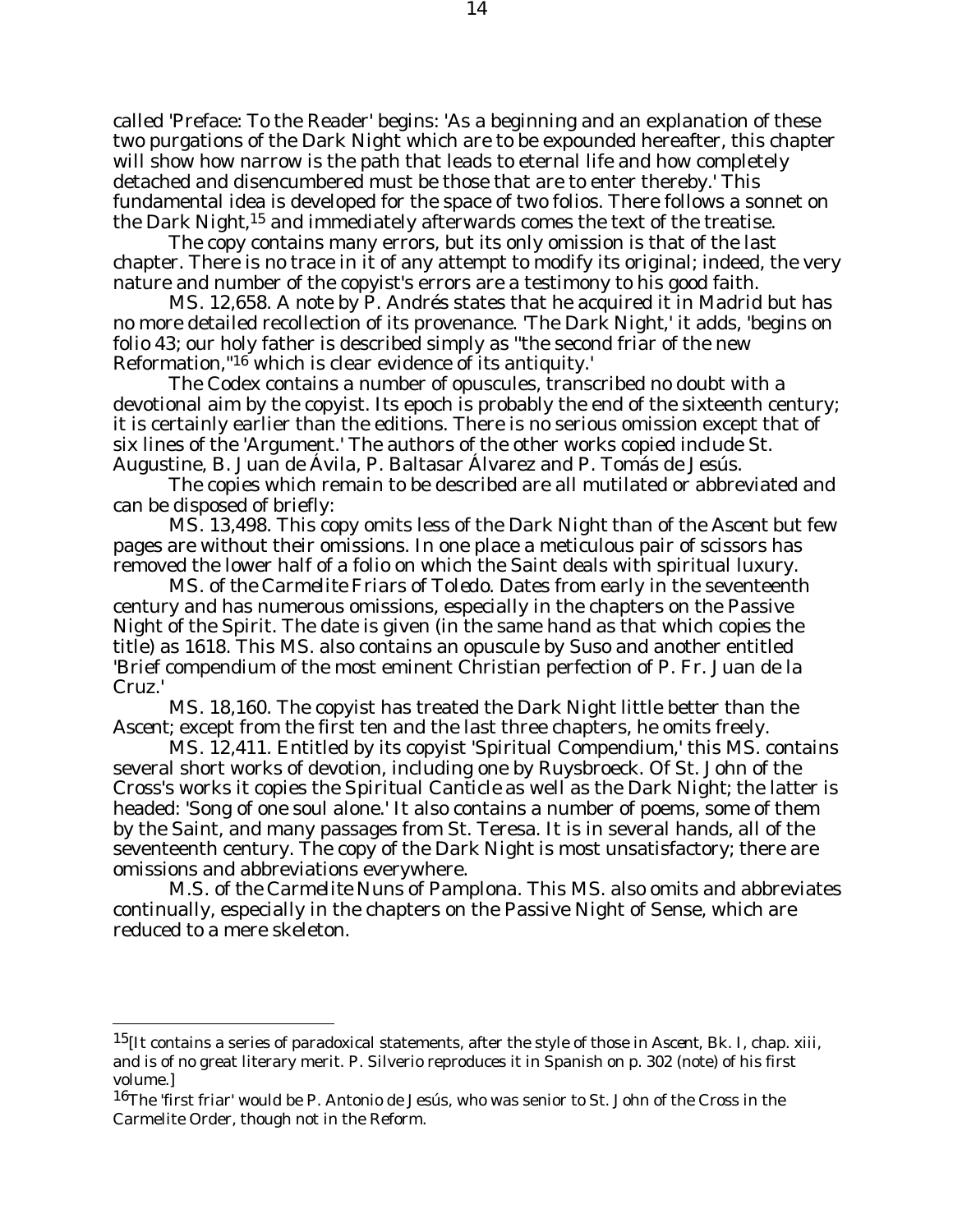called 'Preface: To the Reader' begins: 'As a beginning and an explanation of these two purgations of the Dark Night which are to be expounded hereafter, this chapter will show how narrow is the path that leads to eternal life and how completely detached and disencumbered must be those that are to enter thereby.' This fundamental idea is developed for the space of two folios. There follows a sonnet on the Dark Night,[15] and immediately afterwards comes the text of the treatise.

The copy contains many errors, but its only omission is that of the last chapter. There is no trace in it of any attempt to modify its original; indeed, the very nature and number of the copyist's errors are a testimony to his good faith.

MS. 12,658. A note by P. Andrés states that he acquired it in Madrid but has no more detailed recollection of its provenance. 'The Dark Night,' it adds, 'begins on folio 43; our holy father is described simply as "the second friar of the new Reformation,"[16] which is clear evidence of its antiquity.'

The Codex contains a number of opuscules, transcribed no doubt with a devotional aim by the copyist. Its epoch is probably the end of the sixteenth century; it is certainly earlier than the editions. There is no serious omission except that of six lines of the 'Argument.' The authors of the other works copied include St. Augustine, B. Juan de Ávila, P. Baltasar Álvarez and P. Tomás de Jesús.

The copies which remain to be described are all mutilated or abbreviated and can be disposed of briefly:

MS. 13,498. This copy omits less of the Dark Night than of the *Ascent* but few pages are without their omissions. In one place a meticulous pair of scissors has removed the lower half of a folio on which the Saint deals with spiritual luxury.

*MS. of the Carmelite Friars of Toledo.* Dates from early in the seventeenth century and has numerous omissions, especially in the chapters on the Passive Night of the Spirit. The date is given (in the same hand as that which copies the title) as 1618. This MS. also contains an opuscule by Suso and another entitled 'Brief compendium of the most eminent Christian perfection of P. Fr. Juan de la Cruz.'

MS. 18,160. The copyist has treated the Dark Night little better than the *Ascent*; except from the first ten and the last three chapters, he omits freely.

MS. 12,411. Entitled by its copyist 'Spiritual Compendium,' this MS. contains several short works of devotion, including one by Ruysbroeck. Of St. John of the Cross's works it copies the *Spiritual Canticle* as well as the Dark Night; the latter is headed: 'Song of one soul alone.' It also contains a number of poems, some of them by the Saint, and many passages from St. Teresa. It is in several hands, all of the seventeenth century. The copy of the Dark Night is most unsatisfactory; there are omissions and abbreviations everywhere.

*M.S. of the Carmelite Nuns of Pamplona.* This MS. also omits and abbreviates continually, especially in the chapters on the Passive Night of Sense, which are reduced to a mere skeleton.

---

[15][It contains a series of paradoxical statements, after the style of those in *Ascent*, Bk. I, chap. xiii, and is of no great literary merit. P. Silverio reproduces it in Spanish on p. 302 (note) of his first volume.]

[16]The 'first friar' would be P. Antonio de Jesús, who was senior to St. John of the Cross in the Carmelite Order, though not in the Reform.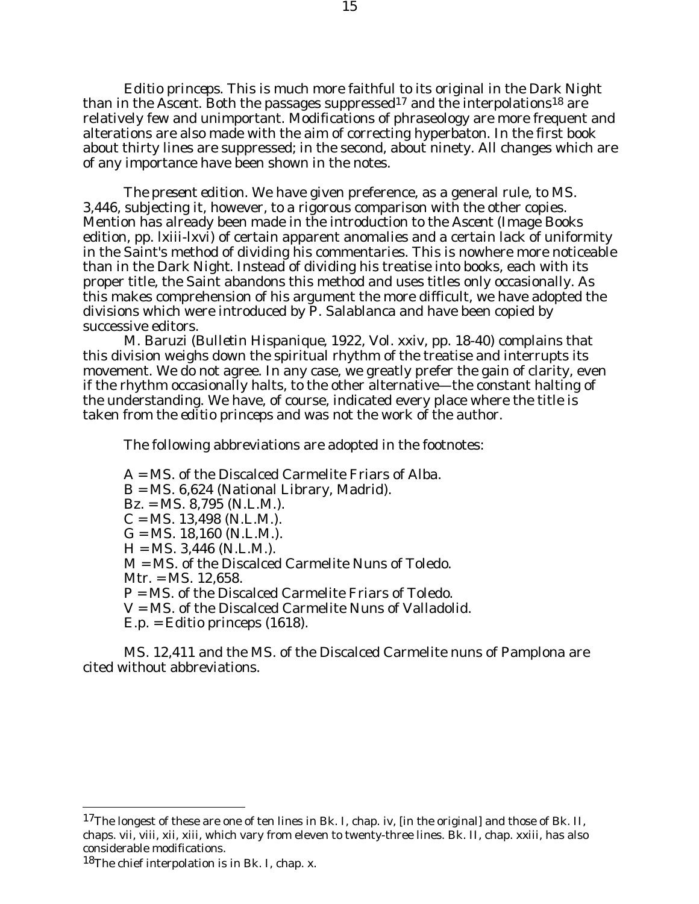*Editio princeps.* This is much more faithful to its original in the *Dark Night* than in the *Ascent.* Both the passages suppressed[17] and the interpolations[18] are relatively few and unimportant. Modifications of phraseology are more frequent and alterations are also made with the aim of correcting hyperbaton. In the first book about thirty lines are suppressed; in the second, about ninety. All changes which are of any importance have been shown in the notes.

*The present edition.* We have given preference, as a general rule, to MS. 3,446, subjecting it, however, to a rigorous comparison with the other copies. Mention has already been made in the introduction to the *Ascent* (Image Books edition, pp. lxiii-lxvi) of certain apparent anomalies and a certain lack of uniformity in the Saint's method of dividing his commentaries. This is nowhere more noticeable than in the *Dark Night.* Instead of dividing his treatise into books, each with its proper title, the Saint abandons this method and uses titles only occasionally. As this makes comprehension of his argument the more difficult, we have adopted the divisions which were introduced by P. Salablanca and have been copied by successive editors.

M. Baruzi (*Bulletin Hispanique*, 1922, Vol. xxiv, pp. 18-40) complains that this division weighs down the spiritual rhythm of the treatise and interrupts its movement. We do not agree. In any case, we greatly prefer the gain of clarity, even if the rhythm occasionally halts, to the other alternative—the constant halting of the understanding. We have, of course, indicated every place where the title is taken from the *editio princeps* and was not the work of the author.

The following abbreviations are adopted in the footnotes:

A = MS. of the Discalced Carmelite Friars of Alba.
B = MS. 6,624 (National Library, Madrid).
Bz. = MS. 8,795 (N.L.M.).
C = MS. 13,498 (N.L.M.).
G = MS. 18,160 (N.L.M.).
H = MS. 3,446 (N.L.M.).
M = MS. of the Discalced Carmelite Nuns of Toledo.
Mtr. = MS. 12,658.
P = MS. of the Discalced Carmelite Friars of Toledo.
V = MS. of the Discalced Carmelite Nuns of Valladolid.
E.p. = Editio princeps (1618).

MS. 12,411 and the MS. of the Discalced Carmelite nuns of Pamplona are cited without abbreviations.

---

[17] The longest of these are one of ten lines in Bk. I, chap. iv, [in the original] and those of Bk. II, chaps. vii, viii, xii, xiii, which vary from eleven to twenty-three lines. Bk. II, chap. xxiii, has also considerable modifications.

[18] The chief interpolation is in Bk. I, chap. x.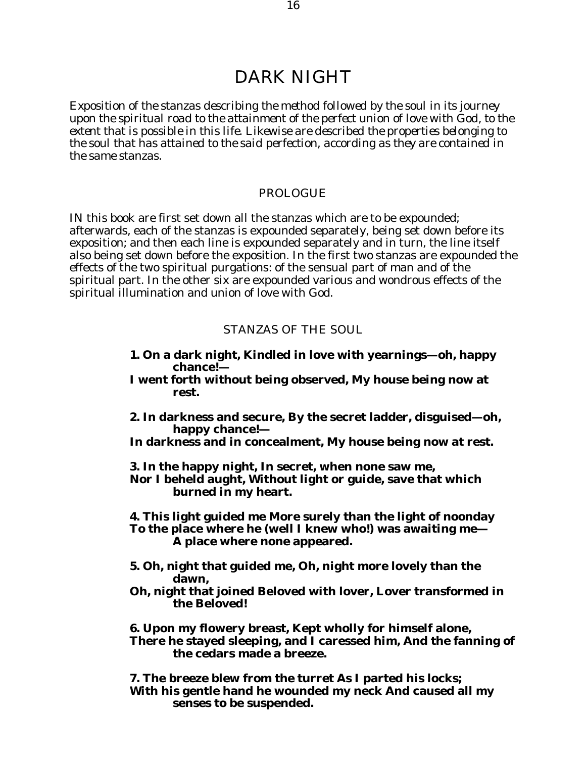# DARK NIGHT

*Exposition of the stanzas describing the method followed by the soul in its journey upon the spiritual road to the attainment of the perfect union of love with God, to the extent that is possible in this life. Likewise are described the properties belonging to the soul that has attained to the said perfection, according as they are contained in the same stanzas.*

## PROLOGUE

IN this book are first set down all the stanzas which are to be expounded; afterwards, each of the stanzas is expounded separately, being set down before its exposition; and then each line is expounded separately and in turn, the line itself also being set down before the exposition. In the first two stanzas are expounded the effects of the two spiritual purgations: of the sensual part of man and of the spiritual part. In the other six are expounded various and wondrous effects of the spiritual illumination and union of love with God.

## STANZAS OF THE SOUL

**1. On a dark night, Kindled in love with yearnings—oh, happy chance!—**
**I went forth without being observed, My house being now at rest.**

**2. In darkness and secure, By the secret ladder, disguised—oh, happy chance!—**
**In darkness and in concealment, My house being now at rest.**

**3. In the happy night, In secret, when none saw me,**
**Nor I beheld aught, Without light or guide, save that which burned in my heart.**

**4. This light guided me More surely than the light of noonday**
**To the place where he (well I knew who!) was awaiting me—**
**A place where none appeared.**

**5. Oh, night that guided me, Oh, night more lovely than the dawn,**
**Oh, night that joined Beloved with lover, Lover transformed in the Beloved!**

**6. Upon my flowery breast, Kept wholly for himself alone,**
**There he stayed sleeping, and I caressed him, And the fanning of the cedars made a breeze.**

**7. The breeze blew from the turret As I parted his locks;**
**With his gentle hand he wounded my neck And caused all my senses to be suspended.**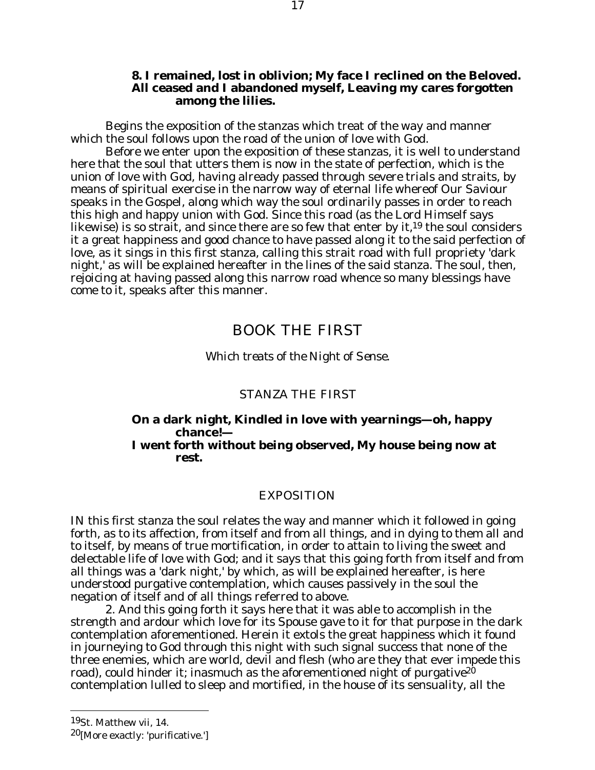**8. I remained, lost in oblivion; My face I reclined on the Beloved. All ceased and I abandoned myself, Leaving my cares forgotten among the lilies.**

Begins the exposition of the stanzas which treat of the way and manner which the soul follows upon the road of the union of love with God.

Before we enter upon the exposition of these stanzas, it is well to understand here that the soul that utters them is now in the state of perfection, which is the union of love with God, having already passed through severe trials and straits, by means of spiritual exercise in the narrow way of eternal life whereof Our Saviour speaks in the Gospel, along which way the soul ordinarily passes in order to reach this high and happy union with God. Since this road (as the Lord Himself says likewise) is so strait, and since there are so few that enter by it,[19] the soul considers it a great happiness and good chance to have passed along it to the said perfection of love, as it sings in this first stanza, calling this strait road with full propriety 'dark night,' as will be explained hereafter in the lines of the said stanza. The soul, then, rejoicing at having passed along this narrow road whence so many blessings have come to it, speaks after this manner.

# BOOK THE FIRST

*Which treats of the Night of Sense.*

## STANZA THE FIRST

**On a dark night, Kindled in love with yearnings—oh, happy chance!—
I went forth without being observed, My house being now at rest.**

## EXPOSITION

IN this first stanza the soul relates the way and manner which it followed in going forth, as to its affection, from itself and from all things, and in dying to them all and to itself, by means of true mortification, in order to attain to living the sweet and delectable life of love with God; and it says that this going forth from itself and from all things was a 'dark night,' by which, as will be explained hereafter, is here understood purgative contemplation, which causes passively in the soul the negation of itself and of all things referred to above.

2. And this going forth it says here that it was able to accomplish in the strength and ardour which love for its Spouse gave to it for that purpose in the dark contemplation aforementioned. Herein it extols the great happiness which it found in journeying to God through this night with such signal success that none of the three enemies, which are world, devil and flesh (who are they that ever impede this road), could hinder it; inasmuch as the aforementioned night of purgative[20] contemplation lulled to sleep and mortified, in the house of its sensuality, all the

---

[19] St. Matthew vii, 14.

[20] [More exactly: 'purificative.']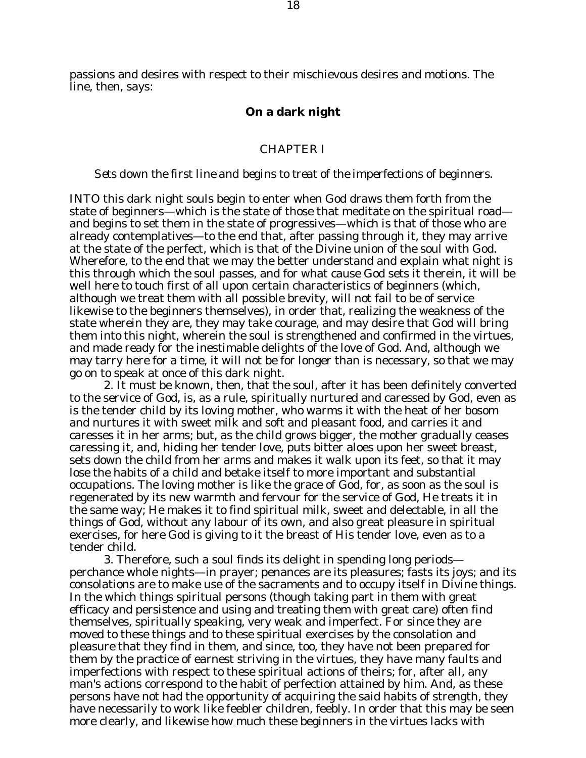passions and desires with respect to their mischievous desires and motions. The line, then, says:

**On a dark night**

## CHAPTER I

*Sets down the first line and begins to treat of the imperfections of beginners.*

INTO this dark night souls begin to enter when God draws them forth from the state of beginners—which is the state of those that meditate on the spiritual road—and begins to set them in the state of progressives—which is that of those who are already contemplatives—to the end that, after passing through it, they may arrive at the state of the perfect, which is that of the Divine union of the soul with God. Wherefore, to the end that we may the better understand and explain what night is this through which the soul passes, and for what cause God sets it therein, it will be well here to touch first of all upon certain characteristics of beginners (which, although we treat them with all possible brevity, will not fail to be of service likewise to the beginners themselves), in order that, realizing the weakness of the state wherein they are, they may take courage, and may desire that God will bring them into this night, wherein the soul is strengthened and confirmed in the virtues, and made ready for the inestimable delights of the love of God. And, although we may tarry here for a time, it will not be for longer than is necessary, so that we may go on to speak at once of this dark night.

2. It must be known, then, that the soul, after it has been definitely converted to the service of God, is, as a rule, spiritually nurtured and caressed by God, even as is the tender child by its loving mother, who warms it with the heat of her bosom and nurtures it with sweet milk and soft and pleasant food, and carries it and caresses it in her arms; but, as the child grows bigger, the mother gradually ceases caressing it, and, hiding her tender love, puts bitter aloes upon her sweet breast, sets down the child from her arms and makes it walk upon its feet, so that it may lose the habits of a child and betake itself to more important and substantial occupations. The loving mother is like the grace of God, for, as soon as the soul is regenerated by its new warmth and fervour for the service of God, He treats it in the same way; He makes it to find spiritual milk, sweet and delectable, in all the things of God, without any labour of its own, and also great pleasure in spiritual exercises, for here God is giving to it the breast of His tender love, even as to a tender child.

3. Therefore, such a soul finds its delight in spending long periods—perchance whole nights—in prayer; penances are its pleasures; fasts its joys; and its consolations are to make use of the sacraments and to occupy itself in Divine things. In the which things spiritual persons (though taking part in them with great efficacy and persistence and using and treating them with great care) often find themselves, spiritually speaking, very weak and imperfect. For since they are moved to these things and to these spiritual exercises by the consolation and pleasure that they find in them, and since, too, they have not been prepared for them by the practice of earnest striving in the virtues, they have many faults and imperfections with respect to these spiritual actions of theirs; for, after all, any man's actions correspond to the habit of perfection attained by him. And, as these persons have not had the opportunity of acquiring the said habits of strength, they have necessarily to work like feebler children, feebly. In order that this may be seen more clearly, and likewise how much these beginners in the virtues lacks with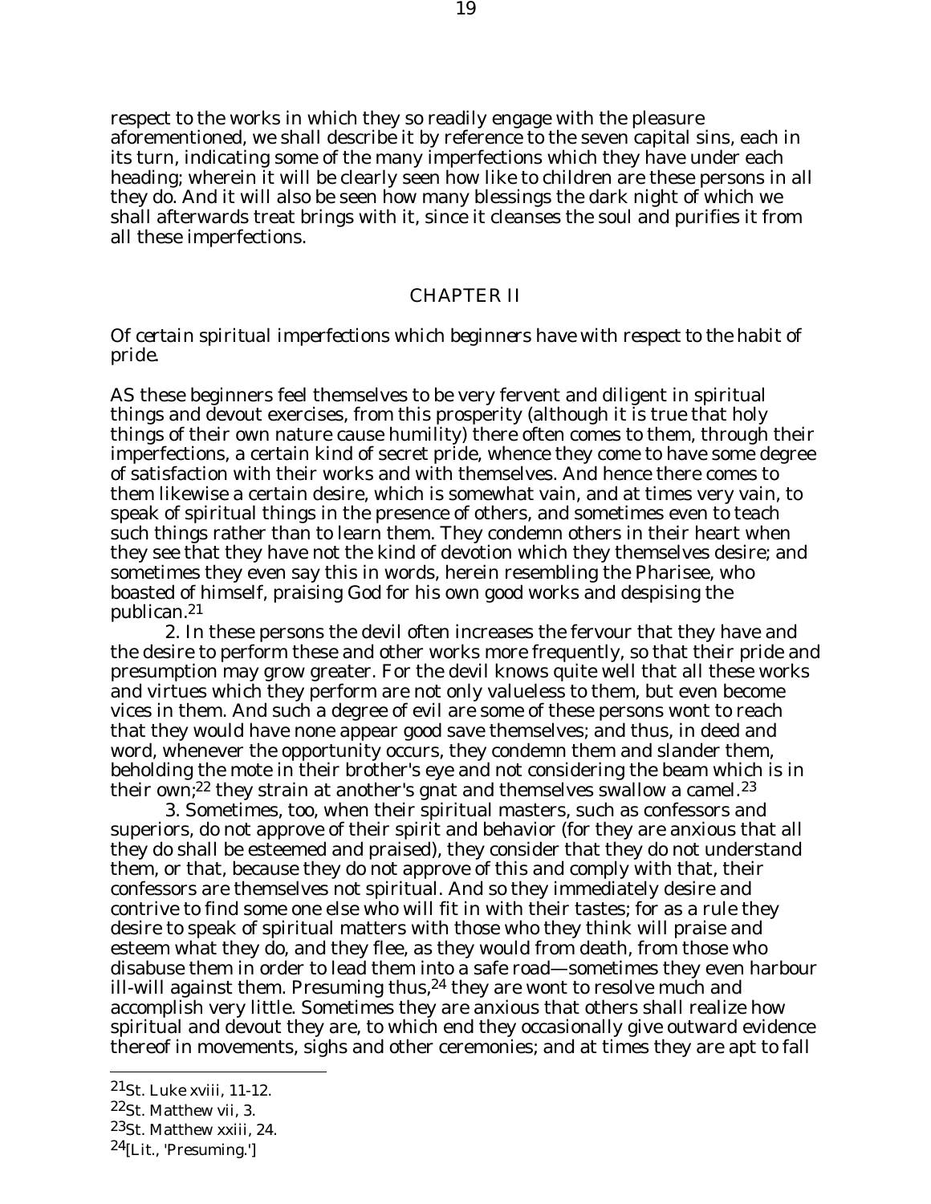respect to the works in which they so readily engage with the pleasure aforementioned, we shall describe it by reference to the seven capital sins, each in its turn, indicating some of the many imperfections which they have under each heading; wherein it will be clearly seen how like to children are these persons in all they do. And it will also be seen how many blessings the dark night of which we shall afterwards treat brings with it, since it cleanses the soul and purifies it from all these imperfections.

## CHAPTER II

*Of certain spiritual imperfections which beginners have with respect to the habit of pride.*

AS these beginners feel themselves to be very fervent and diligent in spiritual things and devout exercises, from this prosperity (although it is true that holy things of their own nature cause humility) there often comes to them, through their imperfections, a certain kind of secret pride, whence they come to have some degree of satisfaction with their works and with themselves. And hence there comes to them likewise a certain desire, which is somewhat vain, and at times very vain, to speak of spiritual things in the presence of others, and sometimes even to teach such things rather than to learn them. They condemn others in their heart when they see that they have not the kind of devotion which they themselves desire; and sometimes they even say this in words, herein resembling the Pharisee, who boasted of himself, praising God for his own good works and despising the publican.[21]

2. In these persons the devil often increases the fervour that they have and the desire to perform these and other works more frequently, so that their pride and presumption may grow greater. For the devil knows quite well that all these works and virtues which they perform are not only valueless to them, but even become vices in them. And such a degree of evil are some of these persons wont to reach that they would have none appear good save themselves; and thus, in deed and word, whenever the opportunity occurs, they condemn them and slander them, beholding the mote in their brother's eye and not considering the beam which is in their own;[22] they strain at another's gnat and themselves swallow a camel.[23]

3. Sometimes, too, when their spiritual masters, such as confessors and superiors, do not approve of their spirit and behavior (for they are anxious that all they do shall be esteemed and praised), they consider that they do not understand them, or that, because they do not approve of this and comply with that, their confessors are themselves not spiritual. And so they immediately desire and contrive to find some one else who will fit in with their tastes; for as a rule they desire to speak of spiritual matters with those who they think will praise and esteem what they do, and they flee, as they would from death, from those who disabuse them in order to lead them into a safe road—sometimes they even harbour ill-will against them. Presuming thus,[24] they are wont to resolve much and accomplish very little. Sometimes they are anxious that others shall realize how spiritual and devout they are, to which end they occasionally give outward evidence thereof in movements, sighs and other ceremonies; and at times they are apt to fall

---

[21]St. Luke xviii, 11-12.

[22]St. Matthew vii, 3.

[23]St. Matthew xxiii, 24.

[24][Lit., 'Presuming.']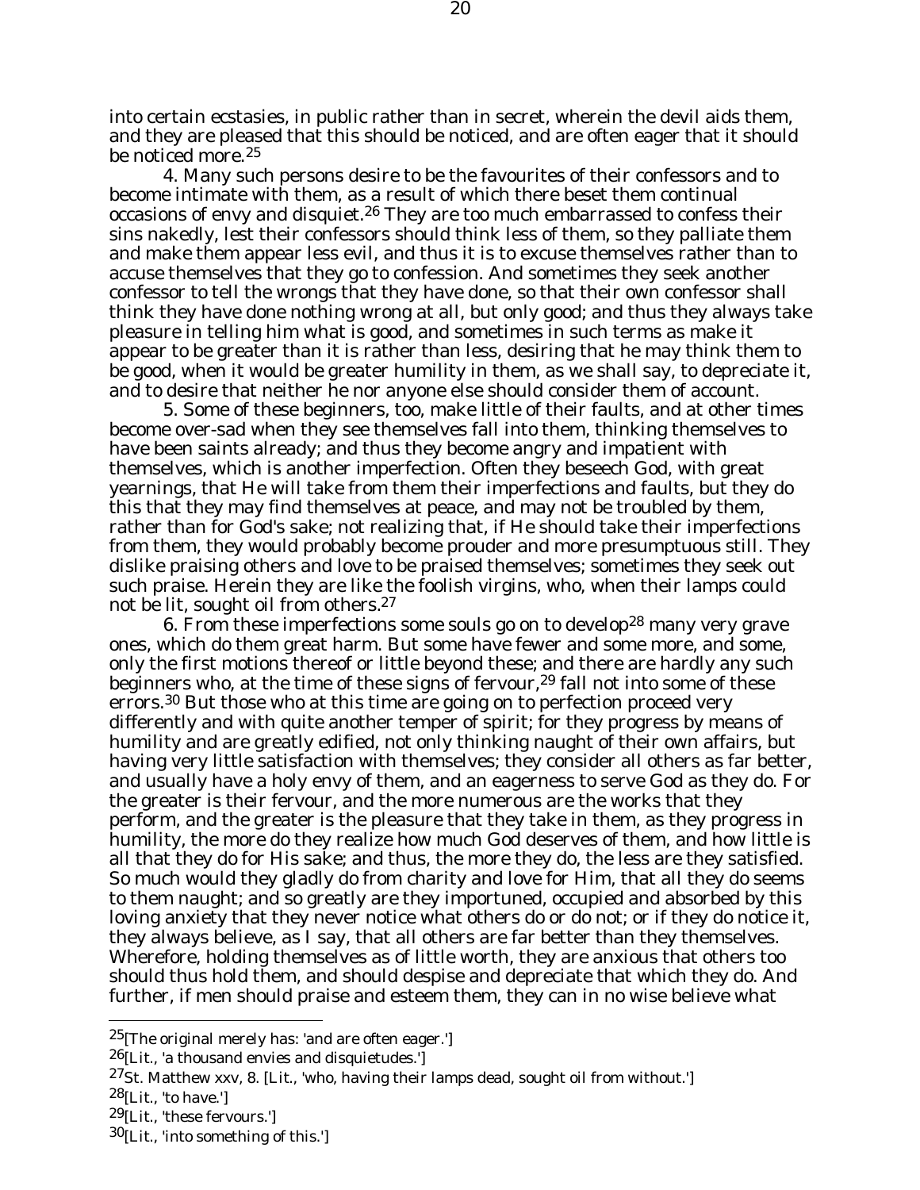into certain ecstasies, in public rather than in secret, wherein the devil aids them, and they are pleased that this should be noticed, and are often eager that it should be noticed more.[25]

4. Many such persons desire to be the favourites of their confessors and to become intimate with them, as a result of which there beset them continual occasions of envy and disquiet.[26] They are too much embarrassed to confess their sins nakedly, lest their confessors should think less of them, so they palliate them and make them appear less evil, and thus it is to excuse themselves rather than to accuse themselves that they go to confession. And sometimes they seek another confessor to tell the wrongs that they have done, so that their own confessor shall think they have done nothing wrong at all, but only good; and thus they always take pleasure in telling him what is good, and sometimes in such terms as make it appear to be greater than it is rather than less, desiring that he may think them to be good, when it would be greater humility in them, as we shall say, to depreciate it, and to desire that neither he nor anyone else should consider them of account.

5. Some of these beginners, too, make little of their faults, and at other times become over-sad when they see themselves fall into them, thinking themselves to have been saints already; and thus they become angry and impatient with themselves, which is another imperfection. Often they beseech God, with great yearnings, that He will take from them their imperfections and faults, but they do this that they may find themselves at peace, and may not be troubled by them, rather than for God's sake; not realizing that, if He should take their imperfections from them, they would probably become prouder and more presumptuous still. They dislike praising others and love to be praised themselves; sometimes they seek out such praise. Herein they are like the foolish virgins, who, when their lamps could not be lit, sought oil from others.[27]

6. From these imperfections some souls go on to develop[28] many very grave ones, which do them great harm. But some have fewer and some more, and some, only the first motions thereof or little beyond these; and there are hardly any such beginners who, at the time of these signs of fervour,[29] fall not into some of these errors.[30] But those who at this time are going on to perfection proceed very differently and with quite another temper of spirit; for they progress by means of humility and are greatly edified, not only thinking naught of their own affairs, but having very little satisfaction with themselves; they consider all others as far better, and usually have a holy envy of them, and an eagerness to serve God as they do. For the greater is their fervour, and the more numerous are the works that they perform, and the greater is the pleasure that they take in them, as they progress in humility, the more do they realize how much God deserves of them, and how little is all that they do for His sake; and thus, the more they do, the less are they satisfied. So much would they gladly do from charity and love for Him, that all they do seems to them naught; and so greatly are they importuned, occupied and absorbed by this loving anxiety that they never notice what others do or do not; or if they do notice it, they always believe, as I say, that all others are far better than they themselves. Wherefore, holding themselves as of little worth, they are anxious that others too should thus hold them, and should despise and depreciate that which they do. And further, if men should praise and esteem them, they can in no wise believe what

---

[25] [The original merely has: 'and are often eager.']

[26] [Lit., 'a thousand envies and disquietudes.']

[27] St. Matthew xxv, 8. [Lit., 'who, having their lamps dead, sought oil from without.']

[28] [Lit., 'to have.']

[29] [Lit., 'these fervours.']

[30] [Lit., 'into something of this.']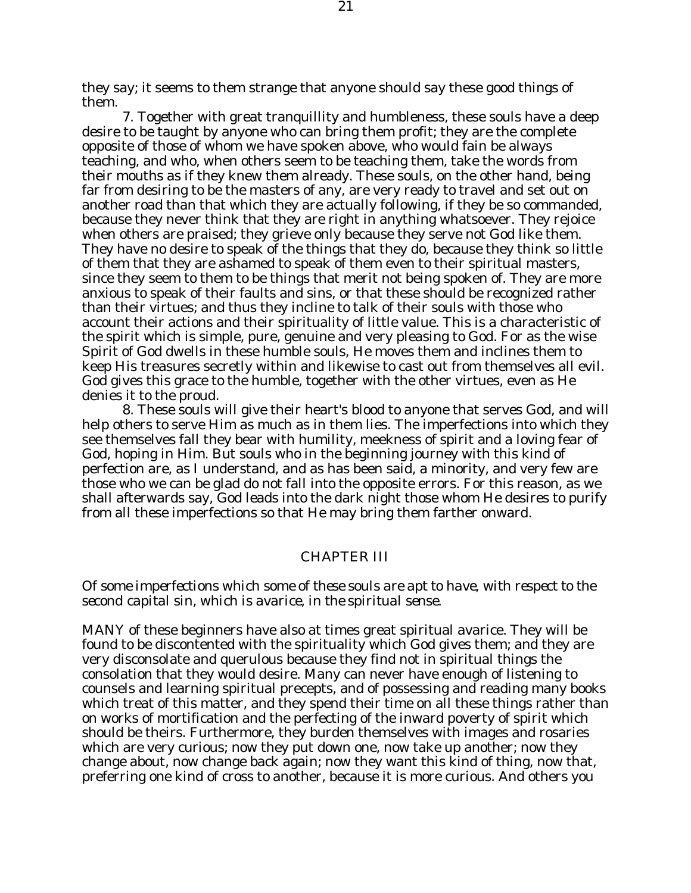they say; it seems to them strange that anyone should say these good things of them.

7. Together with great tranquillity and humbleness, these souls have a deep desire to be taught by anyone who can bring them profit; they are the complete opposite of those of whom we have spoken above, who would fain be always teaching, and who, when others seem to be teaching them, take the words from their mouths as if they knew them already. These souls, on the other hand, being far from desiring to be the masters of any, are very ready to travel and set out on another road than that which they are actually following, if they be so commanded, because they never think that they are right in anything whatsoever. They rejoice when others are praised; they grieve only because they serve not God like them. They have no desire to speak of the things that they do, because they think so little of them that they are ashamed to speak of them even to their spiritual masters, since they seem to them to be things that merit not being spoken of. They are more anxious to speak of their faults and sins, or that these should be recognized rather than their virtues; and thus they incline to talk of their souls with those who account their actions and their spirituality of little value. This is a characteristic of the spirit which is simple, pure, genuine and very pleasing to God. For as the wise Spirit of God dwells in these humble souls, He moves them and inclines them to keep His treasures secretly within and likewise to cast out from themselves all evil. God gives this grace to the humble, together with the other virtues, even as He denies it to the proud.

8. These souls will give their heart's blood to anyone that serves God, and will help others to serve Him as much as in them lies. The imperfections into which they see themselves fall they bear with humility, meekness of spirit and a loving fear of God, hoping in Him. But souls who in the beginning journey with this kind of perfection are, as I understand, and as has been said, a minority, and very few are those who we can be glad do not fall into the opposite errors. For this reason, as we shall afterwards say, God leads into the dark night those whom He desires to purify from all these imperfections so that He may bring them farther onward.

## CHAPTER III

*Of some imperfections which some of these souls are apt to have, with respect to the second capital sin, which is avarice, in the spiritual sense.*

MANY of these beginners have also at times great spiritual avarice. They will be found to be discontented with the spirituality which God gives them; and they are very disconsolate and querulous because they find not in spiritual things the consolation that they would desire. Many can never have enough of listening to counsels and learning spiritual precepts, and of possessing and reading many books which treat of this matter, and they spend their time on all these things rather than on works of mortification and the perfecting of the inward poverty of spirit which should be theirs. Furthermore, they burden themselves with images and rosaries which are very curious; now they put down one, now take up another; now they change about, now change back again; now they want this kind of thing, now that, preferring one kind of cross to another, because it is more curious. And others you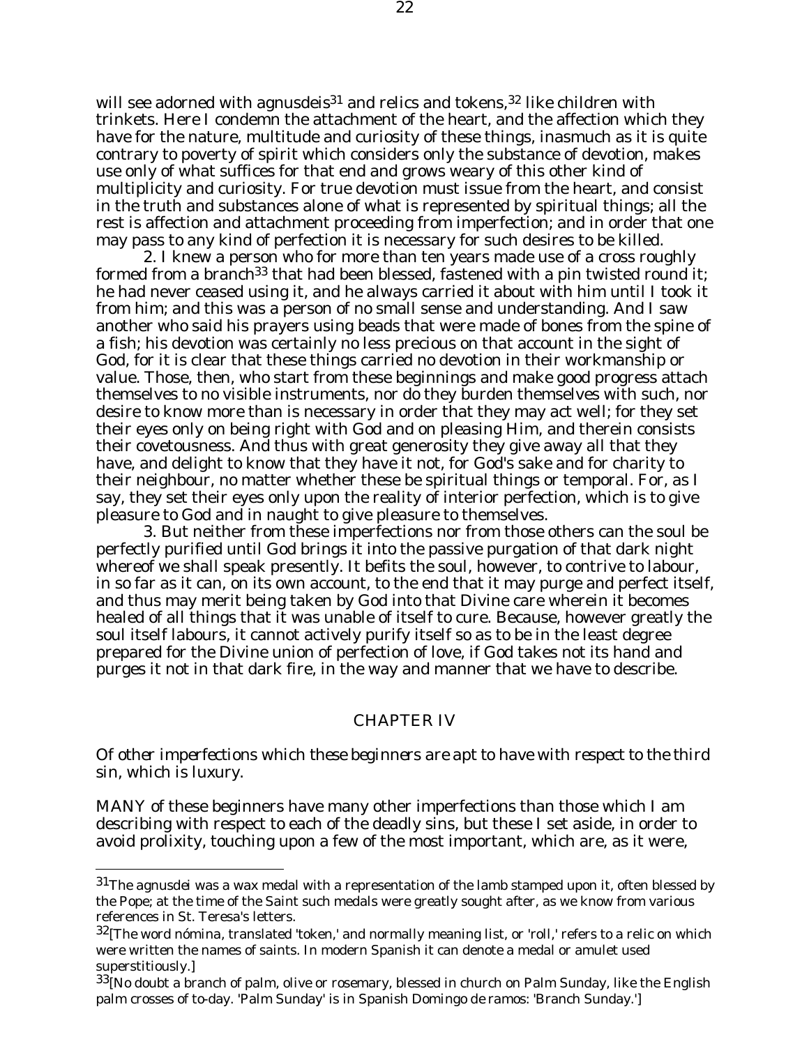will see adorned with agnusdeis[31] and relics and tokens,[32] like children with trinkets. Here I condemn the attachment of the heart, and the affection which they have for the nature, multitude and curiosity of these things, inasmuch as it is quite contrary to poverty of spirit which considers only the substance of devotion, makes use only of what suffices for that end and grows weary of this other kind of multiplicity and curiosity. For true devotion must issue from the heart, and consist in the truth and substances alone of what is represented by spiritual things; all the rest is affection and attachment proceeding from imperfection; and in order that one may pass to any kind of perfection it is necessary for such desires to be killed.

2. I knew a person who for more than ten years made use of a cross roughly formed from a branch[33] that had been blessed, fastened with a pin twisted round it; he had never ceased using it, and he always carried it about with him until I took it from him; and this was a person of no small sense and understanding. And I saw another who said his prayers using beads that were made of bones from the spine of a fish; his devotion was certainly no less precious on that account in the sight of God, for it is clear that these things carried no devotion in their workmanship or value. Those, then, who start from these beginnings and make good progress attach themselves to no visible instruments, nor do they burden themselves with such, nor desire to know more than is necessary in order that they may act well; for they set their eyes only on being right with God and on pleasing Him, and therein consists their covetousness. And thus with great generosity they give away all that they have, and delight to know that they have it not, for God's sake and for charity to their neighbour, no matter whether these be spiritual things or temporal. For, as I say, they set their eyes only upon the reality of interior perfection, which is to give pleasure to God and in naught to give pleasure to themselves.

3. But neither from these imperfections nor from those others can the soul be perfectly purified until God brings it into the passive purgation of that dark night whereof we shall speak presently. It befits the soul, however, to contrive to labour, in so far as it can, on its own account, to the end that it may purge and perfect itself, and thus may merit being taken by God into that Divine care wherein it becomes healed of all things that it was unable of itself to cure. Because, however greatly the soul itself labours, it cannot actively purify itself so as to be in the least degree prepared for the Divine union of perfection of love, if God takes not its hand and purges it not in that dark fire, in the way and manner that we have to describe.

## CHAPTER IV

*Of other imperfections which these beginners are apt to have with respect to the third sin, which is luxury.*

MANY of these beginners have many other imperfections than those which I am describing with respect to each of the deadly sins, but these I set aside, in order to avoid prolixity, touching upon a few of the most important, which are, as it were,

---

[31] The agnusdei was a wax medal with a representation of the lamb stamped upon it, often blessed by the Pope; at the time of the Saint such medals were greatly sought after, as we know from various references in St. Teresa's letters.

[32] [The word nómina, translated 'token,' and normally meaning list, or 'roll,' refers to a relic on which were written the names of saints. In modern Spanish it can denote a medal or amulet used superstitiously.]

[33] [No doubt a branch of palm, olive or rosemary, blessed in church on Palm Sunday, like the English palm crosses of to-day. 'Palm Sunday' is in Spanish Domingo de ramos: 'Branch Sunday.']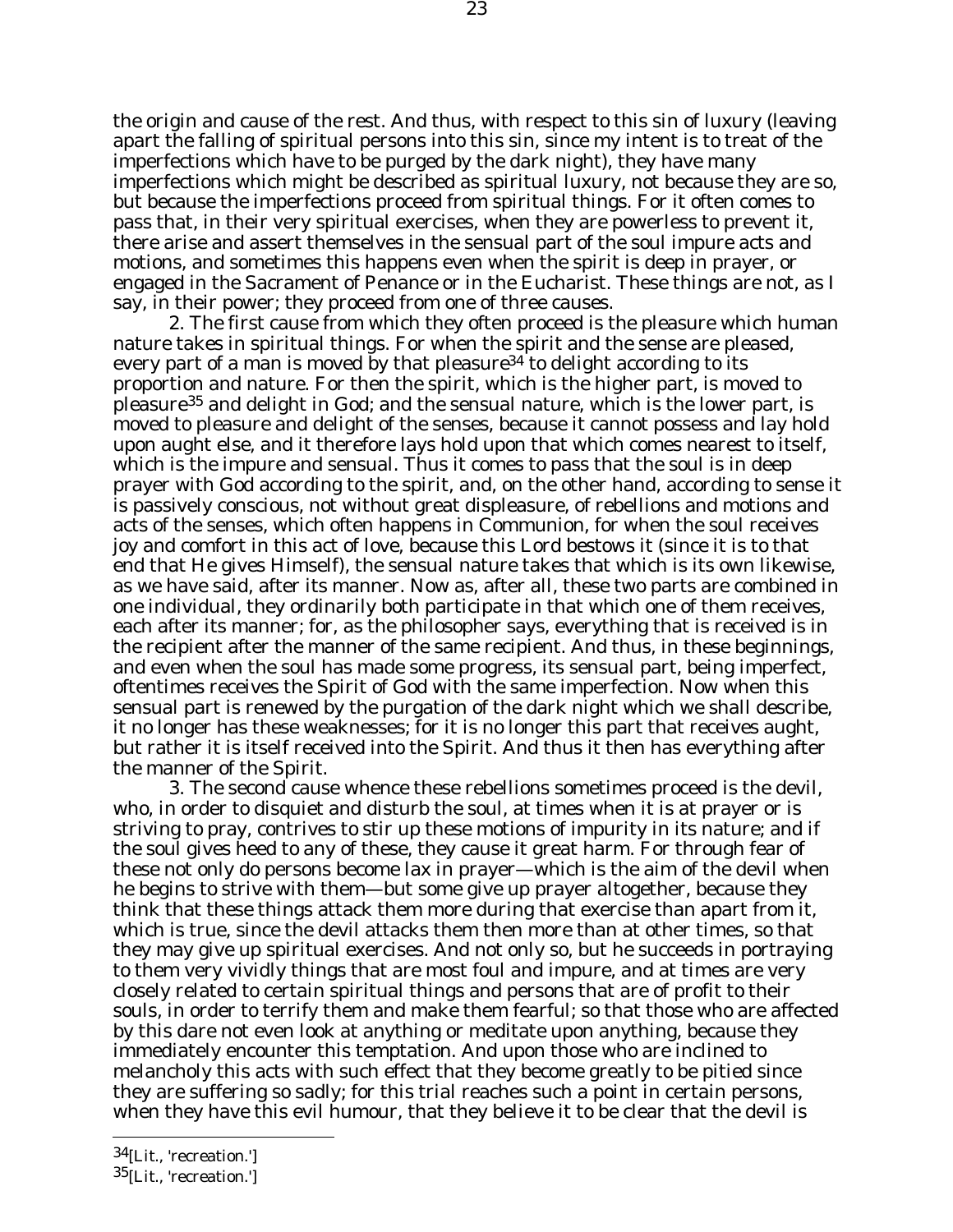the origin and cause of the rest. And thus, with respect to this sin of luxury (leaving apart the falling of spiritual persons into this sin, since my intent is to treat of the imperfections which have to be purged by the dark night), they have many imperfections which might be described as spiritual luxury, not because they are so, but because the imperfections proceed from spiritual things. For it often comes to pass that, in their very spiritual exercises, when they are powerless to prevent it, there arise and assert themselves in the sensual part of the soul impure acts and motions, and sometimes this happens even when the spirit is deep in prayer, or engaged in the Sacrament of Penance or in the Eucharist. These things are not, as I say, in their power; they proceed from one of three causes.

2. The first cause from which they often proceed is the pleasure which human nature takes in spiritual things. For when the spirit and the sense are pleased, every part of a man is moved by that pleasure[34] to delight according to its proportion and nature. For then the spirit, which is the higher part, is moved to pleasure[35] and delight in God; and the sensual nature, which is the lower part, is moved to pleasure and delight of the senses, because it cannot possess and lay hold upon aught else, and it therefore lays hold upon that which comes nearest to itself, which is the impure and sensual. Thus it comes to pass that the soul is in deep prayer with God according to the spirit, and, on the other hand, according to sense it is passively conscious, not without great displeasure, of rebellions and motions and acts of the senses, which often happens in Communion, for when the soul receives joy and comfort in this act of love, because this Lord bestows it (since it is to that end that He gives Himself), the sensual nature takes that which is its own likewise, as we have said, after its manner. Now as, after all, these two parts are combined in one individual, they ordinarily both participate in that which one of them receives, each after its manner; for, as the philosopher says, everything that is received is in the recipient after the manner of the same recipient. And thus, in these beginnings, and even when the soul has made some progress, its sensual part, being imperfect, oftentimes receives the Spirit of God with the same imperfection. Now when this sensual part is renewed by the purgation of the dark night which we shall describe, it no longer has these weaknesses; for it is no longer this part that receives aught, but rather it is itself received into the Spirit. And thus it then has everything after the manner of the Spirit.

3. The second cause whence these rebellions sometimes proceed is the devil, who, in order to disquiet and disturb the soul, at times when it is at prayer or is striving to pray, contrives to stir up these motions of impurity in its nature; and if the soul gives heed to any of these, they cause it great harm. For through fear of these not only do persons become lax in prayer—which is the aim of the devil when he begins to strive with them—but some give up prayer altogether, because they think that these things attack them more during that exercise than apart from it, which is true, since the devil attacks them then more than at other times, so that they may give up spiritual exercises. And not only so, but he succeeds in portraying to them very vividly things that are most foul and impure, and at times are very closely related to certain spiritual things and persons that are of profit to their souls, in order to terrify them and make them fearful; so that those who are affected by this dare not even look at anything or meditate upon anything, because they immediately encounter this temptation. And upon those who are inclined to melancholy this acts with such effect that they become greatly to be pitied since they are suffering so sadly; for this trial reaches such a point in certain persons, when they have this evil humour, that they believe it to be clear that the devil is

---

[34][Lit., 'recreation.']

[35][Lit., 'recreation.']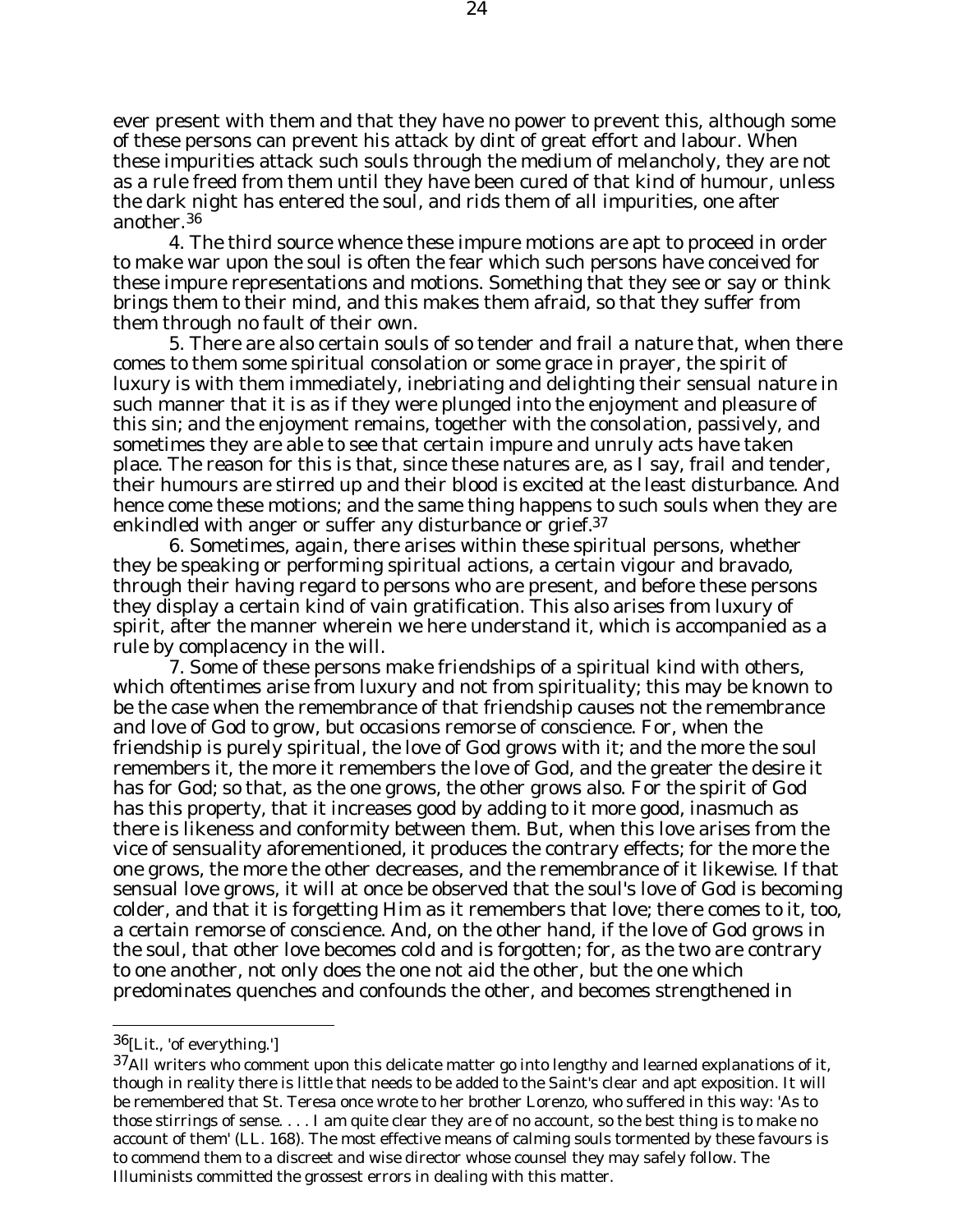ever present with them and that they have no power to prevent this, although some of these persons can prevent his attack by dint of great effort and labour. When these impurities attack such souls through the medium of melancholy, they are not as a rule freed from them until they have been cured of that kind of humour, unless the dark night has entered the soul, and rids them of all impurities, one after another.[36]

4. The third source whence these impure motions are apt to proceed in order to make war upon the soul is often the fear which such persons have conceived for these impure representations and motions. Something that they see or say or think brings them to their mind, and this makes them afraid, so that they suffer from them through no fault of their own.

5. There are also certain souls of so tender and frail a nature that, when there comes to them some spiritual consolation or some grace in prayer, the spirit of luxury is with them immediately, inebriating and delighting their sensual nature in such manner that it is as if they were plunged into the enjoyment and pleasure of this sin; and the enjoyment remains, together with the consolation, passively, and sometimes they are able to see that certain impure and unruly acts have taken place. The reason for this is that, since these natures are, as I say, frail and tender, their humours are stirred up and their blood is excited at the least disturbance. And hence come these motions; and the same thing happens to such souls when they are enkindled with anger or suffer any disturbance or grief.[37]

6. Sometimes, again, there arises within these spiritual persons, whether they be speaking or performing spiritual actions, a certain vigour and bravado, through their having regard to persons who are present, and before these persons they display a certain kind of vain gratification. This also arises from luxury of spirit, after the manner wherein we here understand it, which is accompanied as a rule by complacency in the will.

7. Some of these persons make friendships of a spiritual kind with others, which oftentimes arise from luxury and not from spirituality; this may be known to be the case when the remembrance of that friendship causes not the remembrance and love of God to grow, but occasions remorse of conscience. For, when the friendship is purely spiritual, the love of God grows with it; and the more the soul remembers it, the more it remembers the love of God, and the greater the desire it has for God; so that, as the one grows, the other grows also. For the spirit of God has this property, that it increases good by adding to it more good, inasmuch as there is likeness and conformity between them. But, when this love arises from the vice of sensuality aforementioned, it produces the contrary effects; for the more the one grows, the more the other decreases, and the remembrance of it likewise. If that sensual love grows, it will at once be observed that the soul's love of God is becoming colder, and that it is forgetting Him as it remembers that love; there comes to it, too, a certain remorse of conscience. And, on the other hand, if the love of God grows in the soul, that other love becomes cold and is forgotten; for, as the two are contrary to one another, not only does the one not aid the other, but the one which predominates quenches and confounds the other, and becomes strengthened in

---

[36] [Lit., 'of everything.']

[37] All writers who comment upon this delicate matter go into lengthy and learned explanations of it, though in reality there is little that needs to be added to the Saint's clear and apt exposition. It will be remembered that St. Teresa once wrote to her brother Lorenzo, who suffered in this way: 'As to those stirrings of sense. . . . I am quite clear they are of no account, so the best thing is to make no account of them' (LL. 168). The most effective means of calming souls tormented by these favours is to commend them to a discreet and wise director whose counsel they may safely follow. The Illuminists committed the grossest errors in dealing with this matter.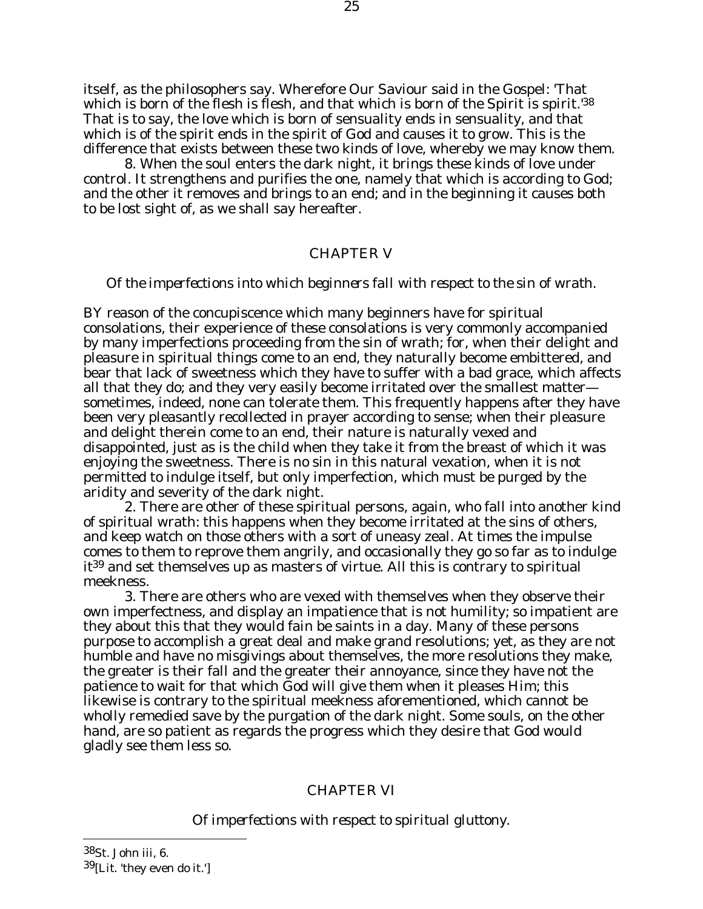itself, as the philosophers say. Wherefore Our Saviour said in the Gospel: 'That which is born of the flesh is flesh, and that which is born of the Spirit is spirit.'[38] That is to say, the love which is born of sensuality ends in sensuality, and that which is of the spirit ends in the spirit of God and causes it to grow. This is the difference that exists between these two kinds of love, whereby we may know them.

8. When the soul enters the dark night, it brings these kinds of love under control. It strengthens and purifies the one, namely that which is according to God; and the other it removes and brings to an end; and in the beginning it causes both to be lost sight of, as we shall say hereafter.

## CHAPTER V

*Of the imperfections into which beginners fall with respect to the sin of wrath.*

BY reason of the concupiscence which many beginners have for spiritual consolations, their experience of these consolations is very commonly accompanied by many imperfections proceeding from the sin of wrath; for, when their delight and pleasure in spiritual things come to an end, they naturally become embittered, and bear that lack of sweetness which they have to suffer with a bad grace, which affects all that they do; and they very easily become irritated over the smallest matter—sometimes, indeed, none can tolerate them. This frequently happens after they have been very pleasantly recollected in prayer according to sense; when their pleasure and delight therein come to an end, their nature is naturally vexed and disappointed, just as is the child when they take it from the breast of which it was enjoying the sweetness. There is no sin in this natural vexation, when it is not permitted to indulge itself, but only imperfection, which must be purged by the aridity and severity of the dark night.

2. There are other of these spiritual persons, again, who fall into another kind of spiritual wrath: this happens when they become irritated at the sins of others, and keep watch on those others with a sort of uneasy zeal. At times the impulse comes to them to reprove them angrily, and occasionally they go so far as to indulge it[39] and set themselves up as masters of virtue. All this is contrary to spiritual meekness.

3. There are others who are vexed with themselves when they observe their own imperfectness, and display an impatience that is not humility; so impatient are they about this that they would fain be saints in a day. Many of these persons purpose to accomplish a great deal and make grand resolutions; yet, as they are not humble and have no misgivings about themselves, the more resolutions they make, the greater is their fall and the greater their annoyance, since they have not the patience to wait for that which God will give them when it pleases Him; this likewise is contrary to the spiritual meekness aforementioned, which cannot be wholly remedied save by the purgation of the dark night. Some souls, on the other hand, are so patient as regards the progress which they desire that God would gladly see them less so.

## CHAPTER VI

*Of imperfections with respect to spiritual gluttony.*

---

[38] St. John iii, 6.

[39] [Lit. 'they even do it.']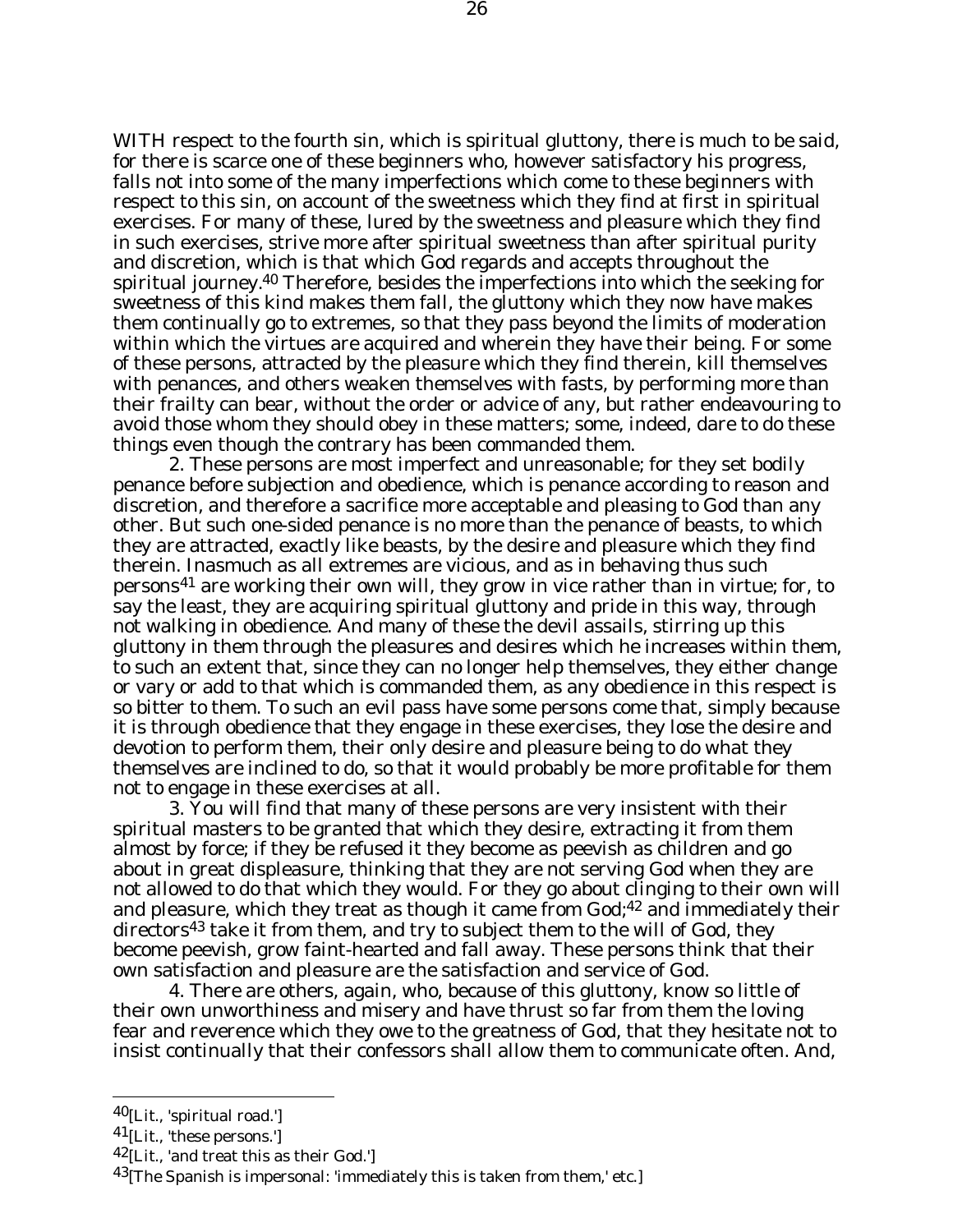WITH respect to the fourth sin, which is spiritual gluttony, there is much to be said, for there is scarce one of these beginners who, however satisfactory his progress, falls not into some of the many imperfections which come to these beginners with respect to this sin, on account of the sweetness which they find at first in spiritual exercises. For many of these, lured by the sweetness and pleasure which they find in such exercises, strive more after spiritual sweetness than after spiritual purity and discretion, which is that which God regards and accepts throughout the spiritual journey.[40] Therefore, besides the imperfections into which the seeking for sweetness of this kind makes them fall, the gluttony which they now have makes them continually go to extremes, so that they pass beyond the limits of moderation within which the virtues are acquired and wherein they have their being. For some of these persons, attracted by the pleasure which they find therein, kill themselves with penances, and others weaken themselves with fasts, by performing more than their frailty can bear, without the order or advice of any, but rather endeavouring to avoid those whom they should obey in these matters; some, indeed, dare to do these things even though the contrary has been commanded them.

2. These persons are most imperfect and unreasonable; for they set bodily penance before subjection and obedience, which is penance according to reason and discretion, and therefore a sacrifice more acceptable and pleasing to God than any other. But such one-sided penance is no more than the penance of beasts, to which they are attracted, exactly like beasts, by the desire and pleasure which they find therein. Inasmuch as all extremes are vicious, and as in behaving thus such persons[41] are working their own will, they grow in vice rather than in virtue; for, to say the least, they are acquiring spiritual gluttony and pride in this way, through not walking in obedience. And many of these the devil assails, stirring up this gluttony in them through the pleasures and desires which he increases within them, to such an extent that, since they can no longer help themselves, they either change or vary or add to that which is commanded them, as any obedience in this respect is so bitter to them. To such an evil pass have some persons come that, simply because it is through obedience that they engage in these exercises, they lose the desire and devotion to perform them, their only desire and pleasure being to do what they themselves are inclined to do, so that it would probably be more profitable for them not to engage in these exercises at all.

3. You will find that many of these persons are very insistent with their spiritual masters to be granted that which they desire, extracting it from them almost by force; if they be refused it they become as peevish as children and go about in great displeasure, thinking that they are not serving God when they are not allowed to do that which they would. For they go about clinging to their own will and pleasure, which they treat as though it came from God;[42] and immediately their directors[43] take it from them, and try to subject them to the will of God, they become peevish, grow faint-hearted and fall away. These persons think that their own satisfaction and pleasure are the satisfaction and service of God.

4. There are others, again, who, because of this gluttony, know so little of their own unworthiness and misery and have thrust so far from them the loving fear and reverence which they owe to the greatness of God, that they hesitate not to insist continually that their confessors shall allow them to communicate often. And,

---

[40][Lit., 'spiritual road.']

[41][Lit., 'these persons.']

[42][Lit., 'and treat this as their God.']

[43][The Spanish is impersonal: 'immediately this is taken from them,' etc.]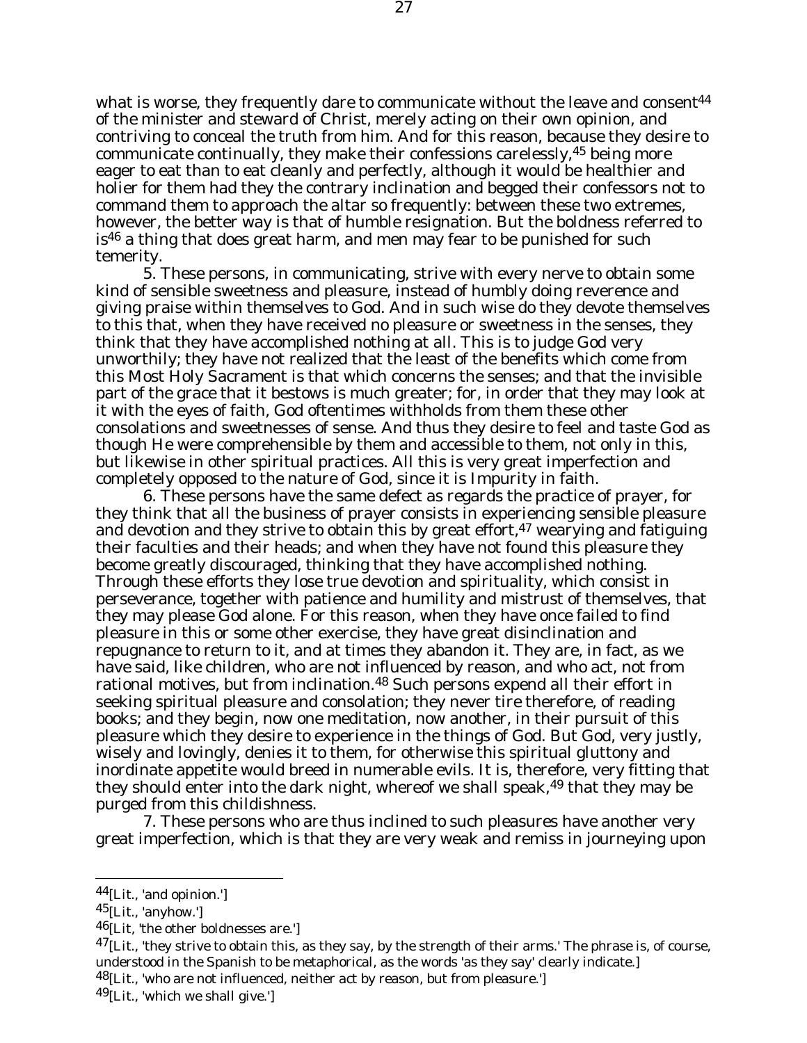what is worse, they frequently dare to communicate without the leave and consent[44] of the minister and steward of Christ, merely acting on their own opinion, and contriving to conceal the truth from him. And for this reason, because they desire to communicate continually, they make their confessions carelessly,[45] being more eager to eat than to eat cleanly and perfectly, although it would be healthier and holier for them had they the contrary inclination and begged their confessors not to command them to approach the altar so frequently: between these two extremes, however, the better way is that of humble resignation. But the boldness referred to is[46] a thing that does great harm, and men may fear to be punished for such temerity.

5. These persons, in communicating, strive with every nerve to obtain some kind of sensible sweetness and pleasure, instead of humbly doing reverence and giving praise within themselves to God. And in such wise do they devote themselves to this that, when they have received no pleasure or sweetness in the senses, they think that they have accomplished nothing at all. This is to judge God very unworthily; they have not realized that the least of the benefits which come from this Most Holy Sacrament is that which concerns the senses; and that the invisible part of the grace that it bestows is much greater; for, in order that they may look at it with the eyes of faith, God oftentimes withholds from them these other consolations and sweetnesses of sense. And thus they desire to feel and taste God as though He were comprehensible by them and accessible to them, not only in this, but likewise in other spiritual practices. All this is very great imperfection and completely opposed to the nature of God, since it is Impurity in faith.

6. These persons have the same defect as regards the practice of prayer, for they think that all the business of prayer consists in experiencing sensible pleasure and devotion and they strive to obtain this by great effort,[47] wearying and fatiguing their faculties and their heads; and when they have not found this pleasure they become greatly discouraged, thinking that they have accomplished nothing. Through these efforts they lose true devotion and spirituality, which consist in perseverance, together with patience and humility and mistrust of themselves, that they may please God alone. For this reason, when they have once failed to find pleasure in this or some other exercise, they have great disinclination and repugnance to return to it, and at times they abandon it. They are, in fact, as we have said, like children, who are not influenced by reason, and who act, not from rational motives, but from inclination.[48] Such persons expend all their effort in seeking spiritual pleasure and consolation; they never tire therefore, of reading books; and they begin, now one meditation, now another, in their pursuit of this pleasure which they desire to experience in the things of God. But God, very justly, wisely and lovingly, denies it to them, for otherwise this spiritual gluttony and inordinate appetite would breed in numerable evils. It is, therefore, very fitting that they should enter into the dark night, whereof we shall speak,[49] that they may be purged from this childishness.

7. These persons who are thus inclined to such pleasures have another very great imperfection, which is that they are very weak and remiss in journeying upon

---

[44][Lit., 'and opinion.']

[45][Lit., 'anyhow.']

[46][Lit, 'the other boldnesses are.']

[47][Lit., 'they strive to obtain this, as they say, by the strength of their arms.' The phrase is, of course, understood in the Spanish to be metaphorical, as the words 'as they say' clearly indicate.]

[48][Lit., 'who are not influenced, neither act by reason, but from pleasure.']

[49][Lit., 'which we shall give.']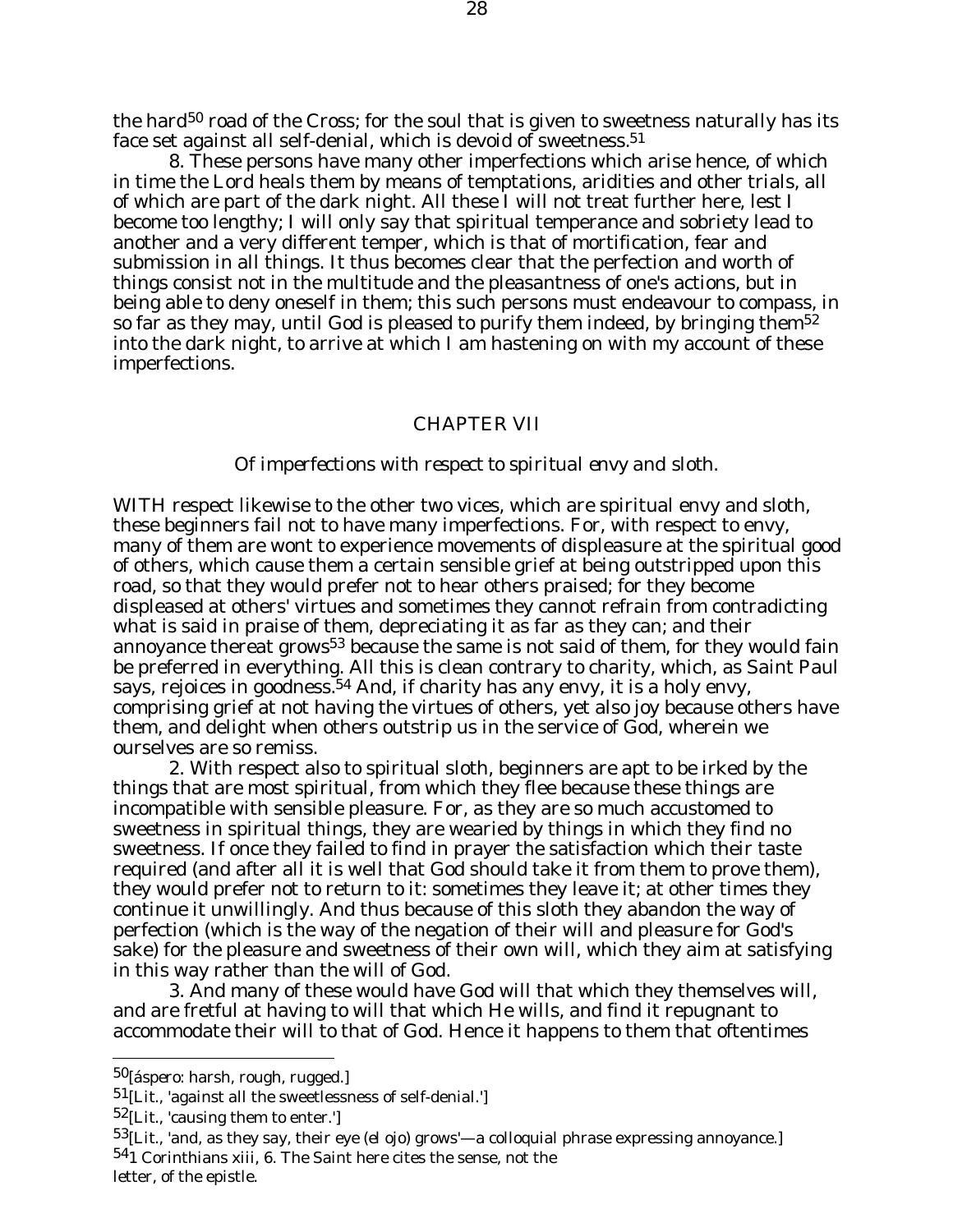the hard[50] road of the Cross; for the soul that is given to sweetness naturally has its face set against all self-denial, which is devoid of sweetness.[51]

8. These persons have many other imperfections which arise hence, of which in time the Lord heals them by means of temptations, aridities and other trials, all of which are part of the dark night. All these I will not treat further here, lest I become too lengthy; I will only say that spiritual temperance and sobriety lead to another and a very different temper, which is that of mortification, fear and submission in all things. It thus becomes clear that the perfection and worth of things consist not in the multitude and the pleasantness of one's actions, but in being able to deny oneself in them; this such persons must endeavour to compass, in so far as they may, until God is pleased to purify them indeed, by bringing them[52] into the dark night, to arrive at which I am hastening on with my account of these imperfections.

## CHAPTER VII

*Of imperfections with respect to spiritual envy and sloth.*

WITH respect likewise to the other two vices, which are spiritual envy and sloth, these beginners fail not to have many imperfections. For, with respect to envy, many of them are wont to experience movements of displeasure at the spiritual good of others, which cause them a certain sensible grief at being outstripped upon this road, so that they would prefer not to hear others praised; for they become displeased at others' virtues and sometimes they cannot refrain from contradicting what is said in praise of them, depreciating it as far as they can; and their annoyance thereat grows[53] because the same is not said of them, for they would fain be preferred in everything. All this is clean contrary to charity, which, as Saint Paul says, rejoices in goodness.[54] And, if charity has any envy, it is a holy envy, comprising grief at not having the virtues of others, yet also joy because others have them, and delight when others outstrip us in the service of God, wherein we ourselves are so remiss.

2. With respect also to spiritual sloth, beginners are apt to be irked by the things that are most spiritual, from which they flee because these things are incompatible with sensible pleasure. For, as they are so much accustomed to sweetness in spiritual things, they are wearied by things in which they find no sweetness. If once they failed to find in prayer the satisfaction which their taste required (and after all it is well that God should take it from them to prove them), they would prefer not to return to it: sometimes they leave it; at other times they continue it unwillingly. And thus because of this sloth they abandon the way of perfection (which is the way of the negation of their will and pleasure for God's sake) for the pleasure and sweetness of their own will, which they aim at satisfying in this way rather than the will of God.

3. And many of these would have God will that which they themselves will, and are fretful at having to will that which He wills, and find it repugnant to accommodate their will to that of God. Hence it happens to them that oftentimes

---

[50][*áspero*: harsh, rough, rugged.]

[51][Lit., 'against all the sweetlessness of self-denial.']

[52][Lit., 'causing them to enter.']

[53][Lit., 'and, as they say, their eye (*el ojo*) grows'—a colloquial phrase expressing annoyance.]

[54]1 Corinthians xiii, 6. The Saint here cites the sense, not the letter, of the epistle.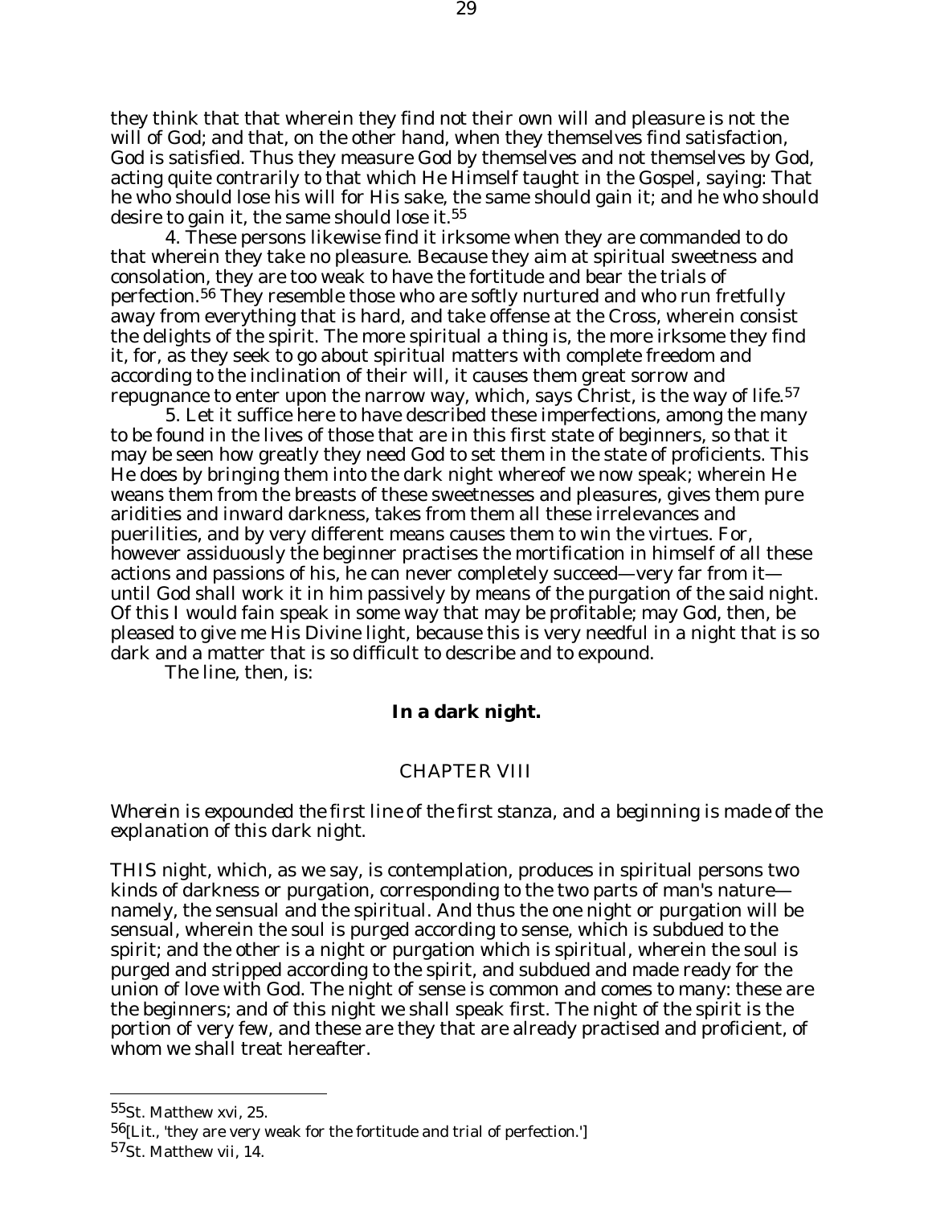they think that that wherein they find not their own will and pleasure is not the will of God; and that, on the other hand, when they themselves find satisfaction, God is satisfied. Thus they measure God by themselves and not themselves by God, acting quite contrarily to that which He Himself taught in the Gospel, saying: That he who should lose his will for His sake, the same should gain it; and he who should desire to gain it, the same should lose it.[55]

4. These persons likewise find it irksome when they are commanded to do that wherein they take no pleasure. Because they aim at spiritual sweetness and consolation, they are too weak to have the fortitude and bear the trials of perfection.[56] They resemble those who are softly nurtured and who run fretfully away from everything that is hard, and take offense at the Cross, wherein consist the delights of the spirit. The more spiritual a thing is, the more irksome they find it, for, as they seek to go about spiritual matters with complete freedom and according to the inclination of their will, it causes them great sorrow and repugnance to enter upon the narrow way, which, says Christ, is the way of life.[57]

5. Let it suffice here to have described these imperfections, among the many to be found in the lives of those that are in this first state of beginners, so that it may be seen how greatly they need God to set them in the state of proficients. This He does by bringing them into the dark night whereof we now speak; wherein He weans them from the breasts of these sweetnesses and pleasures, gives them pure aridities and inward darkness, takes from them all these irrelevances and puerilities, and by very different means causes them to win the virtues. For, however assiduously the beginner practises the mortification in himself of all these actions and passions of his, he can never completely succeed—very far from it—until God shall work it in him passively by means of the purgation of the said night. Of this I would fain speak in some way that may be profitable; may God, then, be pleased to give me His Divine light, because this is very needful in a night that is so dark and a matter that is so difficult to describe and to expound.

The line, then, is:

**In a dark night.**

## CHAPTER VIII

*Wherein is expounded the first line of the first stanza, and a beginning is made of the explanation of this dark night.*

THIS night, which, as we say, is contemplation, produces in spiritual persons two kinds of darkness or purgation, corresponding to the two parts of man's nature—namely, the sensual and the spiritual. And thus the one night or purgation will be sensual, wherein the soul is purged according to sense, which is subdued to the spirit; and the other is a night or purgation which is spiritual, wherein the soul is purged and stripped according to the spirit, and subdued and made ready for the union of love with God. The night of sense is common and comes to many: these are the beginners; and of this night we shall speak first. The night of the spirit is the portion of very few, and these are they that are already practised and proficient, of whom we shall treat hereafter.

---

[55]St. Matthew xvi, 25.

[56][Lit., 'they are very weak for the fortitude and trial of perfection.']

[57]St. Matthew vii, 14.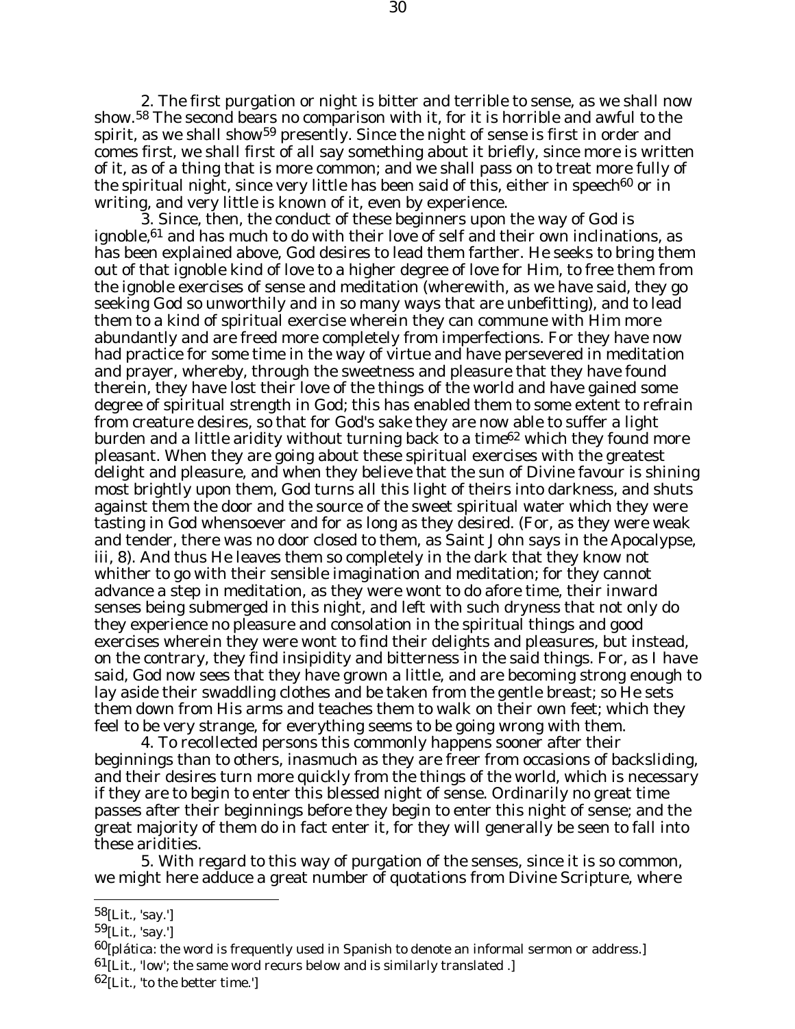2. The first purgation or night is bitter and terrible to sense, as we shall now show.[58] The second bears no comparison with it, for it is horrible and awful to the spirit, as we shall show[59] presently. Since the night of sense is first in order and comes first, we shall first of all say something about it briefly, since more is written of it, as of a thing that is more common; and we shall pass on to treat more fully of the spiritual night, since very little has been said of this, either in speech[60] or in writing, and very little is known of it, even by experience.

3. Since, then, the conduct of these beginners upon the way of God is ignoble,[61] and has much to do with their love of self and their own inclinations, as has been explained above, God desires to lead them farther. He seeks to bring them out of that ignoble kind of love to a higher degree of love for Him, to free them from the ignoble exercises of sense and meditation (wherewith, as we have said, they go seeking God so unworthily and in so many ways that are unbefitting), and to lead them to a kind of spiritual exercise wherein they can commune with Him more abundantly and are freed more completely from imperfections. For they have now had practice for some time in the way of virtue and have persevered in meditation and prayer, whereby, through the sweetness and pleasure that they have found therein, they have lost their love of the things of the world and have gained some degree of spiritual strength in God; this has enabled them to some extent to refrain from creature desires, so that for God's sake they are now able to suffer a light burden and a little aridity without turning back to a time[62] which they found more pleasant. When they are going about these spiritual exercises with the greatest delight and pleasure, and when they believe that the sun of Divine favour is shining most brightly upon them, God turns all this light of theirs into darkness, and shuts against them the door and the source of the sweet spiritual water which they were tasting in God whensoever and for as long as they desired. (For, as they were weak and tender, there was no door closed to them, as Saint John says in the Apocalypse, iii, 8). And thus He leaves them so completely in the dark that they know not whither to go with their sensible imagination and meditation; for they cannot advance a step in meditation, as they were wont to do afore time, their inward senses being submerged in this night, and left with such dryness that not only do they experience no pleasure and consolation in the spiritual things and good exercises wherein they were wont to find their delights and pleasures, but instead, on the contrary, they find insipidity and bitterness in the said things. For, as I have said, God now sees that they have grown a little, and are becoming strong enough to lay aside their swaddling clothes and be taken from the gentle breast; so He sets them down from His arms and teaches them to walk on their own feet; which they feel to be very strange, for everything seems to be going wrong with them.

4. To recollected persons this commonly happens sooner after their beginnings than to others, inasmuch as they are freer from occasions of backsliding, and their desires turn more quickly from the things of the world, which is necessary if they are to begin to enter this blessed night of sense. Ordinarily no great time passes after their beginnings before they begin to enter this night of sense; and the great majority of them do in fact enter it, for they will generally be seen to fall into these aridities.

5. With regard to this way of purgation of the senses, since it is so common, we might here adduce a great number of quotations from Divine Scripture, where

---

[58] [Lit., 'say.']

[59] [Lit., 'say.']

[60] [plática: the word is frequently used in Spanish to denote an informal sermon or address.]

[61] [Lit., 'low'; the same word recurs below and is similarly translated .]

[62] [Lit., 'to the better time.']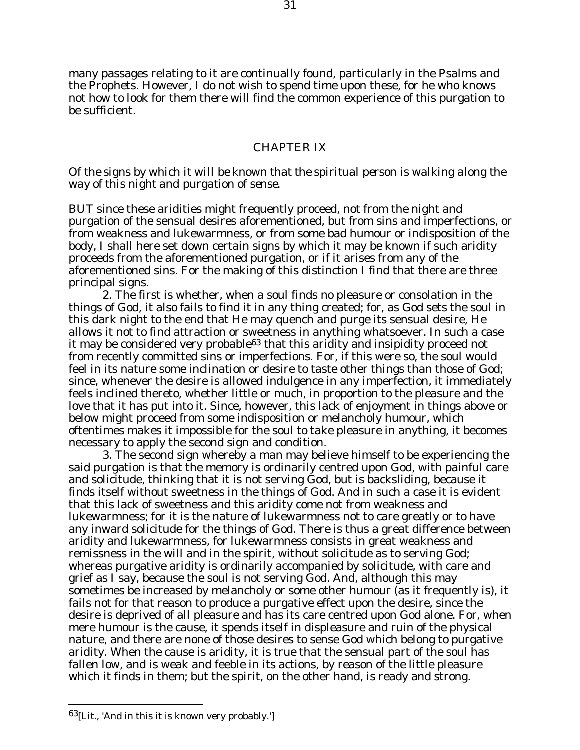many passages relating to it are continually found, particularly in the Psalms and the Prophets. However, I do not wish to spend time upon these, for he who knows not how to look for them there will find the common experience of this purgation to be sufficient.

## CHAPTER IX

*Of the signs by which it will be known that the spiritual person is walking along the way of this night and purgation of sense.*

BUT since these aridities might frequently proceed, not from the night and purgation of the sensual desires aforementioned, but from sins and imperfections, or from weakness and lukewarmness, or from some bad humour or indisposition of the body, I shall here set down certain signs by which it may be known if such aridity proceeds from the aforementioned purgation, or if it arises from any of the aforementioned sins. For the making of this distinction I find that there are three principal signs.

2. The first is whether, when a soul finds no pleasure or consolation in the things of God, it also fails to find it in any thing created; for, as God sets the soul in this dark night to the end that He may quench and purge its sensual desire, He allows it not to find attraction or sweetness in anything whatsoever. In such a case it may be considered very probable[63] that this aridity and insipidity proceed not from recently committed sins or imperfections. For, if this were so, the soul would feel in its nature some inclination or desire to taste other things than those of God; since, whenever the desire is allowed indulgence in any imperfection, it immediately feels inclined thereto, whether little or much, in proportion to the pleasure and the love that it has put into it. Since, however, this lack of enjoyment in things above or below might proceed from some indisposition or melancholy humour, which oftentimes makes it impossible for the soul to take pleasure in anything, it becomes necessary to apply the second sign and condition.

3. The second sign whereby a man may believe himself to be experiencing the said purgation is that the memory is ordinarily centred upon God, with painful care and solicitude, thinking that it is not serving God, but is backsliding, because it finds itself without sweetness in the things of God. And in such a case it is evident that this lack of sweetness and this aridity come not from weakness and lukewarmness; for it is the nature of lukewarmness not to care greatly or to have any inward solicitude for the things of God. There is thus a great difference between aridity and lukewarmness, for lukewarmness consists in great weakness and remissness in the will and in the spirit, without solicitude as to serving God; whereas purgative aridity is ordinarily accompanied by solicitude, with care and grief as I say, because the soul is not serving God. And, although this may sometimes be increased by melancholy or some other humour (as it frequently is), it fails not for that reason to produce a purgative effect upon the desire, since the desire is deprived of all pleasure and has its care centred upon God alone. For, when mere humour is the cause, it spends itself in displeasure and ruin of the physical nature, and there are none of those desires to sense God which belong to purgative aridity. When the cause is aridity, it is true that the sensual part of the soul has fallen low, and is weak and feeble in its actions, by reason of the little pleasure which it finds in them; but the spirit, on the other hand, is ready and strong.

---

[63] [Lit., 'And in this it is known very probably.']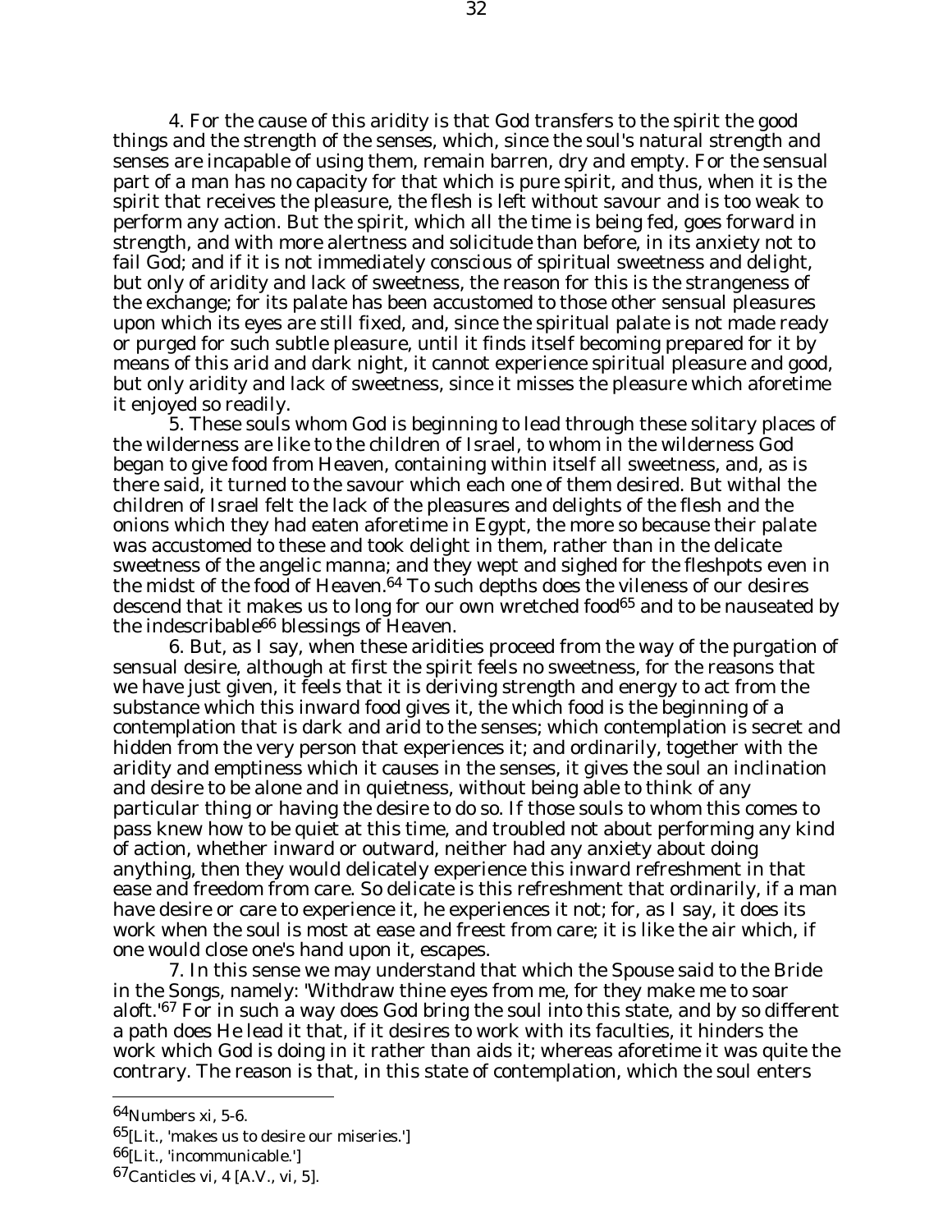4. For the cause of this aridity is that God transfers to the spirit the good things and the strength of the senses, which, since the soul's natural strength and senses are incapable of using them, remain barren, dry and empty. For the sensual part of a man has no capacity for that which is pure spirit, and thus, when it is the spirit that receives the pleasure, the flesh is left without savour and is too weak to perform any action. But the spirit, which all the time is being fed, goes forward in strength, and with more alertness and solicitude than before, in its anxiety not to fail God; and if it is not immediately conscious of spiritual sweetness and delight, but only of aridity and lack of sweetness, the reason for this is the strangeness of the exchange; for its palate has been accustomed to those other sensual pleasures upon which its eyes are still fixed, and, since the spiritual palate is not made ready or purged for such subtle pleasure, until it finds itself becoming prepared for it by means of this arid and dark night, it cannot experience spiritual pleasure and good, but only aridity and lack of sweetness, since it misses the pleasure which aforetime it enjoyed so readily.

5. These souls whom God is beginning to lead through these solitary places of the wilderness are like to the children of Israel, to whom in the wilderness God began to give food from Heaven, containing within itself all sweetness, and, as is there said, it turned to the savour which each one of them desired. But withal the children of Israel felt the lack of the pleasures and delights of the flesh and the onions which they had eaten aforetime in Egypt, the more so because their palate was accustomed to these and took delight in them, rather than in the delicate sweetness of the angelic manna; and they wept and sighed for the fleshpots even in the midst of the food of Heaven.[64] To such depths does the vileness of our desires descend that it makes us to long for our own wretched food[65] and to be nauseated by the indescribable[66] blessings of Heaven.

6. But, as I say, when these aridities proceed from the way of the purgation of sensual desire, although at first the spirit feels no sweetness, for the reasons that we have just given, it feels that it is deriving strength and energy to act from the substance which this inward food gives it, the which food is the beginning of a contemplation that is dark and arid to the senses; which contemplation is secret and hidden from the very person that experiences it; and ordinarily, together with the aridity and emptiness which it causes in the senses, it gives the soul an inclination and desire to be alone and in quietness, without being able to think of any particular thing or having the desire to do so. If those souls to whom this comes to pass knew how to be quiet at this time, and troubled not about performing any kind of action, whether inward or outward, neither had any anxiety about doing anything, then they would delicately experience this inward refreshment in that ease and freedom from care. So delicate is this refreshment that ordinarily, if a man have desire or care to experience it, he experiences it not; for, as I say, it does its work when the soul is most at ease and freest from care; it is like the air which, if one would close one's hand upon it, escapes.

7. In this sense we may understand that which the Spouse said to the Bride in the Songs, namely: 'Withdraw thine eyes from me, for they make me to soar aloft.'[67] For in such a way does God bring the soul into this state, and by so different a path does He lead it that, if it desires to work with its faculties, it hinders the work which God is doing in it rather than aids it; whereas aforetime it was quite the contrary. The reason is that, in this state of contemplation, which the soul enters

---

[64] Numbers xi, 5-6.

[65] [Lit., 'makes us to desire our miseries.']

[66] [Lit., 'incommunicable.']

[67] Canticles vi, 4 [A.V., vi, 5].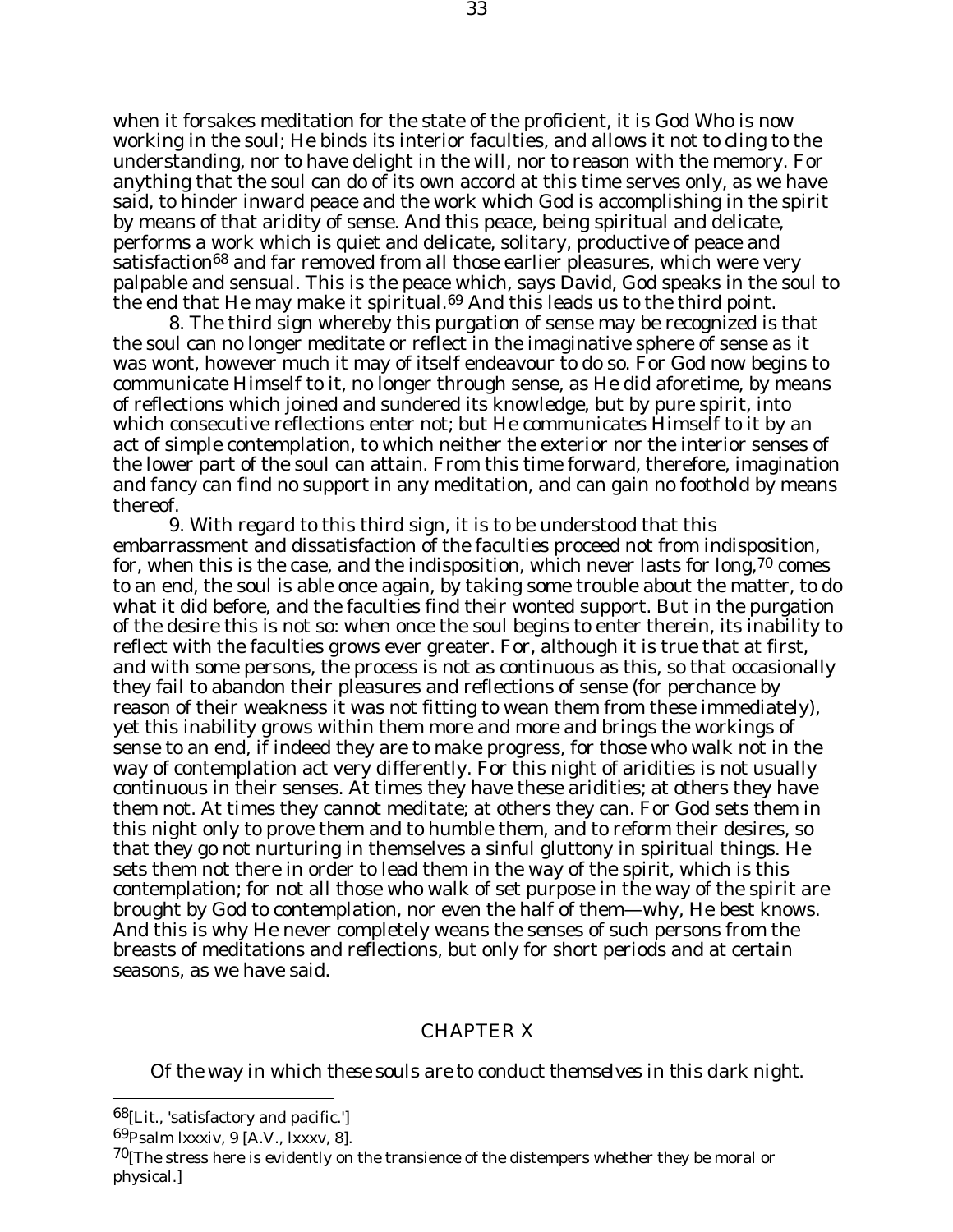when it forsakes meditation for the state of the proficient, it is God Who is now working in the soul; He binds its interior faculties, and allows it not to cling to the understanding, nor to have delight in the will, nor to reason with the memory. For anything that the soul can do of its own accord at this time serves only, as we have said, to hinder inward peace and the work which God is accomplishing in the spirit by means of that aridity of sense. And this peace, being spiritual and delicate, performs a work which is quiet and delicate, solitary, productive of peace and satisfaction[68] and far removed from all those earlier pleasures, which were very palpable and sensual. This is the peace which, says David, God speaks in the soul to the end that He may make it spiritual.[69] And this leads us to the third point.

8. The third sign whereby this purgation of sense may be recognized is that the soul can no longer meditate or reflect in the imaginative sphere of sense as it was wont, however much it may of itself endeavour to do so. For God now begins to communicate Himself to it, no longer through sense, as He did aforetime, by means of reflections which joined and sundered its knowledge, but by pure spirit, into which consecutive reflections enter not; but He communicates Himself to it by an act of simple contemplation, to which neither the exterior nor the interior senses of the lower part of the soul can attain. From this time forward, therefore, imagination and fancy can find no support in any meditation, and can gain no foothold by means thereof.

9. With regard to this third sign, it is to be understood that this embarrassment and dissatisfaction of the faculties proceed not from indisposition, for, when this is the case, and the indisposition, which never lasts for long,[70] comes to an end, the soul is able once again, by taking some trouble about the matter, to do what it did before, and the faculties find their wonted support. But in the purgation of the desire this is not so: when once the soul begins to enter therein, its inability to reflect with the faculties grows ever greater. For, although it is true that at first, and with some persons, the process is not as continuous as this, so that occasionally they fail to abandon their pleasures and reflections of sense (for perchance by reason of their weakness it was not fitting to wean them from these immediately), yet this inability grows within them more and more and brings the workings of sense to an end, if indeed they are to make progress, for those who walk not in the way of contemplation act very differently. For this night of aridities is not usually continuous in their senses. At times they have these aridities; at others they have them not. At times they cannot meditate; at others they can. For God sets them in this night only to prove them and to humble them, and to reform their desires, so that they go not nurturing in themselves a sinful gluttony in spiritual things. He sets them not there in order to lead them in the way of the spirit, which is this contemplation; for not all those who walk of set purpose in the way of the spirit are brought by God to contemplation, nor even the half of them—why, He best knows. And this is why He never completely weans the senses of such persons from the breasts of meditations and reflections, but only for short periods and at certain seasons, as we have said.

## CHAPTER X

*Of the way in which these souls are to conduct themselves in this dark night.*

---

[68] [Lit., 'satisfactory and pacific.']

[69] Psalm lxxxiv, 9 [A.V., lxxxv, 8].

[70] [The stress here is evidently on the transience of the distempers whether they be moral or physical.]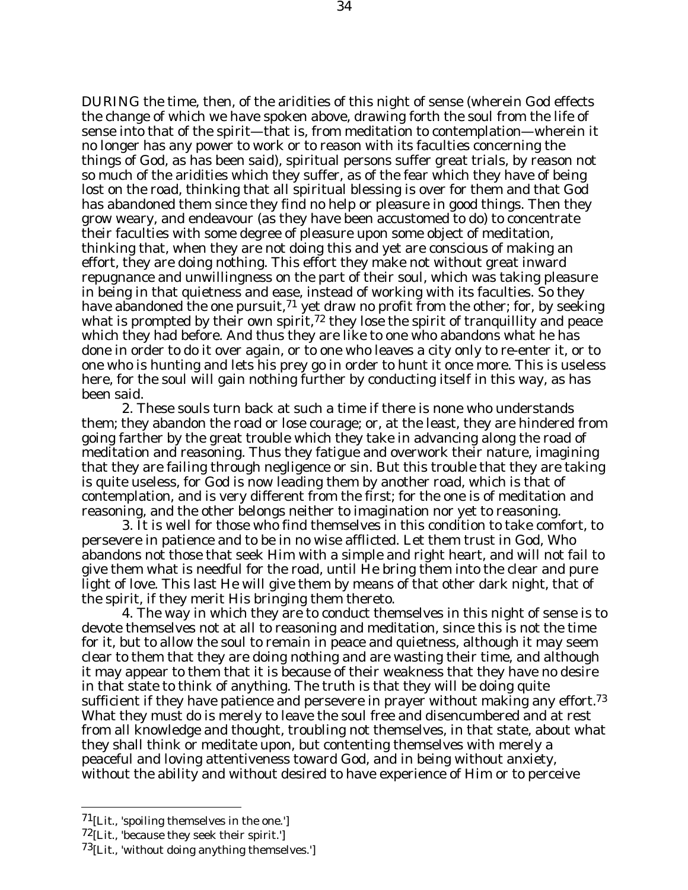DURING the time, then, of the aridities of this night of sense (wherein God effects the change of which we have spoken above, drawing forth the soul from the life of sense into that of the spirit—that is, from meditation to contemplation—wherein it no longer has any power to work or to reason with its faculties concerning the things of God, as has been said), spiritual persons suffer great trials, by reason not so much of the aridities which they suffer, as of the fear which they have of being lost on the road, thinking that all spiritual blessing is over for them and that God has abandoned them since they find no help or pleasure in good things. Then they grow weary, and endeavour (as they have been accustomed to do) to concentrate their faculties with some degree of pleasure upon some object of meditation, thinking that, when they are not doing this and yet are conscious of making an effort, they are doing nothing. This effort they make not without great inward repugnance and unwillingness on the part of their soul, which was taking pleasure in being in that quietness and ease, instead of working with its faculties. So they have abandoned the one pursuit,[71] yet draw no profit from the other; for, by seeking what is prompted by their own spirit,[72] they lose the spirit of tranquillity and peace which they had before. And thus they are like to one who abandons what he has done in order to do it over again, or to one who leaves a city only to re-enter it, or to one who is hunting and lets his prey go in order to hunt it once more. This is useless here, for the soul will gain nothing further by conducting itself in this way, as has been said.

2. These souls turn back at such a time if there is none who understands them; they abandon the road or lose courage; or, at the least, they are hindered from going farther by the great trouble which they take in advancing along the road of meditation and reasoning. Thus they fatigue and overwork their nature, imagining that they are failing through negligence or sin. But this trouble that they are taking is quite useless, for God is now leading them by another road, which is that of contemplation, and is very different from the first; for the one is of meditation and reasoning, and the other belongs neither to imagination nor yet to reasoning.

3. It is well for those who find themselves in this condition to take comfort, to persevere in patience and to be in no wise afflicted. Let them trust in God, Who abandons not those that seek Him with a simple and right heart, and will not fail to give them what is needful for the road, until He bring them into the clear and pure light of love. This last He will give them by means of that other dark night, that of the spirit, if they merit His bringing them thereto.

4. The way in which they are to conduct themselves in this night of sense is to devote themselves not at all to reasoning and meditation, since this is not the time for it, but to allow the soul to remain in peace and quietness, although it may seem clear to them that they are doing nothing and are wasting their time, and although it may appear to them that it is because of their weakness that they have no desire in that state to think of anything. The truth is that they will be doing quite sufficient if they have patience and persevere in prayer without making any effort.[73] What they must do is merely to leave the soul free and disencumbered and at rest from all knowledge and thought, troubling not themselves, in that state, about what they shall think or meditate upon, but contenting themselves with merely a peaceful and loving attentiveness toward God, and in being without anxiety, without the ability and without desired to have experience of Him or to perceive

---

[71] [Lit., 'spoiling themselves in the one.']

[72] [Lit., 'because they seek their spirit.']

[73] [Lit., 'without doing anything themselves.']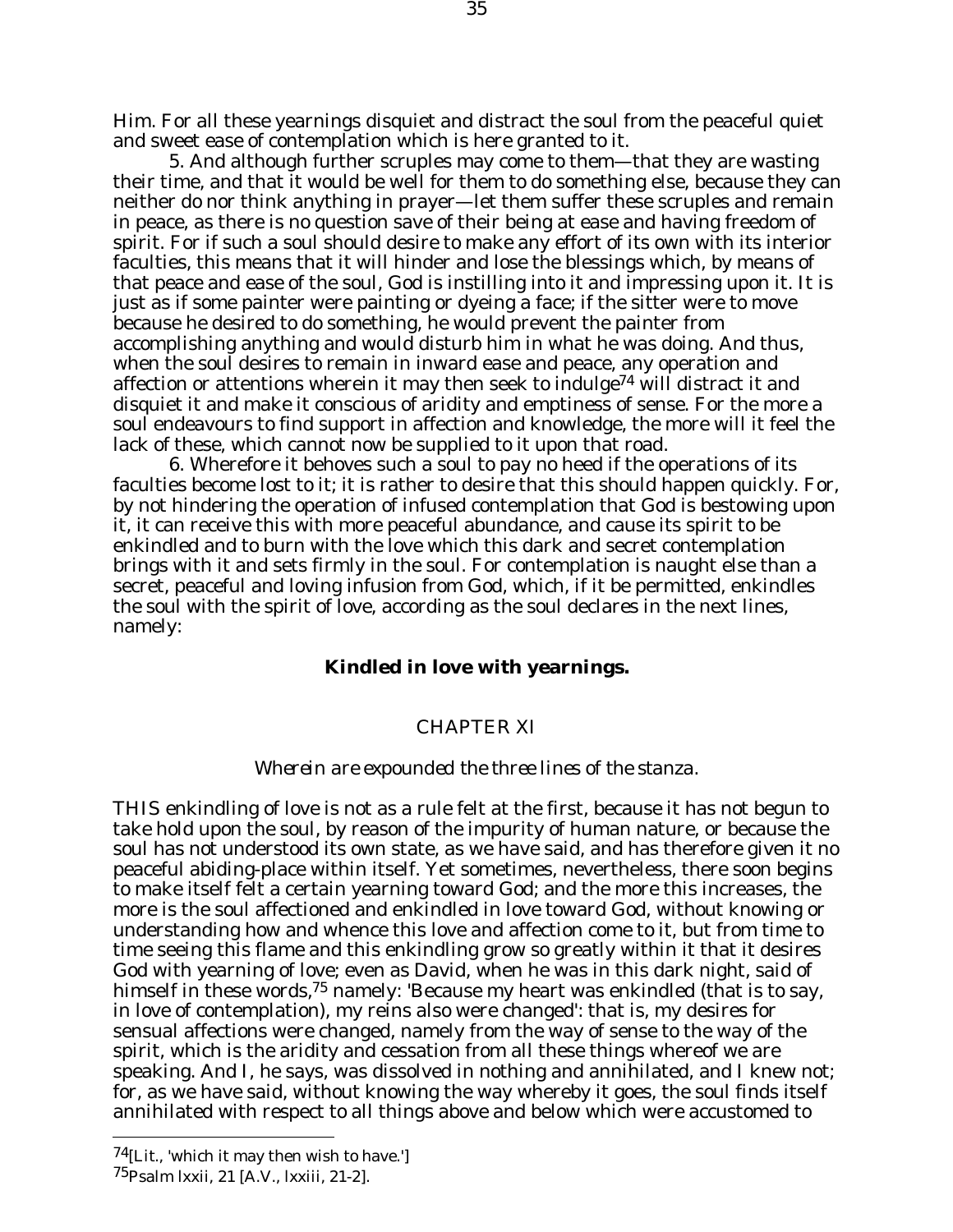Him. For all these yearnings disquiet and distract the soul from the peaceful quiet and sweet ease of contemplation which is here granted to it.

5. And although further scruples may come to them—that they are wasting their time, and that it would be well for them to do something else, because they can neither do nor think anything in prayer—let them suffer these scruples and remain in peace, as there is no question save of their being at ease and having freedom of spirit. For if such a soul should desire to make any effort of its own with its interior faculties, this means that it will hinder and lose the blessings which, by means of that peace and ease of the soul, God is instilling into it and impressing upon it. It is just as if some painter were painting or dyeing a face; if the sitter were to move because he desired to do something, he would prevent the painter from accomplishing anything and would disturb him in what he was doing. And thus, when the soul desires to remain in inward ease and peace, any operation and affection or attentions wherein it may then seek to indulge[74] will distract it and disquiet it and make it conscious of aridity and emptiness of sense. For the more a soul endeavours to find support in affection and knowledge, the more will it feel the lack of these, which cannot now be supplied to it upon that road.

6. Wherefore it behoves such a soul to pay no heed if the operations of its faculties become lost to it; it is rather to desire that this should happen quickly. For, by not hindering the operation of infused contemplation that God is bestowing upon it, it can receive this with more peaceful abundance, and cause its spirit to be enkindled and to burn with the love which this dark and secret contemplation brings with it and sets firmly in the soul. For contemplation is naught else than a secret, peaceful and loving infusion from God, which, if it be permitted, enkindles the soul with the spirit of love, according as the soul declares in the next lines, namely:

**Kindled in love with yearnings.**

## CHAPTER XI

*Wherein are expounded the three lines of the stanza.*

THIS enkindling of love is not as a rule felt at the first, because it has not begun to take hold upon the soul, by reason of the impurity of human nature, or because the soul has not understood its own state, as we have said, and has therefore given it no peaceful abiding-place within itself. Yet sometimes, nevertheless, there soon begins to make itself felt a certain yearning toward God; and the more this increases, the more is the soul affectioned and enkindled in love toward God, without knowing or understanding how and whence this love and affection come to it, but from time to time seeing this flame and this enkindling grow so greatly within it that it desires God with yearning of love; even as David, when he was in this dark night, said of himself in these words,[75] namely: 'Because my heart was enkindled (that is to say, in love of contemplation), my reins also were changed': that is, my desires for sensual affections were changed, namely from the way of sense to the way of the spirit, which is the aridity and cessation from all these things whereof we are speaking. And I, he says, was dissolved in nothing and annihilated, and I knew not; for, as we have said, without knowing the way whereby it goes, the soul finds itself annihilated with respect to all things above and below which were accustomed to

---

[74] [Lit., 'which it may then wish to have.']

[75] Psalm lxxii, 21 [A.V., lxxiii, 21-2].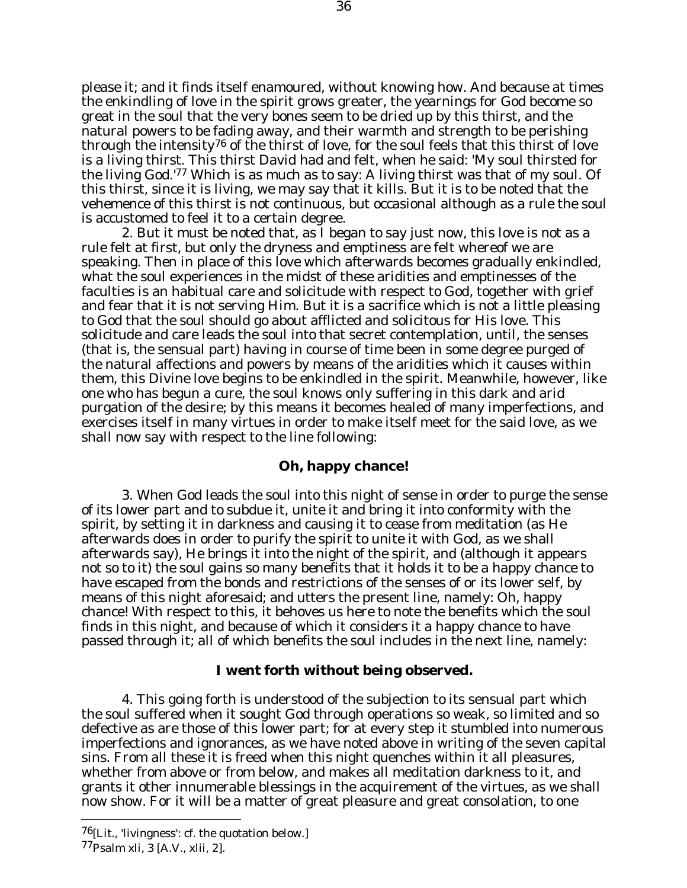please it; and it finds itself enamoured, without knowing how. And because at times the enkindling of love in the spirit grows greater, the yearnings for God become so great in the soul that the very bones seem to be dried up by this thirst, and the natural powers to be fading away, and their warmth and strength to be perishing through the intensity[76] of the thirst of love, for the soul feels that this thirst of love is a living thirst. This thirst David had and felt, when he said: 'My soul thirsted for the living God.'[77] Which is as much as to say: A living thirst was that of my soul. Of this thirst, since it is living, we may say that it kills. But it is to be noted that the vehemence of this thirst is not continuous, but occasional although as a rule the soul is accustomed to feel it to a certain degree.

2. But it must be noted that, as I began to say just now, this love is not as a rule felt at first, but only the dryness and emptiness are felt whereof we are speaking. Then in place of this love which afterwards becomes gradually enkindled, what the soul experiences in the midst of these aridities and emptinesses of the faculties is an habitual care and solicitude with respect to God, together with grief and fear that it is not serving Him. But it is a sacrifice which is not a little pleasing to God that the soul should go about afflicted and solicitous for His love. This solicitude and care leads the soul into that secret contemplation, until, the senses (that is, the sensual part) having in course of time been in some degree purged of the natural affections and powers by means of the aridities which it causes within them, this Divine love begins to be enkindled in the spirit. Meanwhile, however, like one who has begun a cure, the soul knows only suffering in this dark and arid purgation of the desire; by this means it becomes healed of many imperfections, and exercises itself in many virtues in order to make itself meet for the said love, as we shall now say with respect to the line following:

**Oh, happy chance!**

3. When God leads the soul into this night of sense in order to purge the sense of its lower part and to subdue it, unite it and bring it into conformity with the spirit, by setting it in darkness and causing it to cease from meditation (as He afterwards does in order to purify the spirit to unite it with God, as we shall afterwards say), He brings it into the night of the spirit, and (although it appears not so to it) the soul gains so many benefits that it holds it to be a happy chance to have escaped from the bonds and restrictions of the senses of or its lower self, by means of this night aforesaid; and utters the present line, namely: Oh, happy chance! With respect to this, it behoves us here to note the benefits which the soul finds in this night, and because of which it considers it a happy chance to have passed through it; all of which benefits the soul includes in the next line, namely:

**I went forth without being observed.**

4. This going forth is understood of the subjection to its sensual part which the soul suffered when it sought God through operations so weak, so limited and so defective as are those of this lower part; for at every step it stumbled into numerous imperfections and ignorances, as we have noted above in writing of the seven capital sins. From all these it is freed when this night quenches within it all pleasures, whether from above or from below, and makes all meditation darkness to it, and grants it other innumerable blessings in the acquirement of the virtues, as we shall now show. For it will be a matter of great pleasure and great consolation, to one

---

[76][Lit., 'livingness': cf. the quotation below.]

[77]Psalm xli, 3 [A.V., xlii, 2].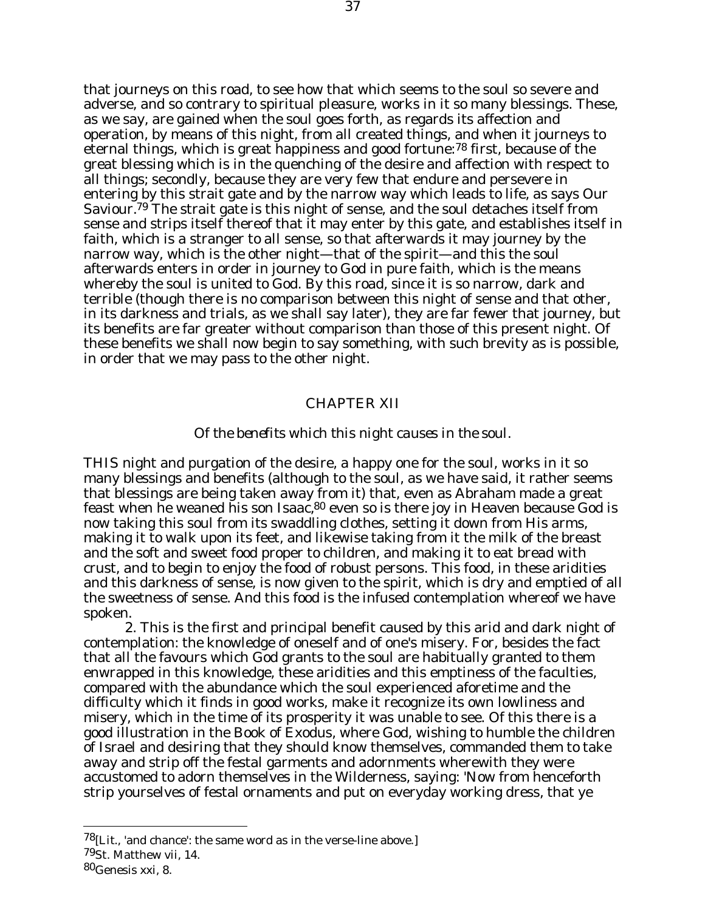that journeys on this road, to see how that which seems to the soul so severe and adverse, and so contrary to spiritual pleasure, works in it so many blessings. These, as we say, are gained when the soul goes forth, as regards its affection and operation, by means of this night, from all created things, and when it journeys to eternal things, which is great happiness and good fortune:[78] first, because of the great blessing which is in the quenching of the desire and affection with respect to all things; secondly, because they are very few that endure and persevere in entering by this strait gate and by the narrow way which leads to life, as says Our Saviour.[79] The strait gate is this night of sense, and the soul detaches itself from sense and strips itself thereof that it may enter by this gate, and establishes itself in faith, which is a stranger to all sense, so that afterwards it may journey by the narrow way, which is the other night—that of the spirit—and this the soul afterwards enters in order in journey to God in pure faith, which is the means whereby the soul is united to God. By this road, since it is so narrow, dark and terrible (though there is no comparison between this night of sense and that other, in its darkness and trials, as we shall say later), they are far fewer that journey, but its benefits are far greater without comparison than those of this present night. Of these benefits we shall now begin to say something, with such brevity as is possible, in order that we may pass to the other night.

## CHAPTER XII

*Of the benefits which this night causes in the soul.*

THIS night and purgation of the desire, a happy one for the soul, works in it so many blessings and benefits (although to the soul, as we have said, it rather seems that blessings are being taken away from it) that, even as Abraham made a great feast when he weaned his son Isaac,[80] even so is there joy in Heaven because God is now taking this soul from its swaddling clothes, setting it down from His arms, making it to walk upon its feet, and likewise taking from it the milk of the breast and the soft and sweet food proper to children, and making it to eat bread with crust, and to begin to enjoy the food of robust persons. This food, in these aridities and this darkness of sense, is now given to the spirit, which is dry and emptied of all the sweetness of sense. And this food is the infused contemplation whereof we have spoken.

2. This is the first and principal benefit caused by this arid and dark night of contemplation: the knowledge of oneself and of one's misery. For, besides the fact that all the favours which God grants to the soul are habitually granted to them enwrapped in this knowledge, these aridities and this emptiness of the faculties, compared with the abundance which the soul experienced aforetime and the difficulty which it finds in good works, make it recognize its own lowliness and misery, which in the time of its prosperity it was unable to see. Of this there is a good illustration in the Book of Exodus, where God, wishing to humble the children of Israel and desiring that they should know themselves, commanded them to take away and strip off the festal garments and adornments wherewith they were accustomed to adorn themselves in the Wilderness, saying: 'Now from henceforth strip yourselves of festal ornaments and put on everyday working dress, that ye

---

[78] [Lit., 'and chance': the same word as in the verse-line above.]

[79] St. Matthew vii, 14.

[80] Genesis xxi, 8.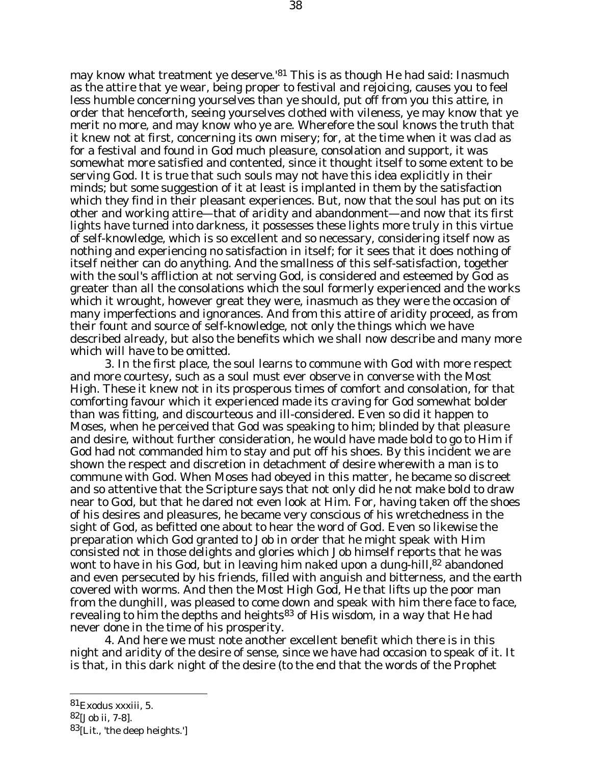may know what treatment ye deserve.'[81] This is as though He had said: Inasmuch as the attire that ye wear, being proper to festival and rejoicing, causes you to feel less humble concerning yourselves than ye should, put off from you this attire, in order that henceforth, seeing yourselves clothed with vileness, ye may know that ye merit no more, and may know who ye are. Wherefore the soul knows the truth that it knew not at first, concerning its own misery; for, at the time when it was clad as for a festival and found in God much pleasure, consolation and support, it was somewhat more satisfied and contented, since it thought itself to some extent to be serving God. It is true that such souls may not have this idea explicitly in their minds; but some suggestion of it at least is implanted in them by the satisfaction which they find in their pleasant experiences. But, now that the soul has put on its other and working attire—that of aridity and abandonment—and now that its first lights have turned into darkness, it possesses these lights more truly in this virtue of self-knowledge, which is so excellent and so necessary, considering itself now as nothing and experiencing no satisfaction in itself; for it sees that it does nothing of itself neither can do anything. And the smallness of this self-satisfaction, together with the soul's affliction at not serving God, is considered and esteemed by God as greater than all the consolations which the soul formerly experienced and the works which it wrought, however great they were, inasmuch as they were the occasion of many imperfections and ignorances. And from this attire of aridity proceed, as from their fount and source of self-knowledge, not only the things which we have described already, but also the benefits which we shall now describe and many more which will have to be omitted.

3. In the first place, the soul learns to commune with God with more respect and more courtesy, such as a soul must ever observe in converse with the Most High. These it knew not in its prosperous times of comfort and consolation, for that comforting favour which it experienced made its craving for God somewhat bolder than was fitting, and discourteous and ill-considered. Even so did it happen to Moses, when he perceived that God was speaking to him; blinded by that pleasure and desire, without further consideration, he would have made bold to go to Him if God had not commanded him to stay and put off his shoes. By this incident we are shown the respect and discretion in detachment of desire wherewith a man is to commune with God. When Moses had obeyed in this matter, he became so discreet and so attentive that the Scripture says that not only did he not make bold to draw near to God, but that he dared not even look at Him. For, having taken off the shoes of his desires and pleasures, he became very conscious of his wretchedness in the sight of God, as befitted one about to hear the word of God. Even so likewise the preparation which God granted to Job in order that he might speak with Him consisted not in those delights and glories which Job himself reports that he was wont to have in his God, but in leaving him naked upon a dung-hill,[82] abandoned and even persecuted by his friends, filled with anguish and bitterness, and the earth covered with worms. And then the Most High God, He that lifts up the poor man from the dunghill, was pleased to come down and speak with him there face to face, revealing to him the depths and heights[83] of His wisdom, in a way that He had never done in the time of his prosperity.

4. And here we must note another excellent benefit which there is in this night and aridity of the desire of sense, since we have had occasion to speak of it. It is that, in this dark night of the desire (to the end that the words of the Prophet

---

[81] Exodus xxxiii, 5.

[82] [Job ii, 7-8].

[83] [Lit., 'the deep heights.']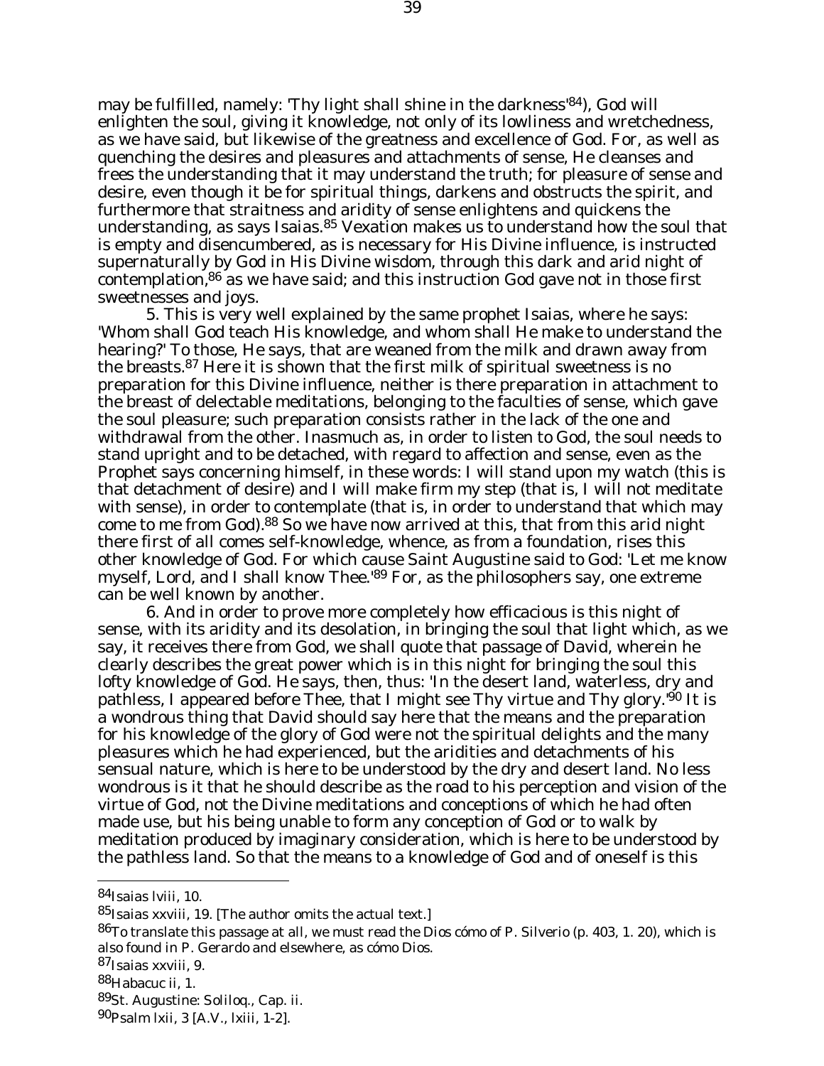may be fulfilled, namely: 'Thy light shall shine in the darkness'[84]), God will enlighten the soul, giving it knowledge, not only of its lowliness and wretchedness, as we have said, but likewise of the greatness and excellence of God. For, as well as quenching the desires and pleasures and attachments of sense, He cleanses and frees the understanding that it may understand the truth; for pleasure of sense and desire, even though it be for spiritual things, darkens and obstructs the spirit, and furthermore that straitness and aridity of sense enlightens and quickens the understanding, as says Isaias.[85] Vexation makes us to understand how the soul that is empty and disencumbered, as is necessary for His Divine influence, is instructed supernaturally by God in His Divine wisdom, through this dark and arid night of contemplation,[86] as we have said; and this instruction God gave not in those first sweetnesses and joys.

5. This is very well explained by the same prophet Isaias, where he says: 'Whom shall God teach His knowledge, and whom shall He make to understand the hearing?' To those, He says, that are weaned from the milk and drawn away from the breasts.[87] Here it is shown that the first milk of spiritual sweetness is no preparation for this Divine influence, neither is there preparation in attachment to the breast of delectable meditations, belonging to the faculties of sense, which gave the soul pleasure; such preparation consists rather in the lack of the one and withdrawal from the other. Inasmuch as, in order to listen to God, the soul needs to stand upright and to be detached, with regard to affection and sense, even as the Prophet says concerning himself, in these words: I will stand upon my watch (this is that detachment of desire) and I will make firm my step (that is, I will not meditate with sense), in order to contemplate (that is, in order to understand that which may come to me from God).[88] So we have now arrived at this, that from this arid night there first of all comes self-knowledge, whence, as from a foundation, rises this other knowledge of God. For which cause Saint Augustine said to God: 'Let me know myself, Lord, and I shall know Thee.'[89] For, as the philosophers say, one extreme can be well known by another.

6. And in order to prove more completely how efficacious is this night of sense, with its aridity and its desolation, in bringing the soul that light which, as we say, it receives there from God, we shall quote that passage of David, wherein he clearly describes the great power which is in this night for bringing the soul this lofty knowledge of God. He says, then, thus: 'In the desert land, waterless, dry and pathless, I appeared before Thee, that I might see Thy virtue and Thy glory.'[90] It is a wondrous thing that David should say here that the means and the preparation for his knowledge of the glory of God were not the spiritual delights and the many pleasures which he had experienced, but the aridities and detachments of his sensual nature, which is here to be understood by the dry and desert land. No less wondrous is it that he should describe as the road to his perception and vision of the virtue of God, not the Divine meditations and conceptions of which he had often made use, but his being unable to form any conception of God or to walk by meditation produced by imaginary consideration, which is here to be understood by the pathless land. So that the means to a knowledge of God and of oneself is this

---

[84] Isaias lviii, 10.

[85] Isaias xxviii, 19. [The author omits the actual text.]

[86] To translate this passage at all, we must read the *Dios cómo* of P. Silverio (p. 403, 1. 20), which is also found in P. Gerardo and elsewhere, as *cómo Dios*.

[87] Isaias xxviii, 9.

[88] Habacuc ii, 1.

[89] St. Augustine: *Soliloq.*, Cap. ii.

[90] Psalm lxii, 3 [A.V., lxiii, 1-2].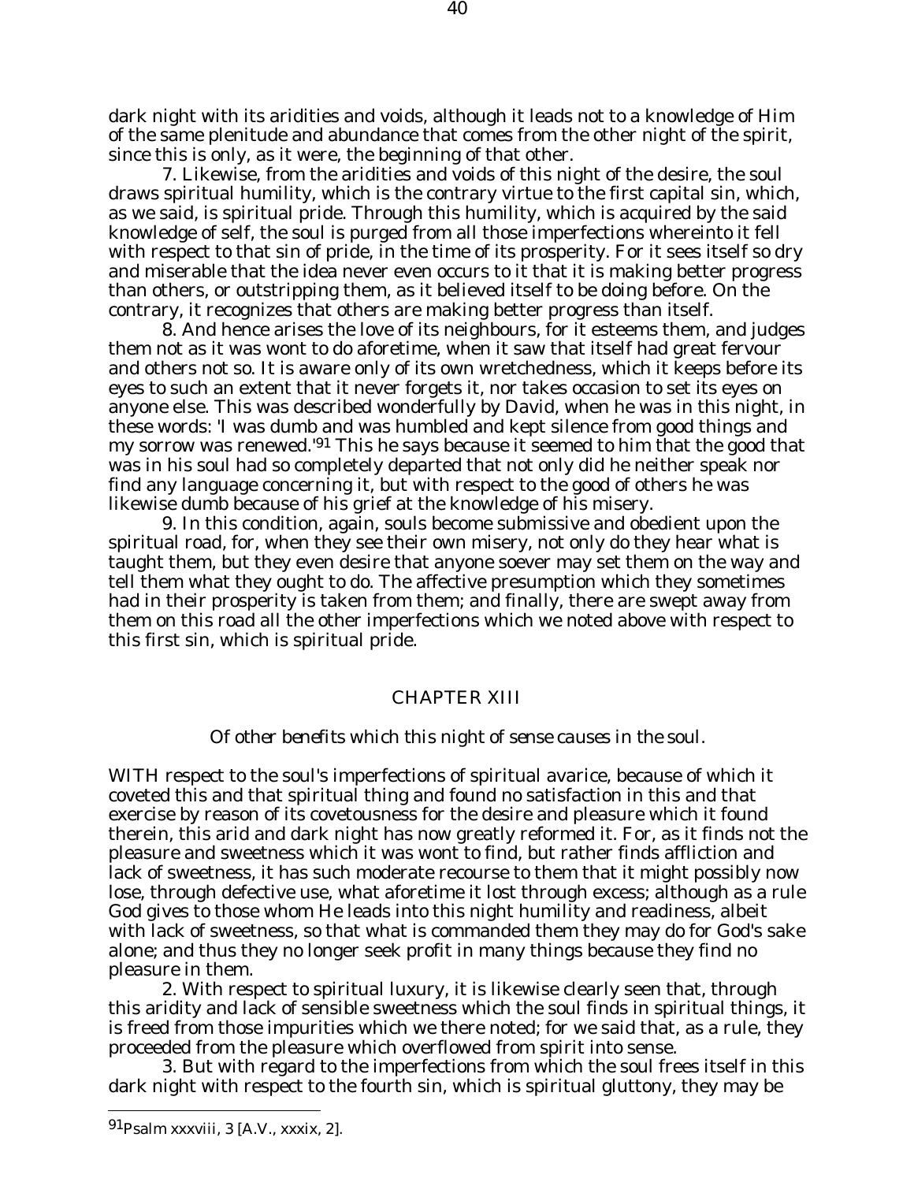dark night with its aridities and voids, although it leads not to a knowledge of Him of the same plenitude and abundance that comes from the other night of the spirit, since this is only, as it were, the beginning of that other.

7. Likewise, from the aridities and voids of this night of the desire, the soul draws spiritual humility, which is the contrary virtue to the first capital sin, which, as we said, is spiritual pride. Through this humility, which is acquired by the said knowledge of self, the soul is purged from all those imperfections whereinto it fell with respect to that sin of pride, in the time of its prosperity. For it sees itself so dry and miserable that the idea never even occurs to it that it is making better progress than others, or outstripping them, as it believed itself to be doing before. On the contrary, it recognizes that others are making better progress than itself.

8. And hence arises the love of its neighbours, for it esteems them, and judges them not as it was wont to do aforetime, when it saw that itself had great fervour and others not so. It is aware only of its own wretchedness, which it keeps before its eyes to such an extent that it never forgets it, nor takes occasion to set its eyes on anyone else. This was described wonderfully by David, when he was in this night, in these words: 'I was dumb and was humbled and kept silence from good things and my sorrow was renewed.'[91] This he says because it seemed to him that the good that was in his soul had so completely departed that not only did he neither speak nor find any language concerning it, but with respect to the good of others he was likewise dumb because of his grief at the knowledge of his misery.

9. In this condition, again, souls become submissive and obedient upon the spiritual road, for, when they see their own misery, not only do they hear what is taught them, but they even desire that anyone soever may set them on the way and tell them what they ought to do. The affective presumption which they sometimes had in their prosperity is taken from them; and finally, there are swept away from them on this road all the other imperfections which we noted above with respect to this first sin, which is spiritual pride.

## CHAPTER XIII

*Of other benefits which this night of sense causes in the soul.*

WITH respect to the soul's imperfections of spiritual avarice, because of which it coveted this and that spiritual thing and found no satisfaction in this and that exercise by reason of its covetousness for the desire and pleasure which it found therein, this arid and dark night has now greatly reformed it. For, as it finds not the pleasure and sweetness which it was wont to find, but rather finds affliction and lack of sweetness, it has such moderate recourse to them that it might possibly now lose, through defective use, what aforetime it lost through excess; although as a rule God gives to those whom He leads into this night humility and readiness, albeit with lack of sweetness, so that what is commanded them they may do for God's sake alone; and thus they no longer seek profit in many things because they find no pleasure in them.

2. With respect to spiritual luxury, it is likewise clearly seen that, through this aridity and lack of sensible sweetness which the soul finds in spiritual things, it is freed from those impurities which we there noted; for we said that, as a rule, they proceeded from the pleasure which overflowed from spirit into sense.

3. But with regard to the imperfections from which the soul frees itself in this dark night with respect to the fourth sin, which is spiritual gluttony, they may be

---

[91] Psalm xxxviii, 3 [A.V., xxxix, 2].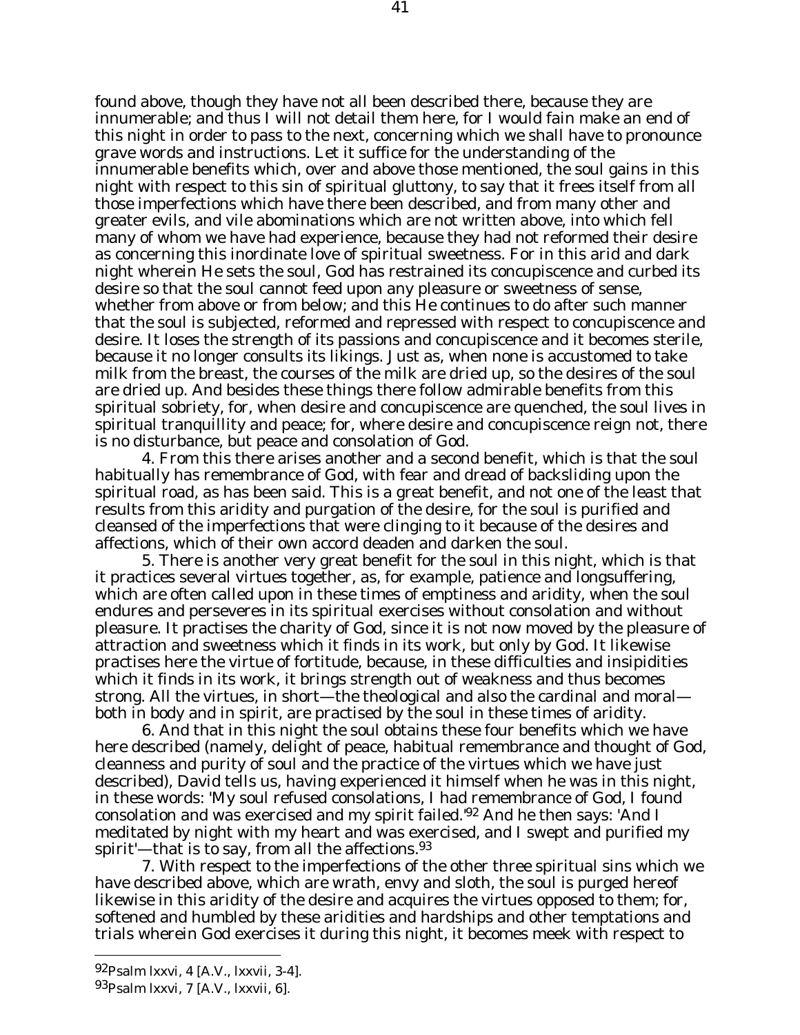found above, though they have not all been described there, because they are innumerable; and thus I will not detail them here, for I would fain make an end of this night in order to pass to the next, concerning which we shall have to pronounce grave words and instructions. Let it suffice for the understanding of the innumerable benefits which, over and above those mentioned, the soul gains in this night with respect to this sin of spiritual gluttony, to say that it frees itself from all those imperfections which have there been described, and from many other and greater evils, and vile abominations which are not written above, into which fell many of whom we have had experience, because they had not reformed their desire as concerning this inordinate love of spiritual sweetness. For in this arid and dark night wherein He sets the soul, God has restrained its concupiscence and curbed its desire so that the soul cannot feed upon any pleasure or sweetness of sense, whether from above or from below; and this He continues to do after such manner that the soul is subjected, reformed and repressed with respect to concupiscence and desire. It loses the strength of its passions and concupiscence and it becomes sterile, because it no longer consults its likings. Just as, when none is accustomed to take milk from the breast, the courses of the milk are dried up, so the desires of the soul are dried up. And besides these things there follow admirable benefits from this spiritual sobriety, for, when desire and concupiscence are quenched, the soul lives in spiritual tranquillity and peace; for, where desire and concupiscence reign not, there is no disturbance, but peace and consolation of God.

4. From this there arises another and a second benefit, which is that the soul habitually has remembrance of God, with fear and dread of backsliding upon the spiritual road, as has been said. This is a great benefit, and not one of the least that results from this aridity and purgation of the desire, for the soul is purified and cleansed of the imperfections that were clinging to it because of the desires and affections, which of their own accord deaden and darken the soul.

5. There is another very great benefit for the soul in this night, which is that it practices several virtues together, as, for example, patience and longsuffering, which are often called upon in these times of emptiness and aridity, when the soul endures and perseveres in its spiritual exercises without consolation and without pleasure. It practises the charity of God, since it is not now moved by the pleasure of attraction and sweetness which it finds in its work, but only by God. It likewise practises here the virtue of fortitude, because, in these difficulties and insipidities which it finds in its work, it brings strength out of weakness and thus becomes strong. All the virtues, in short—the theological and also the cardinal and moral—both in body and in spirit, are practised by the soul in these times of aridity.

6. And that in this night the soul obtains these four benefits which we have here described (namely, delight of peace, habitual remembrance and thought of God, cleanness and purity of soul and the practice of the virtues which we have just described), David tells us, having experienced it himself when he was in this night, in these words: 'My soul refused consolations, I had remembrance of God, I found consolation and was exercised and my spirit failed.'[92] And he then says: 'And I meditated by night with my heart and was exercised, and I swept and purified my spirit'—that is to say, from all the affections.[93]

7. With respect to the imperfections of the other three spiritual sins which we have described above, which are wrath, envy and sloth, the soul is purged hereof likewise in this aridity of the desire and acquires the virtues opposed to them; for, softened and humbled by these aridities and hardships and other temptations and trials wherein God exercises it during this night, it becomes meek with respect to

---

[92] Psalm lxxvi, 4 [A.V., lxxvii, 3-4].

[93] Psalm lxxvi, 7 [A.V., lxxvii, 6].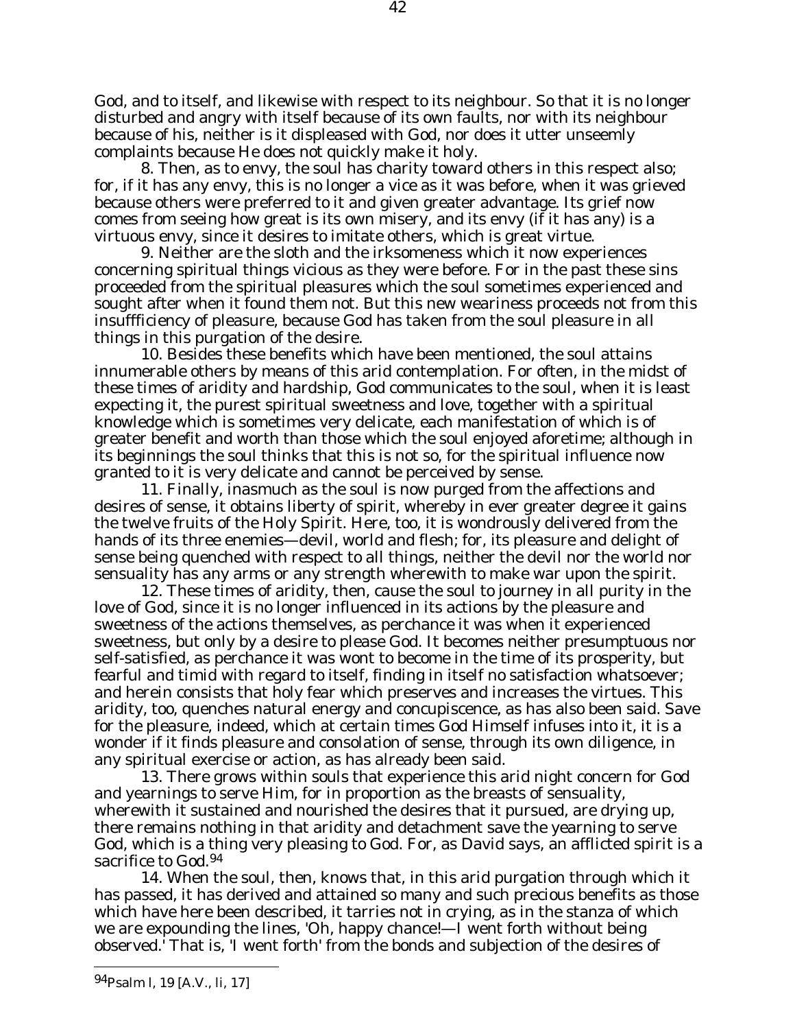God, and to itself, and likewise with respect to its neighbour. So that it is no longer disturbed and angry with itself because of its own faults, nor with its neighbour because of his, neither is it displeased with God, nor does it utter unseemly complaints because He does not quickly make it holy.

8. Then, as to envy, the soul has charity toward others in this respect also; for, if it has any envy, this is no longer a vice as it was before, when it was grieved because others were preferred to it and given greater advantage. Its grief now comes from seeing how great is its own misery, and its envy (if it has any) is a virtuous envy, since it desires to imitate others, which is great virtue.

9. Neither are the sloth and the irksomeness which it now experiences concerning spiritual things vicious as they were before. For in the past these sins proceeded from the spiritual pleasures which the soul sometimes experienced and sought after when it found them not. But this new weariness proceeds not from this insuffficiency of pleasure, because God has taken from the soul pleasure in all things in this purgation of the desire.

10. Besides these benefits which have been mentioned, the soul attains innumerable others by means of this arid contemplation. For often, in the midst of these times of aridity and hardship, God communicates to the soul, when it is least expecting it, the purest spiritual sweetness and love, together with a spiritual knowledge which is sometimes very delicate, each manifestation of which is of greater benefit and worth than those which the soul enjoyed aforetime; although in its beginnings the soul thinks that this is not so, for the spiritual influence now granted to it is very delicate and cannot be perceived by sense.

11. Finally, inasmuch as the soul is now purged from the affections and desires of sense, it obtains liberty of spirit, whereby in ever greater degree it gains the twelve fruits of the Holy Spirit. Here, too, it is wondrously delivered from the hands of its three enemies—devil, world and flesh; for, its pleasure and delight of sense being quenched with respect to all things, neither the devil nor the world nor sensuality has any arms or any strength wherewith to make war upon the spirit.

12. These times of aridity, then, cause the soul to journey in all purity in the love of God, since it is no longer influenced in its actions by the pleasure and sweetness of the actions themselves, as perchance it was when it experienced sweetness, but only by a desire to please God. It becomes neither presumptuous nor self-satisfied, as perchance it was wont to become in the time of its prosperity, but fearful and timid with regard to itself, finding in itself no satisfaction whatsoever; and herein consists that holy fear which preserves and increases the virtues. This aridity, too, quenches natural energy and concupiscence, as has also been said. Save for the pleasure, indeed, which at certain times God Himself infuses into it, it is a wonder if it finds pleasure and consolation of sense, through its own diligence, in any spiritual exercise or action, as has already been said.

13. There grows within souls that experience this arid night concern for God and yearnings to serve Him, for in proportion as the breasts of sensuality, wherewith it sustained and nourished the desires that it pursued, are drying up, there remains nothing in that aridity and detachment save the yearning to serve God, which is a thing very pleasing to God. For, as David says, an afflicted spirit is a sacrifice to God.[94]

14. When the soul, then, knows that, in this arid purgation through which it has passed, it has derived and attained so many and such precious benefits as those which have here been described, it tarries not in crying, as in the stanza of which we are expounding the lines, 'Oh, happy chance!—I went forth without being observed.' That is, 'I went forth' from the bonds and subjection of the desires of

---

[94]Psalm l, 19 [A.V., li, 17]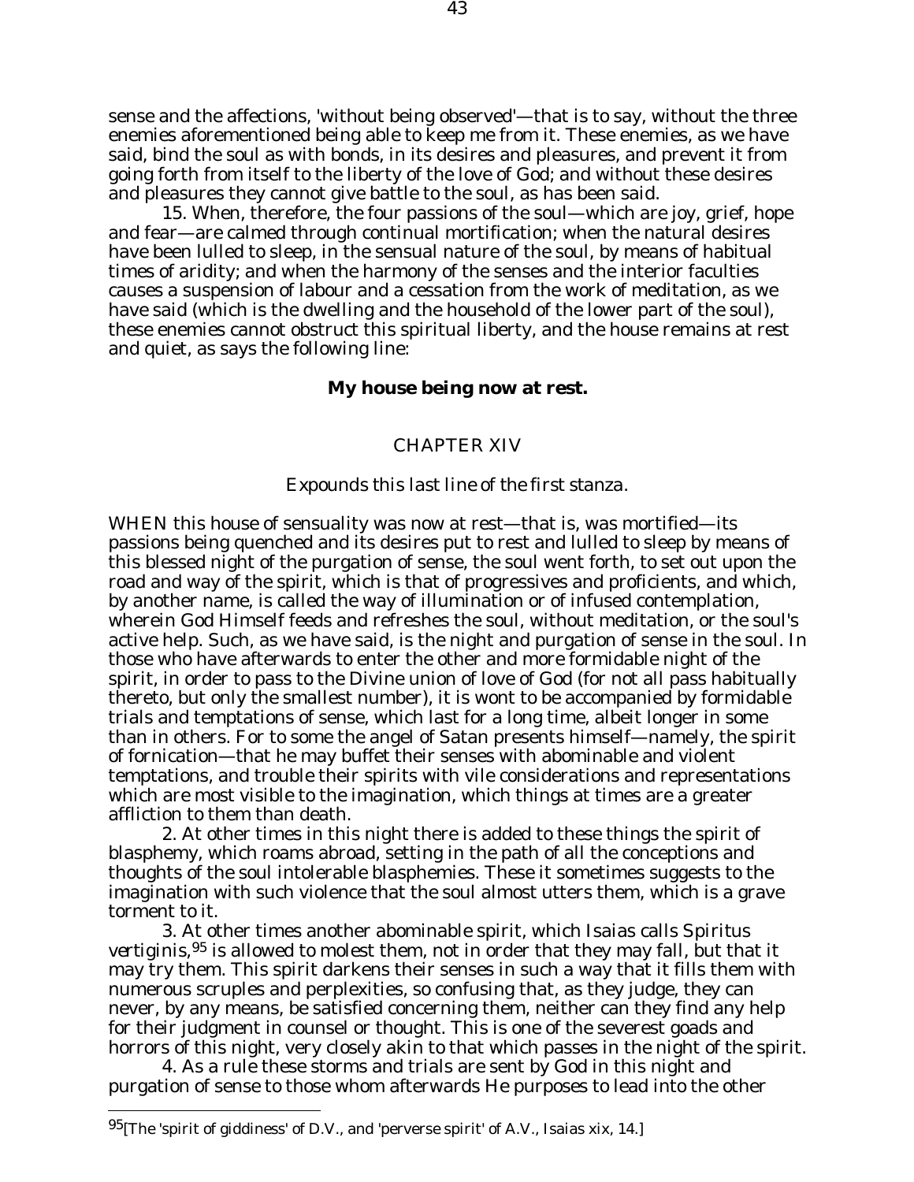sense and the affections, 'without being observed'—that is to say, without the three enemies aforementioned being able to keep me from it. These enemies, as we have said, bind the soul as with bonds, in its desires and pleasures, and prevent it from going forth from itself to the liberty of the love of God; and without these desires and pleasures they cannot give battle to the soul, as has been said.

15. When, therefore, the four passions of the soul—which are joy, grief, hope and fear—are calmed through continual mortification; when the natural desires have been lulled to sleep, in the sensual nature of the soul, by means of habitual times of aridity; and when the harmony of the senses and the interior faculties causes a suspension of labour and a cessation from the work of meditation, as we have said (which is the dwelling and the household of the lower part of the soul), these enemies cannot obstruct this spiritual liberty, and the house remains at rest and quiet, as says the following line:

**My house being now at rest.**

## CHAPTER XIV

Expounds this last line of the first stanza.

WHEN this house of sensuality was now at rest—that is, was mortified—its passions being quenched and its desires put to rest and lulled to sleep by means of this blessed night of the purgation of sense, the soul went forth, to set out upon the road and way of the spirit, which is that of progressives and proficients, and which, by another name, is called the way of illumination or of infused contemplation, wherein God Himself feeds and refreshes the soul, without meditation, or the soul's active help. Such, as we have said, is the night and purgation of sense in the soul. In those who have afterwards to enter the other and more formidable night of the spirit, in order to pass to the Divine union of love of God (for not all pass habitually thereto, but only the smallest number), it is wont to be accompanied by formidable trials and temptations of sense, which last for a long time, albeit longer in some than in others. For to some the angel of Satan presents himself—namely, the spirit of fornication—that he may buffet their senses with abominable and violent temptations, and trouble their spirits with vile considerations and representations which are most visible to the imagination, which things at times are a greater affliction to them than death.

2. At other times in this night there is added to these things the spirit of blasphemy, which roams abroad, setting in the path of all the conceptions and thoughts of the soul intolerable blasphemies. These it sometimes suggests to the imagination with such violence that the soul almost utters them, which is a grave torment to it.

3. At other times another abominable spirit, which Isaias calls *Spiritus vertiginis*,[95] is allowed to molest them, not in order that they may fall, but that it may try them. This spirit darkens their senses in such a way that it fills them with numerous scruples and perplexities, so confusing that, as they judge, they can never, by any means, be satisfied concerning them, neither can they find any help for their judgment in counsel or thought. This is one of the severest goads and horrors of this night, very closely akin to that which passes in the night of the spirit.

4. As a rule these storms and trials are sent by God in this night and purgation of sense to those whom afterwards He purposes to lead into the other

---

[95] [The 'spirit of giddiness' of D.V., and 'perverse spirit' of A.V., Isaias xix, 14.]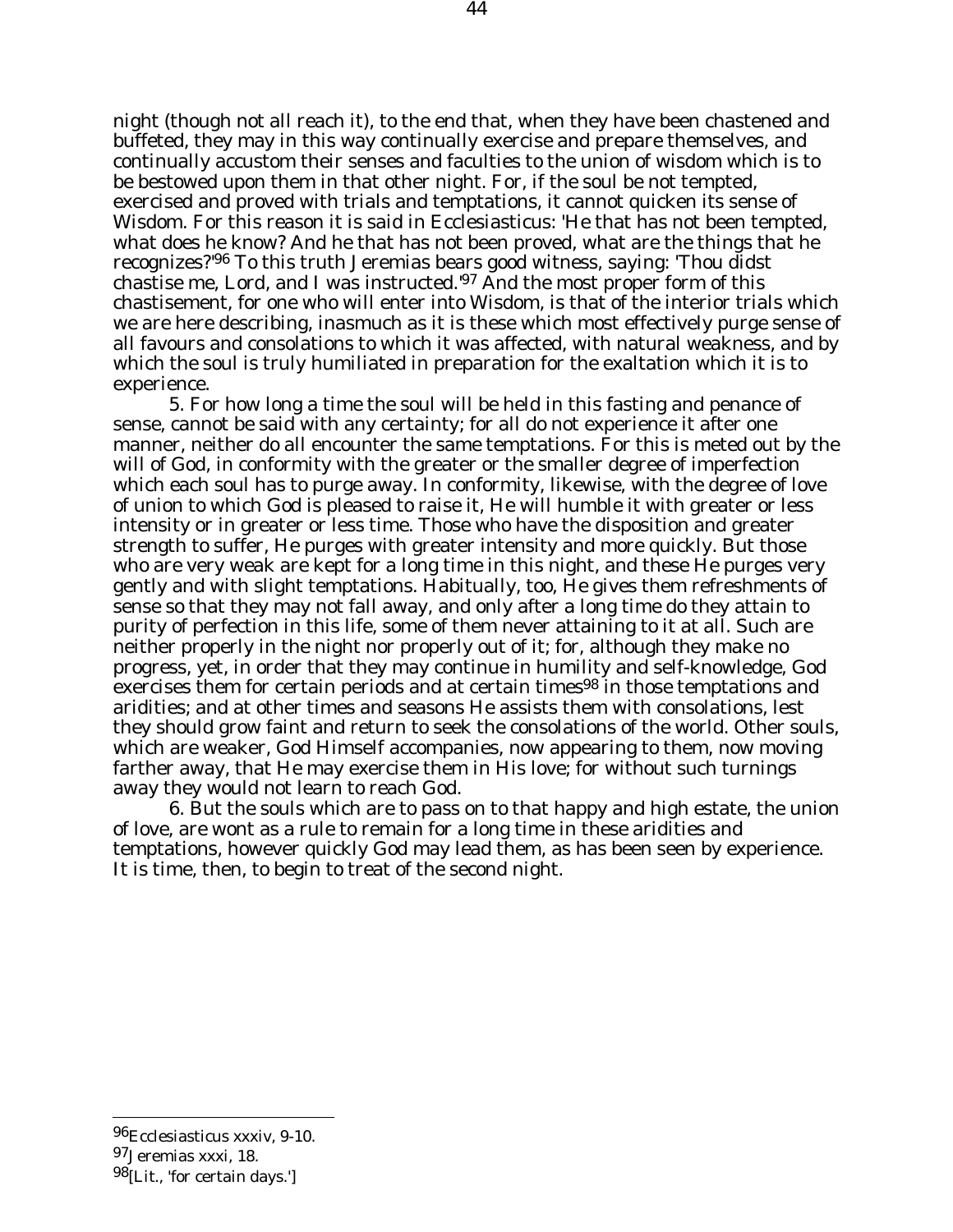night (though not all reach it), to the end that, when they have been chastened and buffeted, they may in this way continually exercise and prepare themselves, and continually accustom their senses and faculties to the union of wisdom which is to be bestowed upon them in that other night. For, if the soul be not tempted, exercised and proved with trials and temptations, it cannot quicken its sense of Wisdom. For this reason it is said in Ecclesiasticus: 'He that has not been tempted, what does he know? And he that has not been proved, what are the things that he recognizes?'[96] To this truth Jeremias bears good witness, saying: 'Thou didst chastise me, Lord, and I was instructed.'[97] And the most proper form of this chastisement, for one who will enter into Wisdom, is that of the interior trials which we are here describing, inasmuch as it is these which most effectively purge sense of all favours and consolations to which it was affected, with natural weakness, and by which the soul is truly humiliated in preparation for the exaltation which it is to experience.

5. For how long a time the soul will be held in this fasting and penance of sense, cannot be said with any certainty; for all do not experience it after one manner, neither do all encounter the same temptations. For this is meted out by the will of God, in conformity with the greater or the smaller degree of imperfection which each soul has to purge away. In conformity, likewise, with the degree of love of union to which God is pleased to raise it, He will humble it with greater or less intensity or in greater or less time. Those who have the disposition and greater strength to suffer, He purges with greater intensity and more quickly. But those who are very weak are kept for a long time in this night, and these He purges very gently and with slight temptations. Habitually, too, He gives them refreshments of sense so that they may not fall away, and only after a long time do they attain to purity of perfection in this life, some of them never attaining to it at all. Such are neither properly in the night nor properly out of it; for, although they make no progress, yet, in order that they may continue in humility and self-knowledge, God exercises them for certain periods and at certain times[98] in those temptations and aridities; and at other times and seasons He assists them with consolations, lest they should grow faint and return to seek the consolations of the world. Other souls, which are weaker, God Himself accompanies, now appearing to them, now moving farther away, that He may exercise them in His love; for without such turnings away they would not learn to reach God.

6. But the souls which are to pass on to that happy and high estate, the union of love, are wont as a rule to remain for a long time in these aridities and temptations, however quickly God may lead them, as has been seen by experience. It is time, then, to begin to treat of the second night.

---

[96] Ecclesiasticus xxxiv, 9-10.

[97] Jeremias xxxi, 18.

[98] [Lit., 'for certain days.']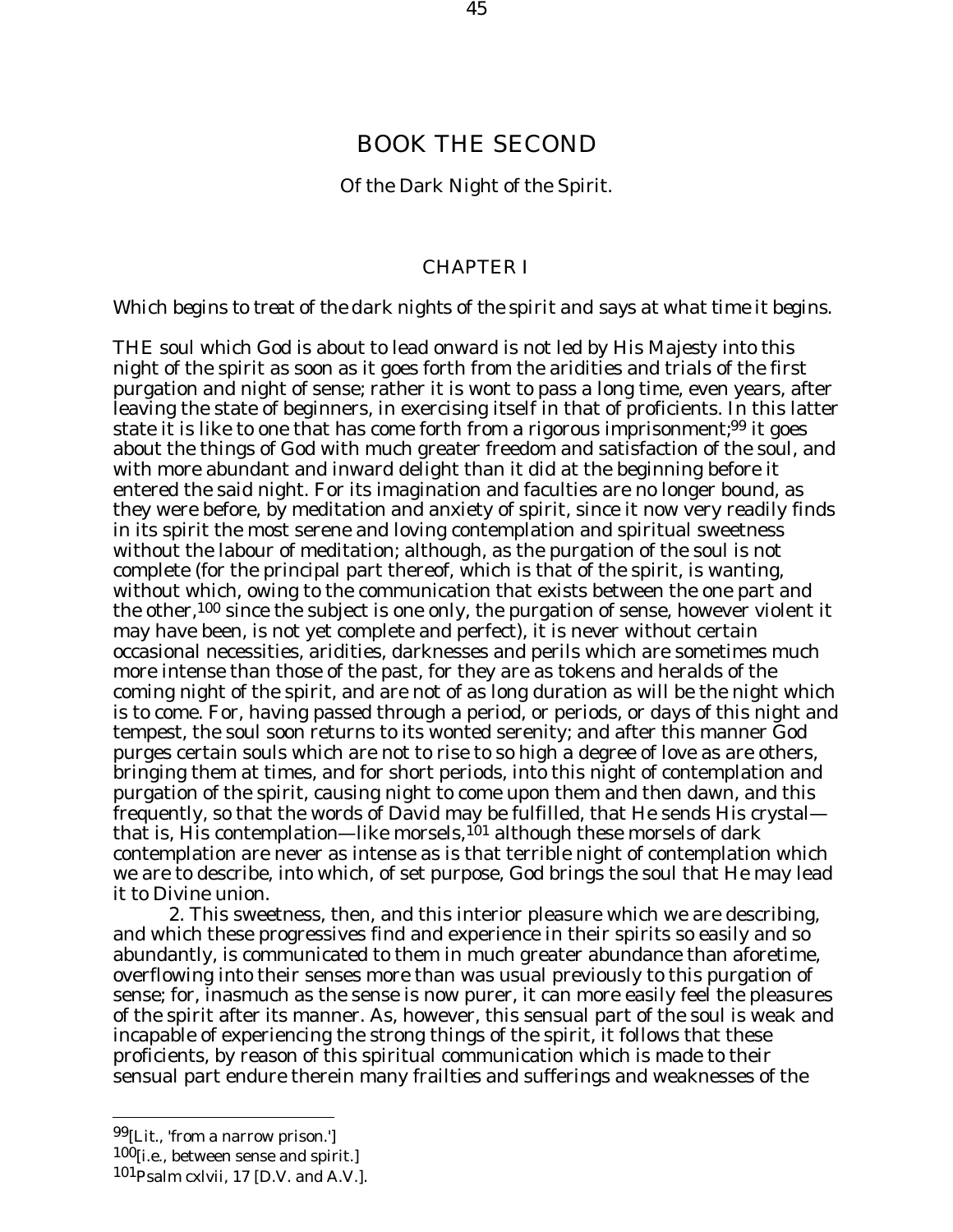# BOOK THE SECOND

Of the Dark Night of the Spirit.

## CHAPTER I

*Which begins to treat of the dark nights of the spirit and says at what time it begins.*

THE soul which God is about to lead onward is not led by His Majesty into this night of the spirit as soon as it goes forth from the aridities and trials of the first purgation and night of sense; rather it is wont to pass a long time, even years, after leaving the state of beginners, in exercising itself in that of proficients. In this latter state it is like to one that has come forth from a rigorous imprisonment;[99] it goes about the things of God with much greater freedom and satisfaction of the soul, and with more abundant and inward delight than it did at the beginning before it entered the said night. For its imagination and faculties are no longer bound, as they were before, by meditation and anxiety of spirit, since it now very readily finds in its spirit the most serene and loving contemplation and spiritual sweetness without the labour of meditation; although, as the purgation of the soul is not complete (for the principal part thereof, which is that of the spirit, is wanting, without which, owing to the communication that exists between the one part and the other,[100] since the subject is one only, the purgation of sense, however violent it may have been, is not yet complete and perfect), it is never without certain occasional necessities, aridities, darknesses and perils which are sometimes much more intense than those of the past, for they are as tokens and heralds of the coming night of the spirit, and are not of as long duration as will be the night which is to come. For, having passed through a period, or periods, or days of this night and tempest, the soul soon returns to its wonted serenity; and after this manner God purges certain souls which are not to rise to so high a degree of love as are others, bringing them at times, and for short periods, into this night of contemplation and purgation of the spirit, causing night to come upon them and then dawn, and this frequently, so that the words of David may be fulfilled, that He sends His crystal—that is, His contemplation—like morsels,[101] although these morsels of dark contemplation are never as intense as is that terrible night of contemplation which we are to describe, into which, of set purpose, God brings the soul that He may lead it to Divine union.

2. This sweetness, then, and this interior pleasure which we are describing, and which these progressives find and experience in their spirits so easily and so abundantly, is communicated to them in much greater abundance than aforetime, overflowing into their senses more than was usual previously to this purgation of sense; for, inasmuch as the sense is now purer, it can more easily feel the pleasures of the spirit after its manner. As, however, this sensual part of the soul is weak and incapable of experiencing the strong things of the spirit, it follows that these proficients, by reason of this spiritual communication which is made to their sensual part endure therein many frailties and sufferings and weaknesses of the

---

[99] [Lit., 'from a narrow prison.']

[100] [i.e., between sense and spirit.]

[101] Psalm cxlvii, 17 [D.V. and A.V.].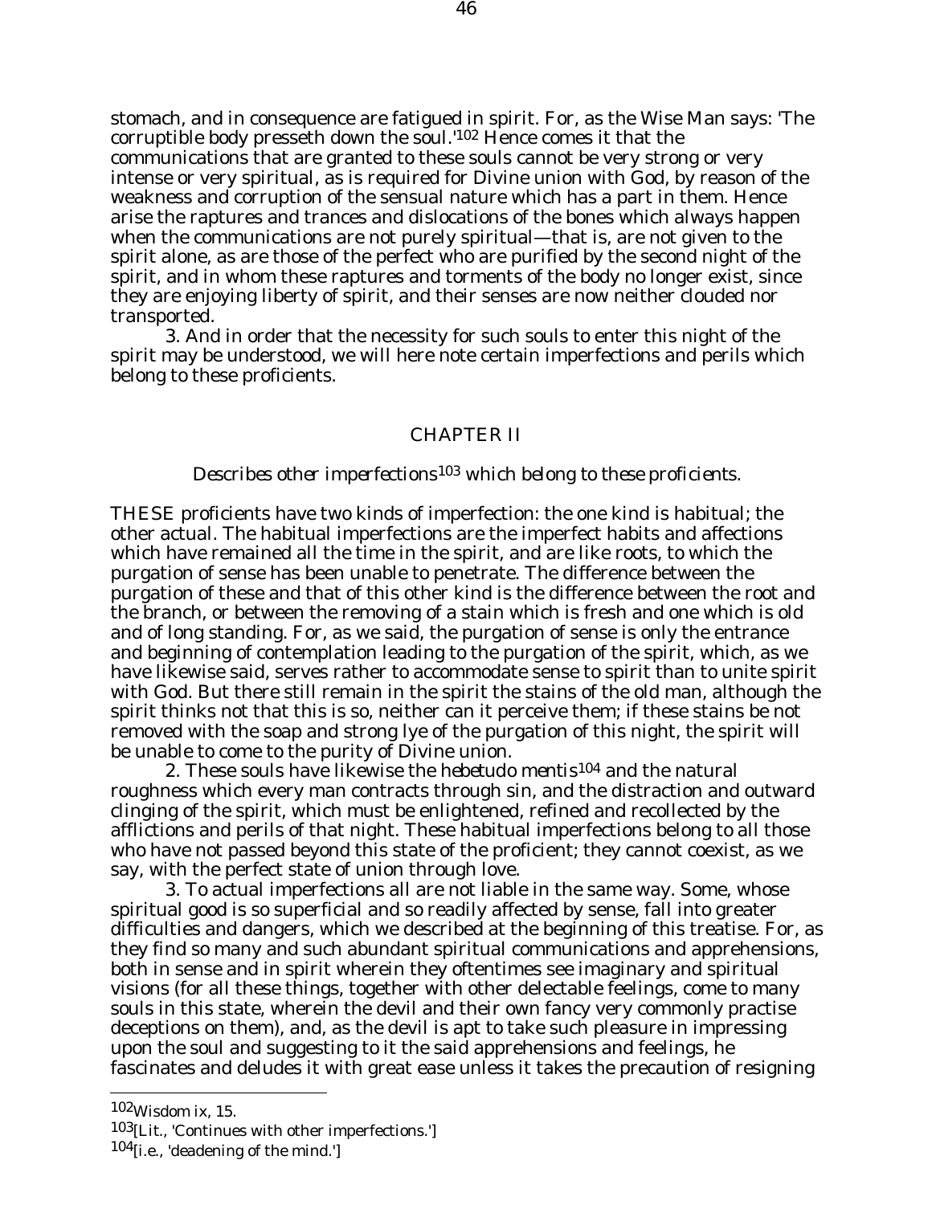stomach, and in consequence are fatigued in spirit. For, as the Wise Man says: 'The corruptible body presseth down the soul.'[102] Hence comes it that the communications that are granted to these souls cannot be very strong or very intense or very spiritual, as is required for Divine union with God, by reason of the weakness and corruption of the sensual nature which has a part in them. Hence arise the raptures and trances and dislocations of the bones which always happen when the communications are not purely spiritual—that is, are not given to the spirit alone, as are those of the perfect who are purified by the second night of the spirit, and in whom these raptures and torments of the body no longer exist, since they are enjoying liberty of spirit, and their senses are now neither clouded nor transported.

3. And in order that the necessity for such souls to enter this night of the spirit may be understood, we will here note certain imperfections and perils which belong to these proficients.

## CHAPTER II

*Describes other imperfections*[103] *which belong to these proficients.*

THESE proficients have two kinds of imperfection: the one kind is habitual; the other actual. The habitual imperfections are the imperfect habits and affections which have remained all the time in the spirit, and are like roots, to which the purgation of sense has been unable to penetrate. The difference between the purgation of these and that of this other kind is the difference between the root and the branch, or between the removing of a stain which is fresh and one which is old and of long standing. For, as we said, the purgation of sense is only the entrance and beginning of contemplation leading to the purgation of the spirit, which, as we have likewise said, serves rather to accommodate sense to spirit than to unite spirit with God. But there still remain in the spirit the stains of the old man, although the spirit thinks not that this is so, neither can it perceive them; if these stains be not removed with the soap and strong lye of the purgation of this night, the spirit will be unable to come to the purity of Divine union.

2. These souls have likewise the *hebetudo mentis*[104] and the natural roughness which every man contracts through sin, and the distraction and outward clinging of the spirit, which must be enlightened, refined and recollected by the afflictions and perils of that night. These habitual imperfections belong to all those who have not passed beyond this state of the proficient; they cannot coexist, as we say, with the perfect state of union through love.

3. To actual imperfections all are not liable in the same way. Some, whose spiritual good is so superficial and so readily affected by sense, fall into greater difficulties and dangers, which we described at the beginning of this treatise. For, as they find so many and such abundant spiritual communications and apprehensions, both in sense and in spirit wherein they oftentimes see imaginary and spiritual visions (for all these things, together with other delectable feelings, come to many souls in this state, wherein the devil and their own fancy very commonly practise deceptions on them), and, as the devil is apt to take such pleasure in impressing upon the soul and suggesting to it the said apprehensions and feelings, he fascinates and deludes it with great ease unless it takes the precaution of resigning

---

[102] Wisdom ix, 15.

[103] [Lit., 'Continues with other imperfections.']

[104] [i.e., 'deadening of the mind.']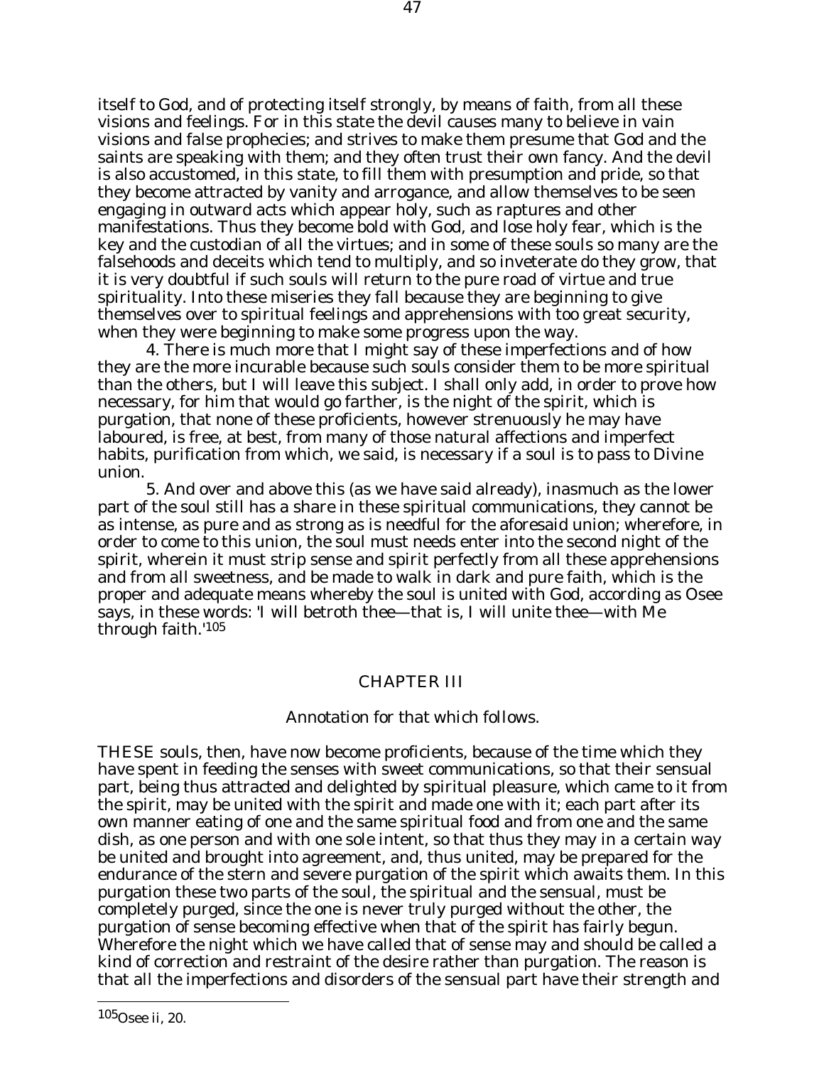itself to God, and of protecting itself strongly, by means of faith, from all these visions and feelings. For in this state the devil causes many to believe in vain visions and false prophecies; and strives to make them presume that God and the saints are speaking with them; and they often trust their own fancy. And the devil is also accustomed, in this state, to fill them with presumption and pride, so that they become attracted by vanity and arrogance, and allow themselves to be seen engaging in outward acts which appear holy, such as raptures and other manifestations. Thus they become bold with God, and lose holy fear, which is the key and the custodian of all the virtues; and in some of these souls so many are the falsehoods and deceits which tend to multiply, and so inveterate do they grow, that it is very doubtful if such souls will return to the pure road of virtue and true spirituality. Into these miseries they fall because they are beginning to give themselves over to spiritual feelings and apprehensions with too great security, when they were beginning to make some progress upon the way.

4. There is much more that I might say of these imperfections and of how they are the more incurable because such souls consider them to be more spiritual than the others, but I will leave this subject. I shall only add, in order to prove how necessary, for him that would go farther, is the night of the spirit, which is purgation, that none of these proficients, however strenuously he may have laboured, is free, at best, from many of those natural affections and imperfect habits, purification from which, we said, is necessary if a soul is to pass to Divine union.

5. And over and above this (as we have said already), inasmuch as the lower part of the soul still has a share in these spiritual communications, they cannot be as intense, as pure and as strong as is needful for the aforesaid union; wherefore, in order to come to this union, the soul must needs enter into the second night of the spirit, wherein it must strip sense and spirit perfectly from all these apprehensions and from all sweetness, and be made to walk in dark and pure faith, which is the proper and adequate means whereby the soul is united with God, according as Osee says, in these words: 'I will betroth thee—that is, I will unite thee—with Me through faith.'[105]

## CHAPTER III

Annotation for that which follows.

THESE souls, then, have now become proficients, because of the time which they have spent in feeding the senses with sweet communications, so that their sensual part, being thus attracted and delighted by spiritual pleasure, which came to it from the spirit, may be united with the spirit and made one with it; each part after its own manner eating of one and the same spiritual food and from one and the same dish, as one person and with one sole intent, so that thus they may in a certain way be united and brought into agreement, and, thus united, may be prepared for the endurance of the stern and severe purgation of the spirit which awaits them. In this purgation these two parts of the soul, the spiritual and the sensual, must be completely purged, since the one is never truly purged without the other, the purgation of sense becoming effective when that of the spirit has fairly begun. Wherefore the night which we have called that of sense may and should be called a kind of correction and restraint of the desire rather than purgation. The reason is that all the imperfections and disorders of the sensual part have their strength and

---

[105] Osee ii, 20.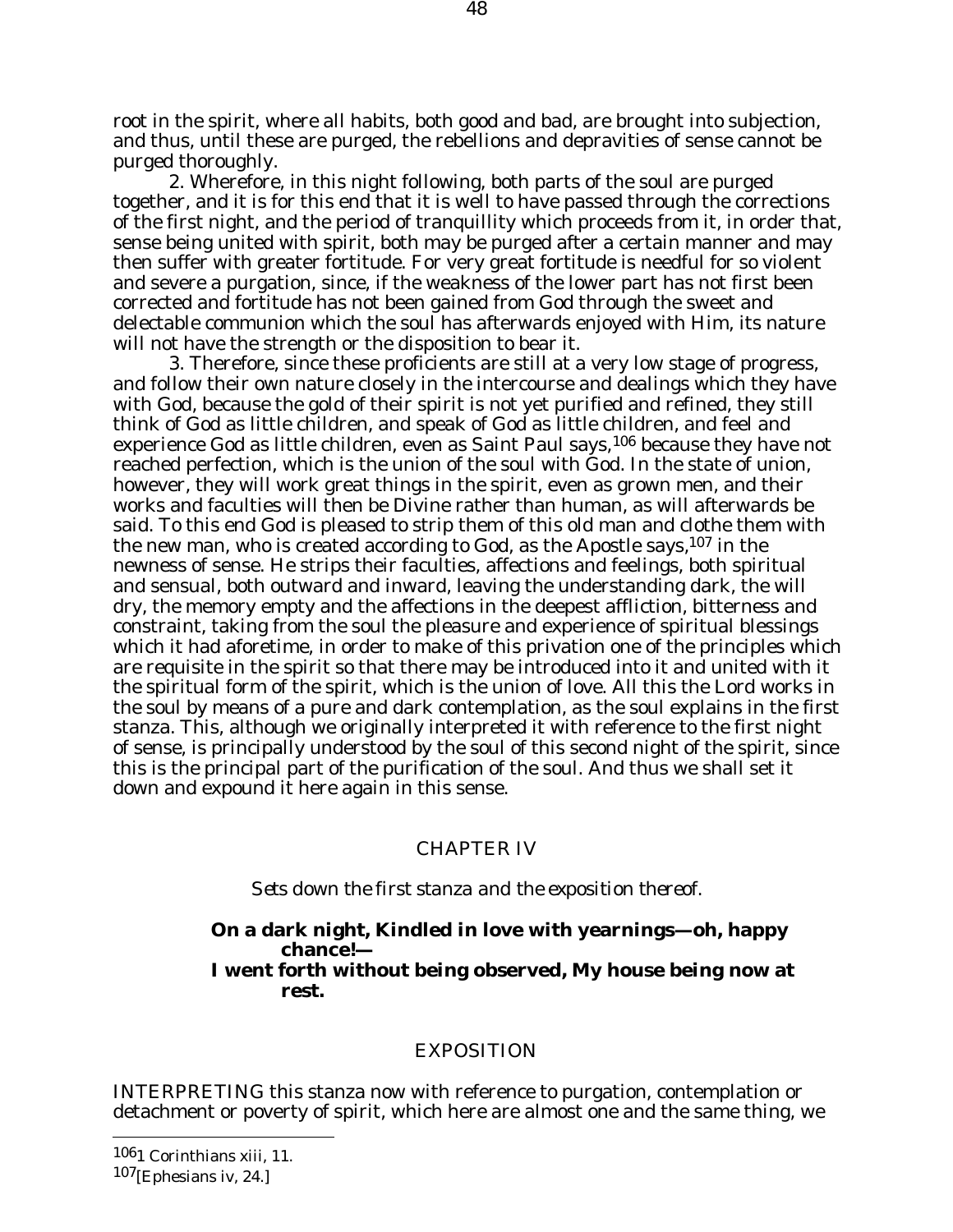root in the spirit, where all habits, both good and bad, are brought into subjection, and thus, until these are purged, the rebellions and depravities of sense cannot be purged thoroughly.

2. Wherefore, in this night following, both parts of the soul are purged together, and it is for this end that it is well to have passed through the corrections of the first night, and the period of tranquillity which proceeds from it, in order that, sense being united with spirit, both may be purged after a certain manner and may then suffer with greater fortitude. For very great fortitude is needful for so violent and severe a purgation, since, if the weakness of the lower part has not first been corrected and fortitude has not been gained from God through the sweet and delectable communion which the soul has afterwards enjoyed with Him, its nature will not have the strength or the disposition to bear it.

3. Therefore, since these proficients are still at a very low stage of progress, and follow their own nature closely in the intercourse and dealings which they have with God, because the gold of their spirit is not yet purified and refined, they still think of God as little children, and speak of God as little children, and feel and experience God as little children, even as Saint Paul says,[106] because they have not reached perfection, which is the union of the soul with God. In the state of union, however, they will work great things in the spirit, even as grown men, and their works and faculties will then be Divine rather than human, as will afterwards be said. To this end God is pleased to strip them of this old man and clothe them with the new man, who is created according to God, as the Apostle says,[107] in the newness of sense. He strips their faculties, affections and feelings, both spiritual and sensual, both outward and inward, leaving the understanding dark, the will dry, the memory empty and the affections in the deepest affliction, bitterness and constraint, taking from the soul the pleasure and experience of spiritual blessings which it had aforetime, in order to make of this privation one of the principles which are requisite in the spirit so that there may be introduced into it and united with it the spiritual form of the spirit, which is the union of love. All this the Lord works in the soul by means of a pure and dark contemplation, as the soul explains in the first stanza. This, although we originally interpreted it with reference to the first night of sense, is principally understood by the soul of this second night of the spirit, since this is the principal part of the purification of the soul. And thus we shall set it down and expound it here again in this sense.

## CHAPTER IV

*Sets down the first stanza and the exposition thereof.*

**On a dark night, Kindled in love with yearnings—oh, happy chance!—**
**I went forth without being observed, My house being now at rest.**

## EXPOSITION

INTERPRETING this stanza now with reference to purgation, contemplation or detachment or poverty of spirit, which here are almost one and the same thing, we

---

[106] 1 Corinthians xiii, 11.

[107] [Ephesians iv, 24.]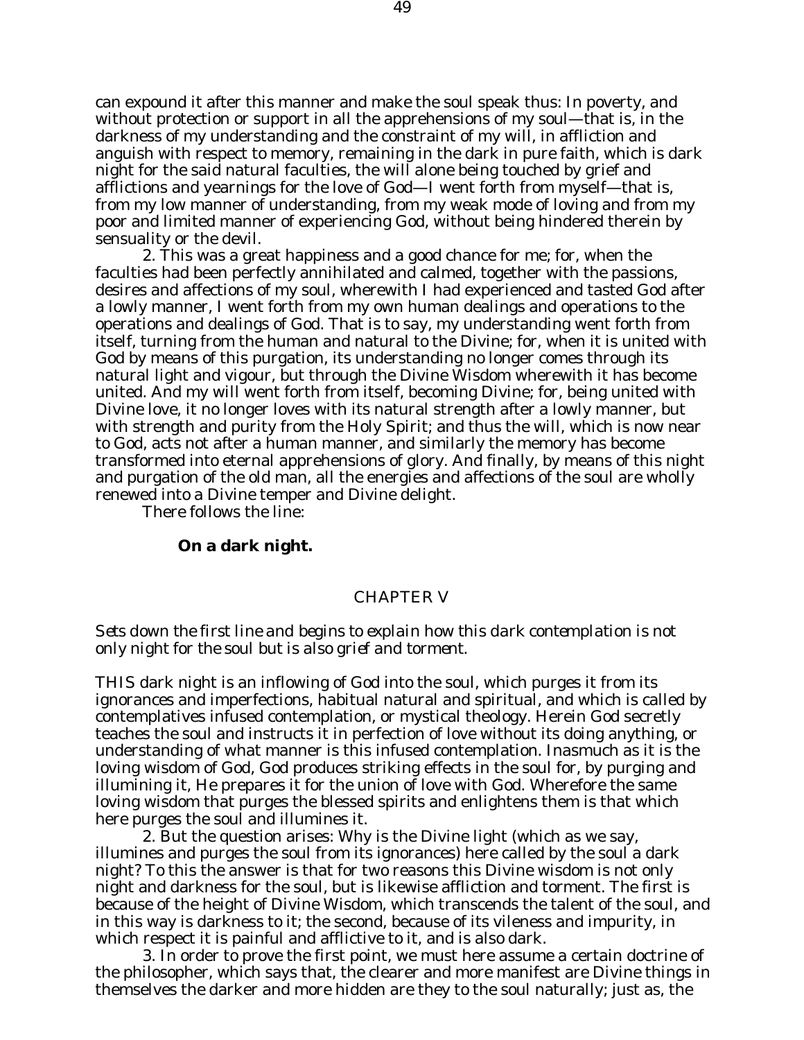can expound it after this manner and make the soul speak thus: In poverty, and without protection or support in all the apprehensions of my soul—that is, in the darkness of my understanding and the constraint of my will, in affliction and anguish with respect to memory, remaining in the dark in pure faith, which is dark night for the said natural faculties, the will alone being touched by grief and afflictions and yearnings for the love of God—I went forth from myself—that is, from my low manner of understanding, from my weak mode of loving and from my poor and limited manner of experiencing God, without being hindered therein by sensuality or the devil.

2. This was a great happiness and a good chance for me; for, when the faculties had been perfectly annihilated and calmed, together with the passions, desires and affections of my soul, wherewith I had experienced and tasted God after a lowly manner, I went forth from my own human dealings and operations to the operations and dealings of God. That is to say, my understanding went forth from itself, turning from the human and natural to the Divine; for, when it is united with God by means of this purgation, its understanding no longer comes through its natural light and vigour, but through the Divine Wisdom wherewith it has become united. And my will went forth from itself, becoming Divine; for, being united with Divine love, it no longer loves with its natural strength after a lowly manner, but with strength and purity from the Holy Spirit; and thus the will, which is now near to God, acts not after a human manner, and similarly the memory has become transformed into eternal apprehensions of glory. And finally, by means of this night and purgation of the old man, all the energies and affections of the soul are wholly renewed into a Divine temper and Divine delight.

There follows the line:

**On a dark night.**

## CHAPTER V

*Sets down the first line and begins to explain how this dark contemplation is not only night for the soul but is also grief and torment.*

THIS dark night is an inflowing of God into the soul, which purges it from its ignorances and imperfections, habitual natural and spiritual, and which is called by contemplatives infused contemplation, or mystical theology. Herein God secretly teaches the soul and instructs it in perfection of love without its doing anything, or understanding of what manner is this infused contemplation. Inasmuch as it is the loving wisdom of God, God produces striking effects in the soul for, by purging and illumining it, He prepares it for the union of love with God. Wherefore the same loving wisdom that purges the blessed spirits and enlightens them is that which here purges the soul and illumines it.

2. But the question arises: Why is the Divine light (which as we say, illumines and purges the soul from its ignorances) here called by the soul a dark night? To this the answer is that for two reasons this Divine wisdom is not only night and darkness for the soul, but is likewise affliction and torment. The first is because of the height of Divine Wisdom, which transcends the talent of the soul, and in this way is darkness to it; the second, because of its vileness and impurity, in which respect it is painful and afflictive to it, and is also dark.

3. In order to prove the first point, we must here assume a certain doctrine of the philosopher, which says that, the clearer and more manifest are Divine things in themselves the darker and more hidden are they to the soul naturally; just as, the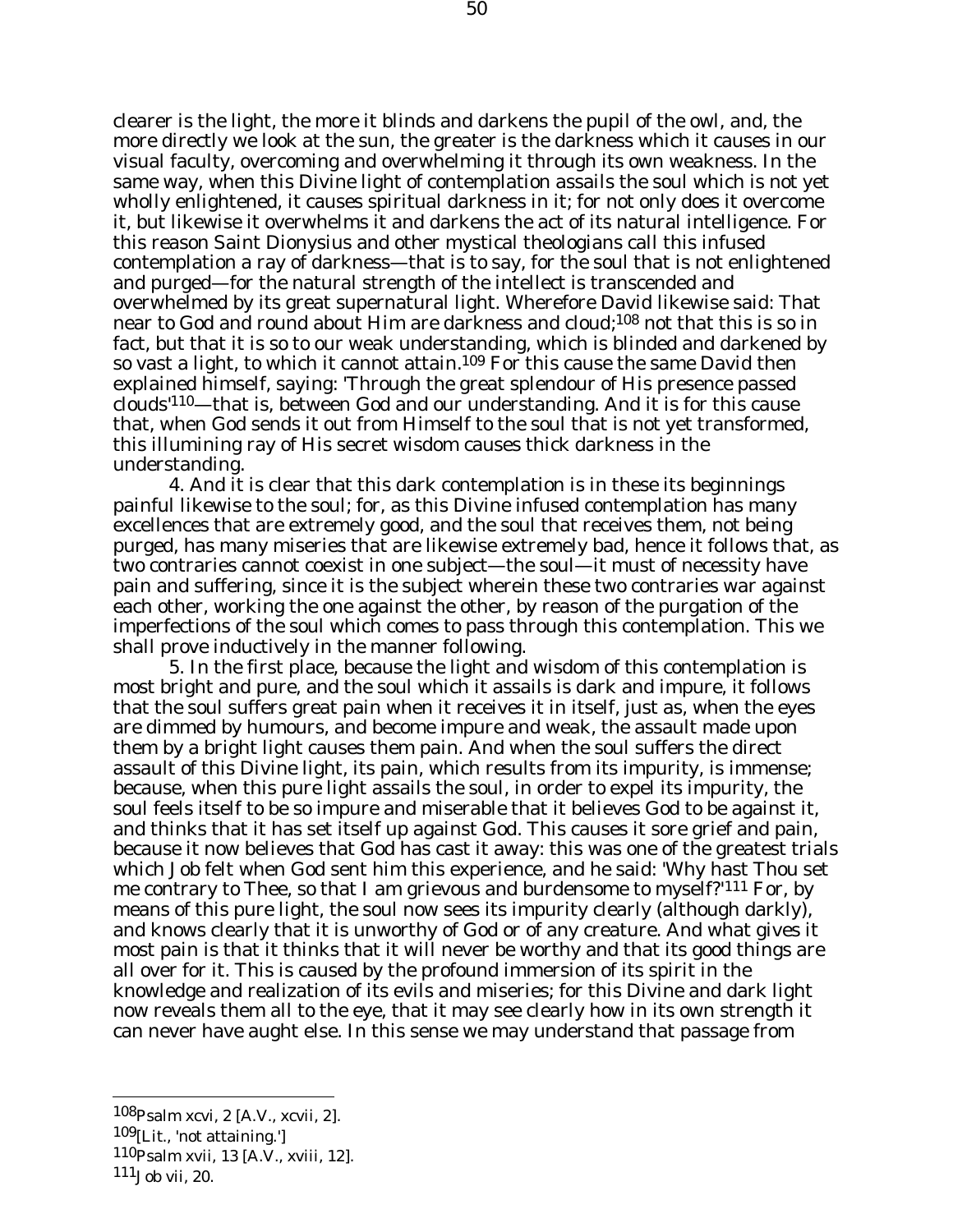clearer is the light, the more it blinds and darkens the pupil of the owl, and, the more directly we look at the sun, the greater is the darkness which it causes in our visual faculty, overcoming and overwhelming it through its own weakness. In the same way, when this Divine light of contemplation assails the soul which is not yet wholly enlightened, it causes spiritual darkness in it; for not only does it overcome it, but likewise it overwhelms it and darkens the act of its natural intelligence. For this reason Saint Dionysius and other mystical theologians call this infused contemplation a ray of darkness—that is to say, for the soul that is not enlightened and purged—for the natural strength of the intellect is transcended and overwhelmed by its great supernatural light. Wherefore David likewise said: That near to God and round about Him are darkness and cloud;[108] not that this is so in fact, but that it is so to our weak understanding, which is blinded and darkened by so vast a light, to which it cannot attain.[109] For this cause the same David then explained himself, saying: 'Through the great splendour of His presence passed clouds'[110]—that is, between God and our understanding. And it is for this cause that, when God sends it out from Himself to the soul that is not yet transformed, this illumining ray of His secret wisdom causes thick darkness in the understanding.

4. And it is clear that this dark contemplation is in these its beginnings painful likewise to the soul; for, as this Divine infused contemplation has many excellences that are extremely good, and the soul that receives them, not being purged, has many miseries that are likewise extremely bad, hence it follows that, as two contraries cannot coexist in one subject—the soul—it must of necessity have pain and suffering, since it is the subject wherein these two contraries war against each other, working the one against the other, by reason of the purgation of the imperfections of the soul which comes to pass through this contemplation. This we shall prove inductively in the manner following.

5. In the first place, because the light and wisdom of this contemplation is most bright and pure, and the soul which it assails is dark and impure, it follows that the soul suffers great pain when it receives it in itself, just as, when the eyes are dimmed by humours, and become impure and weak, the assault made upon them by a bright light causes them pain. And when the soul suffers the direct assault of this Divine light, its pain, which results from its impurity, is immense; because, when this pure light assails the soul, in order to expel its impurity, the soul feels itself to be so impure and miserable that it believes God to be against it, and thinks that it has set itself up against God. This causes it sore grief and pain, because it now believes that God has cast it away: this was one of the greatest trials which Job felt when God sent him this experience, and he said: 'Why hast Thou set me contrary to Thee, so that I am grievous and burdensome to myself?'[111] For, by means of this pure light, the soul now sees its impurity clearly (although darkly), and knows clearly that it is unworthy of God or of any creature. And what gives it most pain is that it thinks that it will never be worthy and that its good things are all over for it. This is caused by the profound immersion of its spirit in the knowledge and realization of its evils and miseries; for this Divine and dark light now reveals them all to the eye, that it may see clearly how in its own strength it can never have aught else. In this sense we may understand that passage from

---

[108] Psalm xcvi, 2 [A.V., xcvii, 2].

[109] [Lit., 'not attaining.']

[110] Psalm xvii, 13 [A.V., xviii, 12].

[111] Job vii, 20.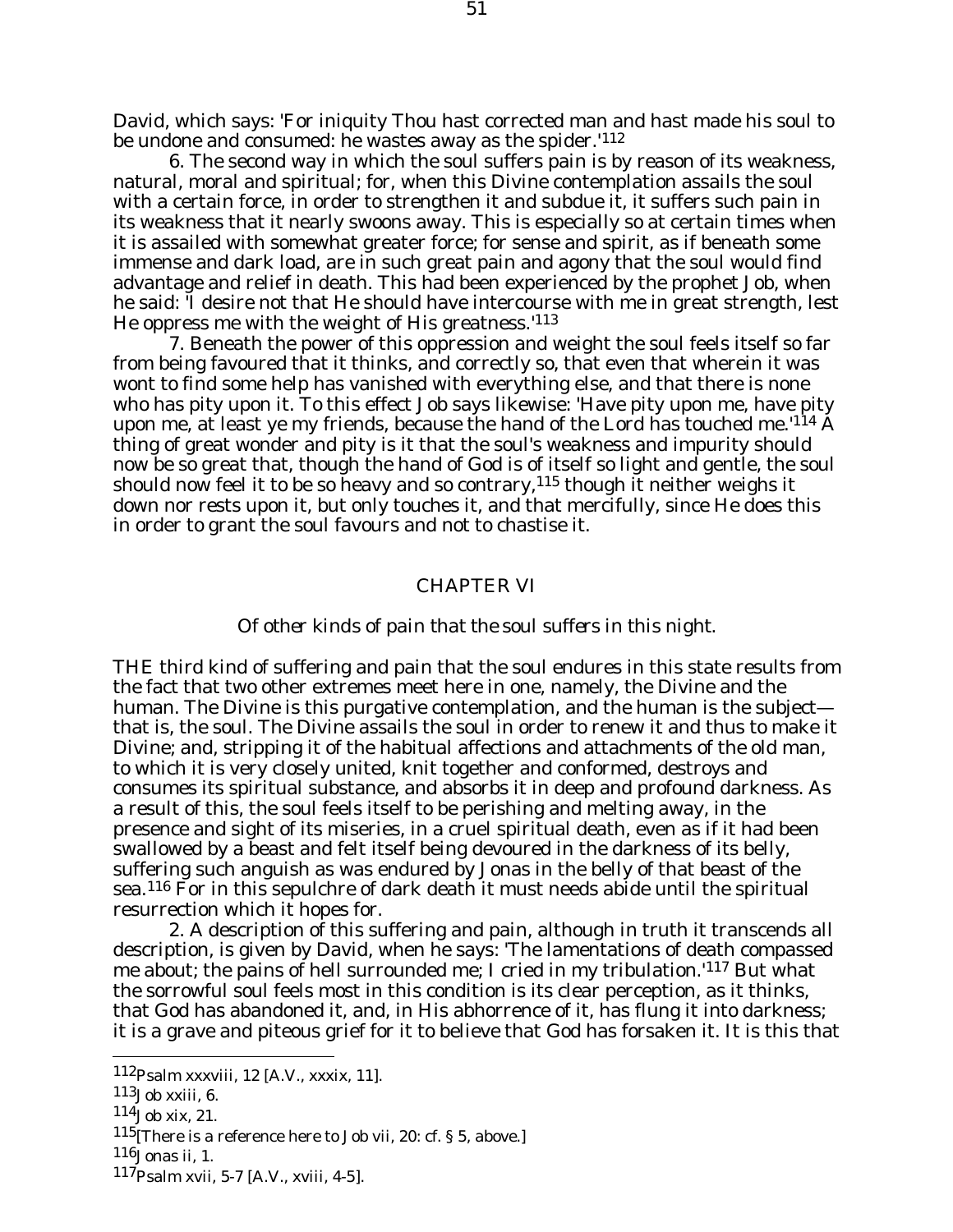David, which says: 'For iniquity Thou hast corrected man and hast made his soul to be undone and consumed: he wastes away as the spider.'[112]

6. The second way in which the soul suffers pain is by reason of its weakness, natural, moral and spiritual; for, when this Divine contemplation assails the soul with a certain force, in order to strengthen it and subdue it, it suffers such pain in its weakness that it nearly swoons away. This is especially so at certain times when it is assailed with somewhat greater force; for sense and spirit, as if beneath some immense and dark load, are in such great pain and agony that the soul would find advantage and relief in death. This had been experienced by the prophet Job, when he said: 'I desire not that He should have intercourse with me in great strength, lest He oppress me with the weight of His greatness.'[113]

7. Beneath the power of this oppression and weight the soul feels itself so far from being favoured that it thinks, and correctly so, that even that wherein it was wont to find some help has vanished with everything else, and that there is none who has pity upon it. To this effect Job says likewise: 'Have pity upon me, have pity upon me, at least ye my friends, because the hand of the Lord has touched me.'[114] A thing of great wonder and pity is it that the soul's weakness and impurity should now be so great that, though the hand of God is of itself so light and gentle, the soul should now feel it to be so heavy and so contrary,[115] though it neither weighs it down nor rests upon it, but only touches it, and that mercifully, since He does this in order to grant the soul favours and not to chastise it.

## CHAPTER VI

*Of other kinds of pain that the soul suffers in this night.*

THE third kind of suffering and pain that the soul endures in this state results from the fact that two other extremes meet here in one, namely, the Divine and the human. The Divine is this purgative contemplation, and the human is the subject—that is, the soul. The Divine assails the soul in order to renew it and thus to make it Divine; and, stripping it of the habitual affections and attachments of the old man, to which it is very closely united, knit together and conformed, destroys and consumes its spiritual substance, and absorbs it in deep and profound darkness. As a result of this, the soul feels itself to be perishing and melting away, in the presence and sight of its miseries, in a cruel spiritual death, even as if it had been swallowed by a beast and felt itself being devoured in the darkness of its belly, suffering such anguish as was endured by Jonas in the belly of that beast of the sea.[116] For in this sepulchre of dark death it must needs abide until the spiritual resurrection which it hopes for.

2. A description of this suffering and pain, although in truth it transcends all description, is given by David, when he says: 'The lamentations of death compassed me about; the pains of hell surrounded me; I cried in my tribulation.'[117] But what the sorrowful soul feels most in this condition is its clear perception, as it thinks, that God has abandoned it, and, in His abhorrence of it, has flung it into darkness; it is a grave and piteous grief for it to believe that God has forsaken it. It is this that

---

[112] Psalm xxxviii, 12 [A.V., xxxix, 11].

[113] Job xxiii, 6.

[114] Job xix, 21.

[115] [There is a reference here to Job vii, 20: cf. § 5, above.]

[116] Jonas ii, 1.

[117] Psalm xvii, 5-7 [A.V., xviii, 4-5].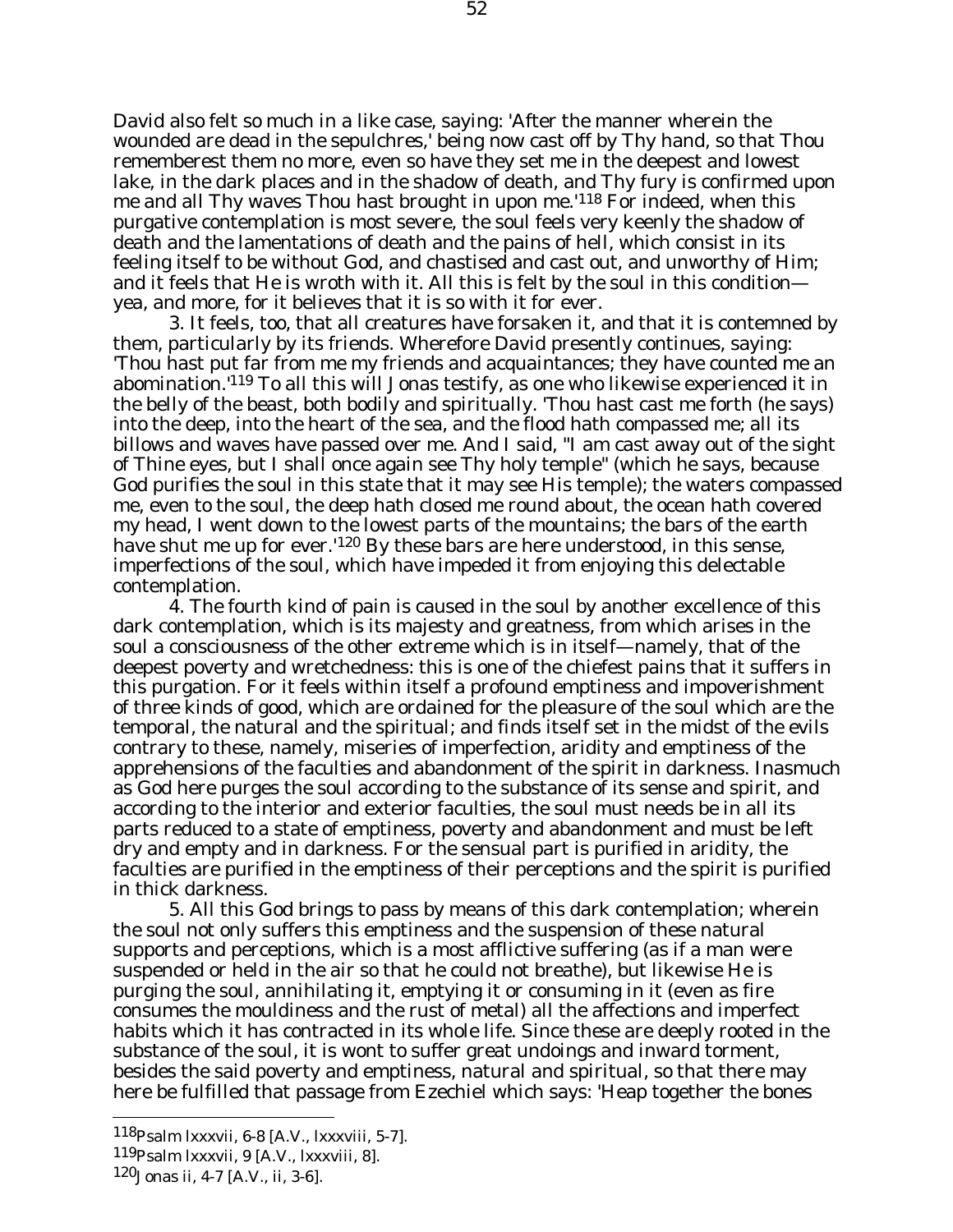David also felt so much in a like case, saying: 'After the manner wherein the wounded are dead in the sepulchres,' being now cast off by Thy hand, so that Thou rememberest them no more, even so have they set me in the deepest and lowest lake, in the dark places and in the shadow of death, and Thy fury is confirmed upon me and all Thy waves Thou hast brought in upon me.'[118] For indeed, when this purgative contemplation is most severe, the soul feels very keenly the shadow of death and the lamentations of death and the pains of hell, which consist in its feeling itself to be without God, and chastised and cast out, and unworthy of Him; and it feels that He is wroth with it. All this is felt by the soul in this condition—yea, and more, for it believes that it is so with it for ever.

3. It feels, too, that all creatures have forsaken it, and that it is contemned by them, particularly by its friends. Wherefore David presently continues, saying: 'Thou hast put far from me my friends and acquaintances; they have counted me an abomination.'[119] To all this will Jonas testify, as one who likewise experienced it in the belly of the beast, both bodily and spiritually. 'Thou hast cast me forth (he says) into the deep, into the heart of the sea, and the flood hath compassed me; all its billows and waves have passed over me. And I said, "I am cast away out of the sight of Thine eyes, but I shall once again see Thy holy temple" (which he says, because God purifies the soul in this state that it may see His temple); the waters compassed me, even to the soul, the deep hath closed me round about, the ocean hath covered my head, I went down to the lowest parts of the mountains; the bars of the earth have shut me up for ever.'[120] By these bars are here understood, in this sense, imperfections of the soul, which have impeded it from enjoying this delectable contemplation.

4. The fourth kind of pain is caused in the soul by another excellence of this dark contemplation, which is its majesty and greatness, from which arises in the soul a consciousness of the other extreme which is in itself—namely, that of the deepest poverty and wretchedness: this is one of the chiefest pains that it suffers in this purgation. For it feels within itself a profound emptiness and impoverishment of three kinds of good, which are ordained for the pleasure of the soul which are the temporal, the natural and the spiritual; and finds itself set in the midst of the evils contrary to these, namely, miseries of imperfection, aridity and emptiness of the apprehensions of the faculties and abandonment of the spirit in darkness. Inasmuch as God here purges the soul according to the substance of its sense and spirit, and according to the interior and exterior faculties, the soul must needs be in all its parts reduced to a state of emptiness, poverty and abandonment and must be left dry and empty and in darkness. For the sensual part is purified in aridity, the faculties are purified in the emptiness of their perceptions and the spirit is purified in thick darkness.

5. All this God brings to pass by means of this dark contemplation; wherein the soul not only suffers this emptiness and the suspension of these natural supports and perceptions, which is a most afflictive suffering (as if a man were suspended or held in the air so that he could not breathe), but likewise He is purging the soul, annihilating it, emptying it or consuming in it (even as fire consumes the mouldiness and the rust of metal) all the affections and imperfect habits which it has contracted in its whole life. Since these are deeply rooted in the substance of the soul, it is wont to suffer great undoings and inward torment, besides the said poverty and emptiness, natural and spiritual, so that there may here be fulfilled that passage from Ezechiel which says: 'Heap together the bones

---

[118] Psalm lxxxvii, 6-8 [A.V., lxxxviii, 5-7].

[119] Psalm lxxxvii, 9 [A.V., lxxxviii, 8].

[120] Jonas ii, 4-7 [A.V., ii, 3-6].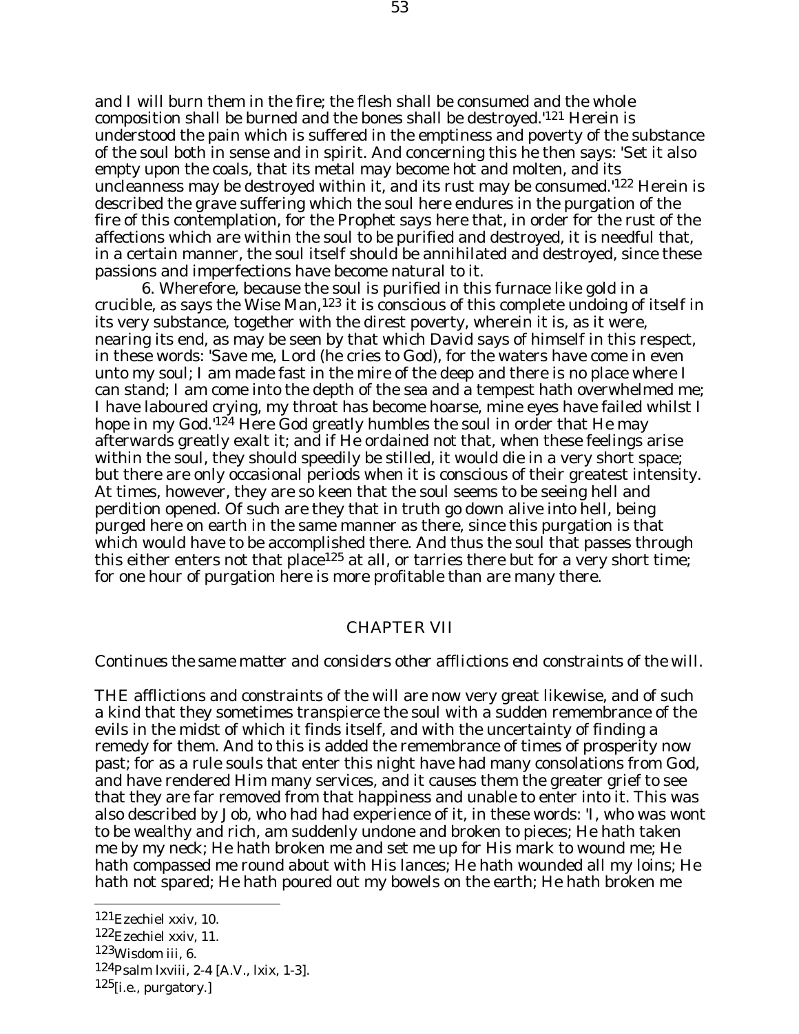and I will burn them in the fire; the flesh shall be consumed and the whole composition shall be burned and the bones shall be destroyed.'[121] Herein is understood the pain which is suffered in the emptiness and poverty of the substance of the soul both in sense and in spirit. And concerning this he then says: 'Set it also empty upon the coals, that its metal may become hot and molten, and its uncleanness may be destroyed within it, and its rust may be consumed.'[122] Herein is described the grave suffering which the soul here endures in the purgation of the fire of this contemplation, for the Prophet says here that, in order for the rust of the affections which are within the soul to be purified and destroyed, it is needful that, in a certain manner, the soul itself should be annihilated and destroyed, since these passions and imperfections have become natural to it.

6. Wherefore, because the soul is purified in this furnace like gold in a crucible, as says the Wise Man,[123] it is conscious of this complete undoing of itself in its very substance, together with the direst poverty, wherein it is, as it were, nearing its end, as may be seen by that which David says of himself in this respect, in these words: 'Save me, Lord (he cries to God), for the waters have come in even unto my soul; I am made fast in the mire of the deep and there is no place where I can stand; I am come into the depth of the sea and a tempest hath overwhelmed me; I have laboured crying, my throat has become hoarse, mine eyes have failed whilst I hope in my God.'[124] Here God greatly humbles the soul in order that He may afterwards greatly exalt it; and if He ordained not that, when these feelings arise within the soul, they should speedily be stilled, it would die in a very short space; but there are only occasional periods when it is conscious of their greatest intensity. At times, however, they are so keen that the soul seems to be seeing hell and perdition opened. Of such are they that in truth go down alive into hell, being purged here on earth in the same manner as there, since this purgation is that which would have to be accomplished there. And thus the soul that passes through this either enters not that place[125] at all, or tarries there but for a very short time; for one hour of purgation here is more profitable than are many there.

## CHAPTER VII

*Continues the same matter and considers other afflictions end constraints of the will.*

THE afflictions and constraints of the will are now very great likewise, and of such a kind that they sometimes transpierce the soul with a sudden remembrance of the evils in the midst of which it finds itself, and with the uncertainty of finding a remedy for them. And to this is added the remembrance of times of prosperity now past; for as a rule souls that enter this night have had many consolations from God, and have rendered Him many services, and it causes them the greater grief to see that they are far removed from that happiness and unable to enter into it. This was also described by Job, who had had experience of it, in these words: 'I, who was wont to be wealthy and rich, am suddenly undone and broken to pieces; He hath taken me by my neck; He hath broken me and set me up for His mark to wound me; He hath compassed me round about with His lances; He hath wounded all my loins; He hath not spared; He hath poured out my bowels on the earth; He hath broken me

---

[121] Ezechiel xxiv, 10.

[122] Ezechiel xxiv, 11.

[123] Wisdom iii, 6.

[124] Psalm lxviii, 2-4 [A.V., lxix, 1-3].

[125] [i.e., purgatory.]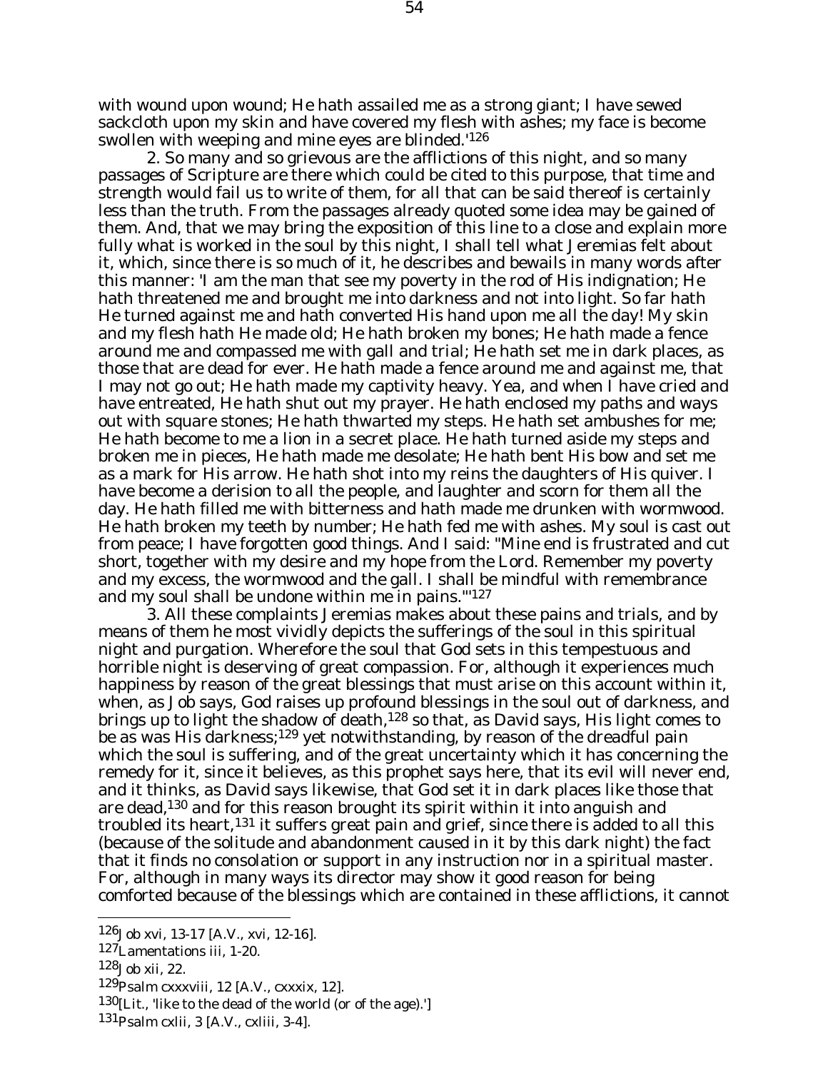with wound upon wound; He hath assailed me as a strong giant; I have sewed sackcloth upon my skin and have covered my flesh with ashes; my face is become swollen with weeping and mine eyes are blinded.'[126]

2. So many and so grievous are the afflictions of this night, and so many passages of Scripture are there which could be cited to this purpose, that time and strength would fail us to write of them, for all that can be said thereof is certainly less than the truth. From the passages already quoted some idea may be gained of them. And, that we may bring the exposition of this line to a close and explain more fully what is worked in the soul by this night, I shall tell what Jeremias felt about it, which, since there is so much of it, he describes and bewails in many words after this manner: 'I am the man that see my poverty in the rod of His indignation; He hath threatened me and brought me into darkness and not into light. So far hath He turned against me and hath converted His hand upon me all the day! My skin and my flesh hath He made old; He hath broken my bones; He hath made a fence around me and compassed me with gall and trial; He hath set me in dark places, as those that are dead for ever. He hath made a fence around me and against me, that I may not go out; He hath made my captivity heavy. Yea, and when I have cried and have entreated, He hath shut out my prayer. He hath enclosed my paths and ways out with square stones; He hath thwarted my steps. He hath set ambushes for me; He hath become to me a lion in a secret place. He hath turned aside my steps and broken me in pieces, He hath made me desolate; He hath bent His bow and set me as a mark for His arrow. He hath shot into my reins the daughters of His quiver. I have become a derision to all the people, and laughter and scorn for them all the day. He hath filled me with bitterness and hath made me drunken with wormwood. He hath broken my teeth by number; He hath fed me with ashes. My soul is cast out from peace; I have forgotten good things. And I said: "Mine end is frustrated and cut short, together with my desire and my hope from the Lord. Remember my poverty and my excess, the wormwood and the gall. I shall be mindful with remembrance and my soul shall be undone within me in pains."'[127]

3. All these complaints Jeremias makes about these pains and trials, and by means of them he most vividly depicts the sufferings of the soul in this spiritual night and purgation. Wherefore the soul that God sets in this tempestuous and horrible night is deserving of great compassion. For, although it experiences much happiness by reason of the great blessings that must arise on this account within it, when, as Job says, God raises up profound blessings in the soul out of darkness, and brings up to light the shadow of death,[128] so that, as David says, His light comes to be as was His darkness;[129] yet notwithstanding, by reason of the dreadful pain which the soul is suffering, and of the great uncertainty which it has concerning the remedy for it, since it believes, as this prophet says here, that its evil will never end, and it thinks, as David says likewise, that God set it in dark places like those that are dead,[130] and for this reason brought its spirit within it into anguish and troubled its heart,[131] it suffers great pain and grief, since there is added to all this (because of the solitude and abandonment caused in it by this dark night) the fact that it finds no consolation or support in any instruction nor in a spiritual master. For, although in many ways its director may show it good reason for being comforted because of the blessings which are contained in these afflictions, it cannot

---

[126] Job xvi, 13-17 [A.V., xvi, 12-16].

[127] Lamentations iii, 1-20.

[128] Job xii, 22.

[129] Psalm cxxxviii, 12 [A.V., cxxxix, 12].

[130] [Lit., 'like to the dead of the world (or of the age).']

[131] Psalm cxlii, 3 [A.V., cxliii, 3-4].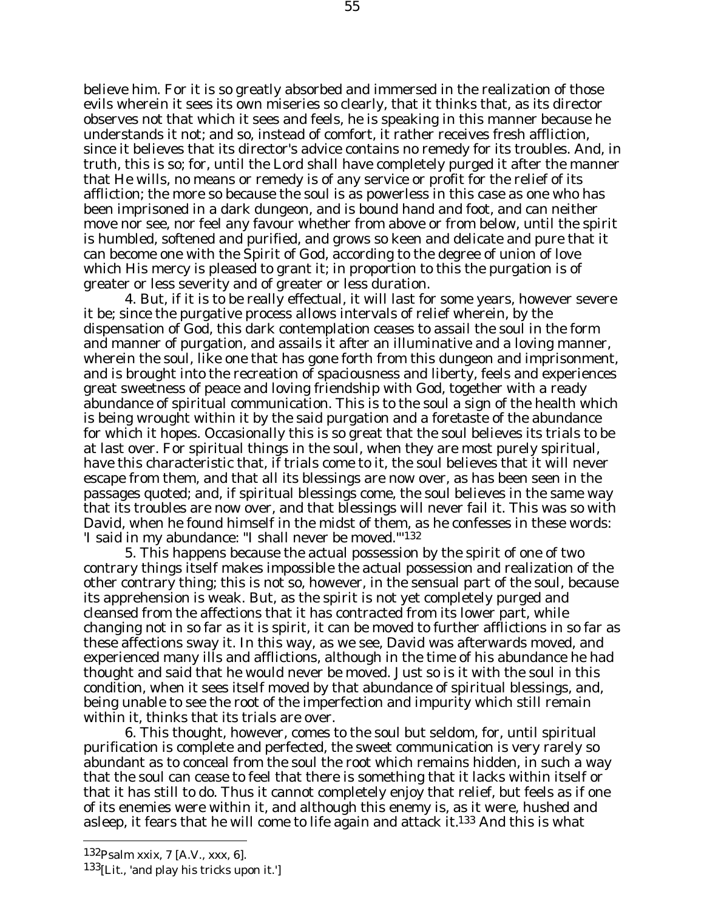believe him. For it is so greatly absorbed and immersed in the realization of those evils wherein it sees its own miseries so clearly, that it thinks that, as its director observes not that which it sees and feels, he is speaking in this manner because he understands it not; and so, instead of comfort, it rather receives fresh affliction, since it believes that its director's advice contains no remedy for its troubles. And, in truth, this is so; for, until the Lord shall have completely purged it after the manner that He wills, no means or remedy is of any service or profit for the relief of its affliction; the more so because the soul is as powerless in this case as one who has been imprisoned in a dark dungeon, and is bound hand and foot, and can neither move nor see, nor feel any favour whether from above or from below, until the spirit is humbled, softened and purified, and grows so keen and delicate and pure that it can become one with the Spirit of God, according to the degree of union of love which His mercy is pleased to grant it; in proportion to this the purgation is of greater or less severity and of greater or less duration.

4. But, if it is to be really effectual, it will last for some years, however severe it be; since the purgative process allows intervals of relief wherein, by the dispensation of God, this dark contemplation ceases to assail the soul in the form and manner of purgation, and assails it after an illuminative and a loving manner, wherein the soul, like one that has gone forth from this dungeon and imprisonment, and is brought into the recreation of spaciousness and liberty, feels and experiences great sweetness of peace and loving friendship with God, together with a ready abundance of spiritual communication. This is to the soul a sign of the health which is being wrought within it by the said purgation and a foretaste of the abundance for which it hopes. Occasionally this is so great that the soul believes its trials to be at last over. For spiritual things in the soul, when they are most purely spiritual, have this characteristic that, if trials come to it, the soul believes that it will never escape from them, and that all its blessings are now over, as has been seen in the passages quoted; and, if spiritual blessings come, the soul believes in the same way that its troubles are now over, and that blessings will never fail it. This was so with David, when he found himself in the midst of them, as he confesses in these words: 'I said in my abundance: "I shall never be moved."'[132]

5. This happens because the actual possession by the spirit of one of two contrary things itself makes impossible the actual possession and realization of the other contrary thing; this is not so, however, in the sensual part of the soul, because its apprehension is weak. But, as the spirit is not yet completely purged and cleansed from the affections that it has contracted from its lower part, while changing not in so far as it is spirit, it can be moved to further afflictions in so far as these affections sway it. In this way, as we see, David was afterwards moved, and experienced many ills and afflictions, although in the time of his abundance he had thought and said that he would never be moved. Just so is it with the soul in this condition, when it sees itself moved by that abundance of spiritual blessings, and, being unable to see the root of the imperfection and impurity which still remain within it, thinks that its trials are over.

6. This thought, however, comes to the soul but seldom, for, until spiritual purification is complete and perfected, the sweet communication is very rarely so abundant as to conceal from the soul the root which remains hidden, in such a way that the soul can cease to feel that there is something that it lacks within itself or that it has still to do. Thus it cannot completely enjoy that relief, but feels as if one of its enemies were within it, and although this enemy is, as it were, hushed and asleep, it fears that he will come to life again and attack it.[133] And this is what

[132] Psalm xxix, 7 [A.V., xxx, 6].

[133] [Lit., 'and play his tricks upon it.']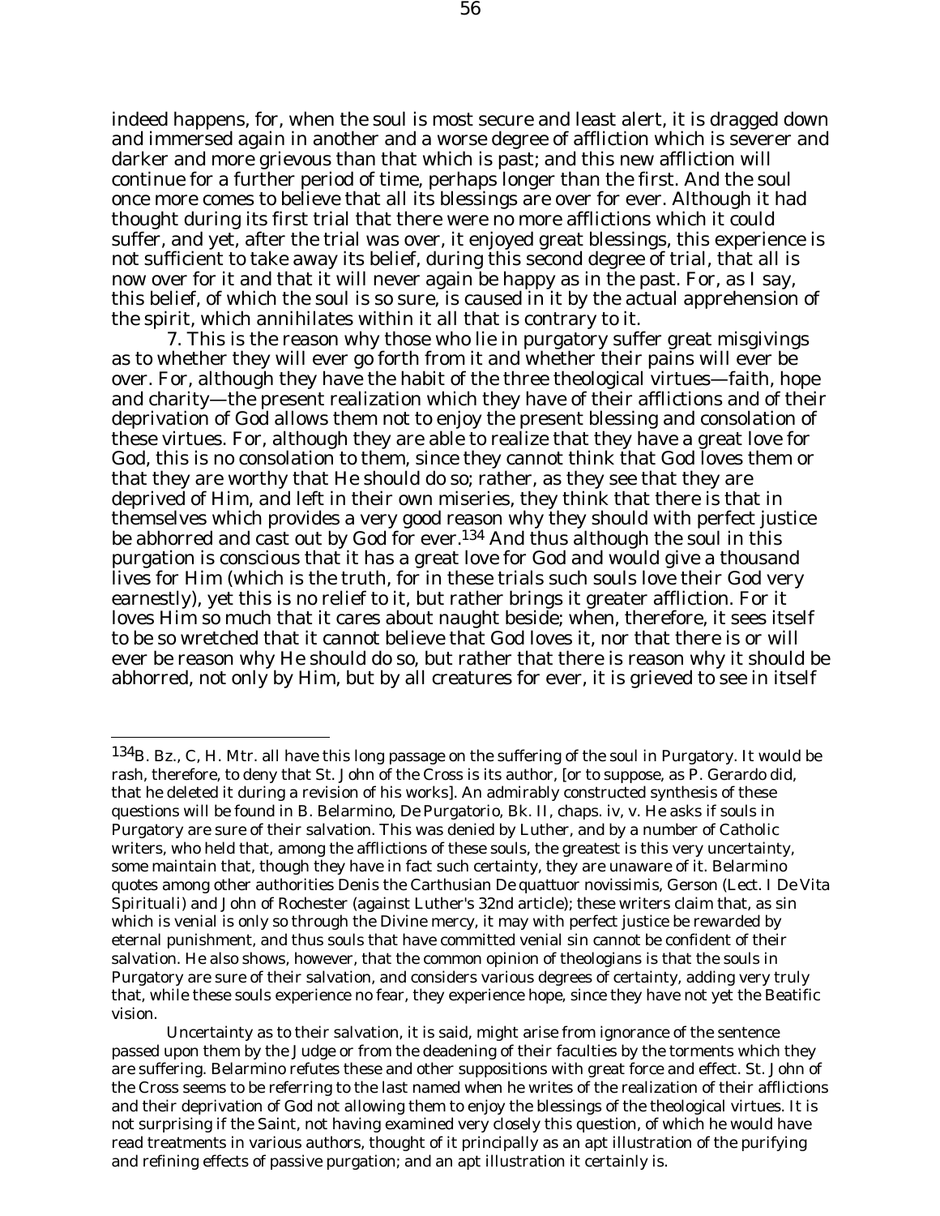indeed happens, for, when the soul is most secure and least alert, it is dragged down and immersed again in another and a worse degree of affliction which is severer and darker and more grievous than that which is past; and this new affliction will continue for a further period of time, perhaps longer than the first. And the soul once more comes to believe that all its blessings are over for ever. Although it had thought during its first trial that there were no more afflictions which it could suffer, and yet, after the trial was over, it enjoyed great blessings, this experience is not sufficient to take away its belief, during this second degree of trial, that all is now over for it and that it will never again be happy as in the past. For, as I say, this belief, of which the soul is so sure, is caused in it by the actual apprehension of the spirit, which annihilates within it all that is contrary to it.

7. This is the reason why those who lie in purgatory suffer great misgivings as to whether they will ever go forth from it and whether their pains will ever be over. For, although they have the habit of the three theological virtues—faith, hope and charity—the present realization which they have of their afflictions and of their deprivation of God allows them not to enjoy the present blessing and consolation of these virtues. For, although they are able to realize that they have a great love for God, this is no consolation to them, since they cannot think that God loves them or that they are worthy that He should do so; rather, as they see that they are deprived of Him, and left in their own miseries, they think that there is that in themselves which provides a very good reason why they should with perfect justice be abhorred and cast out by God for ever.[134] And thus although the soul in this purgation is conscious that it has a great love for God and would give a thousand lives for Him (which is the truth, for in these trials such souls love their God very earnestly), yet this is no relief to it, but rather brings it greater affliction. For it loves Him so much that it cares about naught beside; when, therefore, it sees itself to be so wretched that it cannot believe that God loves it, nor that there is or will ever be reason why He should do so, but rather that there is reason why it should be abhorred, not only by Him, but by all creatures for ever, it is grieved to see in itself

---

[134]B. Bz., C, H. Mtr. all have this long passage on the suffering of the soul in Purgatory. It would be rash, therefore, to deny that St. John of the Cross is its author, [or to suppose, as P. Gerardo did, that he deleted it during a revision of his works]. An admirably constructed synthesis of these questions will be found in B. Belarmino, *De Purgatorio*, Bk. II, chaps. iv, v. He asks if souls in Purgatory are sure of their salvation. This was denied by Luther, and by a number of Catholic writers, who held that, among the afflictions of these souls, the greatest is this very uncertainty, some maintain that, though they have in fact such certainty, they are unaware of it. Belarmino quotes among other authorities Denis the Carthusian *De quattuor novissimis*, Gerson (Lect. I *De Vita Spirituali*) and John of Rochester (against Luther's 32nd article); these writers claim that, as sin which is venial is only so through the Divine mercy, it may with perfect justice be rewarded by eternal punishment, and thus souls that have committed venial sin cannot be confident of their salvation. He also shows, however, that the common opinion of theologians is that the souls in Purgatory are sure of their salvation, and considers various degrees of certainty, adding very truly that, while these souls experience no fear, they experience hope, since they have not yet the Beatific vision.

Uncertainty as to their salvation, it is said, might arise from ignorance of the sentence passed upon them by the Judge or from the deadening of their faculties by the torments which they are suffering. Belarmino refutes these and other suppositions with great force and effect. St. John of the Cross seems to be referring to the last named when he writes of the realization of their afflictions and their deprivation of God not allowing them to enjoy the blessings of the theological virtues. It is not surprising if the Saint, not having examined very closely this question, of which he would have read treatments in various authors, thought of it principally as an apt illustration of the purifying and refining effects of passive purgation; and an apt illustration it certainly is.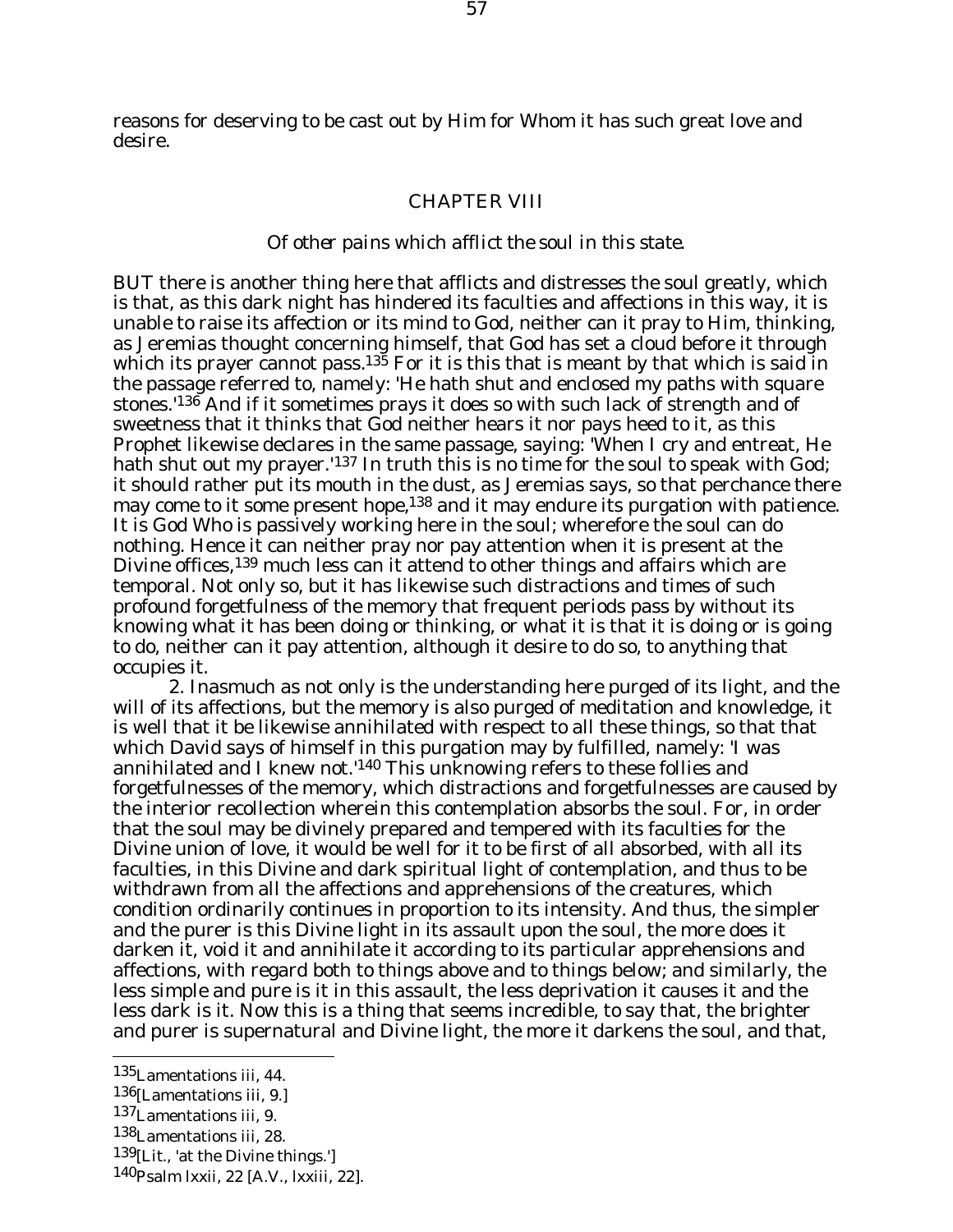reasons for deserving to be cast out by Him for Whom it has such great love and desire.

## CHAPTER VIII

*Of other pains which afflict the soul in this state.*

BUT there is another thing here that afflicts and distresses the soul greatly, which is that, as this dark night has hindered its faculties and affections in this way, it is unable to raise its affection or its mind to God, neither can it pray to Him, thinking, as Jeremias thought concerning himself, that God has set a cloud before it through which its prayer cannot pass.[135] For it is this that is meant by that which is said in the passage referred to, namely: 'He hath shut and enclosed my paths with square stones.'[136] And if it sometimes prays it does so with such lack of strength and of sweetness that it thinks that God neither hears it nor pays heed to it, as this Prophet likewise declares in the same passage, saying: 'When I cry and entreat, He hath shut out my prayer.'[137] In truth this is no time for the soul to speak with God; it should rather put its mouth in the dust, as Jeremias says, so that perchance there may come to it some present hope,[138] and it may endure its purgation with patience. It is God Who is passively working here in the soul; wherefore the soul can do nothing. Hence it can neither pray nor pay attention when it is present at the Divine offices,[139] much less can it attend to other things and affairs which are temporal. Not only so, but it has likewise such distractions and times of such profound forgetfulness of the memory that frequent periods pass by without its knowing what it has been doing or thinking, or what it is that it is doing or is going to do, neither can it pay attention, although it desire to do so, to anything that occupies it.

2. Inasmuch as not only is the understanding here purged of its light, and the will of its affections, but the memory is also purged of meditation and knowledge, it is well that it be likewise annihilated with respect to all these things, so that that which David says of himself in this purgation may by fulfilled, namely: 'I was annihilated and I knew not.'[140] This unknowing refers to these follies and forgetfulnesses of the memory, which distractions and forgetfulnesses are caused by the interior recollection wherein this contemplation absorbs the soul. For, in order that the soul may be divinely prepared and tempered with its faculties for the Divine union of love, it would be well for it to be first of all absorbed, with all its faculties, in this Divine and dark spiritual light of contemplation, and thus to be withdrawn from all the affections and apprehensions of the creatures, which condition ordinarily continues in proportion to its intensity. And thus, the simpler and the purer is this Divine light in its assault upon the soul, the more does it darken it, void it and annihilate it according to its particular apprehensions and affections, with regard both to things above and to things below; and similarly, the less simple and pure is it in this assault, the less deprivation it causes it and the less dark is it. Now this is a thing that seems incredible, to say that, the brighter and purer is supernatural and Divine light, the more it darkens the soul, and that,

---

[135] Lamentations iii, 44.

[136] [Lamentations iii, 9.]

[137] Lamentations iii, 9.

[138] Lamentations iii, 28.

[139] [Lit., 'at the Divine things.']

[140] Psalm lxxii, 22 [A.V., lxxiii, 22].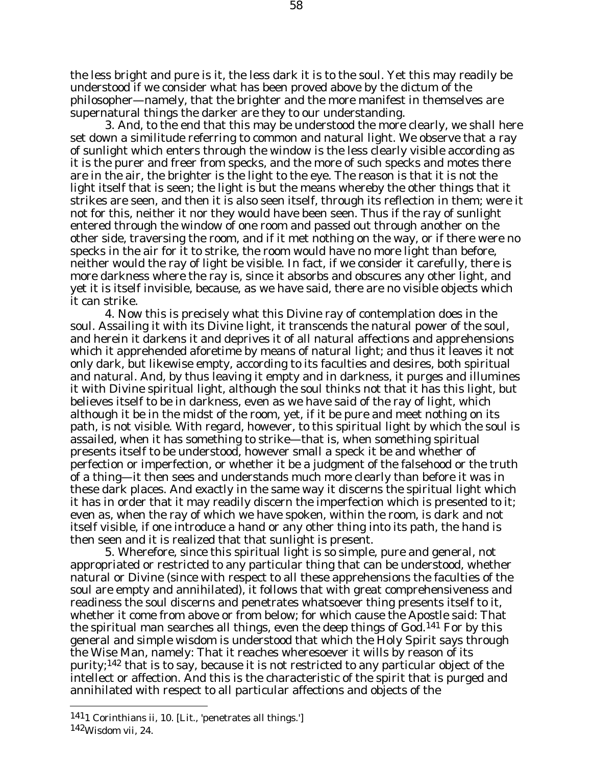the less bright and pure is it, the less dark it is to the soul. Yet this may readily be understood if we consider what has been proved above by the dictum of the philosopher—namely, that the brighter and the more manifest in themselves are supernatural things the darker are they to our understanding.

3. And, to the end that this may be understood the more clearly, we shall here set down a similitude referring to common and natural light. We observe that a ray of sunlight which enters through the window is the less clearly visible according as it is the purer and freer from specks, and the more of such specks and motes there are in the air, the brighter is the light to the eye. The reason is that it is not the light itself that is seen; the light is but the means whereby the other things that it strikes are seen, and then it is also seen itself, through its reflection in them; were it not for this, neither it nor they would have been seen. Thus if the ray of sunlight entered through the window of one room and passed out through another on the other side, traversing the room, and if it met nothing on the way, or if there were no specks in the air for it to strike, the room would have no more light than before, neither would the ray of light be visible. In fact, if we consider it carefully, there is more darkness where the ray is, since it absorbs and obscures any other light, and yet it is itself invisible, because, as we have said, there are no visible objects which it can strike.

4. Now this is precisely what this Divine ray of contemplation does in the soul. Assailing it with its Divine light, it transcends the natural power of the soul, and herein it darkens it and deprives it of all natural affections and apprehensions which it apprehended aforetime by means of natural light; and thus it leaves it not only dark, but likewise empty, according to its faculties and desires, both spiritual and natural. And, by thus leaving it empty and in darkness, it purges and illumines it with Divine spiritual light, although the soul thinks not that it has this light, but believes itself to be in darkness, even as we have said of the ray of light, which although it be in the midst of the room, yet, if it be pure and meet nothing on its path, is not visible. With regard, however, to this spiritual light by which the soul is assailed, when it has something to strike—that is, when something spiritual presents itself to be understood, however small a speck it be and whether of perfection or imperfection, or whether it be a judgment of the falsehood or the truth of a thing—it then sees and understands much more clearly than before it was in these dark places. And exactly in the same way it discerns the spiritual light which it has in order that it may readily discern the imperfection which is presented to it; even as, when the ray of which we have spoken, within the room, is dark and not itself visible, if one introduce a hand or any other thing into its path, the hand is then seen and it is realized that that sunlight is present.

5. Wherefore, since this spiritual light is so simple, pure and general, not appropriated or restricted to any particular thing that can be understood, whether natural or Divine (since with respect to all these apprehensions the faculties of the soul are empty and annihilated), it follows that with great comprehensiveness and readiness the soul discerns and penetrates whatsoever thing presents itself to it, whether it come from above or from below; for which cause the Apostle said: That the spiritual man searches all things, even the deep things of God.[141] For by this general and simple wisdom is understood that which the Holy Spirit says through the Wise Man, namely: That it reaches wheresoever it wills by reason of its purity;[142] that is to say, because it is not restricted to any particular object of the intellect or affection. And this is the characteristic of the spirit that is purged and annihilated with respect to all particular affections and objects of the

---

[141] 1 Corinthians ii, 10. [Lit., 'penetrates all things.']

[142] Wisdom vii, 24.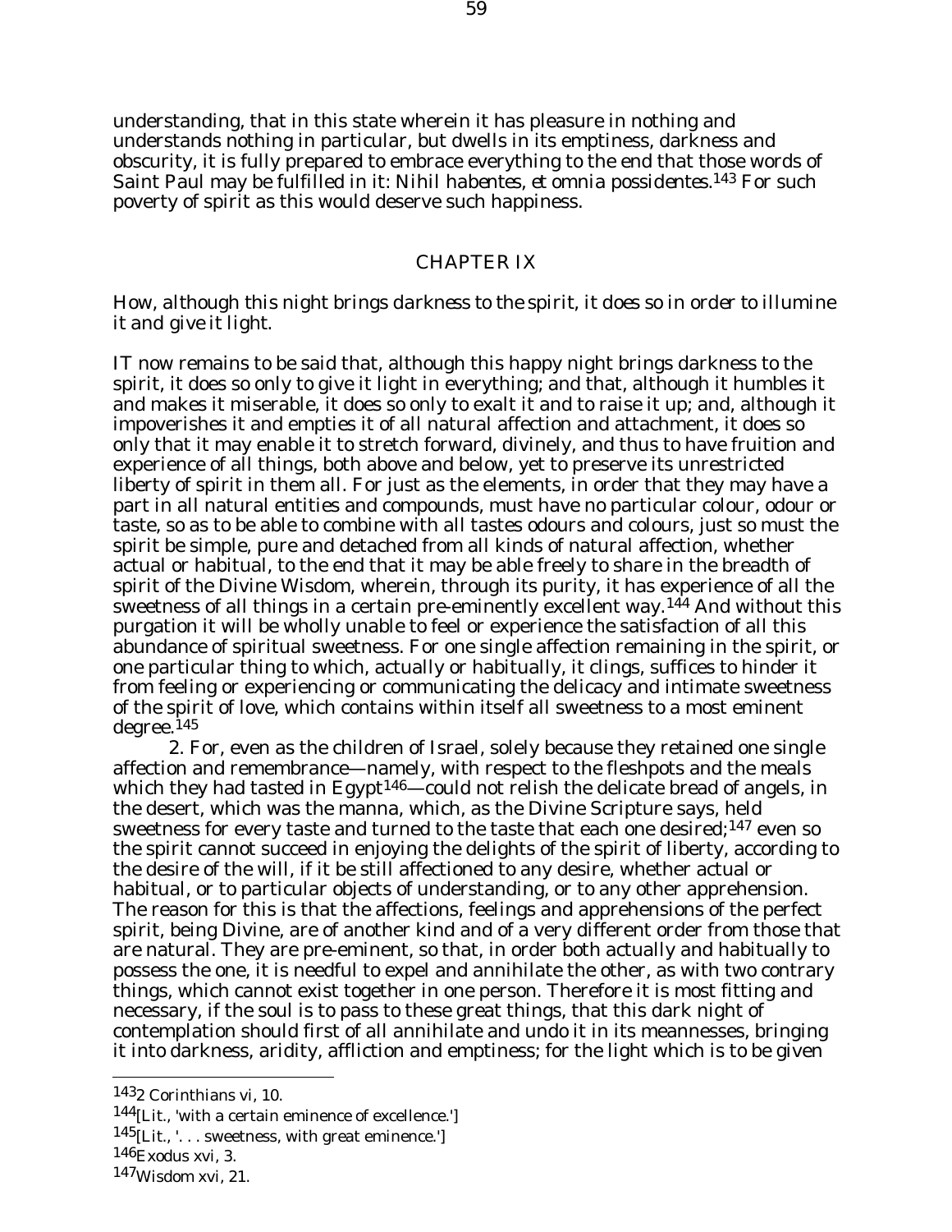understanding, that in this state wherein it has pleasure in nothing and understands nothing in particular, but dwells in its emptiness, darkness and obscurity, it is fully prepared to embrace everything to the end that those words of Saint Paul may be fulfilled in it: *Nihil habentes, et omnia possidentes.*[143] For such poverty of spirit as this would deserve such happiness.

## CHAPTER IX

*How, although this night brings darkness to the spirit, it does so in order to illumine it and give it light.*

IT now remains to be said that, although this happy night brings darkness to the spirit, it does so only to give it light in everything; and that, although it humbles it and makes it miserable, it does so only to exalt it and to raise it up; and, although it impoverishes it and empties it of all natural affection and attachment, it does so only that it may enable it to stretch forward, divinely, and thus to have fruition and experience of all things, both above and below, yet to preserve its unrestricted liberty of spirit in them all. For just as the elements, in order that they may have a part in all natural entities and compounds, must have no particular colour, odour or taste, so as to be able to combine with all tastes odours and colours, just so must the spirit be simple, pure and detached from all kinds of natural affection, whether actual or habitual, to the end that it may be able freely to share in the breadth of spirit of the Divine Wisdom, wherein, through its purity, it has experience of all the sweetness of all things in a certain pre-eminently excellent way.[144] And without this purgation it will be wholly unable to feel or experience the satisfaction of all this abundance of spiritual sweetness. For one single affection remaining in the spirit, or one particular thing to which, actually or habitually, it clings, suffices to hinder it from feeling or experiencing or communicating the delicacy and intimate sweetness of the spirit of love, which contains within itself all sweetness to a most eminent degree.[145]

2. For, even as the children of Israel, solely because they retained one single affection and remembrance—namely, with respect to the fleshpots and the meals which they had tasted in Egypt[146]—could not relish the delicate bread of angels, in the desert, which was the manna, which, as the Divine Scripture says, held sweetness for every taste and turned to the taste that each one desired;[147] even so the spirit cannot succeed in enjoying the delights of the spirit of liberty, according to the desire of the will, if it be still affectioned to any desire, whether actual or habitual, or to particular objects of understanding, or to any other apprehension. The reason for this is that the affections, feelings and apprehensions of the perfect spirit, being Divine, are of another kind and of a very different order from those that are natural. They are pre-eminent, so that, in order both actually and habitually to possess the one, it is needful to expel and annihilate the other, as with two contrary things, which cannot exist together in one person. Therefore it is most fitting and necessary, if the soul is to pass to these great things, that this dark night of contemplation should first of all annihilate and undo it in its meannesses, bringing it into darkness, aridity, affliction and emptiness; for the light which is to be given

---

143 2 Corinthians vi, 10.

144 [Lit., 'with a certain eminence of excellence.']

145 [Lit., '. . . sweetness, with great eminence.']

146 Exodus xvi, 3.

147 Wisdom xvi, 21.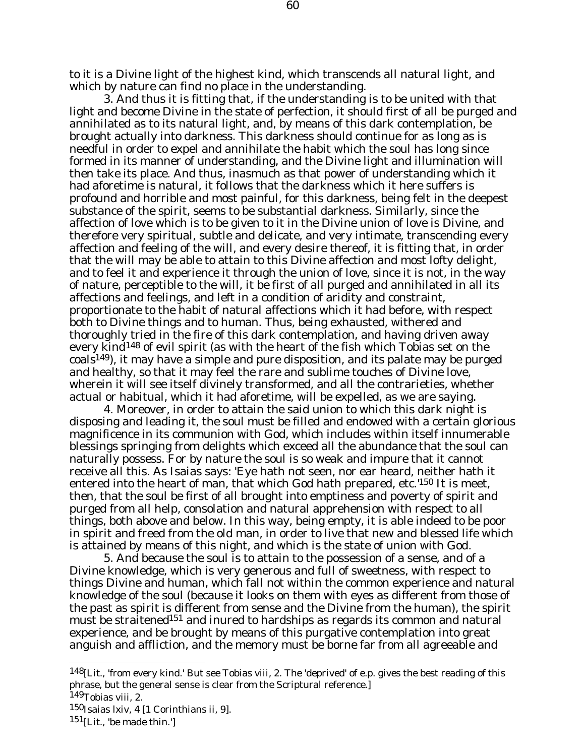to it is a Divine light of the highest kind, which transcends all natural light, and which by nature can find no place in the understanding.

3. And thus it is fitting that, if the understanding is to be united with that light and become Divine in the state of perfection, it should first of all be purged and annihilated as to its natural light, and, by means of this dark contemplation, be brought actually into darkness. This darkness should continue for as long as is needful in order to expel and annihilate the habit which the soul has long since formed in its manner of understanding, and the Divine light and illumination will then take its place. And thus, inasmuch as that power of understanding which it had aforetime is natural, it follows that the darkness which it here suffers is profound and horrible and most painful, for this darkness, being felt in the deepest substance of the spirit, seems to be substantial darkness. Similarly, since the affection of love which is to be given to it in the Divine union of love is Divine, and therefore very spiritual, subtle and delicate, and very intimate, transcending every affection and feeling of the will, and every desire thereof, it is fitting that, in order that the will may be able to attain to this Divine affection and most lofty delight, and to feel it and experience it through the union of love, since it is not, in the way of nature, perceptible to the will, it be first of all purged and annihilated in all its affections and feelings, and left in a condition of aridity and constraint, proportionate to the habit of natural affections which it had before, with respect both to Divine things and to human. Thus, being exhausted, withered and thoroughly tried in the fire of this dark contemplation, and having driven away every kind[148] of evil spirit (as with the heart of the fish which Tobias set on the coals[149]), it may have a simple and pure disposition, and its palate may be purged and healthy, so that it may feel the rare and sublime touches of Divine love, wherein it will see itself divinely transformed, and all the contrarieties, whether actual or habitual, which it had aforetime, will be expelled, as we are saying.

4. Moreover, in order to attain the said union to which this dark night is disposing and leading it, the soul must be filled and endowed with a certain glorious magnificence in its communion with God, which includes within itself innumerable blessings springing from delights which exceed all the abundance that the soul can naturally possess. For by nature the soul is so weak and impure that it cannot receive all this. As Isaias says: 'Eye hath not seen, nor ear heard, neither hath it entered into the heart of man, that which God hath prepared, etc.'[150] It is meet, then, that the soul be first of all brought into emptiness and poverty of spirit and purged from all help, consolation and natural apprehension with respect to all things, both above and below. In this way, being empty, it is able indeed to be poor in spirit and freed from the old man, in order to live that new and blessed life which is attained by means of this night, and which is the state of union with God.

5. And because the soul is to attain to the possession of a sense, and of a Divine knowledge, which is very generous and full of sweetness, with respect to things Divine and human, which fall not within the common experience and natural knowledge of the soul (because it looks on them with eyes as different from those of the past as spirit is different from sense and the Divine from the human), the spirit must be straitened[151] and inured to hardships as regards its common and natural experience, and be brought by means of this purgative contemplation into great anguish and affliction, and the memory must be borne far from all agreeable and

---

[148] [Lit., 'from every kind.' But see Tobias viii, 2. The 'deprived' of e.p. gives the best reading of this phrase, but the general sense is clear from the Scriptural reference.]

[149] Tobias viii, 2.

[150] Isaias lxiv, 4 [1 Corinthians ii, 9].

[151] [Lit., 'be made thin.']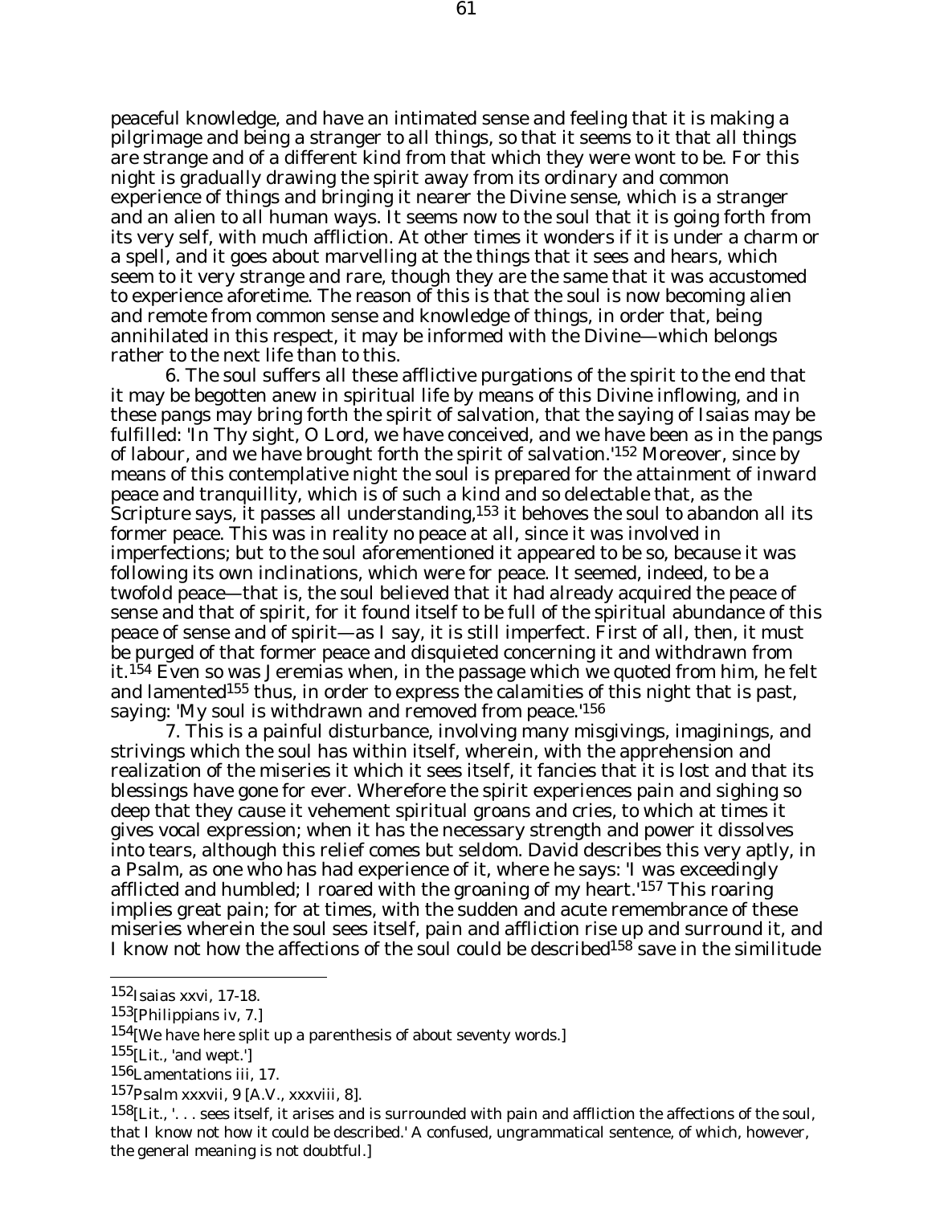peaceful knowledge, and have an intimated sense and feeling that it is making a pilgrimage and being a stranger to all things, so that it seems to it that all things are strange and of a different kind from that which they were wont to be. For this night is gradually drawing the spirit away from its ordinary and common experience of things and bringing it nearer the Divine sense, which is a stranger and an alien to all human ways. It seems now to the soul that it is going forth from its very self, with much affliction. At other times it wonders if it is under a charm or a spell, and it goes about marvelling at the things that it sees and hears, which seem to it very strange and rare, though they are the same that it was accustomed to experience aforetime. The reason of this is that the soul is now becoming alien and remote from common sense and knowledge of things, in order that, being annihilated in this respect, it may be informed with the Divine—which belongs rather to the next life than to this.

6. The soul suffers all these afflictive purgations of the spirit to the end that it may be begotten anew in spiritual life by means of this Divine inflowing, and in these pangs may bring forth the spirit of salvation, that the saying of Isaias may be fulfilled: 'In Thy sight, O Lord, we have conceived, and we have been as in the pangs of labour, and we have brought forth the spirit of salvation.'[152] Moreover, since by means of this contemplative night the soul is prepared for the attainment of inward peace and tranquillity, which is of such a kind and so delectable that, as the Scripture says, it passes all understanding,[153] it behoves the soul to abandon all its former peace. This was in reality no peace at all, since it was involved in imperfections; but to the soul aforementioned it appeared to be so, because it was following its own inclinations, which were for peace. It seemed, indeed, to be a twofold peace—that is, the soul believed that it had already acquired the peace of sense and that of spirit, for it found itself to be full of the spiritual abundance of this peace of sense and of spirit—as I say, it is still imperfect. First of all, then, it must be purged of that former peace and disquieted concerning it and withdrawn from it.[154] Even so was Jeremias when, in the passage which we quoted from him, he felt and lamented[155] thus, in order to express the calamities of this night that is past, saying: 'My soul is withdrawn and removed from peace.'[156]

7. This is a painful disturbance, involving many misgivings, imaginings, and strivings which the soul has within itself, wherein, with the apprehension and realization of the miseries it which it sees itself, it fancies that it is lost and that its blessings have gone for ever. Wherefore the spirit experiences pain and sighing so deep that they cause it vehement spiritual groans and cries, to which at times it gives vocal expression; when it has the necessary strength and power it dissolves into tears, although this relief comes but seldom. David describes this very aptly, in a Psalm, as one who has had experience of it, where he says: 'I was exceedingly afflicted and humbled; I roared with the groaning of my heart.'[157] This roaring implies great pain; for at times, with the sudden and acute remembrance of these miseries wherein the soul sees itself, pain and affliction rise up and surround it, and I know not how the affections of the soul could be described[158] save in the similitude

---

[152] Isaias xxvi, 17-18.

[153] [Philippians iv, 7.]

[154] [We have here split up a parenthesis of about seventy words.]

[155] [Lit., 'and wept.']

[156] Lamentations iii, 17.

[157] Psalm xxxvii, 9 [A.V., xxxviii, 8].

[158] [Lit., '. . . sees itself, it arises and is surrounded with pain and affliction the affections of the soul, that I know not how it could be described.' A confused, ungrammatical sentence, of which, however, the general meaning is not doubtful.]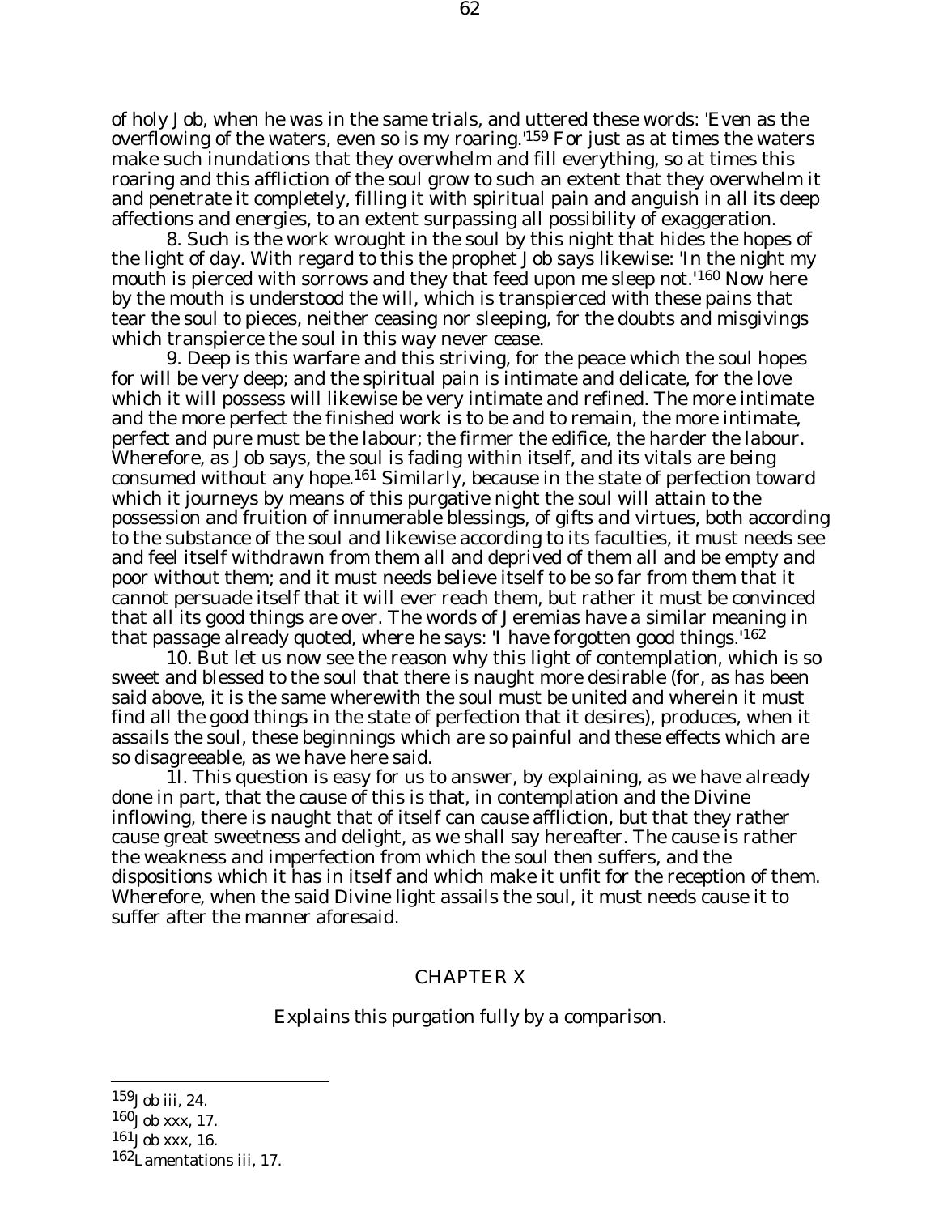of holy Job, when he was in the same trials, and uttered these words: 'Even as the overflowing of the waters, even so is my roaring.'[159] For just as at times the waters make such inundations that they overwhelm and fill everything, so at times this roaring and this affliction of the soul grow to such an extent that they overwhelm it and penetrate it completely, filling it with spiritual pain and anguish in all its deep affections and energies, to an extent surpassing all possibility of exaggeration.

8. Such is the work wrought in the soul by this night that hides the hopes of the light of day. With regard to this the prophet Job says likewise: 'In the night my mouth is pierced with sorrows and they that feed upon me sleep not.'[160] Now here by the mouth is understood the will, which is transpierced with these pains that tear the soul to pieces, neither ceasing nor sleeping, for the doubts and misgivings which transpierce the soul in this way never cease.

9. Deep is this warfare and this striving, for the peace which the soul hopes for will be very deep; and the spiritual pain is intimate and delicate, for the love which it will possess will likewise be very intimate and refined. The more intimate and the more perfect the finished work is to be and to remain, the more intimate, perfect and pure must be the labour; the firmer the edifice, the harder the labour. Wherefore, as Job says, the soul is fading within itself, and its vitals are being consumed without any hope.[161] Similarly, because in the state of perfection toward which it journeys by means of this purgative night the soul will attain to the possession and fruition of innumerable blessings, of gifts and virtues, both according to the substance of the soul and likewise according to its faculties, it must needs see and feel itself withdrawn from them all and deprived of them all and be empty and poor without them; and it must needs believe itself to be so far from them that it cannot persuade itself that it will ever reach them, but rather it must be convinced that all its good things are over. The words of Jeremias have a similar meaning in that passage already quoted, where he says: 'I have forgotten good things.'[162]

10. But let us now see the reason why this light of contemplation, which is so sweet and blessed to the soul that there is naught more desirable (for, as has been said above, it is the same wherewith the soul must be united and wherein it must find all the good things in the state of perfection that it desires), produces, when it assails the soul, these beginnings which are so painful and these effects which are so disagreeable, as we have here said.

1l. This question is easy for us to answer, by explaining, as we have already done in part, that the cause of this is that, in contemplation and the Divine inflowing, there is naught that of itself can cause affliction, but that they rather cause great sweetness and delight, as we shall say hereafter. The cause is rather the weakness and imperfection from which the soul then suffers, and the dispositions which it has in itself and which make it unfit for the reception of them. Wherefore, when the said Divine light assails the soul, it must needs cause it to suffer after the manner aforesaid.

## CHAPTER X

Explains this purgation fully by a comparison.

---

[159] Job iii, 24.

[160] Job xxx, 17.

[161] Job xxx, 16.

[162] Lamentations iii, 17.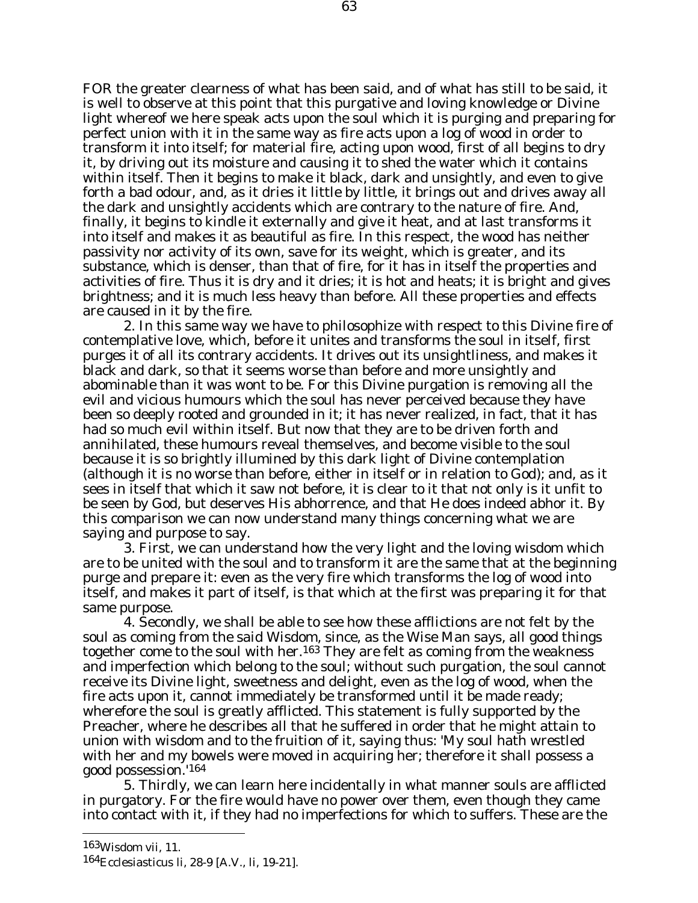FOR the greater clearness of what has been said, and of what has still to be said, it is well to observe at this point that this purgative and loving knowledge or Divine light whereof we here speak acts upon the soul which it is purging and preparing for perfect union with it in the same way as fire acts upon a log of wood in order to transform it into itself; for material fire, acting upon wood, first of all begins to dry it, by driving out its moisture and causing it to shed the water which it contains within itself. Then it begins to make it black, dark and unsightly, and even to give forth a bad odour, and, as it dries it little by little, it brings out and drives away all the dark and unsightly accidents which are contrary to the nature of fire. And, finally, it begins to kindle it externally and give it heat, and at last transforms it into itself and makes it as beautiful as fire. In this respect, the wood has neither passivity nor activity of its own, save for its weight, which is greater, and its substance, which is denser, than that of fire, for it has in itself the properties and activities of fire. Thus it is dry and it dries; it is hot and heats; it is bright and gives brightness; and it is much less heavy than before. All these properties and effects are caused in it by the fire.

2. In this same way we have to philosophize with respect to this Divine fire of contemplative love, which, before it unites and transforms the soul in itself, first purges it of all its contrary accidents. It drives out its unsightliness, and makes it black and dark, so that it seems worse than before and more unsightly and abominable than it was wont to be. For this Divine purgation is removing all the evil and vicious humours which the soul has never perceived because they have been so deeply rooted and grounded in it; it has never realized, in fact, that it has had so much evil within itself. But now that they are to be driven forth and annihilated, these humours reveal themselves, and become visible to the soul because it is so brightly illumined by this dark light of Divine contemplation (although it is no worse than before, either in itself or in relation to God); and, as it sees in itself that which it saw not before, it is clear to it that not only is it unfit to be seen by God, but deserves His abhorrence, and that He does indeed abhor it. By this comparison we can now understand many things concerning what we are saying and purpose to say.

3. First, we can understand how the very light and the loving wisdom which are to be united with the soul and to transform it are the same that at the beginning purge and prepare it: even as the very fire which transforms the log of wood into itself, and makes it part of itself, is that which at the first was preparing it for that same purpose.

4. Secondly, we shall be able to see how these afflictions are not felt by the soul as coming from the said Wisdom, since, as the Wise Man says, all good things together come to the soul with her.[163] They are felt as coming from the weakness and imperfection which belong to the soul; without such purgation, the soul cannot receive its Divine light, sweetness and delight, even as the log of wood, when the fire acts upon it, cannot immediately be transformed until it be made ready; wherefore the soul is greatly afflicted. This statement is fully supported by the Preacher, where he describes all that he suffered in order that he might attain to union with wisdom and to the fruition of it, saying thus: 'My soul hath wrestled with her and my bowels were moved in acquiring her; therefore it shall possess a good possession.'[164]

5. Thirdly, we can learn here incidentally in what manner souls are afflicted in purgatory. For the fire would have no power over them, even though they came into contact with it, if they had no imperfections for which to suffers. These are the

---

[163] Wisdom vii, 11.

[164] Ecclesiasticus li, 28-9 [A.V., li, 19-21].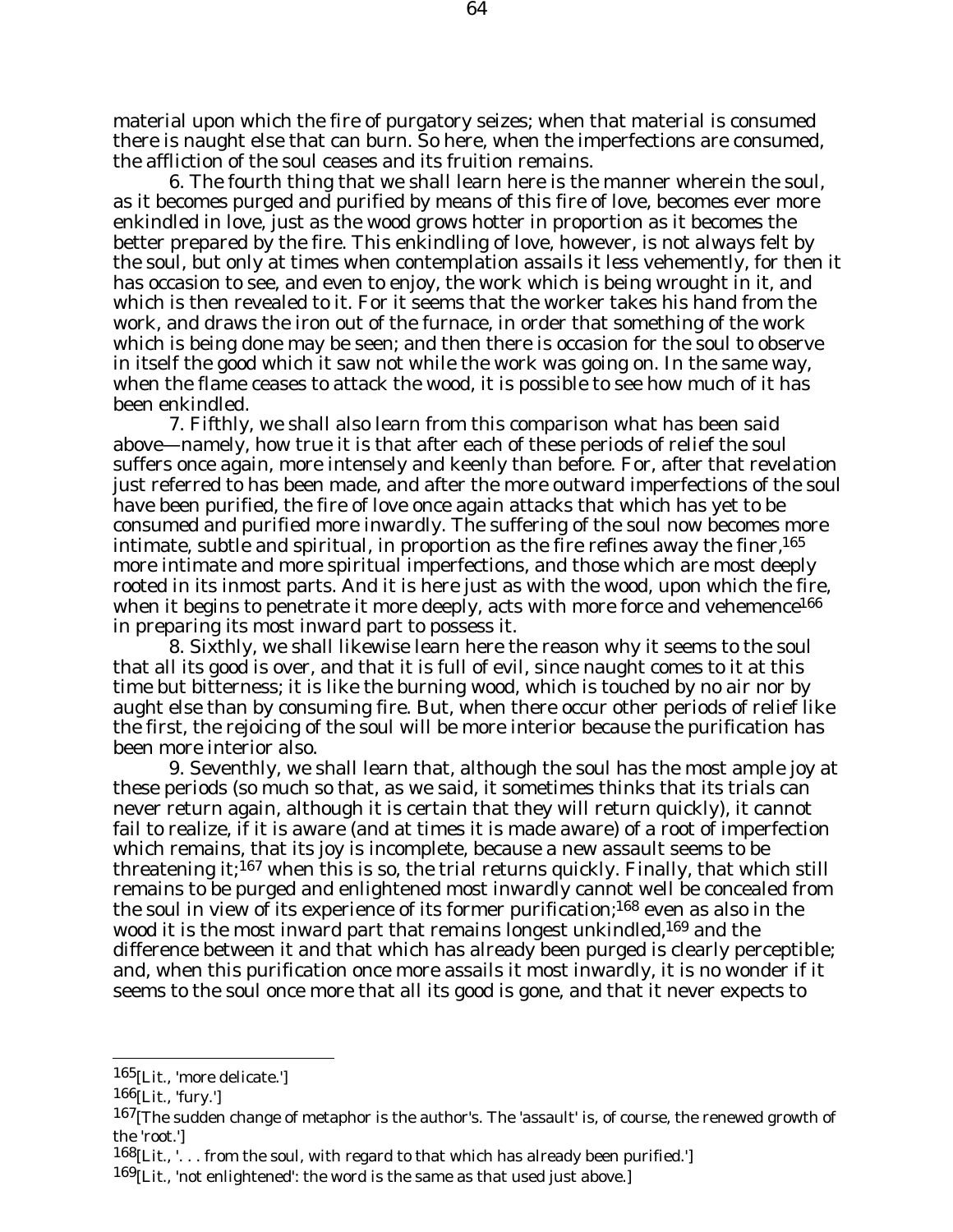material upon which the fire of purgatory seizes; when that material is consumed there is naught else that can burn. So here, when the imperfections are consumed, the affliction of the soul ceases and its fruition remains.

6. The fourth thing that we shall learn here is the manner wherein the soul, as it becomes purged and purified by means of this fire of love, becomes ever more enkindled in love, just as the wood grows hotter in proportion as it becomes the better prepared by the fire. This enkindling of love, however, is not always felt by the soul, but only at times when contemplation assails it less vehemently, for then it has occasion to see, and even to enjoy, the work which is being wrought in it, and which is then revealed to it. For it seems that the worker takes his hand from the work, and draws the iron out of the furnace, in order that something of the work which is being done may be seen; and then there is occasion for the soul to observe in itself the good which it saw not while the work was going on. In the same way, when the flame ceases to attack the wood, it is possible to see how much of it has been enkindled.

7. Fifthly, we shall also learn from this comparison what has been said above—namely, how true it is that after each of these periods of relief the soul suffers once again, more intensely and keenly than before. For, after that revelation just referred to has been made, and after the more outward imperfections of the soul have been purified, the fire of love once again attacks that which has yet to be consumed and purified more inwardly. The suffering of the soul now becomes more intimate, subtle and spiritual, in proportion as the fire refines away the finer,[165] more intimate and more spiritual imperfections, and those which are most deeply rooted in its inmost parts. And it is here just as with the wood, upon which the fire, when it begins to penetrate it more deeply, acts with more force and vehemence[166] in preparing its most inward part to possess it.

8. Sixthly, we shall likewise learn here the reason why it seems to the soul that all its good is over, and that it is full of evil, since naught comes to it at this time but bitterness; it is like the burning wood, which is touched by no air nor by aught else than by consuming fire. But, when there occur other periods of relief like the first, the rejoicing of the soul will be more interior because the purification has been more interior also.

9. Seventhly, we shall learn that, although the soul has the most ample joy at these periods (so much so that, as we said, it sometimes thinks that its trials can never return again, although it is certain that they will return quickly), it cannot fail to realize, if it is aware (and at times it is made aware) of a root of imperfection which remains, that its joy is incomplete, because a new assault seems to be threatening it;[167] when this is so, the trial returns quickly. Finally, that which still remains to be purged and enlightened most inwardly cannot well be concealed from the soul in view of its experience of its former purification;[168] even as also in the wood it is the most inward part that remains longest unkindled,[169] and the difference between it and that which has already been purged is clearly perceptible; and, when this purification once more assails it most inwardly, it is no wonder if it seems to the soul once more that all its good is gone, and that it never expects to

---

165[Lit., 'more delicate.']

166[Lit., 'fury.']

167[The sudden change of metaphor is the author's. The 'assault' is, of course, the renewed growth of the 'root.']

168[Lit., '. . . from the soul, with regard to that which has already been purified.']

169[Lit., 'not enlightened': the word is the same as that used just above.]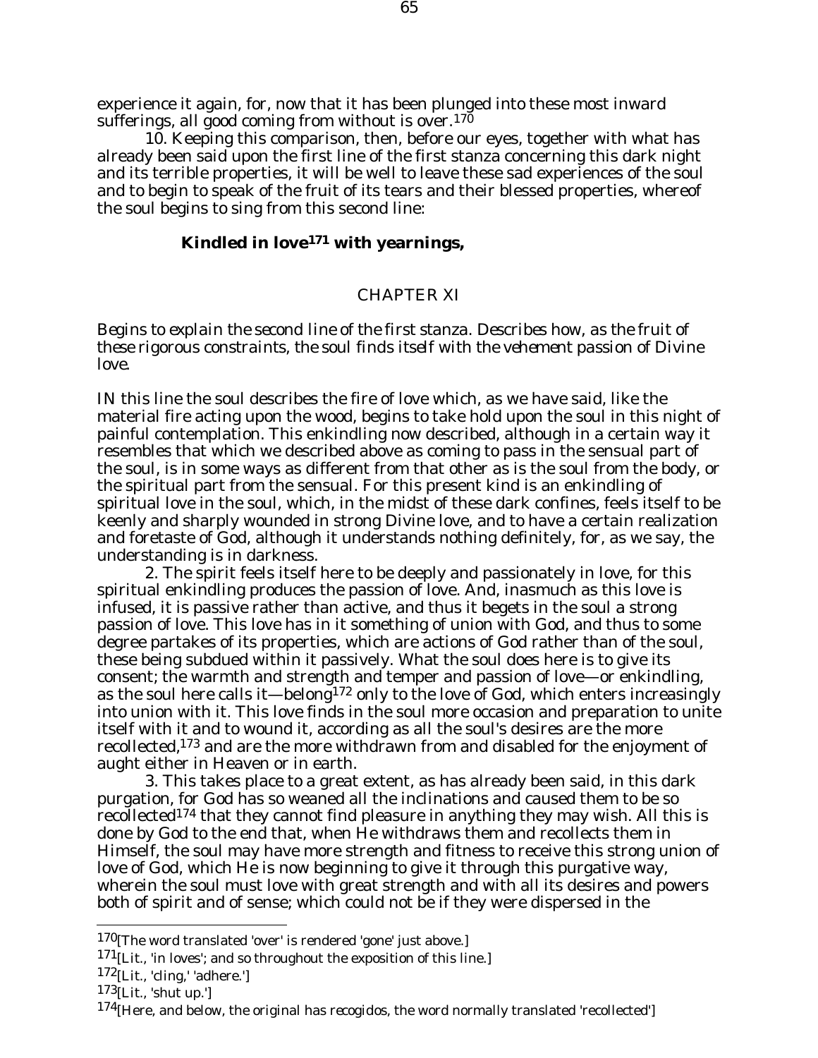experience it again, for, now that it has been plunged into these most inward sufferings, all good coming from without is over.[170]

10. Keeping this comparison, then, before our eyes, together with what has already been said upon the first line of the first stanza concerning this dark night and its terrible properties, it will be well to leave these sad experiences of the soul and to begin to speak of the fruit of its tears and their blessed properties, whereof the soul begins to sing from this second line:

**Kindled in love[171] with yearnings,**

## CHAPTER XI

*Begins to explain the second line of the first stanza. Describes how, as the fruit of these rigorous constraints, the soul finds itself with the vehement passion of Divine love.*

IN this line the soul describes the fire of love which, as we have said, like the material fire acting upon the wood, begins to take hold upon the soul in this night of painful contemplation. This enkindling now described, although in a certain way it resembles that which we described above as coming to pass in the sensual part of the soul, is in some ways as different from that other as is the soul from the body, or the spiritual part from the sensual. For this present kind is an enkindling of spiritual love in the soul, which, in the midst of these dark confines, feels itself to be keenly and sharply wounded in strong Divine love, and to have a certain realization and foretaste of God, although it understands nothing definitely, for, as we say, the understanding is in darkness.

2. The spirit feels itself here to be deeply and passionately in love, for this spiritual enkindling produces the passion of love. And, inasmuch as this love is infused, it is passive rather than active, and thus it begets in the soul a strong passion of love. This love has in it something of union with God, and thus to some degree partakes of its properties, which are actions of God rather than of the soul, these being subdued within it passively. What the soul does here is to give its consent; the warmth and strength and temper and passion of love—or enkindling, as the soul here calls it—belong[172] only to the love of God, which enters increasingly into union with it. This love finds in the soul more occasion and preparation to unite itself with it and to wound it, according as all the soul's desires are the more recollected,[173] and are the more withdrawn from and disabled for the enjoyment of aught either in Heaven or in earth.

3. This takes place to a great extent, as has already been said, in this dark purgation, for God has so weaned all the inclinations and caused them to be so recollected[174] that they cannot find pleasure in anything they may wish. All this is done by God to the end that, when He withdraws them and recollects them in Himself, the soul may have more strength and fitness to receive this strong union of love of God, which He is now beginning to give it through this purgative way, wherein the soul must love with great strength and with all its desires and powers both of spirit and of sense; which could not be if they were dispersed in the

---

[170][The word translated 'over' is rendered 'gone' just above.]

[171][Lit., 'in loves'; and so throughout the exposition of this line.]

[172][Lit., 'cling,' 'adhere.']

[173][Lit., 'shut up.']

[174][Here, and below, the original has *recogidos*, the word normally translated 'recollected']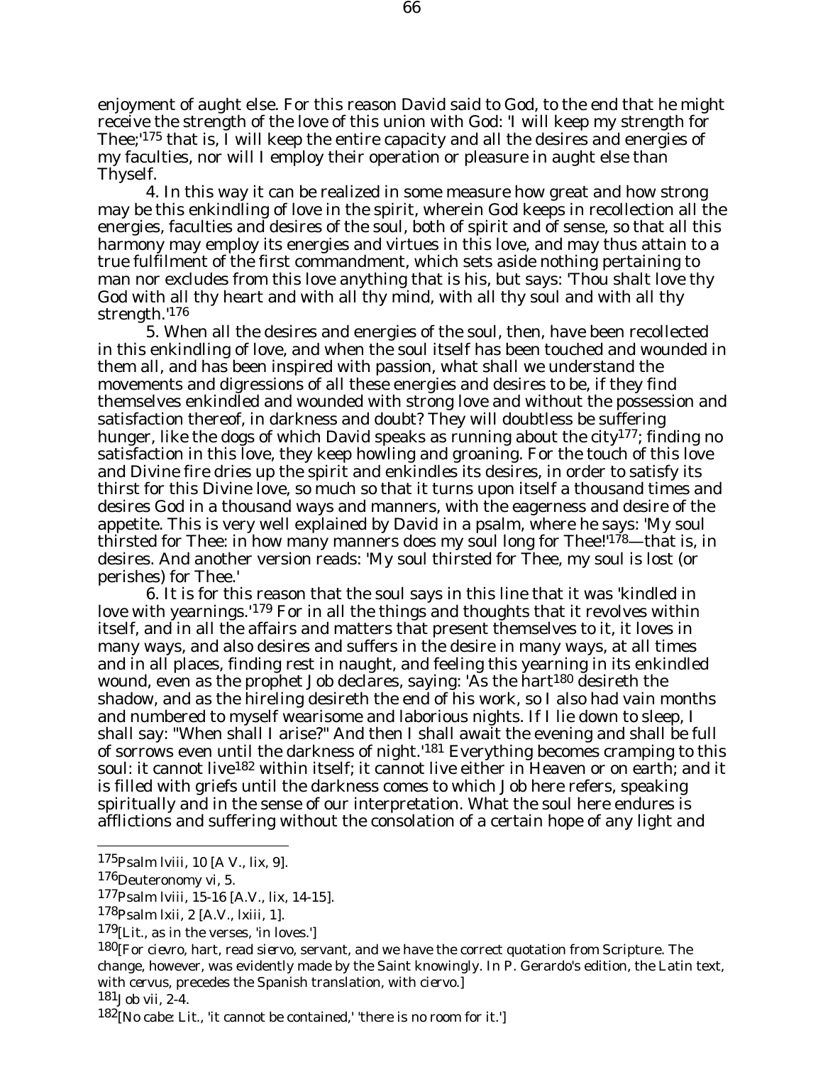enjoyment of aught else. For this reason David said to God, to the end that he might receive the strength of the love of this union with God: 'I will keep my strength for Thee;'[175] that is, I will keep the entire capacity and all the desires and energies of my faculties, nor will I employ their operation or pleasure in aught else than Thyself.

4. In this way it can be realized in some measure how great and how strong may be this enkindling of love in the spirit, wherein God keeps in recollection all the energies, faculties and desires of the soul, both of spirit and of sense, so that all this harmony may employ its energies and virtues in this love, and may thus attain to a true fulfilment of the first commandment, which sets aside nothing pertaining to man nor excludes from this love anything that is his, but says: 'Thou shalt love thy God with all thy heart and with all thy mind, with all thy soul and with all thy strength.'[176]

5. When all the desires and energies of the soul, then, have been recollected in this enkindling of love, and when the soul itself has been touched and wounded in them all, and has been inspired with passion, what shall we understand the movements and digressions of all these energies and desires to be, if they find themselves enkindled and wounded with strong love and without the possession and satisfaction thereof, in darkness and doubt? They will doubtless be suffering hunger, like the dogs of which David speaks as running about the city[177]; finding no satisfaction in this love, they keep howling and groaning. For the touch of this love and Divine fire dries up the spirit and enkindles its desires, in order to satisfy its thirst for this Divine love, so much so that it turns upon itself a thousand times and desires God in a thousand ways and manners, with the eagerness and desire of the appetite. This is very well explained by David in a psalm, where he says: 'My soul thirsted for Thee: in how many manners does my soul long for Thee!'[178]—that is, in desires. And another version reads: 'My soul thirsted for Thee, my soul is lost (or perishes) for Thee.'

6. It is for this reason that the soul says in this line that it was 'kindled in love with yearnings.'[179] For in all the things and thoughts that it revolves within itself, and in all the affairs and matters that present themselves to it, it loves in many ways, and also desires and suffers in the desire in many ways, at all times and in all places, finding rest in naught, and feeling this yearning in its enkindled wound, even as the prophet Job declares, saying: 'As the hart[180] desireth the shadow, and as the hireling desireth the end of his work, so I also had vain months and numbered to myself wearisome and laborious nights. If I lie down to sleep, I shall say: "When shall I arise?" And then I shall await the evening and shall be full of sorrows even until the darkness of night.'[181] Everything becomes cramping to this soul: it cannot live[182] within itself; it cannot live either in Heaven or on earth; and it is filled with griefs until the darkness comes to which Job here refers, speaking spiritually and in the sense of our interpretation. What the soul here endures is afflictions and suffering without the consolation of a certain hope of any light and

---

[175] Psalm lviii, 10 [A V., lix, 9].

[176] Deuteronomy vi, 5.

[177] Psalm lviii, 15-16 [A.V., lix, 14-15].

[178] Psalm lxii, 2 [A.V., lxiii, 1].

[179] [Lit., as in the verses, 'in loves.']

[180] [For *cievro*, hart, read *siervo*, servant, and we have the correct quotation from Scripture. The change, however, was evidently made by the Saint knowingly. In P. Gerardo's edition, the Latin text, with *cervus*, precedes the Spanish translation, with *ciervo*.]

[181] Job vii, 2-4.

[182] [*No cabe*: Lit., 'it cannot be contained,' 'there is no room for it.']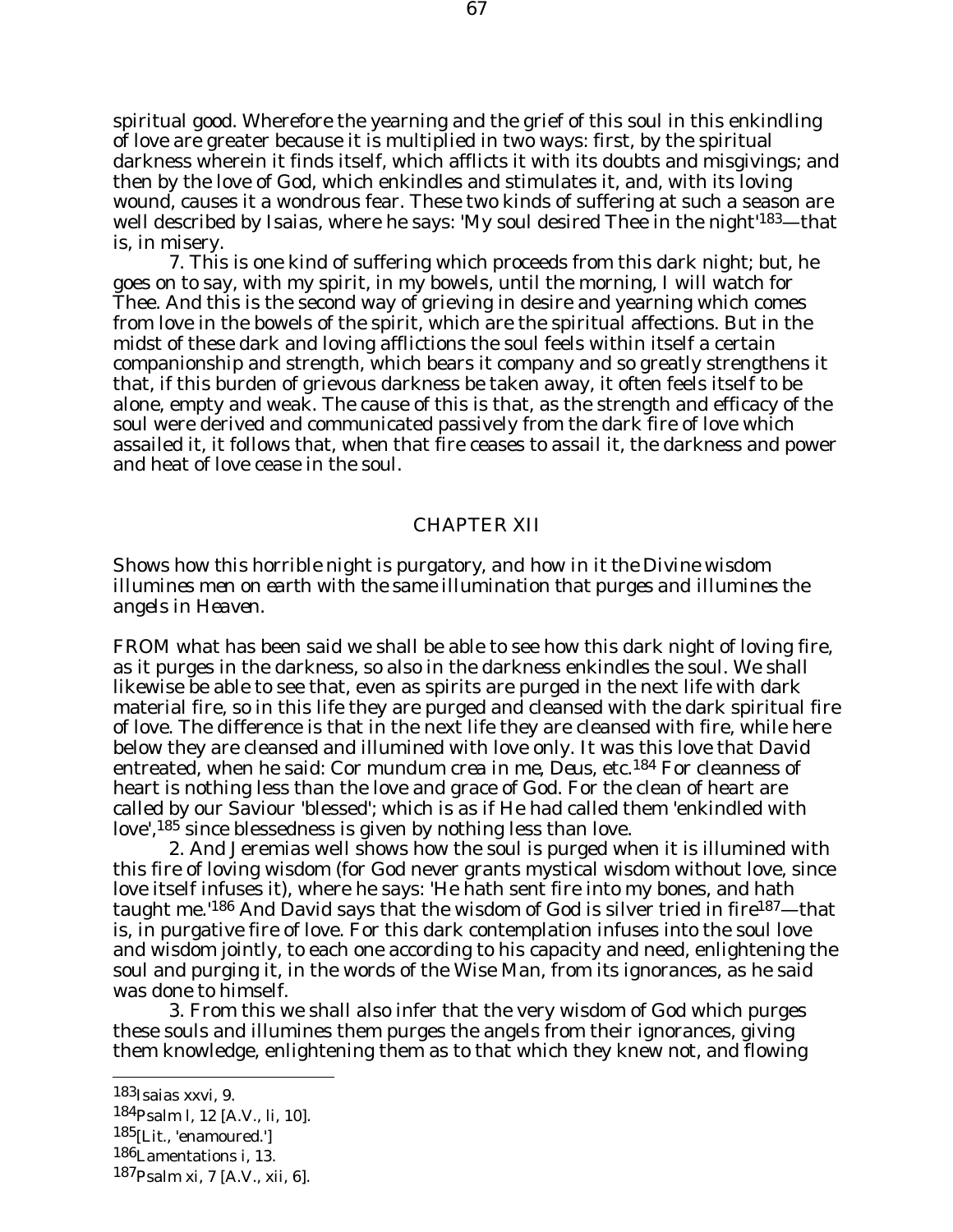spiritual good. Wherefore the yearning and the grief of this soul in this enkindling of love are greater because it is multiplied in two ways: first, by the spiritual darkness wherein it finds itself, which afflicts it with its doubts and misgivings; and then by the love of God, which enkindles and stimulates it, and, with its loving wound, causes it a wondrous fear. These two kinds of suffering at such a season are well described by Isaias, where he says: 'My soul desired Thee in the night'[183]—that is, in misery.

7. This is one kind of suffering which proceeds from this dark night; but, he goes on to say, *with my spirit, in my bowels, until the morning, I will watch for Thee*. And this is the second way of grieving in desire and yearning which comes from love in the bowels of the spirit, which are the spiritual affections. But in the midst of these dark and loving afflictions the soul feels within itself a certain companionship and strength, which bears it company and so greatly strengthens it that, if this burden of grievous darkness be taken away, it often feels itself to be alone, empty and weak. The cause of this is that, as the strength and efficacy of the soul were derived and communicated passively from the dark fire of love which assailed it, it follows that, when that fire ceases to assail it, the darkness and power and heat of love cease in the soul.

## CHAPTER XII

*Shows how this horrible night is purgatory, and how in it the Divine wisdom illumines men on earth with the same illumination that purges and illumines the angels in Heaven.*

FROM what has been said we shall be able to see how this dark night of loving fire, as it purges in the darkness, so also in the darkness enkindles the soul. We shall likewise be able to see that, even as spirits are purged in the next life with dark material fire, so in this life they are purged and cleansed with the dark spiritual fire of love. The difference is that in the next life they are cleansed with fire, while here below they are cleansed and illumined with love only. It was this love that David entreated, when he said: *Cor mundum crea in me, Deus*, etc.[184] For cleanness of heart is nothing less than the love and grace of God. For the clean of heart are called by our Saviour 'blessed'; which is as if He had called them 'enkindled with love',[185] since blessedness is given by nothing less than love.

2. And Jeremias well shows how the soul is purged when it is illumined with this fire of loving wisdom (for God never grants mystical wisdom without love, since love itself infuses it), where he says: 'He hath sent fire into my bones, and hath taught me.'[186] And David says that the wisdom of God is silver tried in fire[187]—that is, in purgative fire of love. For this dark contemplation infuses into the soul love and wisdom jointly, to each one according to his capacity and need, enlightening the soul and purging it, in the words of the Wise Man, from its ignorances, as he said was done to himself.

3. From this we shall also infer that the very wisdom of God which purges these souls and illumines them purges the angels from their ignorances, giving them knowledge, enlightening them as to that which they knew not, and flowing

---

[183]Isaias xxvi, 9.

[184]Psalm l, 12 [A.V., li, 10].

[185][Lit., 'enamoured.']

[186]Lamentations i, 13.

[187]Psalm xi, 7 [A.V., xii, 6].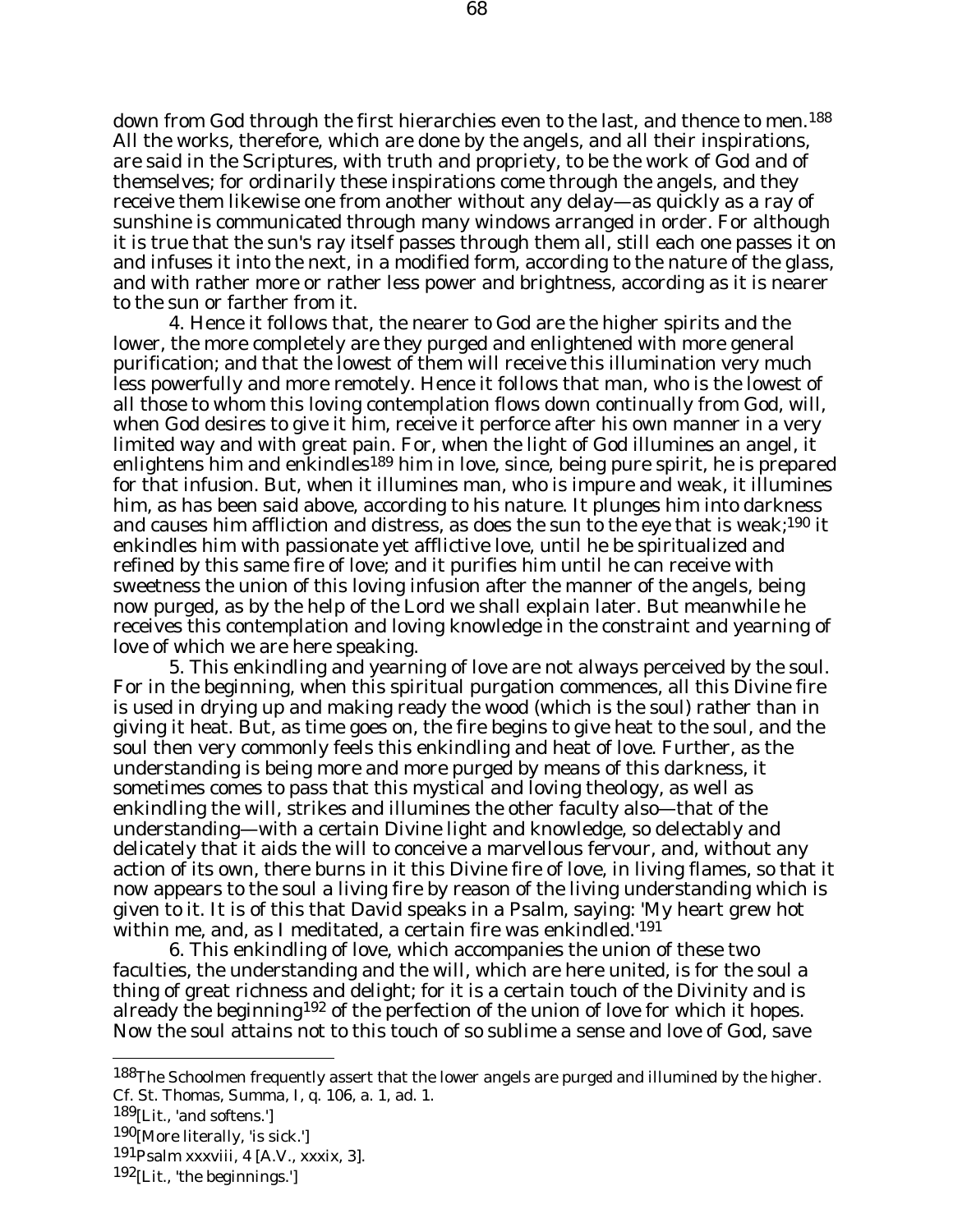down from God through the first hierarchies even to the last, and thence to men.[188] All the works, therefore, which are done by the angels, and all their inspirations, are said in the Scriptures, with truth and propriety, to be the work of God and of themselves; for ordinarily these inspirations come through the angels, and they receive them likewise one from another without any delay—as quickly as a ray of sunshine is communicated through many windows arranged in order. For although it is true that the sun's ray itself passes through them all, still each one passes it on and infuses it into the next, in a modified form, according to the nature of the glass, and with rather more or rather less power and brightness, according as it is nearer to the sun or farther from it.

4. Hence it follows that, the nearer to God are the higher spirits and the lower, the more completely are they purged and enlightened with more general purification; and that the lowest of them will receive this illumination very much less powerfully and more remotely. Hence it follows that man, who is the lowest of all those to whom this loving contemplation flows down continually from God, will, when God desires to give it him, receive it perforce after his own manner in a very limited way and with great pain. For, when the light of God illumines an angel, it enlightens him and enkindles[189] him in love, since, being pure spirit, he is prepared for that infusion. But, when it illumines man, who is impure and weak, it illumines him, as has been said above, according to his nature. It plunges him into darkness and causes him affliction and distress, as does the sun to the eye that is weak;[190] it enkindles him with passionate yet afflictive love, until he be spiritualized and refined by this same fire of love; and it purifies him until he can receive with sweetness the union of this loving infusion after the manner of the angels, being now purged, as by the help of the Lord we shall explain later. But meanwhile he receives this contemplation and loving knowledge in the constraint and yearning of love of which we are here speaking.

5. This enkindling and yearning of love are not always perceived by the soul. For in the beginning, when this spiritual purgation commences, all this Divine fire is used in drying up and making ready the wood (which is the soul) rather than in giving it heat. But, as time goes on, the fire begins to give heat to the soul, and the soul then very commonly feels this enkindling and heat of love. Further, as the understanding is being more and more purged by means of this darkness, it sometimes comes to pass that this mystical and loving theology, as well as enkindling the will, strikes and illumines the other faculty also—that of the understanding—with a certain Divine light and knowledge, so delectably and delicately that it aids the will to conceive a marvellous fervour, and, without any action of its own, there burns in it this Divine fire of love, in living flames, so that it now appears to the soul a living fire by reason of the living understanding which is given to it. It is of this that David speaks in a Psalm, saying: 'My heart grew hot within me, and, as I meditated, a certain fire was enkindled.'[191]

6. This enkindling of love, which accompanies the union of these two faculties, the understanding and the will, which are here united, is for the soul a thing of great richness and delight; for it is a certain touch of the Divinity and is already the beginning[192] of the perfection of the union of love for which it hopes. Now the soul attains not to this touch of so sublime a sense and love of God, save

---

[188] The Schoolmen frequently assert that the lower angels are purged and illumined by the higher. Cf. St. Thomas, Summa, I, q. 106, a. 1, ad. 1.

[189] [Lit., 'and softens.']

[190] [More literally, 'is sick.']

[191] Psalm xxxviii, 4 [A.V., xxxix, 3].

[192] [Lit., 'the beginnings.']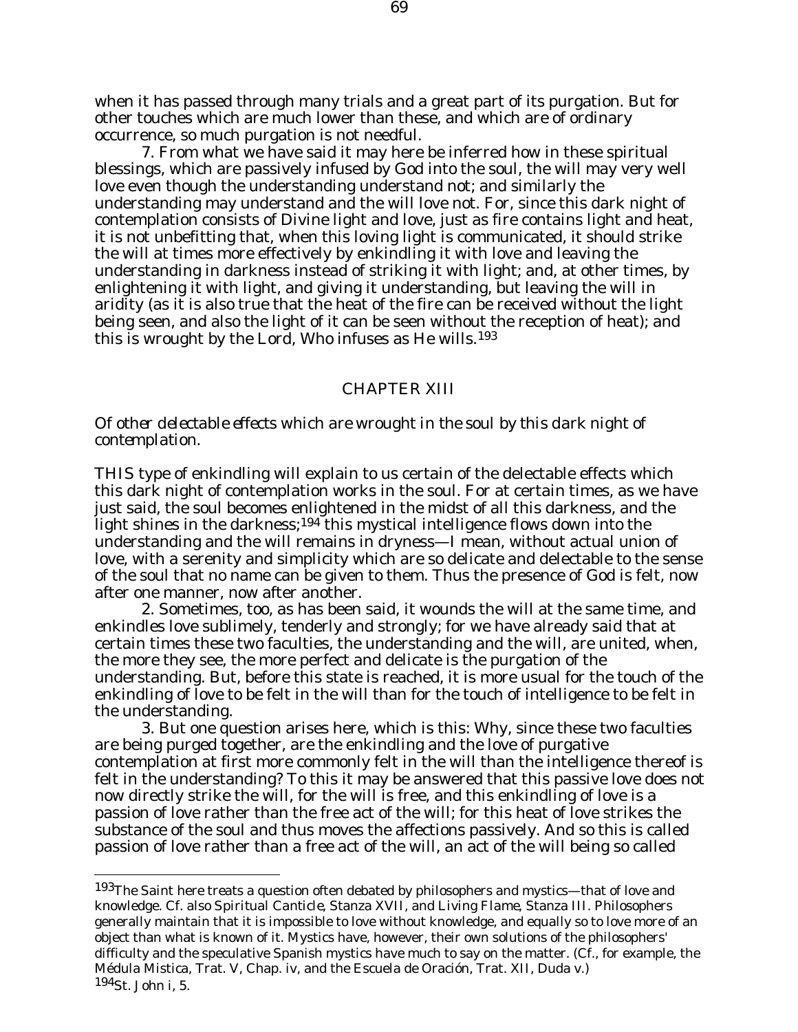when it has passed through many trials and a great part of its purgation. But for other touches which are much lower than these, and which are of ordinary occurrence, so much purgation is not needful.

7. From what we have said it may here be inferred how in these spiritual blessings, which are passively infused by God into the soul, the will may very well love even though the understanding understand not; and similarly the understanding may understand and the will love not. For, since this dark night of contemplation consists of Divine light and love, just as fire contains light and heat, it is not unbefitting that, when this loving light is communicated, it should strike the will at times more effectively by enkindling it with love and leaving the understanding in darkness instead of striking it with light; and, at other times, by enlightening it with light, and giving it understanding, but leaving the will in aridity (as it is also true that the heat of the fire can be received without the light being seen, and also the light of it can be seen without the reception of heat); and this is wrought by the Lord, Who infuses as He wills.[193]

## CHAPTER XIII

*Of other delectable effects which are wrought in the soul by this dark night of contemplation.*

THIS type of enkindling will explain to us certain of the delectable effects which this dark night of contemplation works in the soul. For at certain times, as we have just said, the soul becomes enlightened in the midst of all this darkness, and the light shines in the darkness;[194] this mystical intelligence flows down into the understanding and the will remains in dryness—I mean, without actual union of love, with a serenity and simplicity which are so delicate and delectable to the sense of the soul that no name can be given to them. Thus the presence of God is felt, now after one manner, now after another.

2. Sometimes, too, as has been said, it wounds the will at the same time, and enkindles love sublimely, tenderly and strongly; for we have already said that at certain times these two faculties, the understanding and the will, are united, when, the more they see, the more perfect and delicate is the purgation of the understanding. But, before this state is reached, it is more usual for the touch of the enkindling of love to be felt in the will than for the touch of intelligence to be felt in the understanding.

3. But one question arises here, which is this: Why, since these two faculties are being purged together, are the enkindling and the love of purgative contemplation at first more commonly felt in the will than the intelligence thereof is felt in the understanding? To this it may be answered that this passive love does not now directly strike the will, for the will is free, and this enkindling of love is a passion of love rather than the free act of the will; for this heat of love strikes the substance of the soul and thus moves the affections passively. And so this is called passion of love rather than a free act of the will, an act of the will being so called

---

[193] The Saint here treats a question often debated by philosophers and mystics—that of love and knowledge. Cf. also *Spiritual Canticle*, Stanza XVII, and *Living Flame*, Stanza III. Philosophers generally maintain that it is impossible to love without knowledge, and equally so to love more of an object than what is known of it. Mystics have, however, their own solutions of the philosophers' difficulty and the speculative Spanish mystics have much to say on the matter. (Cf., for example, the *Médula Mistica*, Trat. V, Chap. iv, and the *Escuela de Oración*, Trat. XII, Duda v.)

[194] St. John i, 5.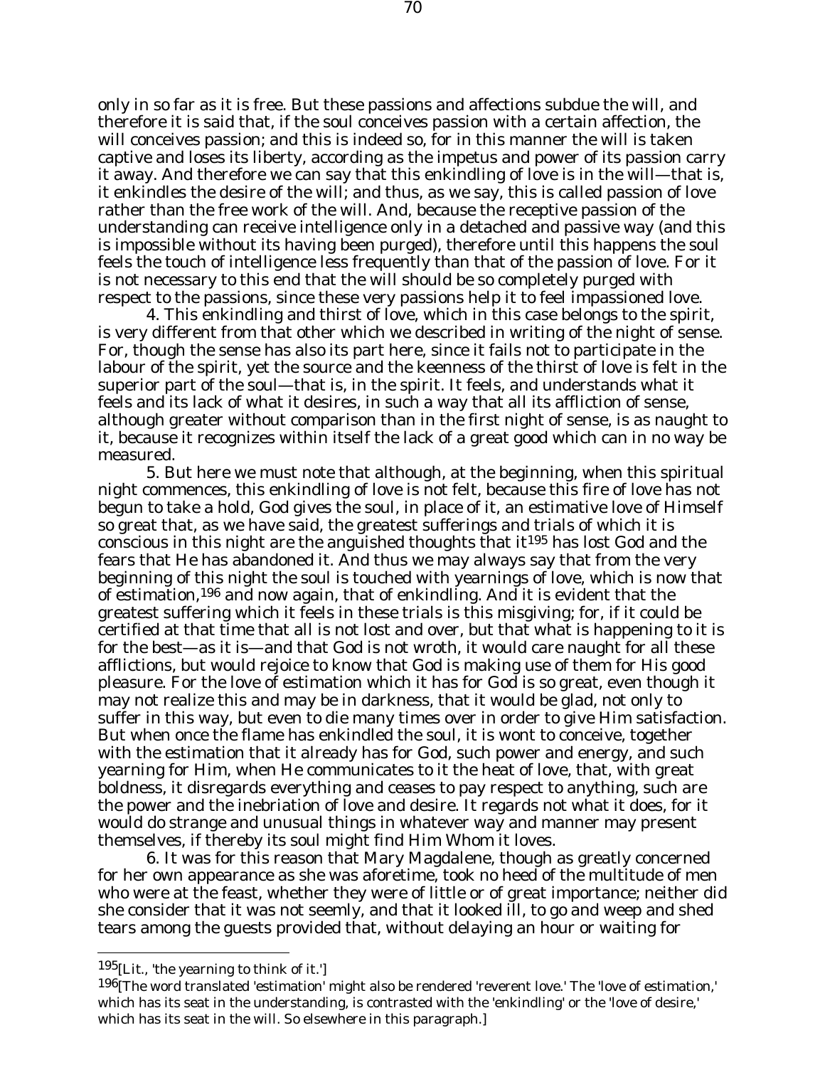only in so far as it is free. But these passions and affections subdue the will, and therefore it is said that, if the soul conceives passion with a certain affection, the will conceives passion; and this is indeed so, for in this manner the will is taken captive and loses its liberty, according as the impetus and power of its passion carry it away. And therefore we can say that this enkindling of love is in the will—that is, it enkindles the desire of the will; and thus, as we say, this is called passion of love rather than the free work of the will. And, because the receptive passion of the understanding can receive intelligence only in a detached and passive way (and this is impossible without its having been purged), therefore until this happens the soul feels the touch of intelligence less frequently than that of the passion of love. For it is not necessary to this end that the will should be so completely purged with respect to the passions, since these very passions help it to feel impassioned love.

4. This enkindling and thirst of love, which in this case belongs to the spirit, is very different from that other which we described in writing of the night of sense. For, though the sense has also its part here, since it fails not to participate in the labour of the spirit, yet the source and the keenness of the thirst of love is felt in the superior part of the soul—that is, in the spirit. It feels, and understands what it feels and its lack of what it desires, in such a way that all its affliction of sense, although greater without comparison than in the first night of sense, is as naught to it, because it recognizes within itself the lack of a great good which can in no way be measured.

5. But here we must note that although, at the beginning, when this spiritual night commences, this enkindling of love is not felt, because this fire of love has not begun to take a hold, God gives the soul, in place of it, an estimative love of Himself so great that, as we have said, the greatest sufferings and trials of which it is conscious in this night are the anguished thoughts that it[195] has lost God and the fears that He has abandoned it. And thus we may always say that from the very beginning of this night the soul is touched with yearnings of love, which is now that of estimation,[196] and now again, that of enkindling. And it is evident that the greatest suffering which it feels in these trials is this misgiving; for, if it could be certified at that time that all is not lost and over, but that what is happening to it is for the best—as it is—and that God is not wroth, it would care naught for all these afflictions, but would rejoice to know that God is making use of them for His good pleasure. For the love of estimation which it has for God is so great, even though it may not realize this and may be in darkness, that it would be glad, not only to suffer in this way, but even to die many times over in order to give Him satisfaction. But when once the flame has enkindled the soul, it is wont to conceive, together with the estimation that it already has for God, such power and energy, and such yearning for Him, when He communicates to it the heat of love, that, with great boldness, it disregards everything and ceases to pay respect to anything, such are the power and the inebriation of love and desire. It regards not what it does, for it would do strange and unusual things in whatever way and manner may present themselves, if thereby its soul might find Him Whom it loves.

6. It was for this reason that Mary Magdalene, though as greatly concerned for her own appearance as she was aforetime, took no heed of the multitude of men who were at the feast, whether they were of little or of great importance; neither did she consider that it was not seemly, and that it looked ill, to go and weep and shed tears among the guests provided that, without delaying an hour or waiting for

---

[195] [Lit., 'the yearning to think of it.']

[196] [The word translated 'estimation' might also be rendered 'reverent love.' The 'love of estimation,' which has its seat in the understanding, is contrasted with the 'enkindling' or the 'love of desire,' which has its seat in the will. So elsewhere in this paragraph.]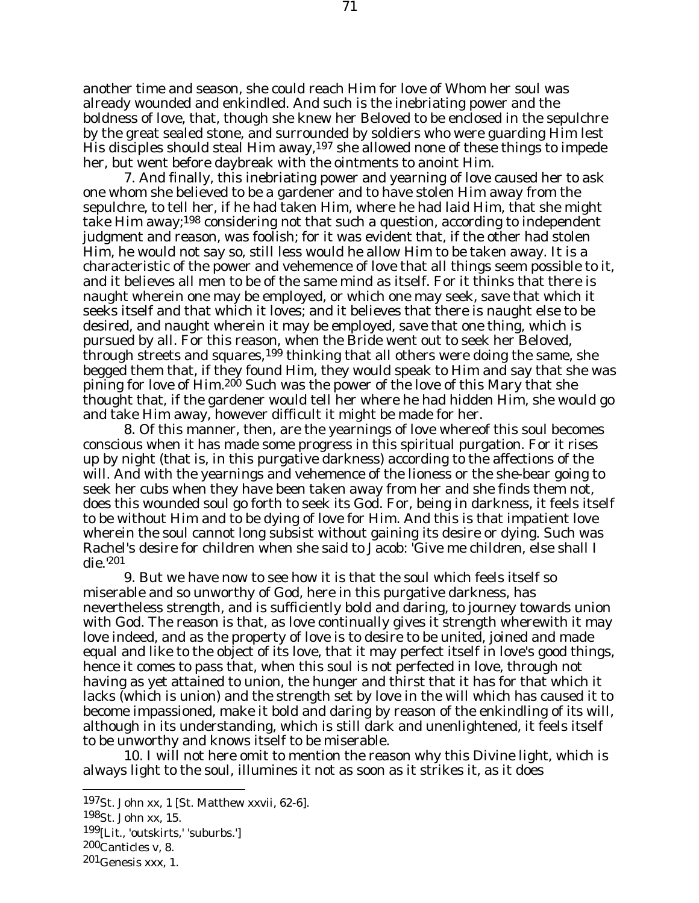another time and season, she could reach Him for love of Whom her soul was already wounded and enkindled. And such is the inebriating power and the boldness of love, that, though she knew her Beloved to be enclosed in the sepulchre by the great sealed stone, and surrounded by soldiers who were guarding Him lest His disciples should steal Him away,[197] she allowed none of these things to impede her, but went before daybreak with the ointments to anoint Him.

7. And finally, this inebriating power and yearning of love caused her to ask one whom she believed to be a gardener and to have stolen Him away from the sepulchre, to tell her, if he had taken Him, where he had laid Him, that she might take Him away;[198] considering not that such a question, according to independent judgment and reason, was foolish; for it was evident that, if the other had stolen Him, he would not say so, still less would he allow Him to be taken away. It is a characteristic of the power and vehemence of love that all things seem possible to it, and it believes all men to be of the same mind as itself. For it thinks that there is naught wherein one may be employed, or which one may seek, save that which it seeks itself and that which it loves; and it believes that there is naught else to be desired, and naught wherein it may be employed, save that one thing, which is pursued by all. For this reason, when the Bride went out to seek her Beloved, through streets and squares,[199] thinking that all others were doing the same, she begged them that, if they found Him, they would speak to Him and say that she was pining for love of Him.[200] Such was the power of the love of this Mary that she thought that, if the gardener would tell her where he had hidden Him, she would go and take Him away, however difficult it might be made for her.

8. Of this manner, then, are the yearnings of love whereof this soul becomes conscious when it has made some progress in this spiritual purgation. For it rises up by night (that is, in this purgative darkness) according to the affections of the will. And with the yearnings and vehemence of the lioness or the she-bear going to seek her cubs when they have been taken away from her and she finds them not, does this wounded soul go forth to seek its God. For, being in darkness, it feels itself to be without Him and to be dying of love for Him. And this is that impatient love wherein the soul cannot long subsist without gaining its desire or dying. Such was Rachel's desire for children when she said to Jacob: 'Give me children, else shall I die.'[201]

9. But we have now to see how it is that the soul which feels itself so miserable and so unworthy of God, here in this purgative darkness, has nevertheless strength, and is sufficiently bold and daring, to journey towards union with God. The reason is that, as love continually gives it strength wherewith it may love indeed, and as the property of love is to desire to be united, joined and made equal and like to the object of its love, that it may perfect itself in love's good things, hence it comes to pass that, when this soul is not perfected in love, through not having as yet attained to union, the hunger and thirst that it has for that which it lacks (which is union) and the strength set by love in the will which has caused it to become impassioned, make it bold and daring by reason of the enkindling of its will, although in its understanding, which is still dark and unenlightened, it feels itself to be unworthy and knows itself to be miserable.

10. I will not here omit to mention the reason why this Divine light, which is always light to the soul, illumines it not as soon as it strikes it, as it does

---

[197] St. John xx, 1 [St. Matthew xxvii, 62-6].

[198] St. John xx, 15.

[199] [Lit., 'outskirts,' 'suburbs.']

[200] Canticles v, 8.

[201] Genesis xxx, 1.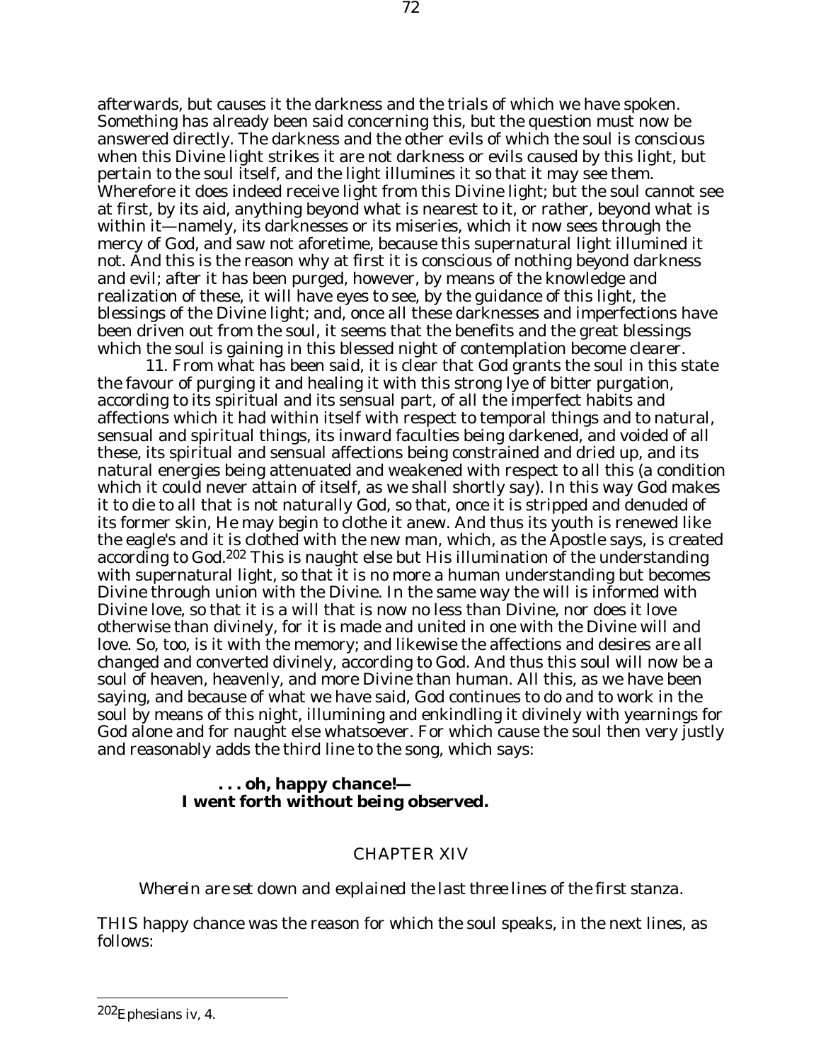afterwards, but causes it the darkness and the trials of which we have spoken. Something has already been said concerning this, but the question must now be answered directly. The darkness and the other evils of which the soul is conscious when this Divine light strikes it are not darkness or evils caused by this light, but pertain to the soul itself, and the light illumines it so that it may see them. Wherefore it does indeed receive light from this Divine light; but the soul cannot see at first, by its aid, anything beyond what is nearest to it, or rather, beyond what is within it—namely, its darknesses or its miseries, which it now sees through the mercy of God, and saw not aforetime, because this supernatural light illumined it not. And this is the reason why at first it is conscious of nothing beyond darkness and evil; after it has been purged, however, by means of the knowledge and realization of these, it will have eyes to see, by the guidance of this light, the blessings of the Divine light; and, once all these darknesses and imperfections have been driven out from the soul, it seems that the benefits and the great blessings which the soul is gaining in this blessed night of contemplation become clearer.

11. From what has been said, it is clear that God grants the soul in this state the favour of purging it and healing it with this strong lye of bitter purgation, according to its spiritual and its sensual part, of all the imperfect habits and affections which it had within itself with respect to temporal things and to natural, sensual and spiritual things, its inward faculties being darkened, and voided of all these, its spiritual and sensual affections being constrained and dried up, and its natural energies being attenuated and weakened with respect to all this (a condition which it could never attain of itself, as we shall shortly say). In this way God makes it to die to all that is not naturally God, so that, once it is stripped and denuded of its former skin, He may begin to clothe it anew. And thus its youth is renewed like the eagle's and it is clothed with the new man, which, as the Apostle says, is created according to God.[202] This is naught else but His illumination of the understanding with supernatural light, so that it is no more a human understanding but becomes Divine through union with the Divine. In the same way the will is informed with Divine love, so that it is a will that is now no less than Divine, nor does it love otherwise than divinely, for it is made and united in one with the Divine will and love. So, too, is it with the memory; and likewise the affections and desires are all changed and converted divinely, according to God. And thus this soul will now be a soul of heaven, heavenly, and more Divine than human. All this, as we have been saying, and because of what we have said, God continues to do and to work in the soul by means of this night, illumining and enkindling it divinely with yearnings for God alone and for naught else whatsoever. For which cause the soul then very justly and reasonably adds the third line to the song, which says:

**. . . oh, happy chance!—**
**I went forth without being observed.**

## CHAPTER XIV

*Wherein are set down and explained the last three lines of the first stanza.*

THIS happy chance was the reason for which the soul speaks, in the next lines, as follows:

---

[202] Ephesians iv, 4.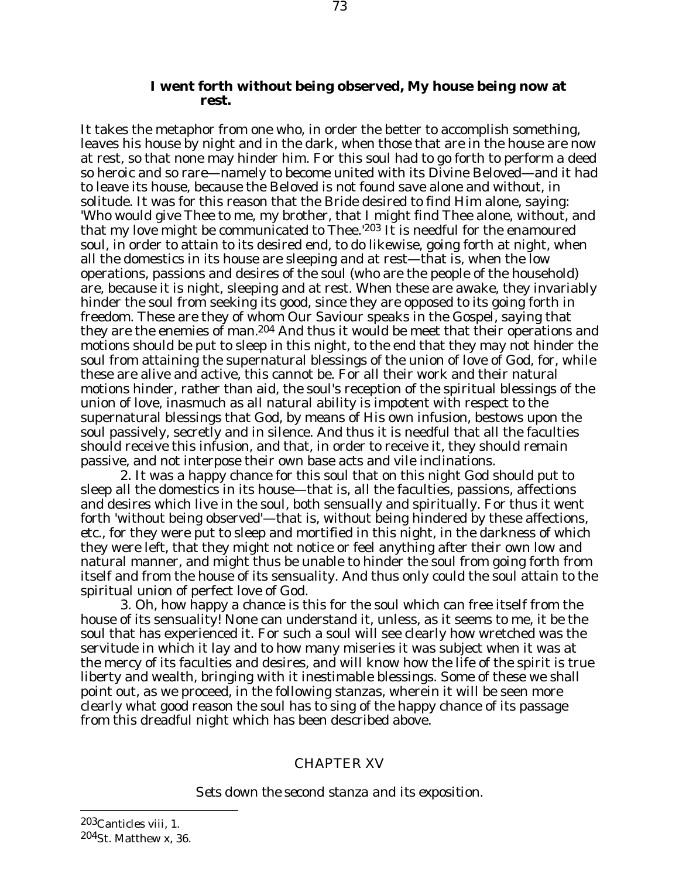**I went forth without being observed, My house being now at rest.**

It takes the metaphor from one who, in order the better to accomplish something, leaves his house by night and in the dark, when those that are in the house are now at rest, so that none may hinder him. For this soul had to go forth to perform a deed so heroic and so rare—namely to become united with its Divine Beloved—and it had to leave its house, because the Beloved is not found save alone and without, in solitude. It was for this reason that the Bride desired to find Him alone, saying: 'Who would give Thee to me, my brother, that I might find Thee alone, without, and that my love might be communicated to Thee.'[203] It is needful for the enamoured soul, in order to attain to its desired end, to do likewise, going forth at night, when all the domestics in its house are sleeping and at rest—that is, when the low operations, passions and desires of the soul (who are the people of the household) are, because it is night, sleeping and at rest. When these are awake, they invariably hinder the soul from seeking its good, since they are opposed to its going forth in freedom. These are they of whom Our Saviour speaks in the Gospel, saying that they are the enemies of man.[204] And thus it would be meet that their operations and motions should be put to sleep in this night, to the end that they may not hinder the soul from attaining the supernatural blessings of the union of love of God, for, while these are alive and active, this cannot be. For all their work and their natural motions hinder, rather than aid, the soul's reception of the spiritual blessings of the union of love, inasmuch as all natural ability is impotent with respect to the supernatural blessings that God, by means of His own infusion, bestows upon the soul passively, secretly and in silence. And thus it is needful that all the faculties should receive this infusion, and that, in order to receive it, they should remain passive, and not interpose their own base acts and vile inclinations.

2. It was a happy chance for this soul that on this night God should put to sleep all the domestics in its house—that is, all the faculties, passions, affections and desires which live in the soul, both sensually and spiritually. For thus it went forth 'without being observed'—that is, without being hindered by these affections, etc., for they were put to sleep and mortified in this night, in the darkness of which they were left, that they might not notice or feel anything after their own low and natural manner, and might thus be unable to hinder the soul from going forth from itself and from the house of its sensuality. And thus only could the soul attain to the spiritual union of perfect love of God.

3. Oh, how happy a chance is this for the soul which can free itself from the house of its sensuality! None can understand it, unless, as it seems to me, it be the soul that has experienced it. For such a soul will see clearly how wretched was the servitude in which it lay and to how many miseries it was subject when it was at the mercy of its faculties and desires, and will know how the life of the spirit is true liberty and wealth, bringing with it inestimable blessings. Some of these we shall point out, as we proceed, in the following stanzas, wherein it will be seen more clearly what good reason the soul has to sing of the happy chance of its passage from this dreadful night which has been described above.

## CHAPTER XV

*Sets down the second stanza and its exposition.*

---

[203] Canticles viii, 1.

[204] St. Matthew x, 36.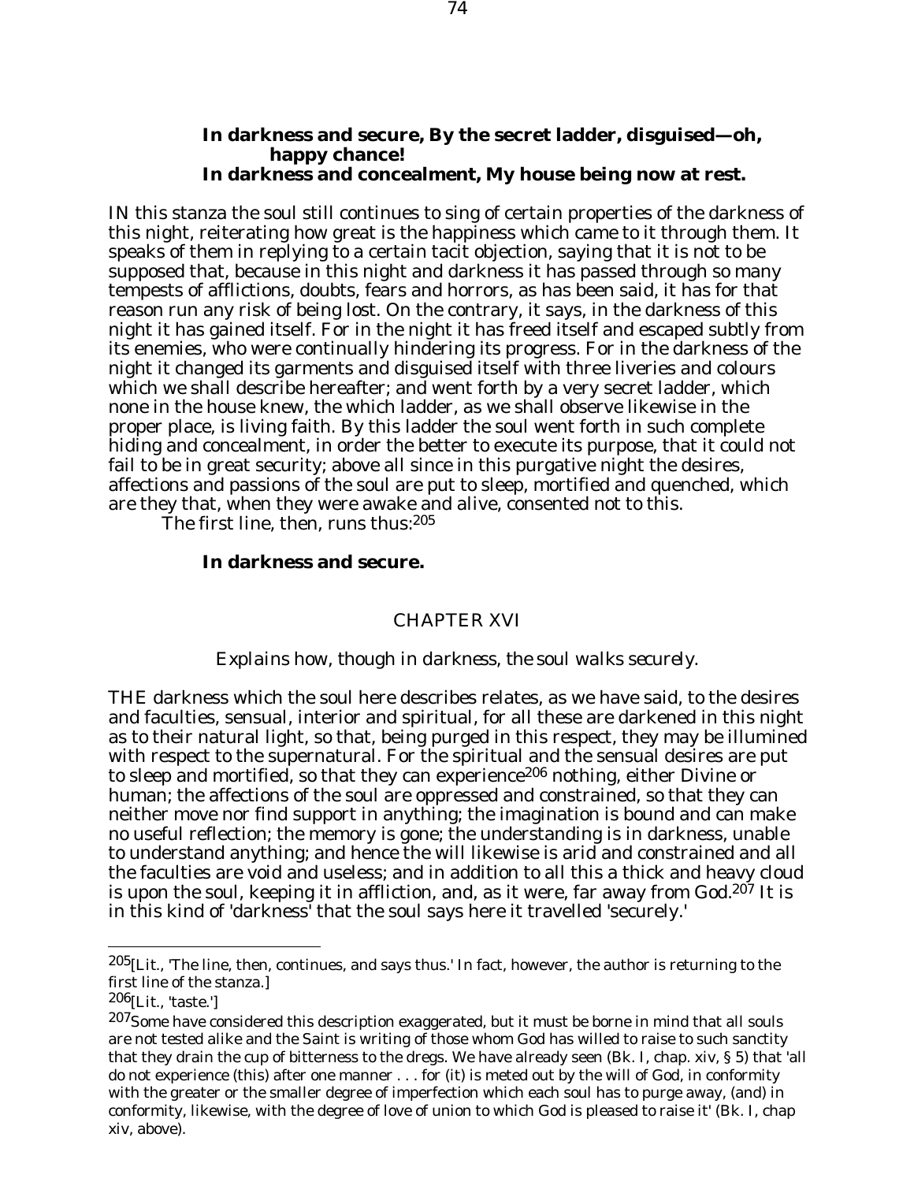**In darkness and secure, By the secret ladder, disguised—oh, happy chance!**
**In darkness and concealment, My house being now at rest.**

IN this stanza the soul still continues to sing of certain properties of the darkness of this night, reiterating how great is the happiness which came to it through them. It speaks of them in replying to a certain tacit objection, saying that it is not to be supposed that, because in this night and darkness it has passed through so many tempests of afflictions, doubts, fears and horrors, as has been said, it has for that reason run any risk of being lost. On the contrary, it says, in the darkness of this night it has gained itself. For in the night it has freed itself and escaped subtly from its enemies, who were continually hindering its progress. For in the darkness of the night it changed its garments and disguised itself with three liveries and colours which we shall describe hereafter; and went forth by a very secret ladder, which none in the house knew, the which ladder, as we shall observe likewise in the proper place, is living faith. By this ladder the soul went forth in such complete hiding and concealment, in order the better to execute its purpose, that it could not fail to be in great security; above all since in this purgative night the desires, affections and passions of the soul are put to sleep, mortified and quenched, which are they that, when they were awake and alive, consented not to this.

The first line, then, runs thus:[205]

**In darkness and secure.**

## CHAPTER XVI

*Explains how, though in darkness, the soul walks securely.*

THE darkness which the soul here describes relates, as we have said, to the desires and faculties, sensual, interior and spiritual, for all these are darkened in this night as to their natural light, so that, being purged in this respect, they may be illumined with respect to the supernatural. For the spiritual and the sensual desires are put to sleep and mortified, so that they can experience[206] nothing, either Divine or human; the affections of the soul are oppressed and constrained, so that they can neither move nor find support in anything; the imagination is bound and can make no useful reflection; the memory is gone; the understanding is in darkness, unable to understand anything; and hence the will likewise is arid and constrained and all the faculties are void and useless; and in addition to all this a thick and heavy cloud is upon the soul, keeping it in affliction, and, as it were, far away from God.[207] It is in this kind of 'darkness' that the soul says here it travelled 'securely.'

---

[205][Lit., 'The line, then, continues, and says thus.' In fact, however, the author is returning to the first line of the stanza.]

[206][Lit., 'taste.']

[207]Some have considered this description exaggerated, but it must be borne in mind that all souls are not tested alike and the Saint is writing of those whom God has willed to raise to such sanctity that they drain the cup of bitterness to the dregs. We have already seen (Bk. I, chap. xiv, § 5) that 'all do not experience (this) after one manner . . . for (it) is meted out by the will of God, in conformity with the greater or the smaller degree of imperfection which each soul has to purge away, (and) in conformity, likewise, with the degree of love of union to which God is pleased to raise it' (Bk. I, chap xiv, above).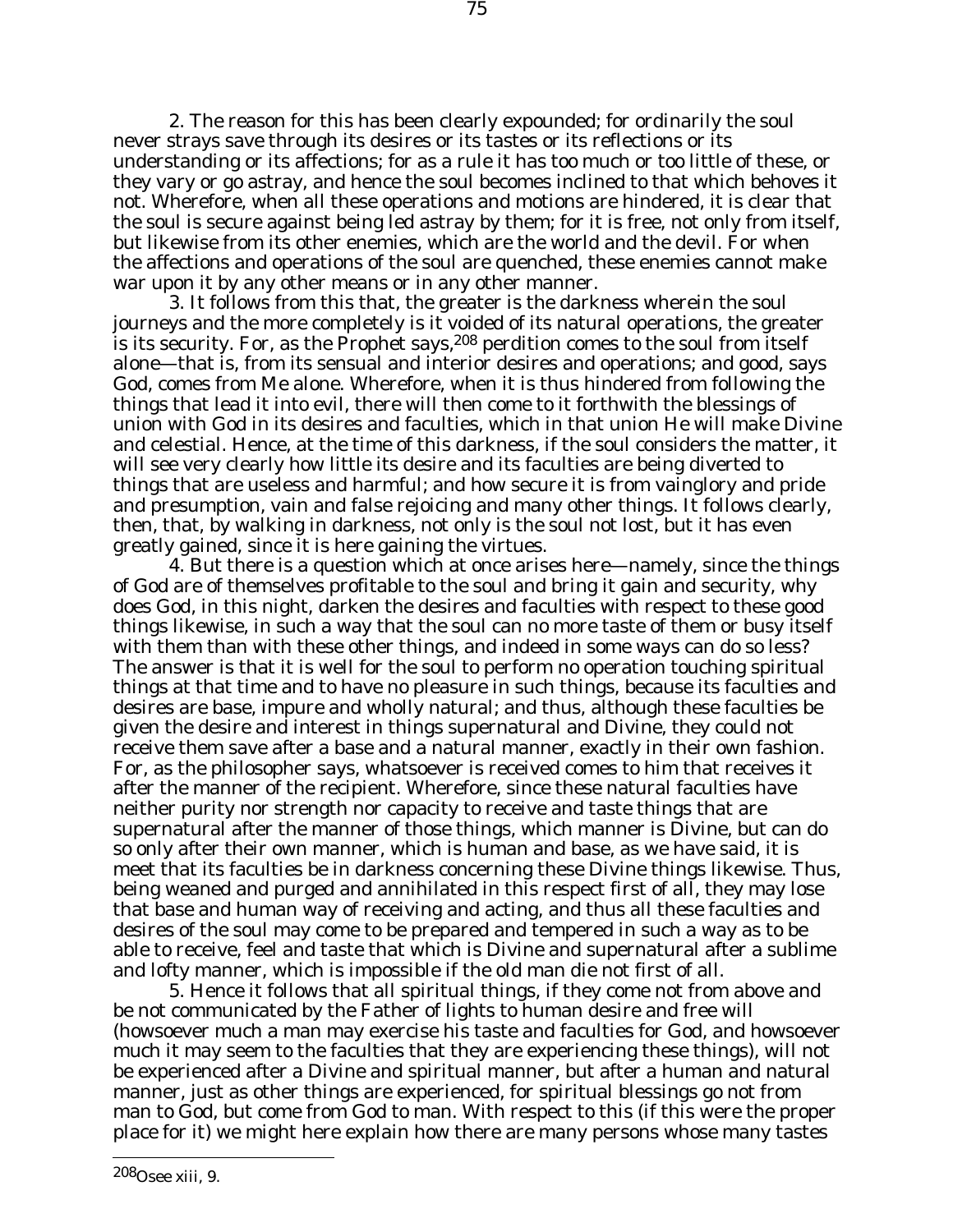2. The reason for this has been clearly expounded; for ordinarily the soul never strays save through its desires or its tastes or its reflections or its understanding or its affections; for as a rule it has too much or too little of these, or they vary or go astray, and hence the soul becomes inclined to that which behoves it not. Wherefore, when all these operations and motions are hindered, it is clear that the soul is secure against being led astray by them; for it is free, not only from itself, but likewise from its other enemies, which are the world and the devil. For when the affections and operations of the soul are quenched, these enemies cannot make war upon it by any other means or in any other manner.

3. It follows from this that, the greater is the darkness wherein the soul journeys and the more completely is it voided of its natural operations, the greater is its security. For, as the Prophet says,[208] perdition comes to the soul from itself alone—that is, from its sensual and interior desires and operations; and good, says God, comes from Me alone. Wherefore, when it is thus hindered from following the things that lead it into evil, there will then come to it forthwith the blessings of union with God in its desires and faculties, which in that union He will make Divine and celestial. Hence, at the time of this darkness, if the soul considers the matter, it will see very clearly how little its desire and its faculties are being diverted to things that are useless and harmful; and how secure it is from vainglory and pride and presumption, vain and false rejoicing and many other things. It follows clearly, then, that, by walking in darkness, not only is the soul not lost, but it has even greatly gained, since it is here gaining the virtues.

4. But there is a question which at once arises here—namely, since the things of God are of themselves profitable to the soul and bring it gain and security, why does God, in this night, darken the desires and faculties with respect to these good things likewise, in such a way that the soul can no more taste of them or busy itself with them than with these other things, and indeed in some ways can do so less? The answer is that it is well for the soul to perform no operation touching spiritual things at that time and to have no pleasure in such things, because its faculties and desires are base, impure and wholly natural; and thus, although these faculties be given the desire and interest in things supernatural and Divine, they could not receive them save after a base and a natural manner, exactly in their own fashion. For, as the philosopher says, whatsoever is received comes to him that receives it after the manner of the recipient. Wherefore, since these natural faculties have neither purity nor strength nor capacity to receive and taste things that are supernatural after the manner of those things, which manner is Divine, but can do so only after their own manner, which is human and base, as we have said, it is meet that its faculties be in darkness concerning these Divine things likewise. Thus, being weaned and purged and annihilated in this respect first of all, they may lose that base and human way of receiving and acting, and thus all these faculties and desires of the soul may come to be prepared and tempered in such a way as to be able to receive, feel and taste that which is Divine and supernatural after a sublime and lofty manner, which is impossible if the old man die not first of all.

5. Hence it follows that all spiritual things, if they come not from above and be not communicated by the Father of lights to human desire and free will (howsoever much a man may exercise his taste and faculties for God, and howsoever much it may seem to the faculties that they are experiencing these things), will not be experienced after a Divine and spiritual manner, but after a human and natural manner, just as other things are experienced, for spiritual blessings go not from man to God, but come from God to man. With respect to this (if this were the proper place for it) we might here explain how there are many persons whose many tastes

---

[208] Osee xiii, 9.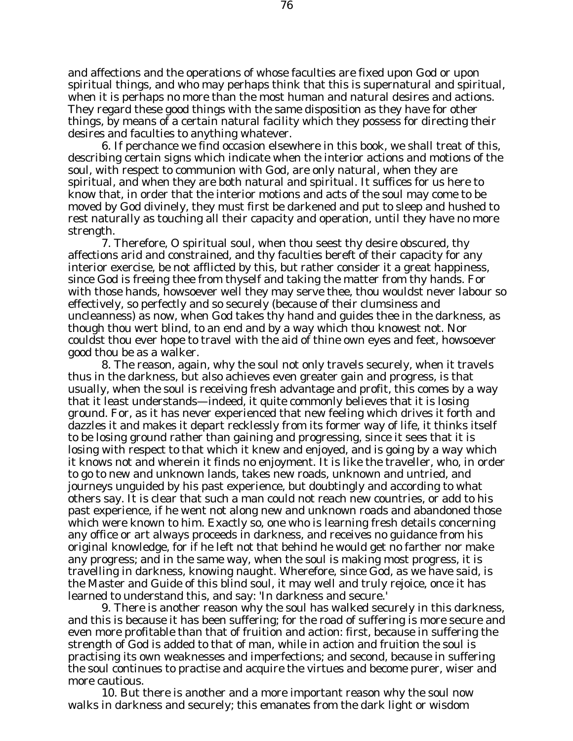and affections and the operations of whose faculties are fixed upon God or upon spiritual things, and who may perhaps think that this is supernatural and spiritual, when it is perhaps no more than the most human and natural desires and actions. They regard these good things with the same disposition as they have for other things, by means of a certain natural facility which they possess for directing their desires and faculties to anything whatever.

6. If perchance we find occasion elsewhere in this book, we shall treat of this, describing certain signs which indicate when the interior actions and motions of the soul, with respect to communion with God, are only natural, when they are spiritual, and when they are both natural and spiritual. It suffices for us here to know that, in order that the interior motions and acts of the soul may come to be moved by God divinely, they must first be darkened and put to sleep and hushed to rest naturally as touching all their capacity and operation, until they have no more strength.

7. Therefore, O spiritual soul, when thou seest thy desire obscured, thy affections arid and constrained, and thy faculties bereft of their capacity for any interior exercise, be not afflicted by this, but rather consider it a great happiness, since God is freeing thee from thyself and taking the matter from thy hands. For with those hands, howsoever well they may serve thee, thou wouldst never labour so effectively, so perfectly and so securely (because of their clumsiness and uncleanness) as now, when God takes thy hand and guides thee in the darkness, as though thou wert blind, to an end and by a way which thou knowest not. Nor couldst thou ever hope to travel with the aid of thine own eyes and feet, howsoever good thou be as a walker.

8. The reason, again, why the soul not only travels securely, when it travels thus in the darkness, but also achieves even greater gain and progress, is that usually, when the soul is receiving fresh advantage and profit, this comes by a way that it least understands—indeed, it quite commonly believes that it is losing ground. For, as it has never experienced that new feeling which drives it forth and dazzles it and makes it depart recklessly from its former way of life, it thinks itself to be losing ground rather than gaining and progressing, since it sees that it is losing with respect to that which it knew and enjoyed, and is going by a way which it knows not and wherein it finds no enjoyment. It is like the traveller, who, in order to go to new and unknown lands, takes new roads, unknown and untried, and journeys unguided by his past experience, but doubtingly and according to what others say. It is clear that such a man could not reach new countries, or add to his past experience, if he went not along new and unknown roads and abandoned those which were known to him. Exactly so, one who is learning fresh details concerning any office or art always proceeds in darkness, and receives no guidance from his original knowledge, for if he left not that behind he would get no farther nor make any progress; and in the same way, when the soul is making most progress, it is travelling in darkness, knowing naught. Wherefore, since God, as we have said, is the Master and Guide of this blind soul, it may well and truly rejoice, once it has learned to understand this, and say: 'In darkness and secure.'

9. There is another reason why the soul has walked securely in this darkness, and this is because it has been suffering; for the road of suffering is more secure and even more profitable than that of fruition and action: first, because in suffering the strength of God is added to that of man, while in action and fruition the soul is practising its own weaknesses and imperfections; and second, because in suffering the soul continues to practise and acquire the virtues and become purer, wiser and more cautious.

10. But there is another and a more important reason why the soul now walks in darkness and securely; this emanates from the dark light or wisdom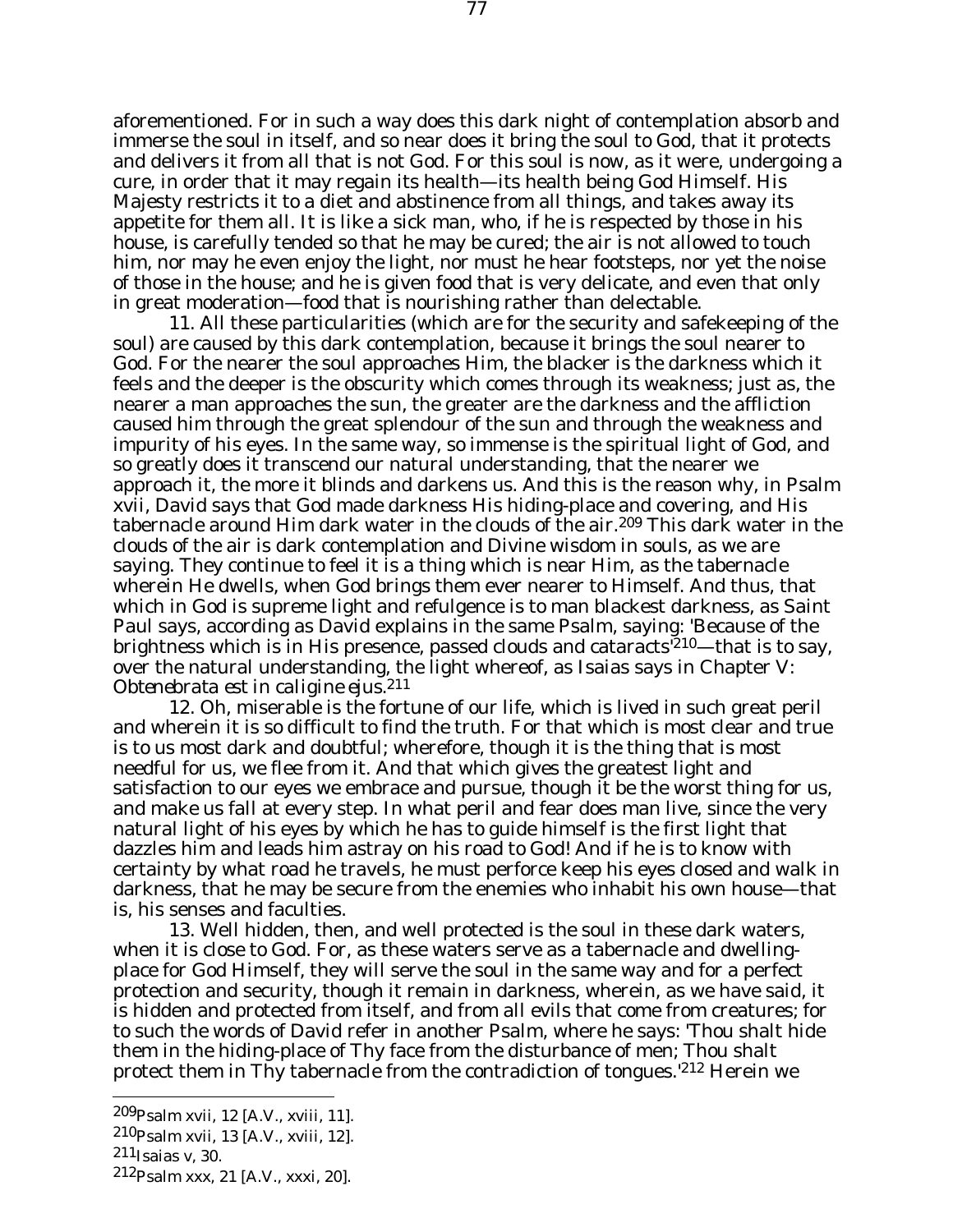aforementioned. For in such a way does this dark night of contemplation absorb and immerse the soul in itself, and so near does it bring the soul to God, that it protects and delivers it from all that is not God. For this soul is now, as it were, undergoing a cure, in order that it may regain its health—its health being God Himself. His Majesty restricts it to a diet and abstinence from all things, and takes away its appetite for them all. It is like a sick man, who, if he is respected by those in his house, is carefully tended so that he may be cured; the air is not allowed to touch him, nor may he even enjoy the light, nor must he hear footsteps, nor yet the noise of those in the house; and he is given food that is very delicate, and even that only in great moderation—food that is nourishing rather than delectable.

11. All these particularities (which are for the security and safekeeping of the soul) are caused by this dark contemplation, because it brings the soul nearer to God. For the nearer the soul approaches Him, the blacker is the darkness which it feels and the deeper is the obscurity which comes through its weakness; just as, the nearer a man approaches the sun, the greater are the darkness and the affliction caused him through the great splendour of the sun and through the weakness and impurity of his eyes. In the same way, so immense is the spiritual light of God, and so greatly does it transcend our natural understanding, that the nearer we approach it, the more it blinds and darkens us. And this is the reason why, in Psalm xvii, David says that God made darkness His hiding-place and covering, and His tabernacle around Him dark water in the clouds of the air.[209] This dark water in the clouds of the air is dark contemplation and Divine wisdom in souls, as we are saying. They continue to feel it is a thing which is near Him, as the tabernacle wherein He dwells, when God brings them ever nearer to Himself. And thus, that which in God is supreme light and refulgence is to man blackest darkness, as Saint Paul says, according as David explains in the same Psalm, saying: 'Because of the brightness which is in His presence, passed clouds and cataracts'[210]—that is to say, over the natural understanding, the light whereof, as Isaias says in Chapter V: *Obtenebrata est in caligine ejus*.[211]

12. Oh, miserable is the fortune of our life, which is lived in such great peril and wherein it is so difficult to find the truth. For that which is most clear and true is to us most dark and doubtful; wherefore, though it is the thing that is most needful for us, we flee from it. And that which gives the greatest light and satisfaction to our eyes we embrace and pursue, though it be the worst thing for us, and make us fall at every step. In what peril and fear does man live, since the very natural light of his eyes by which he has to guide himself is the first light that dazzles him and leads him astray on his road to God! And if he is to know with certainty by what road he travels, he must perforce keep his eyes closed and walk in darkness, that he may be secure from the enemies who inhabit his own house—that is, his senses and faculties.

13. Well hidden, then, and well protected is the soul in these dark waters, when it is close to God. For, as these waters serve as a tabernacle and dwelling-place for God Himself, they will serve the soul in the same way and for a perfect protection and security, though it remain in darkness, wherein, as we have said, it is hidden and protected from itself, and from all evils that come from creatures; for to such the words of David refer in another Psalm, where he says: 'Thou shalt hide them in the hiding-place of Thy face from the disturbance of men; Thou shalt protect them in Thy tabernacle from the contradiction of tongues.'[212] Herein we

---

[209] Psalm xvii, 12 [A.V., xviii, 11].

[210] Psalm xvii, 13 [A.V., xviii, 12].

[211] Isaias v, 30.

[212] Psalm xxx, 21 [A.V., xxxi, 20].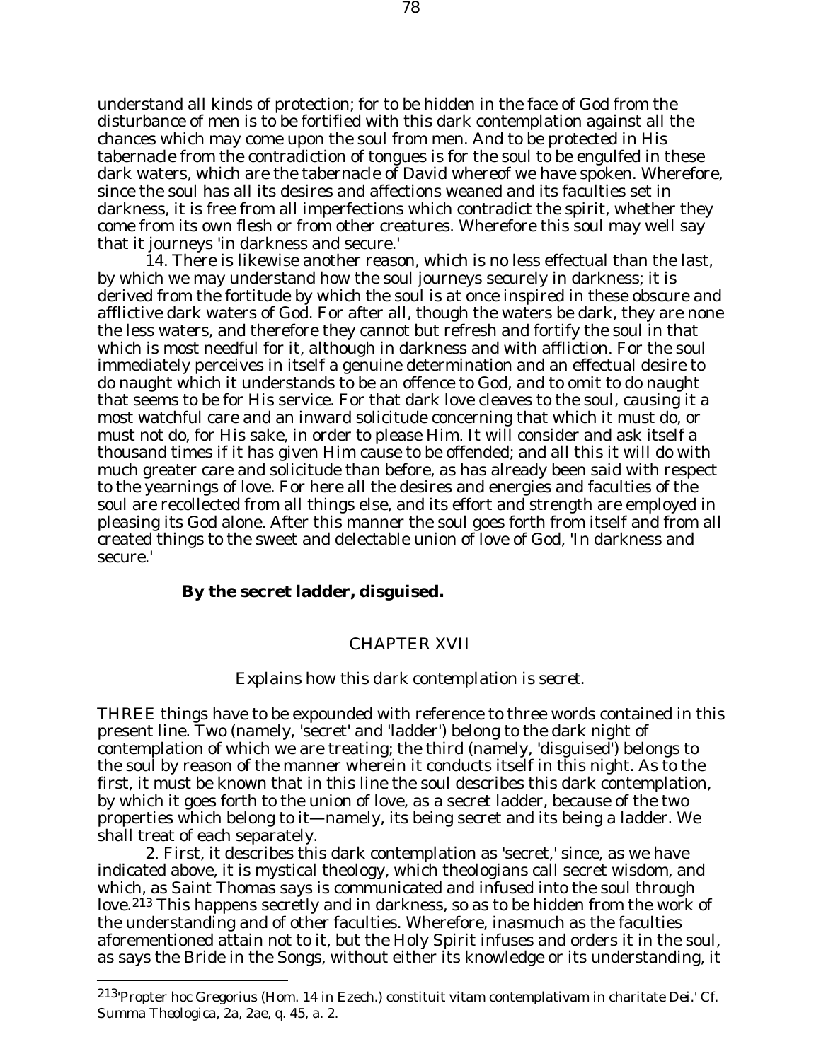understand all kinds of protection; for to be hidden in the face of God from the disturbance of men is to be fortified with this dark contemplation against all the chances which may come upon the soul from men. And to be protected in His tabernacle from the contradiction of tongues is for the soul to be engulfed in these dark waters, which are the tabernacle of David whereof we have spoken. Wherefore, since the soul has all its desires and affections weaned and its faculties set in darkness, it is free from all imperfections which contradict the spirit, whether they come from its own flesh or from other creatures. Wherefore this soul may well say that it journeys 'in darkness and secure.'

14. There is likewise another reason, which is no less effectual than the last, by which we may understand how the soul journeys securely in darkness; it is derived from the fortitude by which the soul is at once inspired in these obscure and afflictive dark waters of God. For after all, though the waters be dark, they are none the less waters, and therefore they cannot but refresh and fortify the soul in that which is most needful for it, although in darkness and with affliction. For the soul immediately perceives in itself a genuine determination and an effectual desire to do naught which it understands to be an offence to God, and to omit to do naught that seems to be for His service. For that dark love cleaves to the soul, causing it a most watchful care and an inward solicitude concerning that which it must do, or must not do, for His sake, in order to please Him. It will consider and ask itself a thousand times if it has given Him cause to be offended; and all this it will do with much greater care and solicitude than before, as has already been said with respect to the yearnings of love. For here all the desires and energies and faculties of the soul are recollected from all things else, and its effort and strength are employed in pleasing its God alone. After this manner the soul goes forth from itself and from all created things to the sweet and delectable union of love of God, 'In darkness and secure.'

**By the secret ladder, disguised.**

## CHAPTER XVII

*Explains how this dark contemplation is secret.*

THREE things have to be expounded with reference to three words contained in this present line. Two (namely, 'secret' and 'ladder') belong to the dark night of contemplation of which we are treating; the third (namely, 'disguised') belongs to the soul by reason of the manner wherein it conducts itself in this night. As to the first, it must be known that in this line the soul describes this dark contemplation, by which it goes forth to the union of love, as a secret ladder, because of the two properties which belong to it—namely, its being secret and its being a ladder. We shall treat of each separately.

2. First, it describes this dark contemplation as 'secret,' since, as we have indicated above, it is mystical theology, which theologians call secret wisdom, and which, as Saint Thomas says is communicated and infused into the soul through love.[213] This happens secretly and in darkness, so as to be hidden from the work of the understanding and of other faculties. Wherefore, inasmuch as the faculties aforementioned attain not to it, but the Holy Spirit infuses and orders it in the soul, as says the Bride in the Songs, without either its knowledge or its understanding, it

---

[213]'*Propter hoc Gregorius (Hom. 14 in Ezech.) constituit vitam contemplativam in charitate Dei.*' Cf. *Summa Theologica*, 2a, 2ae, q. 45, a. 2.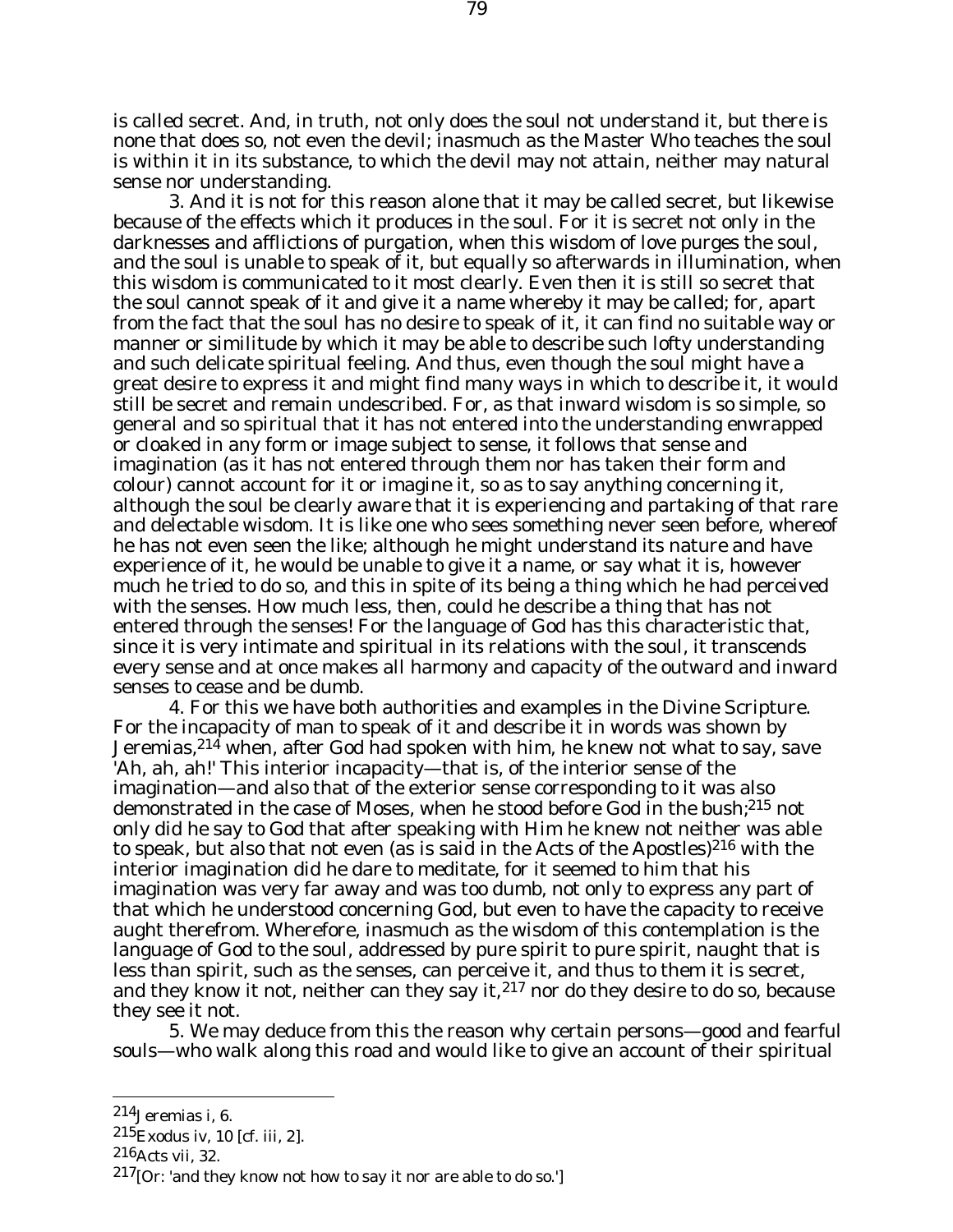is called secret. And, in truth, not only does the soul not understand it, but there is none that does so, not even the devil; inasmuch as the Master Who teaches the soul is within it in its substance, to which the devil may not attain, neither may natural sense nor understanding.

3. And it is not for this reason alone that it may be called secret, but likewise because of the effects which it produces in the soul. For it is secret not only in the darknesses and afflictions of purgation, when this wisdom of love purges the soul, and the soul is unable to speak of it, but equally so afterwards in illumination, when this wisdom is communicated to it most clearly. Even then it is still so secret that the soul cannot speak of it and give it a name whereby it may be called; for, apart from the fact that the soul has no desire to speak of it, it can find no suitable way or manner or similitude by which it may be able to describe such lofty understanding and such delicate spiritual feeling. And thus, even though the soul might have a great desire to express it and might find many ways in which to describe it, it would still be secret and remain undescribed. For, as that inward wisdom is so simple, so general and so spiritual that it has not entered into the understanding enwrapped or cloaked in any form or image subject to sense, it follows that sense and imagination (as it has not entered through them nor has taken their form and colour) cannot account for it or imagine it, so as to say anything concerning it, although the soul be clearly aware that it is experiencing and partaking of that rare and delectable wisdom. It is like one who sees something never seen before, whereof he has not even seen the like; although he might understand its nature and have experience of it, he would be unable to give it a name, or say what it is, however much he tried to do so, and this in spite of its being a thing which he had perceived with the senses. How much less, then, could he describe a thing that has not entered through the senses! For the language of God has this characteristic that, since it is very intimate and spiritual in its relations with the soul, it transcends every sense and at once makes all harmony and capacity of the outward and inward senses to cease and be dumb.

4. For this we have both authorities and examples in the Divine Scripture. For the incapacity of man to speak of it and describe it in words was shown by Jeremias,[214] when, after God had spoken with him, he knew not what to say, save 'Ah, ah, ah!' This interior incapacity—that is, of the interior sense of the imagination—and also that of the exterior sense corresponding to it was also demonstrated in the case of Moses, when he stood before God in the bush;[215] not only did he say to God that after speaking with Him he knew not neither was able to speak, but also that not even (as is said in the Acts of the Apostles)[216] with the interior imagination did he dare to meditate, for it seemed to him that his imagination was very far away and was too dumb, not only to express any part of that which he understood concerning God, but even to have the capacity to receive aught therefrom. Wherefore, inasmuch as the wisdom of this contemplation is the language of God to the soul, addressed by pure spirit to pure spirit, naught that is less than spirit, such as the senses, can perceive it, and thus to them it is secret, and they know it not, neither can they say it,[217] nor do they desire to do so, because they see it not.

5. We may deduce from this the reason why certain persons—good and fearful souls—who walk along this road and would like to give an account of their spiritual

---

[214] Jeremias i, 6.

[215] Exodus iv, 10 [cf. iii, 2].

[216] Acts vii, 32.

[217] [Or: 'and they know not how to say it nor are able to do so.']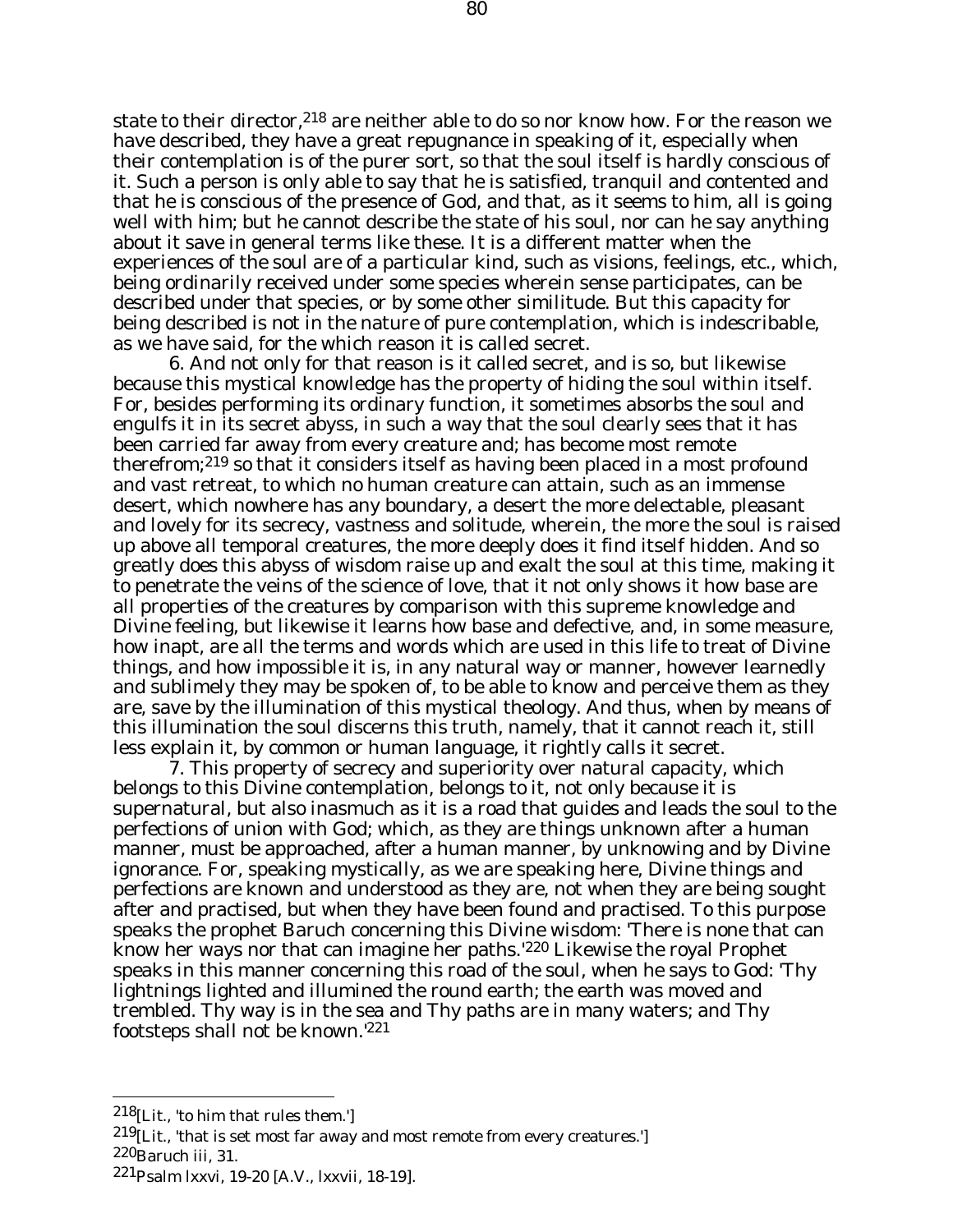state to their director,[218] are neither able to do so nor know how. For the reason we have described, they have a great repugnance in speaking of it, especially when their contemplation is of the purer sort, so that the soul itself is hardly conscious of it. Such a person is only able to say that he is satisfied, tranquil and contented and that he is conscious of the presence of God, and that, as it seems to him, all is going well with him; but he cannot describe the state of his soul, nor can he say anything about it save in general terms like these. It is a different matter when the experiences of the soul are of a particular kind, such as visions, feelings, etc., which, being ordinarily received under some species wherein sense participates, can be described under that species, or by some other similitude. But this capacity for being described is not in the nature of pure contemplation, which is indescribable, as we have said, for the which reason it is called secret.

6. And not only for that reason is it called secret, and is so, but likewise because this mystical knowledge has the property of hiding the soul within itself. For, besides performing its ordinary function, it sometimes absorbs the soul and engulfs it in its secret abyss, in such a way that the soul clearly sees that it has been carried far away from every creature and; has become most remote therefrom;[219] so that it considers itself as having been placed in a most profound and vast retreat, to which no human creature can attain, such as an immense desert, which nowhere has any boundary, a desert the more delectable, pleasant and lovely for its secrecy, vastness and solitude, wherein, the more the soul is raised up above all temporal creatures, the more deeply does it find itself hidden. And so greatly does this abyss of wisdom raise up and exalt the soul at this time, making it to penetrate the veins of the science of love, that it not only shows it how base are all properties of the creatures by comparison with this supreme knowledge and Divine feeling, but likewise it learns how base and defective, and, in some measure, how inapt, are all the terms and words which are used in this life to treat of Divine things, and how impossible it is, in any natural way or manner, however learnedly and sublimely they may be spoken of, to be able to know and perceive them as they are, save by the illumination of this mystical theology. And thus, when by means of this illumination the soul discerns this truth, namely, that it cannot reach it, still less explain it, by common or human language, it rightly calls it secret.

7. This property of secrecy and superiority over natural capacity, which belongs to this Divine contemplation, belongs to it, not only because it is supernatural, but also inasmuch as it is a road that guides and leads the soul to the perfections of union with God; which, as they are things unknown after a human manner, must be approached, after a human manner, by unknowing and by Divine ignorance. For, speaking mystically, as we are speaking here, Divine things and perfections are known and understood as they are, not when they are being sought after and practised, but when they have been found and practised. To this purpose speaks the prophet Baruch concerning this Divine wisdom: 'There is none that can know her ways nor that can imagine her paths.'[220] Likewise the royal Prophet speaks in this manner concerning this road of the soul, when he says to God: 'Thy lightnings lighted and illumined the round earth; the earth was moved and trembled. Thy way is in the sea and Thy paths are in many waters; and Thy footsteps shall not be known.'[221]

---

[218] [Lit., 'to him that rules them.']

[219] [Lit., 'that is set most far away and most remote from every creatures.']

[220] Baruch iii, 31.

[221] Psalm lxxvi, 19-20 [A.V., lxxvii, 18-19].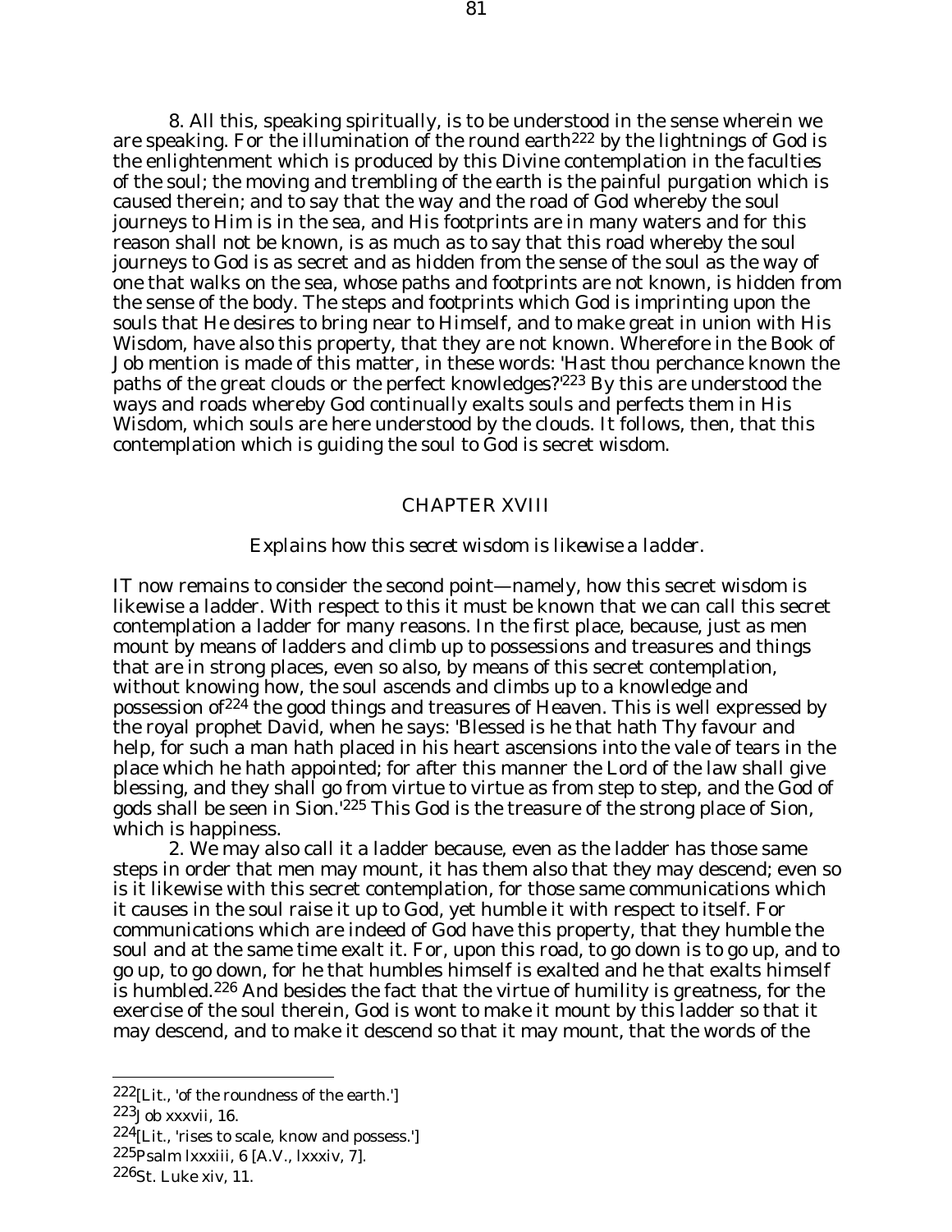8. All this, speaking spiritually, is to be understood in the sense wherein we are speaking. For the illumination of the round earth[222] by the lightnings of God is the enlightenment which is produced by this Divine contemplation in the faculties of the soul; the moving and trembling of the earth is the painful purgation which is caused therein; and to say that the way and the road of God whereby the soul journeys to Him is in the sea, and His footprints are in many waters and for this reason shall not be known, is as much as to say that this road whereby the soul journeys to God is as secret and as hidden from the sense of the soul as the way of one that walks on the sea, whose paths and footprints are not known, is hidden from the sense of the body. The steps and footprints which God is imprinting upon the souls that He desires to bring near to Himself, and to make great in union with His Wisdom, have also this property, that they are not known. Wherefore in the Book of Job mention is made of this matter, in these words: 'Hast thou perchance known the paths of the great clouds or the perfect knowledges?'[223] By this are understood the ways and roads whereby God continually exalts souls and perfects them in His Wisdom, which souls are here understood by the clouds. It follows, then, that this contemplation which is guiding the soul to God is secret wisdom.

## CHAPTER XVIII

*Explains how this secret wisdom is likewise a ladder.*

IT now remains to consider the second point—namely, how this secret wisdom is likewise a ladder. With respect to this it must be known that we can call this secret contemplation a ladder for many reasons. In the first place, because, just as men mount by means of ladders and climb up to possessions and treasures and things that are in strong places, even so also, by means of this secret contemplation, without knowing how, the soul ascends and climbs up to a knowledge and possession of[224] the good things and treasures of Heaven. This is well expressed by the royal prophet David, when he says: 'Blessed is he that hath Thy favour and help, for such a man hath placed in his heart ascensions into the vale of tears in the place which he hath appointed; for after this manner the Lord of the law shall give blessing, and they shall go from virtue to virtue as from step to step, and the God of gods shall be seen in Sion.'[225] This God is the treasure of the strong place of Sion, which is happiness.

2. We may also call it a ladder because, even as the ladder has those same steps in order that men may mount, it has them also that they may descend; even so is it likewise with this secret contemplation, for those same communications which it causes in the soul raise it up to God, yet humble it with respect to itself. For communications which are indeed of God have this property, that they humble the soul and at the same time exalt it. For, upon this road, to go down is to go up, and to go up, to go down, for he that humbles himself is exalted and he that exalts himself is humbled.[226] And besides the fact that the virtue of humility is greatness, for the exercise of the soul therein, God is wont to make it mount by this ladder so that it may descend, and to make it descend so that it may mount, that the words of the

---

222[Lit., 'of the roundness of the earth.']

223Job xxxvii, 16.

224[Lit., 'rises to scale, know and possess.']

225Psalm lxxxiii, 6 [A.V., lxxxiv, 7].

226St. Luke xiv, 11.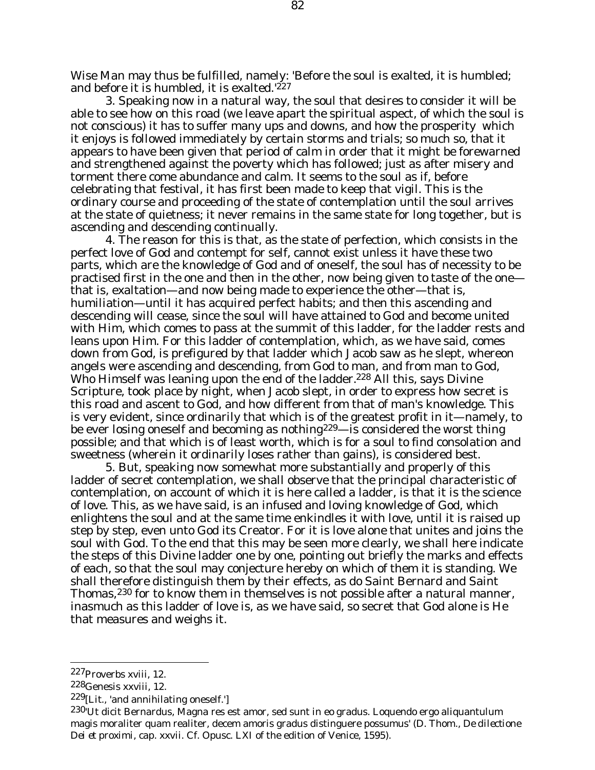Wise Man may thus be fulfilled, namely: 'Before the soul is exalted, it is humbled; and before it is humbled, it is exalted.'[227]

3. Speaking now in a natural way, the soul that desires to consider it will be able to see how on this road (we leave apart the spiritual aspect, of which the soul is not conscious) it has to suffer many ups and downs, and how the prosperity which it enjoys is followed immediately by certain storms and trials; so much so, that it appears to have been given that period of calm in order that it might be forewarned and strengthened against the poverty which has followed; just as after misery and torment there come abundance and calm. It seems to the soul as if, before celebrating that festival, it has first been made to keep that vigil. This is the ordinary course and proceeding of the state of contemplation until the soul arrives at the state of quietness; it never remains in the same state for long together, but is ascending and descending continually.

4. The reason for this is that, as the state of perfection, which consists in the perfect love of God and contempt for self, cannot exist unless it have these two parts, which are the knowledge of God and of oneself, the soul has of necessity to be practised first in the one and then in the other, now being given to taste of the one—that is, exaltation—and now being made to experience the other—that is, humiliation—until it has acquired perfect habits; and then this ascending and descending will cease, since the soul will have attained to God and become united with Him, which comes to pass at the summit of this ladder, for the ladder rests and leans upon Him. For this ladder of contemplation, which, as we have said, comes down from God, is prefigured by that ladder which Jacob saw as he slept, whereon angels were ascending and descending, from God to man, and from man to God, Who Himself was leaning upon the end of the ladder.[228] All this, says Divine Scripture, took place by night, when Jacob slept, in order to express how secret is this road and ascent to God, and how different from that of man's knowledge. This is very evident, since ordinarily that which is of the greatest profit in it—namely, to be ever losing oneself and becoming as nothing[229]—is considered the worst thing possible; and that which is of least worth, which is for a soul to find consolation and sweetness (wherein it ordinarily loses rather than gains), is considered best.

5. But, speaking now somewhat more substantially and properly of this ladder of secret contemplation, we shall observe that the principal characteristic of contemplation, on account of which it is here called a ladder, is that it is the science of love. This, as we have said, is an infused and loving knowledge of God, which enlightens the soul and at the same time enkindles it with love, until it is raised up step by step, even unto God its Creator. For it is love alone that unites and joins the soul with God. To the end that this may be seen more clearly, we shall here indicate the steps of this Divine ladder one by one, pointing out briefly the marks and effects of each, so that the soul may conjecture hereby on which of them it is standing. We shall therefore distinguish them by their effects, as do Saint Bernard and Saint Thomas,[230] for to know them in themselves is not possible after a natural manner, inasmuch as this ladder of love is, as we have said, so secret that God alone is He that measures and weighs it.

---

[227] Proverbs xviii, 12.

[228] Genesis xxviii, 12.

[229] [Lit., 'and annihilating oneself.']

[230] 'Ut dicit Bernardus, Magna res est amor, sed sunt in eo gradus. Loquendo ergo aliquantulum magis moraliter quam realiter, decem amoris gradus distinguere possumus' (D. Thom., *De dilectione Dei et proximi*, cap. xxvii. Cf. Opusc. LXI of the edition of Venice, 1595).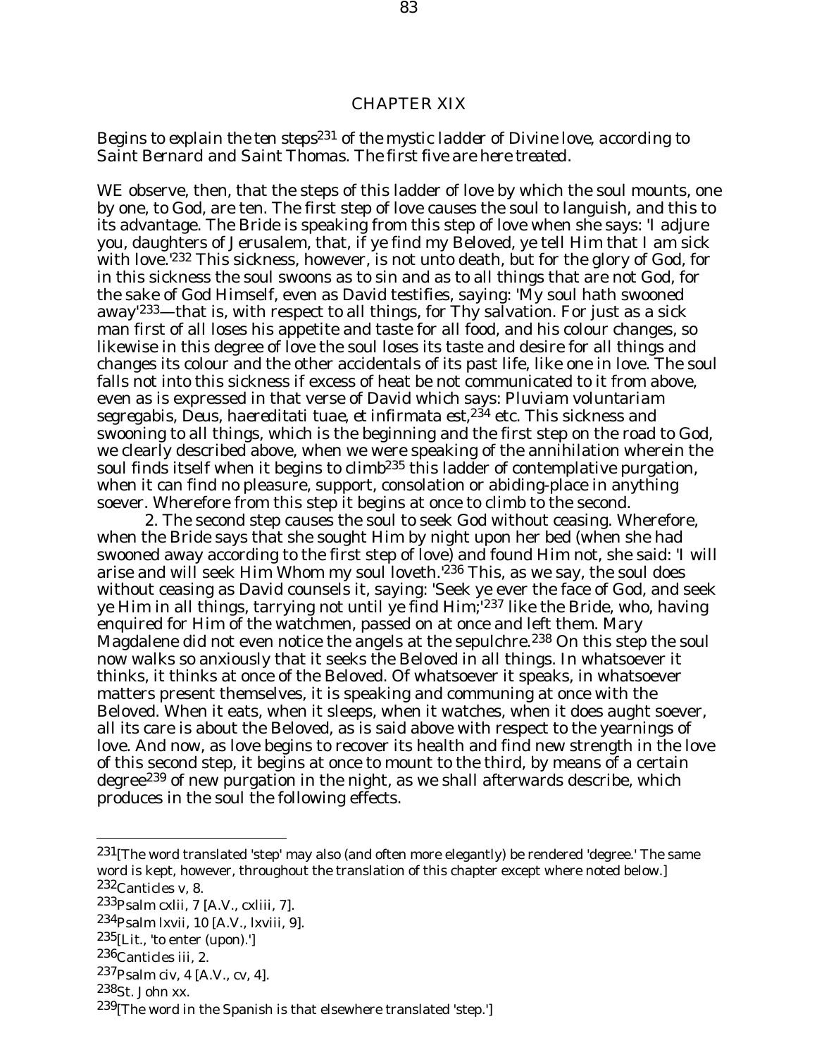## CHAPTER XIX

*Begins to explain the ten steps*[231] *of the mystic ladder of Divine love, according to Saint Bernard and Saint Thomas. The first five are here treated.*

WE observe, then, that the steps of this ladder of love by which the soul mounts, one by one, to God, are ten. The first step of love causes the soul to languish, and this to its advantage. The Bride is speaking from this step of love when she says: 'I adjure you, daughters of Jerusalem, that, if ye find my Beloved, ye tell Him that I am sick with love.'[232] This sickness, however, is not unto death, but for the glory of God, for in this sickness the soul swoons as to sin and as to all things that are not God, for the sake of God Himself, even as David testifies, saying: 'My soul hath swooned away'[233]—that is, with respect to all things, for Thy salvation. For just as a sick man first of all loses his appetite and taste for all food, and his colour changes, so likewise in this degree of love the soul loses its taste and desire for all things and changes its colour and the other accidentals of its past life, like one in love. The soul falls not into this sickness if excess of heat be not communicated to it from above, even as is expressed in that verse of David which says: *Pluviam voluntariam segregabis, Deus, haereditati tuae, et infirmata est,*[234] etc. This sickness and swooning to all things, which is the beginning and the first step on the road to God, we clearly described above, when we were speaking of the annihilation wherein the soul finds itself when it begins to climb[235] this ladder of contemplative purgation, when it can find no pleasure, support, consolation or abiding-place in anything soever. Wherefore from this step it begins at once to climb to the second.

2. The second step causes the soul to seek God without ceasing. Wherefore, when the Bride says that she sought Him by night upon her bed (when she had swooned away according to the first step of love) and found Him not, she said: 'I will arise and will seek Him Whom my soul loveth.'[236] This, as we say, the soul does without ceasing as David counsels it, saying: 'Seek ye ever the face of God, and seek ye Him in all things, tarrying not until ye find Him;'[237] like the Bride, who, having enquired for Him of the watchmen, passed on at once and left them. Mary Magdalene did not even notice the angels at the sepulchre.[238] On this step the soul now walks so anxiously that it seeks the Beloved in all things. In whatsoever it thinks, it thinks at once of the Beloved. Of whatsoever it speaks, in whatsoever matters present themselves, it is speaking and communing at once with the Beloved. When it eats, when it sleeps, when it watches, when it does aught soever, all its care is about the Beloved, as is said above with respect to the yearnings of love. And now, as love begins to recover its health and find new strength in the love of this second step, it begins at once to mount to the third, by means of a certain degree[239] of new purgation in the night, as we shall afterwards describe, which produces in the soul the following effects.

---

[231][The word translated 'step' may also (and often more elegantly) be rendered 'degree.' The same word is kept, however, throughout the translation of this chapter except where noted below.]

[232]Canticles v, 8.

[233]Psalm cxlii, 7 [A.V., cxliii, 7].

[234]Psalm lxvii, 10 [A.V., lxviii, 9].

[235][Lit., 'to enter (upon).']

[236]Canticles iii, 2.

[237]Psalm civ, 4 [A.V., cv, 4].

[238]St. John xx.

[239][The word in the Spanish is that elsewhere translated 'step.']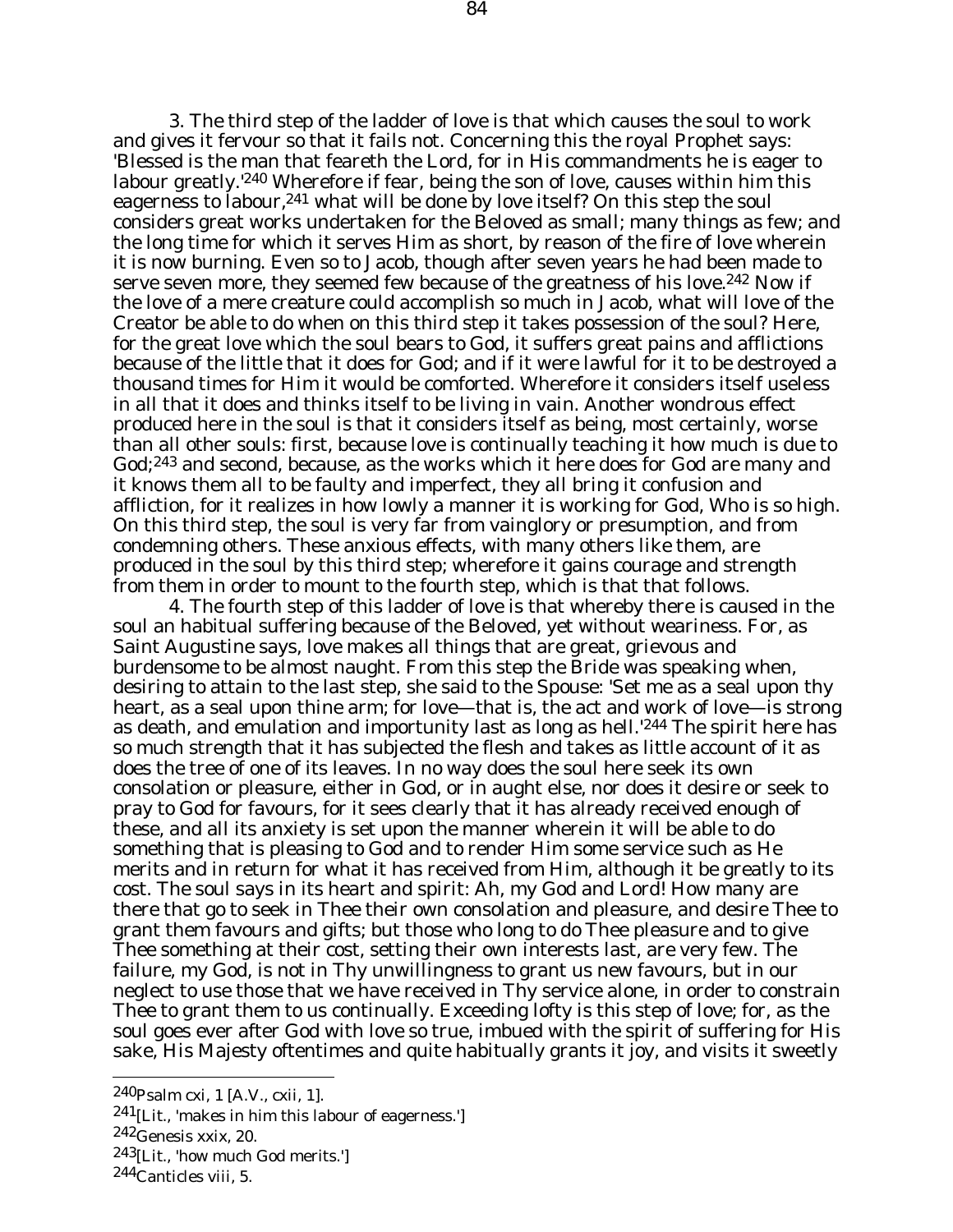3. The third step of the ladder of love is that which causes the soul to work and gives it fervour so that it fails not. Concerning this the royal Prophet says: 'Blessed is the man that feareth the Lord, for in His commandments he is eager to labour greatly.'[240] Wherefore if fear, being the son of love, causes within him this eagerness to labour,[241] what will be done by love itself? On this step the soul considers great works undertaken for the Beloved as small; many things as few; and the long time for which it serves Him as short, by reason of the fire of love wherein it is now burning. Even so to Jacob, though after seven years he had been made to serve seven more, they seemed few because of the greatness of his love.[242] Now if the love of a mere creature could accomplish so much in Jacob, what will love of the Creator be able to do when on this third step it takes possession of the soul? Here, for the great love which the soul bears to God, it suffers great pains and afflictions because of the little that it does for God; and if it were lawful for it to be destroyed a thousand times for Him it would be comforted. Wherefore it considers itself useless in all that it does and thinks itself to be living in vain. Another wondrous effect produced here in the soul is that it considers itself as being, most certainly, worse than all other souls: first, because love is continually teaching it how much is due to God;[243] and second, because, as the works which it here does for God are many and it knows them all to be faulty and imperfect, they all bring it confusion and affliction, for it realizes in how lowly a manner it is working for God, Who is so high. On this third step, the soul is very far from vainglory or presumption, and from condemning others. These anxious effects, with many others like them, are produced in the soul by this third step; wherefore it gains courage and strength from them in order to mount to the fourth step, which is that that follows.

4. The fourth step of this ladder of love is that whereby there is caused in the soul an habitual suffering because of the Beloved, yet without weariness. For, as Saint Augustine says, love makes all things that are great, grievous and burdensome to be almost naught. From this step the Bride was speaking when, desiring to attain to the last step, she said to the Spouse: 'Set me as a seal upon thy heart, as a seal upon thine arm; for love—that is, the act and work of love—is strong as death, and emulation and importunity last as long as hell.'[244] The spirit here has so much strength that it has subjected the flesh and takes as little account of it as does the tree of one of its leaves. In no way does the soul here seek its own consolation or pleasure, either in God, or in aught else, nor does it desire or seek to pray to God for favours, for it sees clearly that it has already received enough of these, and all its anxiety is set upon the manner wherein it will be able to do something that is pleasing to God and to render Him some service such as He merits and in return for what it has received from Him, although it be greatly to its cost. The soul says in its heart and spirit: Ah, my God and Lord! How many are there that go to seek in Thee their own consolation and pleasure, and desire Thee to grant them favours and gifts; but those who long to do Thee pleasure and to give Thee something at their cost, setting their own interests last, are very few. The failure, my God, is not in Thy unwillingness to grant us new favours, but in our neglect to use those that we have received in Thy service alone, in order to constrain Thee to grant them to us continually. Exceeding lofty is this step of love; for, as the soul goes ever after God with love so true, imbued with the spirit of suffering for His sake, His Majesty oftentimes and quite habitually grants it joy, and visits it sweetly

---

[240] Psalm cxi, 1 [A.V., cxii, 1].

[241] [Lit., 'makes in him this labour of eagerness.']

[242] Genesis xxix, 20.

[243] [Lit., 'how much God merits.']

[244] Canticles viii, 5.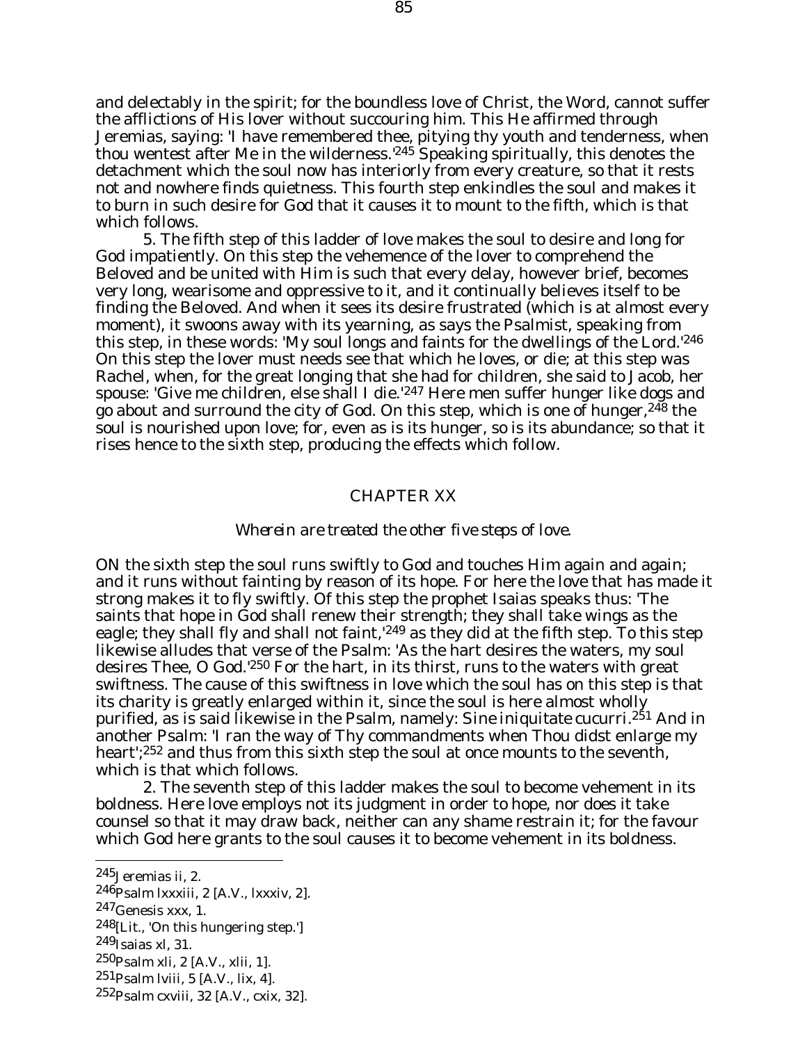and delectably in the spirit; for the boundless love of Christ, the Word, cannot suffer the afflictions of His lover without succouring him. This He affirmed through Jeremias, saying: 'I have remembered thee, pitying thy youth and tenderness, when thou wentest after Me in the wilderness.'[245] Speaking spiritually, this denotes the detachment which the soul now has interiorly from every creature, so that it rests not and nowhere finds quietness. This fourth step enkindles the soul and makes it to burn in such desire for God that it causes it to mount to the fifth, which is that which follows.

5. The fifth step of this ladder of love makes the soul to desire and long for God impatiently. On this step the vehemence of the lover to comprehend the Beloved and be united with Him is such that every delay, however brief, becomes very long, wearisome and oppressive to it, and it continually believes itself to be finding the Beloved. And when it sees its desire frustrated (which is at almost every moment), it swoons away with its yearning, as says the Psalmist, speaking from this step, in these words: 'My soul longs and faints for the dwellings of the Lord.'[246] On this step the lover must needs see that which he loves, or die; at this step was Rachel, when, for the great longing that she had for children, she said to Jacob, her spouse: 'Give me children, else shall I die.'[247] Here men suffer hunger like dogs and go about and surround the city of God. On this step, which is one of hunger,[248] the soul is nourished upon love; for, even as is its hunger, so is its abundance; so that it rises hence to the sixth step, producing the effects which follow.

## CHAPTER XX

*Wherein are treated the other five steps of love.*

ON the sixth step the soul runs swiftly to God and touches Him again and again; and it runs without fainting by reason of its hope. For here the love that has made it strong makes it to fly swiftly. Of this step the prophet Isaias speaks thus: 'The saints that hope in God shall renew their strength; they shall take wings as the eagle; they shall fly and shall not faint,'[249] as they did at the fifth step. To this step likewise alludes that verse of the Psalm: 'As the hart desires the waters, my soul desires Thee, O God.'[250] For the hart, in its thirst, runs to the waters with great swiftness. The cause of this swiftness in love which the soul has on this step is that its charity is greatly enlarged within it, since the soul is here almost wholly purified, as is said likewise in the Psalm, namely: *Sine iniquitate cucurri.*[251] And in another Psalm: 'I ran the way of Thy commandments when Thou didst enlarge my heart';[252] and thus from this sixth step the soul at once mounts to the seventh, which is that which follows.

2. The seventh step of this ladder makes the soul to become vehement in its boldness. Here love employs not its judgment in order to hope, nor does it take counsel so that it may draw back, neither can any shame restrain it; for the favour which God here grants to the soul causes it to become vehement in its boldness.

---

[245] Jeremias ii, 2.

[246] Psalm lxxxiii, 2 [A.V., lxxxiv, 2].

[247] Genesis xxx, 1.

[248] [Lit., 'On this hungering step.']

[249] Isaias xl, 31.

[250] Psalm xli, 2 [A.V., xlii, 1].

[251] Psalm lviii, 5 [A.V., lix, 4].

[252] Psalm cxviii, 32 [A.V., cxix, 32].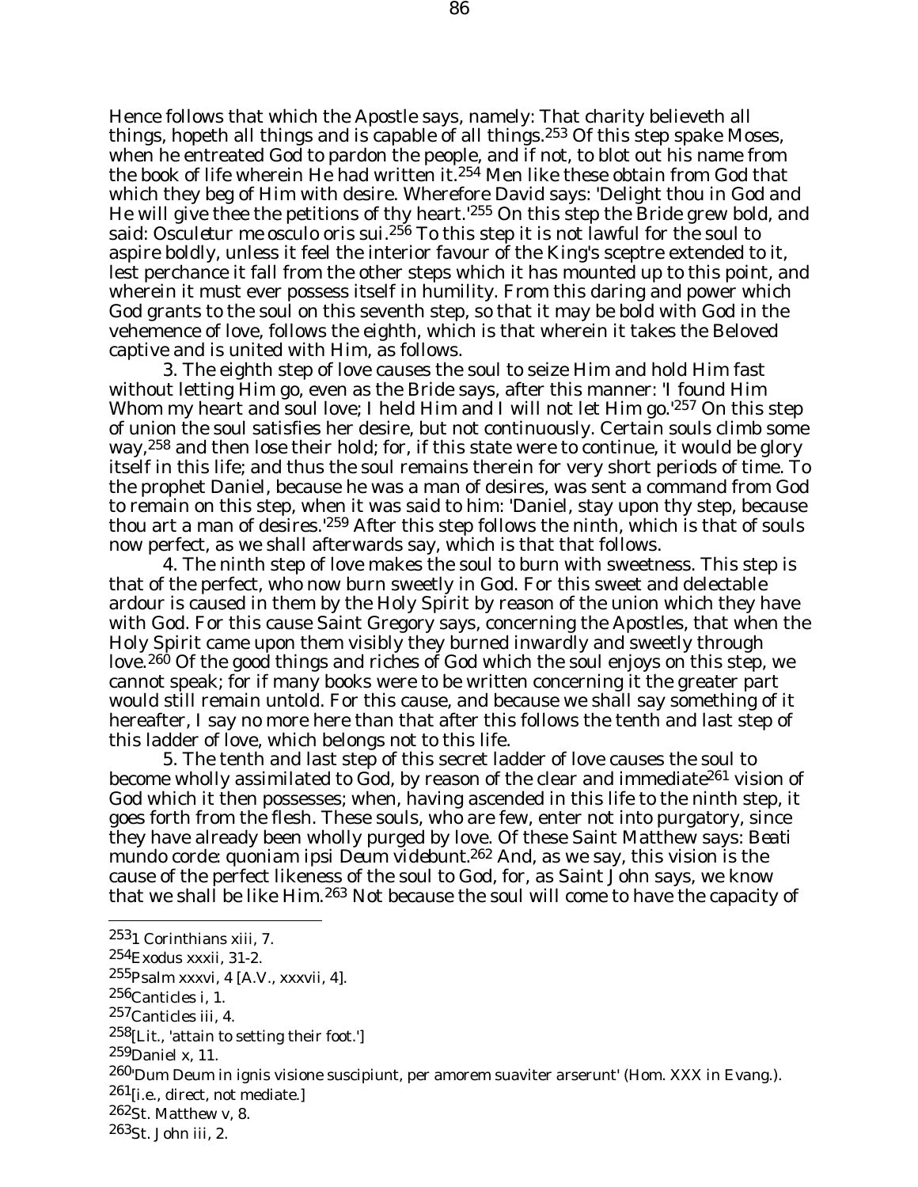Hence follows that which the Apostle says, namely: That charity believeth all things, hopeth all things and is capable of all things.[253] Of this step spake Moses, when he entreated God to pardon the people, and if not, to blot out his name from the book of life wherein He had written it.[254] Men like these obtain from God that which they beg of Him with desire. Wherefore David says: 'Delight thou in God and He will give thee the petitions of thy heart.'[255] On this step the Bride grew bold, and said: *Osculetur me osculo oris sui*.[256] To this step it is not lawful for the soul to aspire boldly, unless it feel the interior favour of the King's sceptre extended to it, lest perchance it fall from the other steps which it has mounted up to this point, and wherein it must ever possess itself in humility. From this daring and power which God grants to the soul on this seventh step, so that it may be bold with God in the vehemence of love, follows the eighth, which is that wherein it takes the Beloved captive and is united with Him, as follows.

3. The eighth step of love causes the soul to seize Him and hold Him fast without letting Him go, even as the Bride says, after this manner: 'I found Him Whom my heart and soul love; I held Him and I will not let Him go.'[257] On this step of union the soul satisfies her desire, but not continuously. Certain souls climb some way,[258] and then lose their hold; for, if this state were to continue, it would be glory itself in this life; and thus the soul remains therein for very short periods of time. To the prophet Daniel, because he was a man of desires, was sent a command from God to remain on this step, when it was said to him: 'Daniel, stay upon thy step, because thou art a man of desires.'[259] After this step follows the ninth, which is that of souls now perfect, as we shall afterwards say, which is that that follows.

4. The ninth step of love makes the soul to burn with sweetness. This step is that of the perfect, who now burn sweetly in God. For this sweet and delectable ardour is caused in them by the Holy Spirit by reason of the union which they have with God. For this cause Saint Gregory says, concerning the Apostles, that when the Holy Spirit came upon them visibly they burned inwardly and sweetly through love.[260] Of the good things and riches of God which the soul enjoys on this step, we cannot speak; for if many books were to be written concerning it the greater part would still remain untold. For this cause, and because we shall say something of it hereafter, I say no more here than that after this follows the tenth and last step of this ladder of love, which belongs not to this life.

5. The tenth and last step of this secret ladder of love causes the soul to become wholly assimilated to God, by reason of the clear and immediate[261] vision of God which it then possesses; when, having ascended in this life to the ninth step, it goes forth from the flesh. These souls, who are few, enter not into purgatory, since they have already been wholly purged by love. Of these Saint Matthew says: *Beati mundo corde: quoniam ipsi Deum videbunt*.[262] And, as we say, this vision is the cause of the perfect likeness of the soul to God, for, as Saint John says, we know that we shall be like Him.[263] Not because the soul will come to have the capacity of

---

[253] 1 Corinthians xiii, 7.

[254] Exodus xxxii, 31-2.

[255] Psalm xxxvi, 4 [A.V., xxxvii, 4].

[256] Canticles i, 1.

[257] Canticles iii, 4.

[258] [Lit., 'attain to setting their foot.']

[259] Daniel x, 11.

[260] 'Dum Deum in ignis visione suscipiunt, per amorem suaviter arserunt' (Hom. XXX in Evang.).

[261] [i.e., direct, not mediate.]

[262] St. Matthew v, 8.

[263] St. John iii, 2.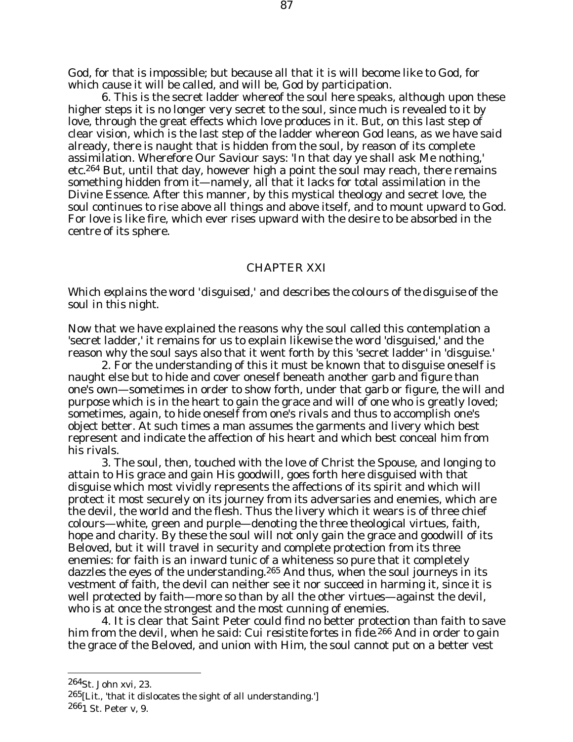God, for that is impossible; but because all that it is will become like to God, for which cause it will be called, and will be, God by participation.

6. This is the secret ladder whereof the soul here speaks, although upon these higher steps it is no longer very secret to the soul, since much is revealed to it by love, through the great effects which love produces in it. But, on this last step of clear vision, which is the last step of the ladder whereon God leans, as we have said already, there is naught that is hidden from the soul, by reason of its complete assimilation. Wherefore Our Saviour says: 'In that day ye shall ask Me nothing,' etc.[264] But, until that day, however high a point the soul may reach, there remains something hidden from it—namely, all that it lacks for total assimilation in the Divine Essence. After this manner, by this mystical theology and secret love, the soul continues to rise above all things and above itself, and to mount upward to God. For love is like fire, which ever rises upward with the desire to be absorbed in the centre of its sphere.

## CHAPTER XXI

*Which explains the word 'disguised,' and describes the colours of the disguise of the soul in this night.*

Now that we have explained the reasons why the soul called this contemplation a 'secret ladder,' it remains for us to explain likewise the word 'disguised,' and the reason why the soul says also that it went forth by this 'secret ladder' in 'disguise.'

2. For the understanding of this it must be known that to disguise oneself is naught else but to hide and cover oneself beneath another garb and figure than one's own—sometimes in order to show forth, under that garb or figure, the will and purpose which is in the heart to gain the grace and will of one who is greatly loved; sometimes, again, to hide oneself from one's rivals and thus to accomplish one's object better. At such times a man assumes the garments and livery which best represent and indicate the affection of his heart and which best conceal him from his rivals.

3. The soul, then, touched with the love of Christ the Spouse, and longing to attain to His grace and gain His goodwill, goes forth here disguised with that disguise which most vividly represents the affections of its spirit and which will protect it most securely on its journey from its adversaries and enemies, which are the devil, the world and the flesh. Thus the livery which it wears is of three chief colours—white, green and purple—denoting the three theological virtues, faith, hope and charity. By these the soul will not only gain the grace and goodwill of its Beloved, but it will travel in security and complete protection from its three enemies: for faith is an inward tunic of a whiteness so pure that it completely dazzles the eyes of the understanding.[265] And thus, when the soul journeys in its vestment of faith, the devil can neither see it nor succeed in harming it, since it is well protected by faith—more so than by all the other virtues—against the devil, who is at once the strongest and the most cunning of enemies.

4. It is clear that Saint Peter could find no better protection than faith to save him from the devil, when he said: *Cui resistite fortes in fide*.[266] And in order to gain the grace of the Beloved, and union with Him, the soul cannot put on a better vest

---

[264] St. John xvi, 23.

[265] [Lit., 'that it dislocates the sight of all understanding.']

[266] 1 St. Peter v, 9.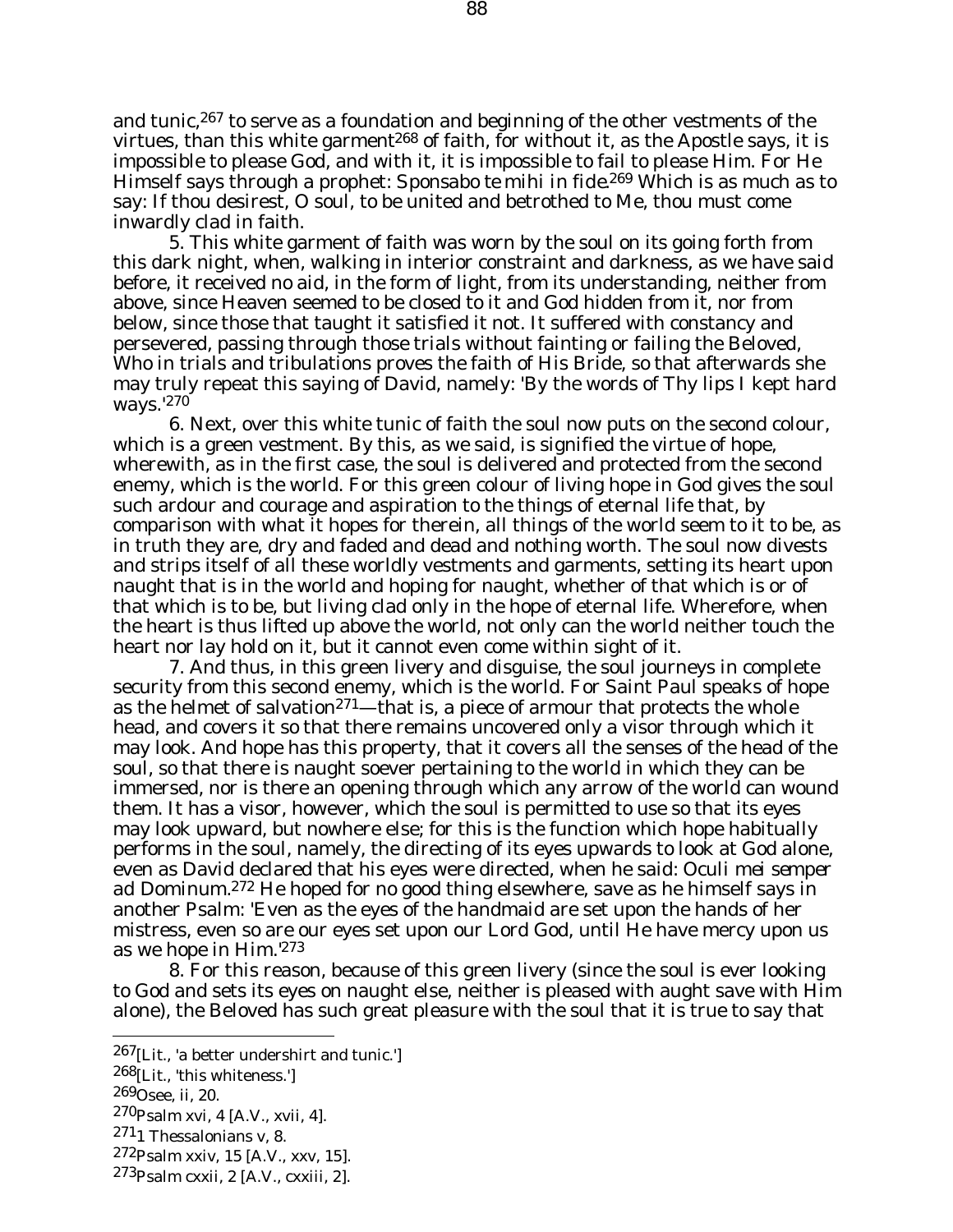and tunic,[267] to serve as a foundation and beginning of the other vestments of the virtues, than this white garment[268] of faith, for without it, as the Apostle says, it is impossible to please God, and with it, it is impossible to fail to please Him. For He Himself says through a prophet: *Sponsabo te mihi in fide*.[269] Which is as much as to say: If thou desirest, O soul, to be united and betrothed to Me, thou must come inwardly clad in faith.

5. This white garment of faith was worn by the soul on its going forth from this dark night, when, walking in interior constraint and darkness, as we have said before, it received no aid, in the form of light, from its understanding, neither from above, since Heaven seemed to be closed to it and God hidden from it, nor from below, since those that taught it satisfied it not. It suffered with constancy and persevered, passing through those trials without fainting or failing the Beloved, Who in trials and tribulations proves the faith of His Bride, so that afterwards she may truly repeat this saying of David, namely: 'By the words of Thy lips I kept hard ways.'[270]

6. Next, over this white tunic of faith the soul now puts on the second colour, which is a green vestment. By this, as we said, is signified the virtue of hope, wherewith, as in the first case, the soul is delivered and protected from the second enemy, which is the world. For this green colour of living hope in God gives the soul such ardour and courage and aspiration to the things of eternal life that, by comparison with what it hopes for therein, all things of the world seem to it to be, as in truth they are, dry and faded and dead and nothing worth. The soul now divests and strips itself of all these worldly vestments and garments, setting its heart upon naught that is in the world and hoping for naught, whether of that which is or of that which is to be, but living clad only in the hope of eternal life. Wherefore, when the heart is thus lifted up above the world, not only can the world neither touch the heart nor lay hold on it, but it cannot even come within sight of it.

7. And thus, in this green livery and disguise, the soul journeys in complete security from this second enemy, which is the world. For Saint Paul speaks of hope as the helmet of salvation[271]—that is, a piece of armour that protects the whole head, and covers it so that there remains uncovered only a visor through which it may look. And hope has this property, that it covers all the senses of the head of the soul, so that there is naught soever pertaining to the world in which they can be immersed, nor is there an opening through which any arrow of the world can wound them. It has a visor, however, which the soul is permitted to use so that its eyes may look upward, but nowhere else; for this is the function which hope habitually performs in the soul, namely, the directing of its eyes upwards to look at God alone, even as David declared that his eyes were directed, when he said: *Oculi mei semper ad Dominum*.[272] He hoped for no good thing elsewhere, save as he himself says in another Psalm: 'Even as the eyes of the handmaid are set upon the hands of her mistress, even so are our eyes set upon our Lord God, until He have mercy upon us as we hope in Him.'[273]

8. For this reason, because of this green livery (since the soul is ever looking to God and sets its eyes on naught else, neither is pleased with aught save with Him alone), the Beloved has such great pleasure with the soul that it is true to say that

---

[267] [Lit., 'a better undershirt and tunic.']

[268] [Lit., 'this whiteness.']

[269] Osee, ii, 20.

[270] Psalm xvi, 4 [A.V., xvii, 4].

[271] 1 Thessalonians v, 8.

[272] Psalm xxiv, 15 [A.V., xxv, 15].

[273] Psalm cxxii, 2 [A.V., cxxiii, 2].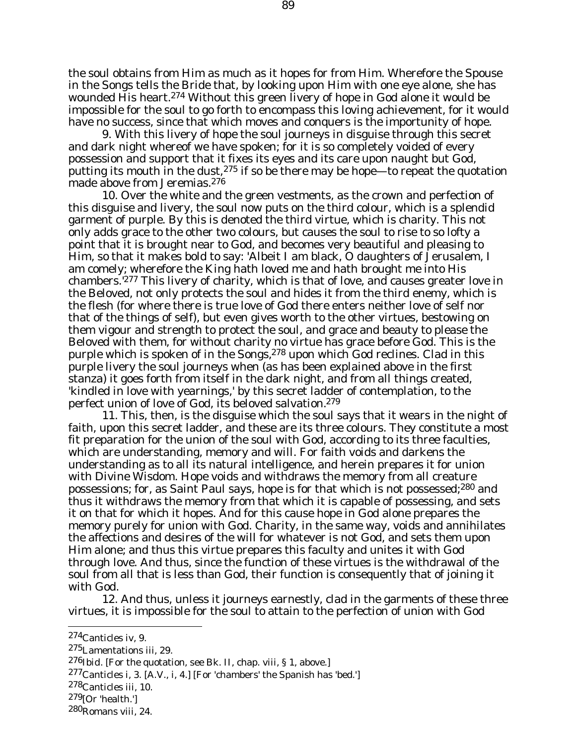the soul obtains from Him as much as it hopes for from Him. Wherefore the Spouse in the Songs tells the Bride that, by looking upon Him with one eye alone, she has wounded His heart.[274] Without this green livery of hope in God alone it would be impossible for the soul to go forth to encompass this loving achievement, for it would have no success, since that which moves and conquers is the importunity of hope.

9. With this livery of hope the soul journeys in disguise through this secret and dark night whereof we have spoken; for it is so completely voided of every possession and support that it fixes its eyes and its care upon naught but God, putting its mouth in the dust,[275] if so be there may be hope—to repeat the quotation made above from Jeremias.[276]

10. Over the white and the green vestments, as the crown and perfection of this disguise and livery, the soul now puts on the third colour, which is a splendid garment of purple. By this is denoted the third virtue, which is charity. This not only adds grace to the other two colours, but causes the soul to rise to so lofty a point that it is brought near to God, and becomes very beautiful and pleasing to Him, so that it makes bold to say: 'Albeit I am black, O daughters of Jerusalem, I am comely; wherefore the King hath loved me and hath brought me into His chambers.'[277] This livery of charity, which is that of love, and causes greater love in the Beloved, not only protects the soul and hides it from the third enemy, which is the flesh (for where there is true love of God there enters neither love of self nor that of the things of self), but even gives worth to the other virtues, bestowing on them vigour and strength to protect the soul, and grace and beauty to please the Beloved with them, for without charity no virtue has grace before God. This is the purple which is spoken of in the Songs,[278] upon which God reclines. Clad in this purple livery the soul journeys when (as has been explained above in the first stanza) it goes forth from itself in the dark night, and from all things created, 'kindled in love with yearnings,' by this secret ladder of contemplation, to the perfect union of love of God, its beloved salvation.[279]

11. This, then, is the disguise which the soul says that it wears in the night of faith, upon this secret ladder, and these are its three colours. They constitute a most fit preparation for the union of the soul with God, according to its three faculties, which are understanding, memory and will. For faith voids and darkens the understanding as to all its natural intelligence, and herein prepares it for union with Divine Wisdom. Hope voids and withdraws the memory from all creature possessions; for, as Saint Paul says, hope is for that which is not possessed;[280] and thus it withdraws the memory from that which it is capable of possessing, and sets it on that for which it hopes. And for this cause hope in God alone prepares the memory purely for union with God. Charity, in the same way, voids and annihilates the affections and desires of the will for whatever is not God, and sets them upon Him alone; and thus this virtue prepares this faculty and unites it with God through love. And thus, since the function of these virtues is the withdrawal of the soul from all that is less than God, their function is consequently that of joining it with God.

12. And thus, unless it journeys earnestly, clad in the garments of these three virtues, it is impossible for the soul to attain to the perfection of union with God

---

[274] Canticles iv, 9.

[275] Lamentations iii, 29.

[276] *Ibid.* [For the quotation, see Bk. II, chap. viii, § 1, above.]

[277] Canticles i, 3. [A.V., i, 4.] [For 'chambers' the Spanish has 'bed.']

[278] Canticles iii, 10.

[279] [Or 'health.']

[280] Romans viii, 24.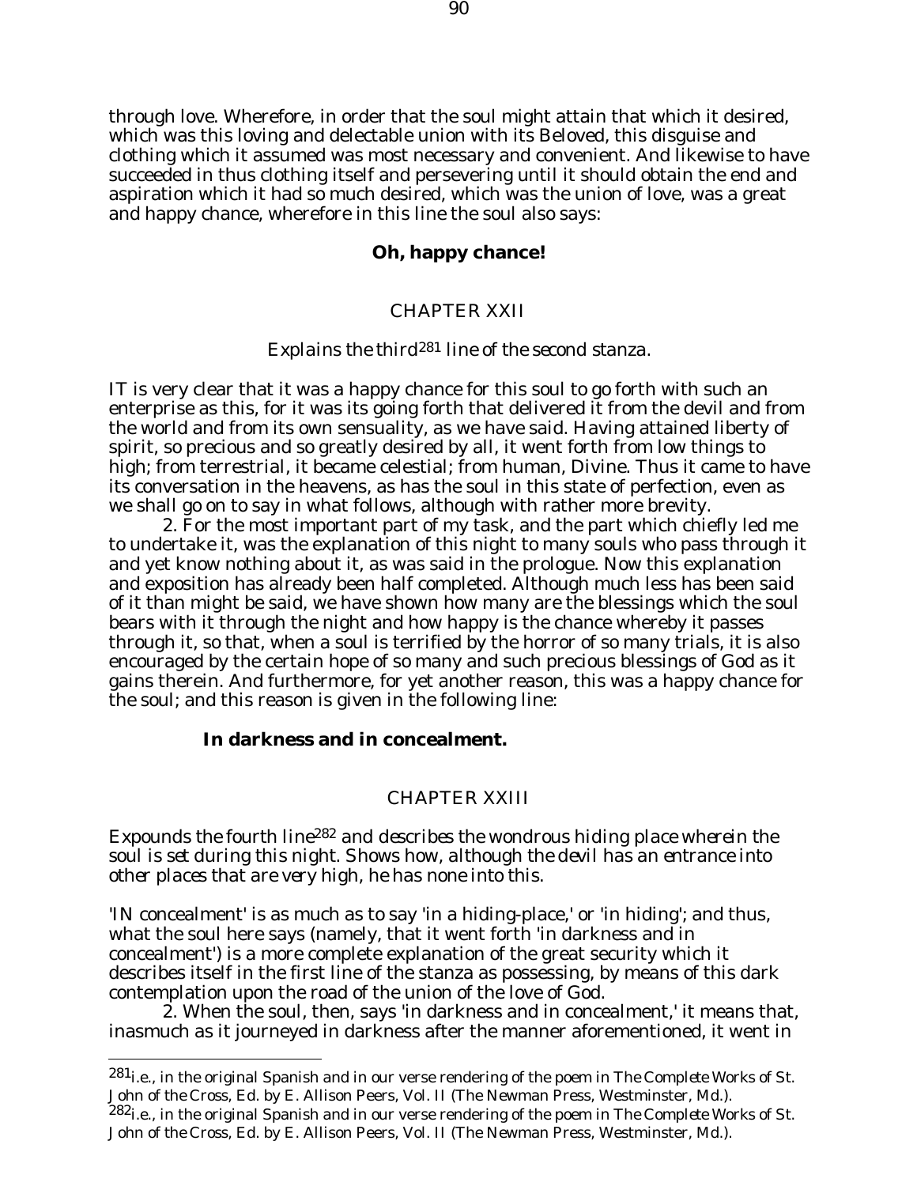through love. Wherefore, in order that the soul might attain that which it desired, which was this loving and delectable union with its Beloved, this disguise and clothing which it assumed was most necessary and convenient. And likewise to have succeeded in thus clothing itself and persevering until it should obtain the end and aspiration which it had so much desired, which was the union of love, was a great and happy chance, wherefore in this line the soul also says:

**Oh, happy chance!**

## CHAPTER XXII

*Explains the third*[281] *line of the second stanza.*

IT is very clear that it was a happy chance for this soul to go forth with such an enterprise as this, for it was its going forth that delivered it from the devil and from the world and from its own sensuality, as we have said. Having attained liberty of spirit, so precious and so greatly desired by all, it went forth from low things to high; from terrestrial, it became celestial; from human, Divine. Thus it came to have its conversation in the heavens, as has the soul in this state of perfection, even as we shall go on to say in what follows, although with rather more brevity.

2. For the most important part of my task, and the part which chiefly led me to undertake it, was the explanation of this night to many souls who pass through it and yet know nothing about it, as was said in the prologue. Now this explanation and exposition has already been half completed. Although much less has been said of it than might be said, we have shown how many are the blessings which the soul bears with it through the night and how happy is the chance whereby it passes through it, so that, when a soul is terrified by the horror of so many trials, it is also encouraged by the certain hope of so many and such precious blessings of God as it gains therein. And furthermore, for yet another reason, this was a happy chance for the soul; and this reason is given in the following line:

**In darkness and in concealment.**

## CHAPTER XXIII

*Expounds the fourth line*[282] *and describes the wondrous hiding place wherein the soul is set during this night. Shows how, although the devil has an entrance into other places that are very high, he has none into this.*

'IN concealment' is as much as to say 'in a hiding-place,' or 'in hiding'; and thus, what the soul here says (namely, that it went forth 'in darkness and in concealment') is a more complete explanation of the great security which it describes itself in the first line of the stanza as possessing, by means of this dark contemplation upon the road of the union of the love of God.

2. When the soul, then, says 'in darkness and in concealment,' it means that, inasmuch as it journeyed in darkness after the manner aforementioned, it went in

---

[281] i.e., in the original Spanish and in our verse rendering of the poem in *The Complete Works of St. John of the Cross*, Ed. by E. Allison Peers, Vol. II (The Newman Press, Westminster, Md.).

[282] i.e., in the original Spanish and in our verse rendering of the poem in *The Complete Works of St. John of the Cross*, Ed. by E. Allison Peers, Vol. II (The Newman Press, Westminster, Md.).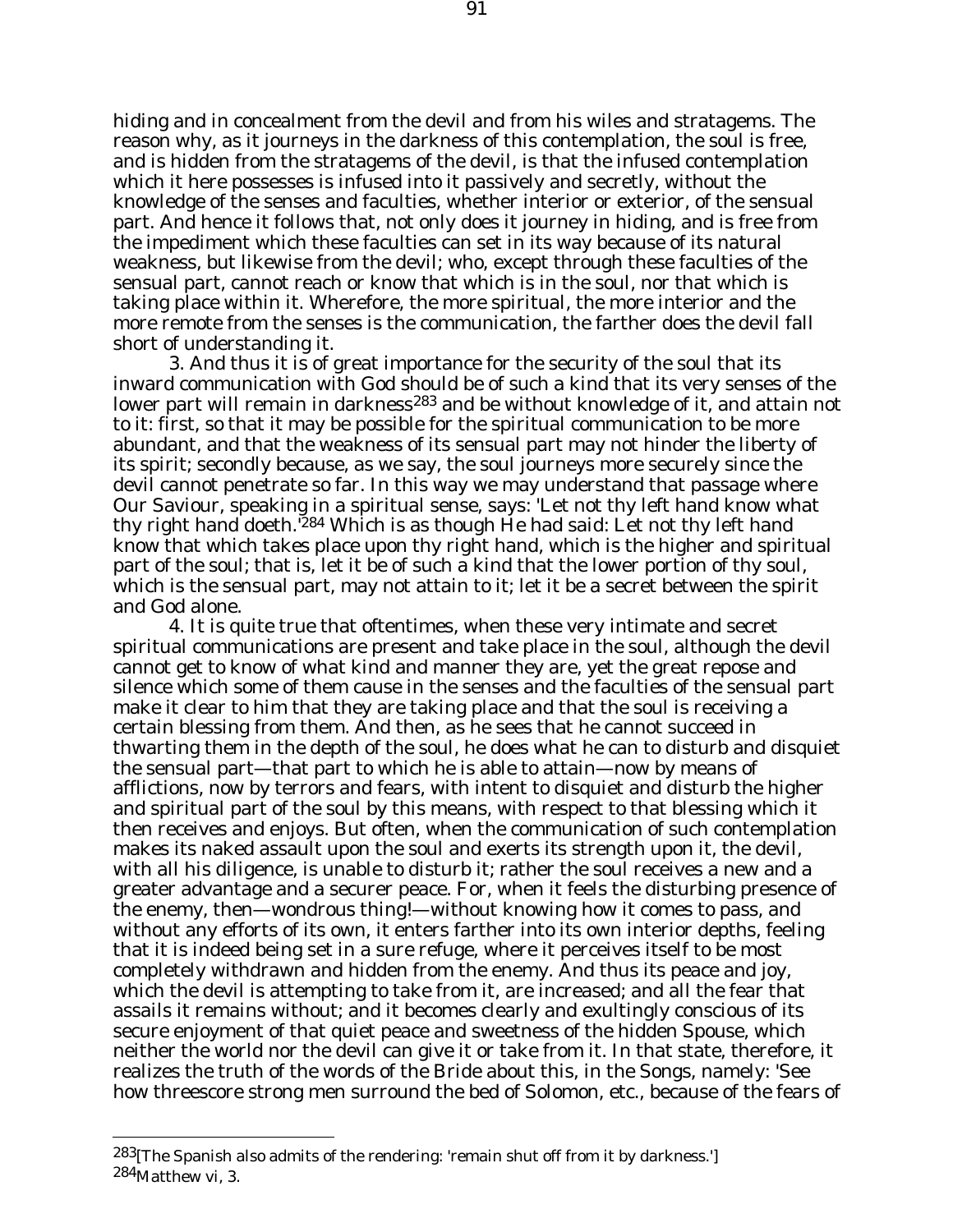hiding and in concealment from the devil and from his wiles and stratagems. The reason why, as it journeys in the darkness of this contemplation, the soul is free, and is hidden from the stratagems of the devil, is that the infused contemplation which it here possesses is infused into it passively and secretly, without the knowledge of the senses and faculties, whether interior or exterior, of the sensual part. And hence it follows that, not only does it journey in hiding, and is free from the impediment which these faculties can set in its way because of its natural weakness, but likewise from the devil; who, except through these faculties of the sensual part, cannot reach or know that which is in the soul, nor that which is taking place within it. Wherefore, the more spiritual, the more interior and the more remote from the senses is the communication, the farther does the devil fall short of understanding it.

3. And thus it is of great importance for the security of the soul that its inward communication with God should be of such a kind that its very senses of the lower part will remain in darkness[283] and be without knowledge of it, and attain not to it: first, so that it may be possible for the spiritual communication to be more abundant, and that the weakness of its sensual part may not hinder the liberty of its spirit; secondly because, as we say, the soul journeys more securely since the devil cannot penetrate so far. In this way we may understand that passage where Our Saviour, speaking in a spiritual sense, says: 'Let not thy left hand know what thy right hand doeth.'[284] Which is as though He had said: Let not thy left hand know that which takes place upon thy right hand, which is the higher and spiritual part of the soul; that is, let it be of such a kind that the lower portion of thy soul, which is the sensual part, may not attain to it; let it be a secret between the spirit and God alone.

4. It is quite true that oftentimes, when these very intimate and secret spiritual communications are present and take place in the soul, although the devil cannot get to know of what kind and manner they are, yet the great repose and silence which some of them cause in the senses and the faculties of the sensual part make it clear to him that they are taking place and that the soul is receiving a certain blessing from them. And then, as he sees that he cannot succeed in thwarting them in the depth of the soul, he does what he can to disturb and disquiet the sensual part—that part to which he is able to attain—now by means of afflictions, now by terrors and fears, with intent to disquiet and disturb the higher and spiritual part of the soul by this means, with respect to that blessing which it then receives and enjoys. But often, when the communication of such contemplation makes its naked assault upon the soul and exerts its strength upon it, the devil, with all his diligence, is unable to disturb it; rather the soul receives a new and a greater advantage and a securer peace. For, when it feels the disturbing presence of the enemy, then—wondrous thing!—without knowing how it comes to pass, and without any efforts of its own, it enters farther into its own interior depths, feeling that it is indeed being set in a sure refuge, where it perceives itself to be most completely withdrawn and hidden from the enemy. And thus its peace and joy, which the devil is attempting to take from it, are increased; and all the fear that assails it remains without; and it becomes clearly and exultingly conscious of its secure enjoyment of that quiet peace and sweetness of the hidden Spouse, which neither the world nor the devil can give it or take from it. In that state, therefore, it realizes the truth of the words of the Bride about this, in the Songs, namely: 'See how threescore strong men surround the bed of Solomon, etc., because of the fears of

---

[283] [The Spanish also admits of the rendering: 'remain shut off from it by darkness.']

[284] Matthew vi, 3.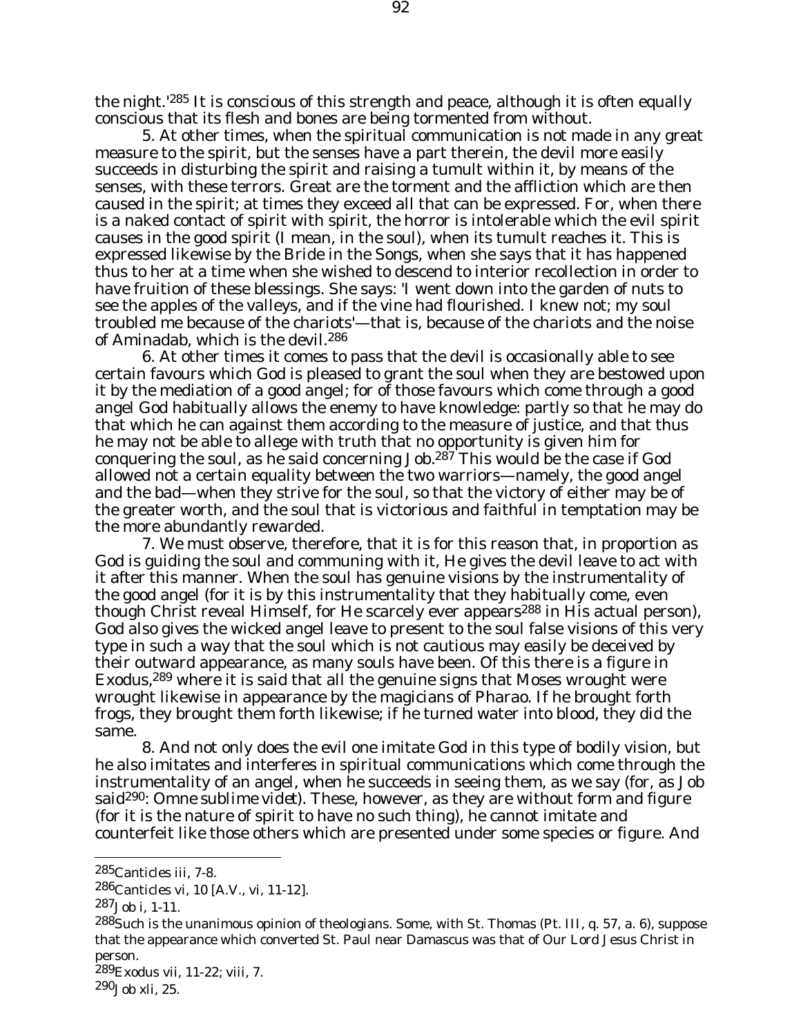the night.'[285] It is conscious of this strength and peace, although it is often equally conscious that its flesh and bones are being tormented from without.

5. At other times, when the spiritual communication is not made in any great measure to the spirit, but the senses have a part therein, the devil more easily succeeds in disturbing the spirit and raising a tumult within it, by means of the senses, with these terrors. Great are the torment and the affliction which are then caused in the spirit; at times they exceed all that can be expressed. For, when there is a naked contact of spirit with spirit, the horror is intolerable which the evil spirit causes in the good spirit (I mean, in the soul), when its tumult reaches it. This is expressed likewise by the Bride in the Songs, when she says that it has happened thus to her at a time when she wished to descend to interior recollection in order to have fruition of these blessings. She says: 'I went down into the garden of nuts to see the apples of the valleys, and if the vine had flourished. I knew not; my soul troubled me because of the chariots'—that is, because of the chariots and the noise of Aminadab, which is the devil.[286]

6. At other times it comes to pass that the devil is occasionally able to see certain favours which God is pleased to grant the soul when they are bestowed upon it by the mediation of a good angel; for of those favours which come through a good angel God habitually allows the enemy to have knowledge: partly so that he may do that which he can against them according to the measure of justice, and that thus he may not be able to allege with truth that no opportunity is given him for conquering the soul, as he said concerning Job.[287] This would be the case if God allowed not a certain equality between the two warriors—namely, the good angel and the bad—when they strive for the soul, so that the victory of either may be of the greater worth, and the soul that is victorious and faithful in temptation may be the more abundantly rewarded.

7. We must observe, therefore, that it is for this reason that, in proportion as God is guiding the soul and communing with it, He gives the devil leave to act with it after this manner. When the soul has genuine visions by the instrumentality of the good angel (for it is by this instrumentality that they habitually come, even though Christ reveal Himself, for He scarcely ever appears[288] in His actual person), God also gives the wicked angel leave to present to the soul false visions of this very type in such a way that the soul which is not cautious may easily be deceived by their outward appearance, as many souls have been. Of this there is a figure in Exodus,[289] where it is said that all the genuine signs that Moses wrought were wrought likewise in appearance by the magicians of Pharao. If he brought forth frogs, they brought them forth likewise; if he turned water into blood, they did the same.

8. And not only does the evil one imitate God in this type of bodily vision, but he also imitates and interferes in spiritual communications which come through the instrumentality of an angel, when he succeeds in seeing them, as we say (for, as Job said[290]: *Omne sublime videt*). These, however, as they are without form and figure (for it is the nature of spirit to have no such thing), he cannot imitate and counterfeit like those others which are presented under some species or figure. And

---

[285] Canticles iii, 7-8.

[286] Canticles vi, 10 [A.V., vi, 11-12].

[287] Job i, 1-11.

[288] Such is the unanimous opinion of theologians. Some, with St. Thomas (Pt. III, q. 57, a. 6), suppose that the appearance which converted St. Paul near Damascus was that of Our Lord Jesus Christ in person.

[289] Exodus vii, 11-22; viii, 7.

[290] Job xli, 25.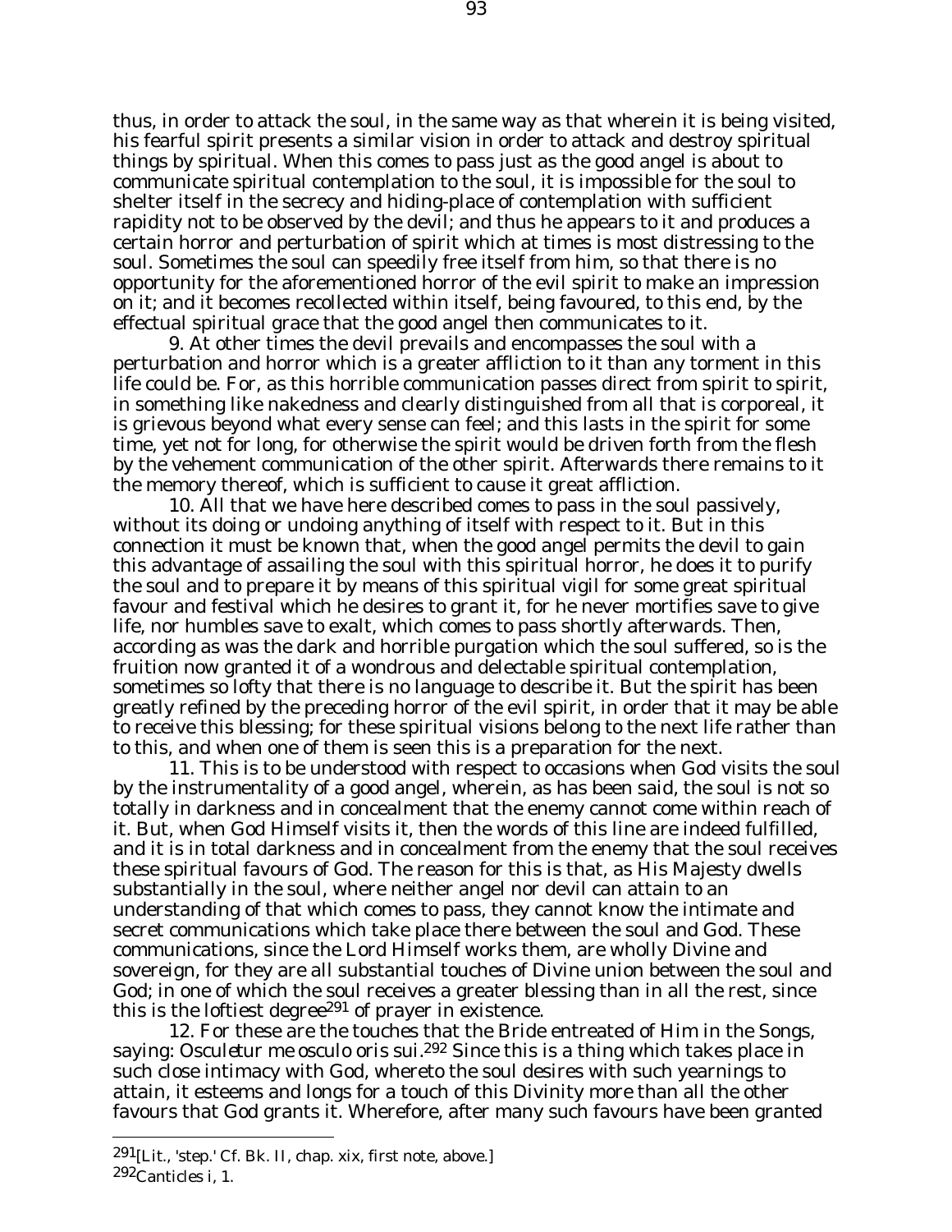thus, in order to attack the soul, in the same way as that wherein it is being visited, his fearful spirit presents a similar vision in order to attack and destroy spiritual things by spiritual. When this comes to pass just as the good angel is about to communicate spiritual contemplation to the soul, it is impossible for the soul to shelter itself in the secrecy and hiding-place of contemplation with sufficient rapidity not to be observed by the devil; and thus he appears to it and produces a certain horror and perturbation of spirit which at times is most distressing to the soul. Sometimes the soul can speedily free itself from him, so that there is no opportunity for the aforementioned horror of the evil spirit to make an impression on it; and it becomes recollected within itself, being favoured, to this end, by the effectual spiritual grace that the good angel then communicates to it.

9. At other times the devil prevails and encompasses the soul with a perturbation and horror which is a greater affliction to it than any torment in this life could be. For, as this horrible communication passes direct from spirit to spirit, in something like nakedness and clearly distinguished from all that is corporeal, it is grievous beyond what every sense can feel; and this lasts in the spirit for some time, yet not for long, for otherwise the spirit would be driven forth from the flesh by the vehement communication of the other spirit. Afterwards there remains to it the memory thereof, which is sufficient to cause it great affliction.

10. All that we have here described comes to pass in the soul passively, without its doing or undoing anything of itself with respect to it. But in this connection it must be known that, when the good angel permits the devil to gain this advantage of assailing the soul with this spiritual horror, he does it to purify the soul and to prepare it by means of this spiritual vigil for some great spiritual favour and festival which he desires to grant it, for he never mortifies save to give life, nor humbles save to exalt, which comes to pass shortly afterwards. Then, according as was the dark and horrible purgation which the soul suffered, so is the fruition now granted it of a wondrous and delectable spiritual contemplation, sometimes so lofty that there is no language to describe it. But the spirit has been greatly refined by the preceding horror of the evil spirit, in order that it may be able to receive this blessing; for these spiritual visions belong to the next life rather than to this, and when one of them is seen this is a preparation for the next.

11. This is to be understood with respect to occasions when God visits the soul by the instrumentality of a good angel, wherein, as has been said, the soul is not so totally in darkness and in concealment that the enemy cannot come within reach of it. But, when God Himself visits it, then the words of this line are indeed fulfilled, and it is in total darkness and in concealment from the enemy that the soul receives these spiritual favours of God. The reason for this is that, as His Majesty dwells substantially in the soul, where neither angel nor devil can attain to an understanding of that which comes to pass, they cannot know the intimate and secret communications which take place there between the soul and God. These communications, since the Lord Himself works them, are wholly Divine and sovereign, for they are all substantial touches of Divine union between the soul and God; in one of which the soul receives a greater blessing than in all the rest, since this is the loftiest degree[291] of prayer in existence.

12. For these are the touches that the Bride entreated of Him in the Songs, saying: *Osculetur me osculo oris sui*.[292] Since this is a thing which takes place in such close intimacy with God, whereto the soul desires with such yearnings to attain, it esteems and longs for a touch of this Divinity more than all the other favours that God grants it. Wherefore, after many such favours have been granted

---

[291] [Lit., 'step.' Cf. Bk. II, chap. xix, first note, above.]

[292] Canticles i, 1.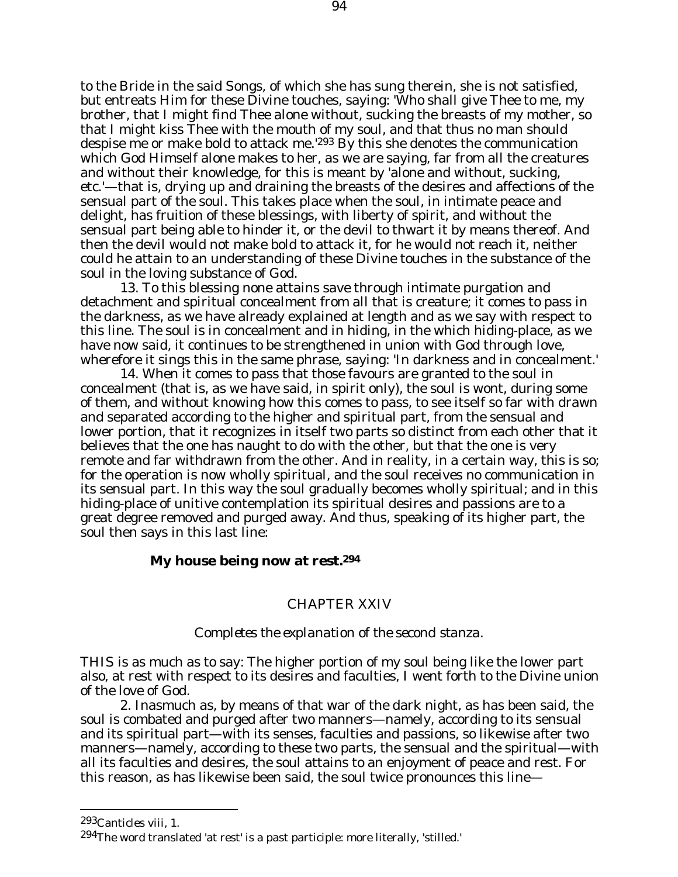to the Bride in the said Songs, of which she has sung therein, she is not satisfied, but entreats Him for these Divine touches, saying: 'Who shall give Thee to me, my brother, that I might find Thee alone without, sucking the breasts of my mother, so that I might kiss Thee with the mouth of my soul, and that thus no man should despise me or make bold to attack me.'[293] By this she denotes the communication which God Himself alone makes to her, as we are saying, far from all the creatures and without their knowledge, for this is meant by 'alone and without, sucking, etc.'—that is, drying up and draining the breasts of the desires and affections of the sensual part of the soul. This takes place when the soul, in intimate peace and delight, has fruition of these blessings, with liberty of spirit, and without the sensual part being able to hinder it, or the devil to thwart it by means thereof. And then the devil would not make bold to attack it, for he would not reach it, neither could he attain to an understanding of these Divine touches in the substance of the soul in the loving substance of God.

13. To this blessing none attains save through intimate purgation and detachment and spiritual concealment from all that is creature; it comes to pass in the darkness, as we have already explained at length and as we say with respect to this line. The soul is in concealment and in hiding, in the which hiding-place, as we have now said, it continues to be strengthened in union with God through love, wherefore it sings this in the same phrase, saying: 'In darkness and in concealment.'

14. When it comes to pass that those favours are granted to the soul in concealment (that is, as we have said, in spirit only), the soul is wont, during some of them, and without knowing how this comes to pass, to see itself so far with drawn and separated according to the higher and spiritual part, from the sensual and lower portion, that it recognizes in itself two parts so distinct from each other that it believes that the one has naught to do with the other, but that the one is very remote and far withdrawn from the other. And in reality, in a certain way, this is so; for the operation is now wholly spiritual, and the soul receives no communication in its sensual part. In this way the soul gradually becomes wholly spiritual; and in this hiding-place of unitive contemplation its spiritual desires and passions are to a great degree removed and purged away. And thus, speaking of its higher part, the soul then says in this last line:

**My house being now at rest.[294]**

## CHAPTER XXIV

*Completes the explanation of the second stanza.*

THIS is as much as to say: The higher portion of my soul being like the lower part also, at rest with respect to its desires and faculties, I went forth to the Divine union of the love of God.

2. Inasmuch as, by means of that war of the dark night, as has been said, the soul is combated and purged after two manners—namely, according to its sensual and its spiritual part—with its senses, faculties and passions, so likewise after two manners—namely, according to these two parts, the sensual and the spiritual—with all its faculties and desires, the soul attains to an enjoyment of peace and rest. For this reason, as has likewise been said, the soul twice pronounces this line—

---

[293] Canticles viii, 1.

[294] The word translated 'at rest' is a past participle: more literally, 'stilled.'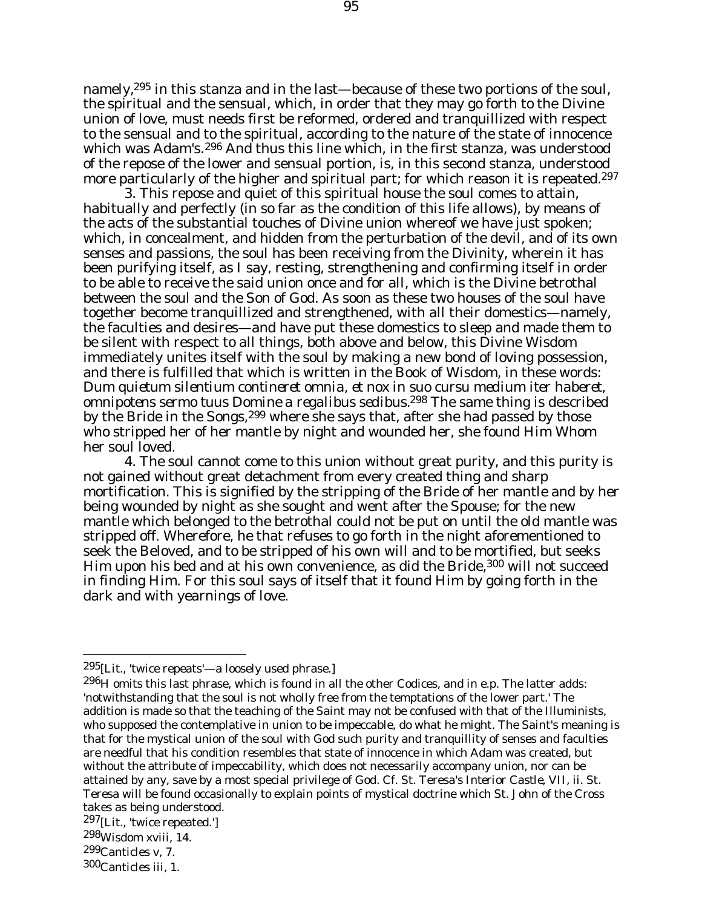namely,[295] in this stanza and in the last—because of these two portions of the soul, the spiritual and the sensual, which, in order that they may go forth to the Divine union of love, must needs first be reformed, ordered and tranquillized with respect to the sensual and to the spiritual, according to the nature of the state of innocence which was Adam's.[296] And thus this line which, in the first stanza, was understood of the repose of the lower and sensual portion, is, in this second stanza, understood more particularly of the higher and spiritual part; for which reason it is repeated.[297]

3. This repose and quiet of this spiritual house the soul comes to attain, habitually and perfectly (in so far as the condition of this life allows), by means of the acts of the substantial touches of Divine union whereof we have just spoken; which, in concealment, and hidden from the perturbation of the devil, and of its own senses and passions, the soul has been receiving from the Divinity, wherein it has been purifying itself, as I say, resting, strengthening and confirming itself in order to be able to receive the said union once and for all, which is the Divine betrothal between the soul and the Son of God. As soon as these two houses of the soul have together become tranquillized and strengthened, with all their domestics—namely, the faculties and desires—and have put these domestics to sleep and made them to be silent with respect to all things, both above and below, this Divine Wisdom immediately unites itself with the soul by making a new bond of loving possession, and there is fulfilled that which is written in the Book of Wisdom, in these words: *Dum quietum silentium contineret omnia, et nox in suo cursu medium iter haberet, omnipotens sermo tuus Domine a regalibus sedibus.*[298] The same thing is described by the Bride in the Songs,[299] where she says that, after she had passed by those who stripped her of her mantle by night and wounded her, she found Him Whom her soul loved.

4. The soul cannot come to this union without great purity, and this purity is not gained without great detachment from every created thing and sharp mortification. This is signified by the stripping of the Bride of her mantle and by her being wounded by night as she sought and went after the Spouse; for the new mantle which belonged to the betrothal could not be put on until the old mantle was stripped off. Wherefore, he that refuses to go forth in the night aforementioned to seek the Beloved, and to be stripped of his own will and to be mortified, but seeks Him upon his bed and at his own convenience, as did the Bride,[300] will not succeed in finding Him. For this soul says of itself that it found Him by going forth in the dark and with yearnings of love.

---

[295][Lit., 'twice repeats'—a loosely used phrase.]

[296]H omits this last phrase, which is found in all the other Codices, and in e.p. The latter adds: 'notwithstanding that the soul is not wholly free from the temptations of the lower part.' The addition is made so that the teaching of the Saint may not be confused with that of the Illuminists, who supposed the contemplative in union to be impeccable, do what he might. The Saint's meaning is that for the mystical union of the soul with God such purity and tranquillity of senses and faculties are needful that his condition resembles that state of innocence in which Adam was created, but without the attribute of impeccability, which does not necessarily accompany union, nor can be attained by any, save by a most special privilege of God. Cf. St. Teresa's *Interior Castle*, VII, ii. St. Teresa will be found occasionally to explain points of mystical doctrine which St. John of the Cross takes as being understood.

[297][Lit., 'twice repeated.']

[298]Wisdom xviii, 14.

[299]Canticles v, 7.

[300]Canticles iii, 1.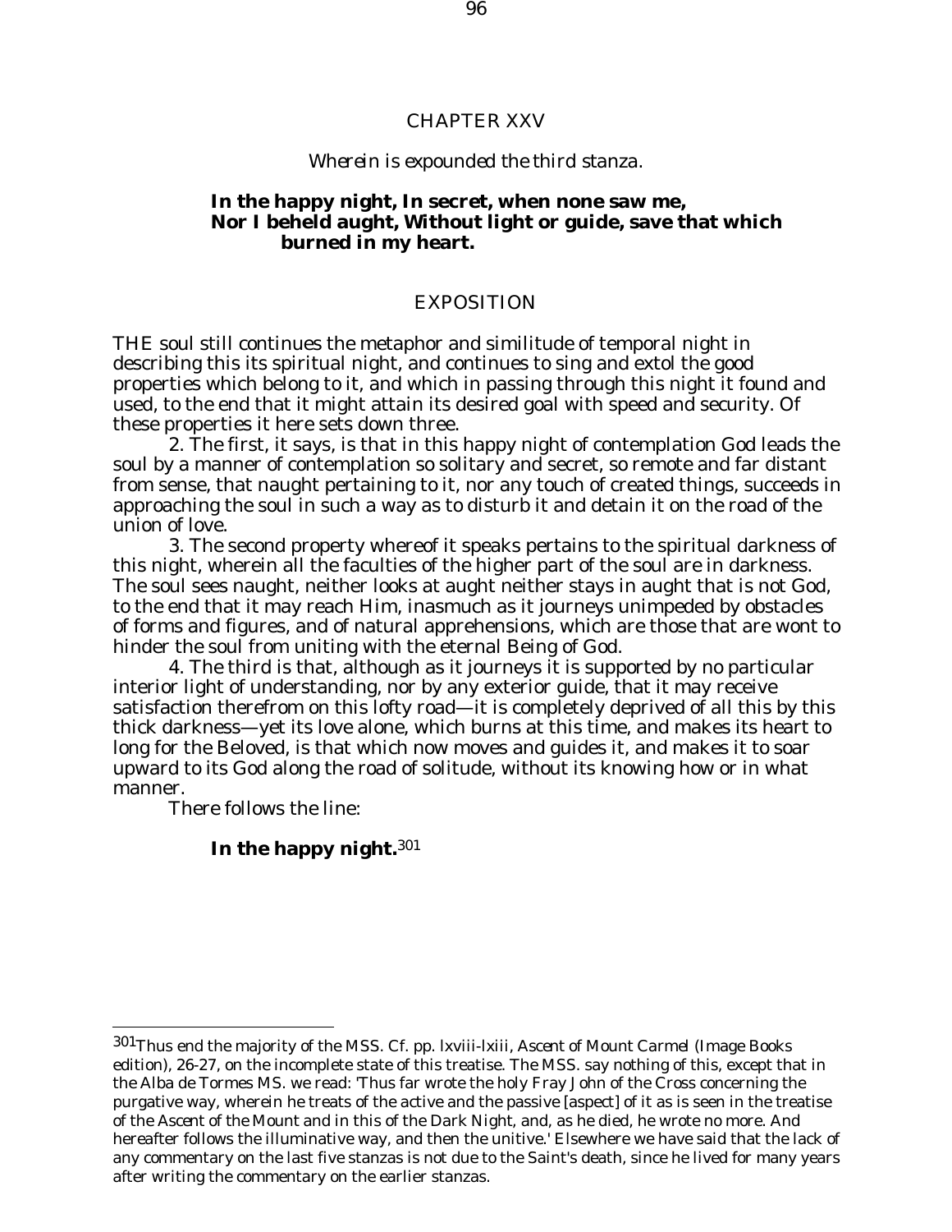## CHAPTER XXV

*Wherein is expounded the third stanza.*

> **In the happy night, In secret, when none saw me,**
> **Nor I beheld aught, Without light or guide, save that which burned in my heart.**

### EXPOSITION

THE soul still continues the metaphor and similitude of temporal night in describing this its spiritual night, and continues to sing and extol the good properties which belong to it, and which in passing through this night it found and used, to the end that it might attain its desired goal with speed and security. Of these properties it here sets down three.

2. The first, it says, is that in this happy night of contemplation God leads the soul by a manner of contemplation so solitary and secret, so remote and far distant from sense, that naught pertaining to it, nor any touch of created things, succeeds in approaching the soul in such a way as to disturb it and detain it on the road of the union of love.

3. The second property whereof it speaks pertains to the spiritual darkness of this night, wherein all the faculties of the higher part of the soul are in darkness. The soul sees naught, neither looks at aught neither stays in aught that is not God, to the end that it may reach Him, inasmuch as it journeys unimpeded by obstacles of forms and figures, and of natural apprehensions, which are those that are wont to hinder the soul from uniting with the eternal Being of God.

4. The third is that, although as it journeys it is supported by no particular interior light of understanding, nor by any exterior guide, that it may receive satisfaction therefrom on this lofty road—it is completely deprived of all this by this thick darkness—yet its love alone, which burns at this time, and makes its heart to long for the Beloved, is that which now moves and guides it, and makes it to soar upward to its God along the road of solitude, without its knowing how or in what manner.

There follows the line:

> **In the happy night.**[301]

---

[301] Thus end the majority of the MSS. Cf. pp. lxviii-lxiii, *Ascent of Mount Carmel* (Image Books edition), 26-27, on the incomplete state of this treatise. The MSS. say nothing of this, except that in the Alba de Tormes MS. we read: 'Thus far wrote the holy Fray John of the Cross concerning the purgative way, wherein he treats of the active and the passive [aspect] of it as is seen in the treatise of the *Ascent of the Mount* and in this of the *Dark Night*, and, as he died, he wrote no more. And hereafter follows the illuminative way, and then the unitive.' Elsewhere we have said that the lack of any commentary on the last five stanzas is not due to the Saint's death, since he lived for many years after writing the commentary on the earlier stanzas.